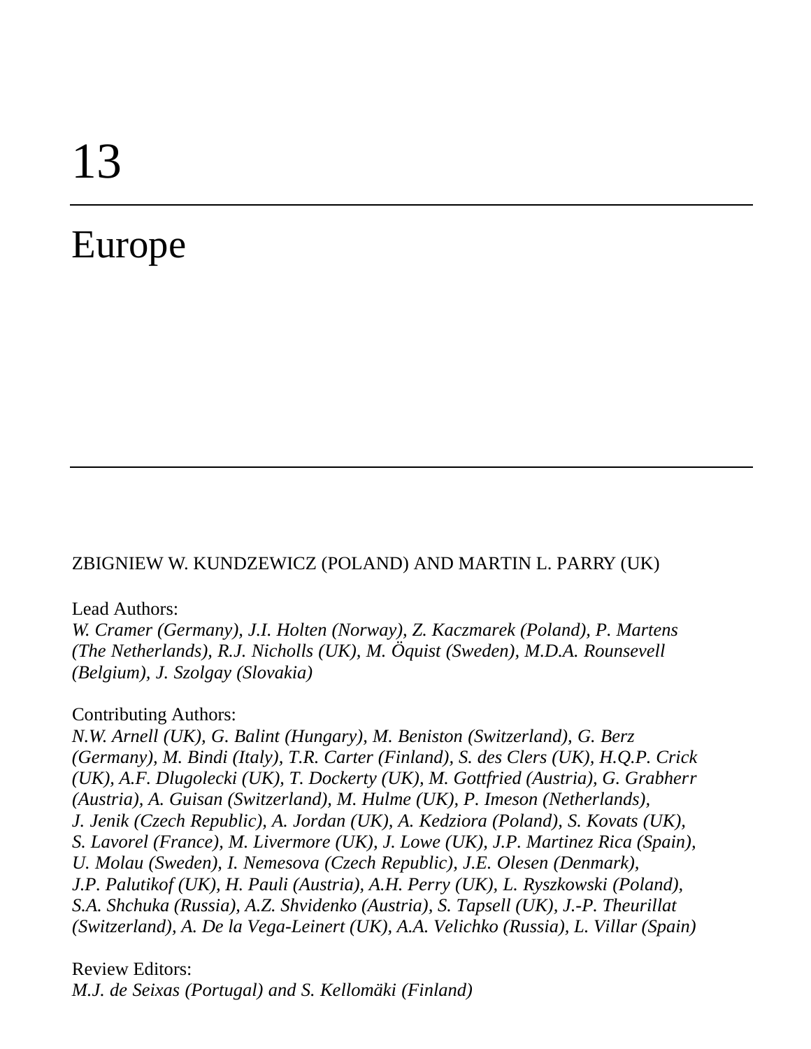# 13

# Europe

ZBIGNIEW W. KUNDZEWICZ (POLAND) AND MARTIN L. PARRY (UK)

Lead Authors:

*W. Cramer (Germany), J.I. Holten (Norway), Z. Kaczmarek (Poland), P. Martens (The Netherlands), R.J. Nicholls (UK), M. Öquist (Sweden), M.D.A. Rounsevell (Belgium), J. Szolgay (Slovakia)*

Contributing Authors:

*N.W. Arnell (UK), G. Balint (Hungary), M. Beniston (Switzerland), G. Berz (Germany), M. Bindi (Italy), T.R. Carter (Finland), S. des Clers (UK), H.Q.P. Crick (UK), A.F. Dlugolecki (UK), T. Dockerty (UK), M. Gottfried (Austria), G. Grabherr (Austria), A. Guisan (Switzerland), M. Hulme (UK), P. Imeson (Netherlands), J. Jenik (Czech Republic), A. Jordan (UK), A. Kedziora (Poland), S. Kovats (UK), S. Lavorel (France), M. Livermore (UK), J. Lowe (UK), J.P. Martinez Rica (Spain), U. Molau (Sweden), I. Nemesova (Czech Republic), J.E. Olesen (Denmark), J.P. Palutikof (UK), H. Pauli (Austria), A.H. Perry (UK), L. Ryszkowski (Poland), S.A. Shchuka (Russia), A.Z. Shvidenko (Austria), S. Tapsell (UK), J.-P. Theurillat (Switzerland), A. De la Vega-Leinert (UK), A.A. Velichko (Russia), L. Villar (Spain)*

Review Editors:

*M.J. de Seixas (Portugal) and S. Kellomäki (Finland)*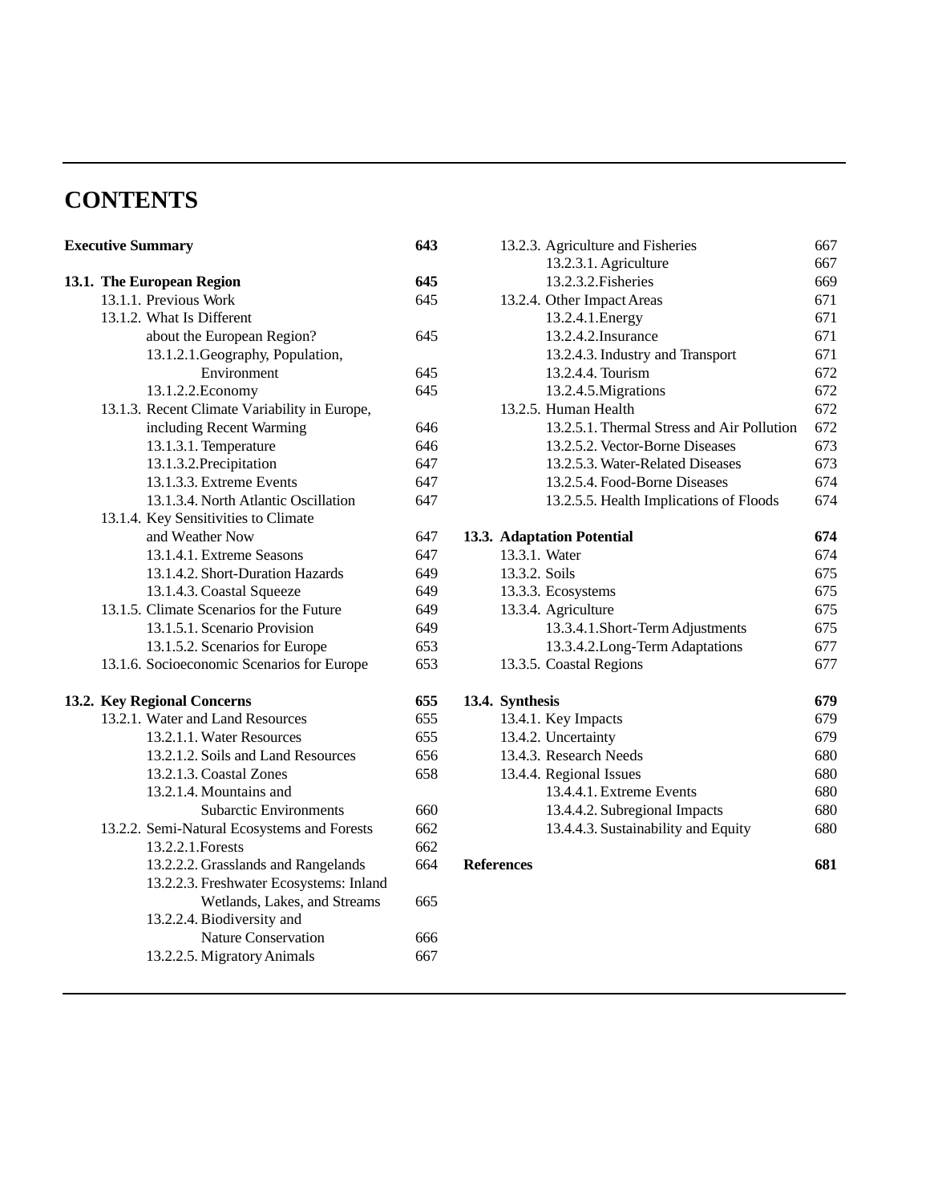## CONTENTS

**Executive Summary** **643**

**13.1. The European Region** **645**

- 13.1.1. Previous Work 645
- 13.1.2. What Is Different about the European Region? 645
  - 13.1.2.1. Geography, Population, Environment 645
  - 13.1.2.2. Economy 645
- 13.1.3. Recent Climate Variability in Europe, including Recent Warming 646
  - 13.1.3.1. Temperature 646
  - 13.1.3.2. Precipitation 647
  - 13.1.3.3. Extreme Events 647
  - 13.1.3.4. North Atlantic Oscillation 647
- 13.1.4. Key Sensitivities to Climate and Weather Now 647
  - 13.1.4.1. Extreme Seasons 647
  - 13.1.4.2. Short-Duration Hazards 649
  - 13.1.4.3. Coastal Squeeze 649
- 13.1.5. Climate Scenarios for the Future 649
  - 13.1.5.1. Scenario Provision 649
  - 13.1.5.2. Scenarios for Europe 653
- 13.1.6. Socioeconomic Scenarios for Europe 653

**13.2. Key Regional Concerns** **655**

- 13.2.1. Water and Land Resources 655
  - 13.2.1.1. Water Resources 655
  - 13.2.1.2. Soils and Land Resources 656
  - 13.2.1.3. Coastal Zones 658
  - 13.2.1.4. Mountains and Subarctic Environments 660
- 13.2.2. Semi-Natural Ecosystems and Forests 662
  - 13.2.2.1. Forests 662
  - 13.2.2.2. Grasslands and Rangelands 664
  - 13.2.2.3. Freshwater Ecosystems: Inland Wetlands, Lakes, and Streams 665
  - 13.2.2.4. Biodiversity and Nature Conservation 666
  - 13.2.2.5. Migratory Animals 667
- 13.2.3. Agriculture and Fisheries 667
  - 13.2.3.1. Agriculture 667
  - 13.2.3.2. Fisheries 669
- 13.2.4. Other Impact Areas 671
  - 13.2.4.1. Energy 671
  - 13.2.4.2. Insurance 671
  - 13.2.4.3. Industry and Transport 671
  - 13.2.4.4. Tourism 672
  - 13.2.4.5. Migrations 672
- 13.2.5. Human Health 672
  - 13.2.5.1. Thermal Stress and Air Pollution 672
  - 13.2.5.2. Vector-Borne Diseases 673
  - 13.2.5.3. Water-Related Diseases 673
  - 13.2.5.4. Food-Borne Diseases 674
  - 13.2.5.5. Health Implications of Floods 674

**13.3. Adaptation Potential** **674**

- 13.3.1. Water 674
- 13.3.2. Soils 675
- 13.3.3. Ecosystems 675
- 13.3.4. Agriculture 675
  - 13.3.4.1. Short-Term Adjustments 675
  - 13.3.4.2. Long-Term Adaptations 677
- 13.3.5. Coastal Regions 677

**13.4. Synthesis** **679**

- 13.4.1. Key Impacts 679
- 13.4.2. Uncertainty 679
- 13.4.3. Research Needs 680
- 13.4.4. Regional Issues 680
  - 13.4.4.1. Extreme Events 680
  - 13.4.4.2. Subregional Impacts 680
  - 13.4.4.3. Sustainability and Equity 680

**References** **681**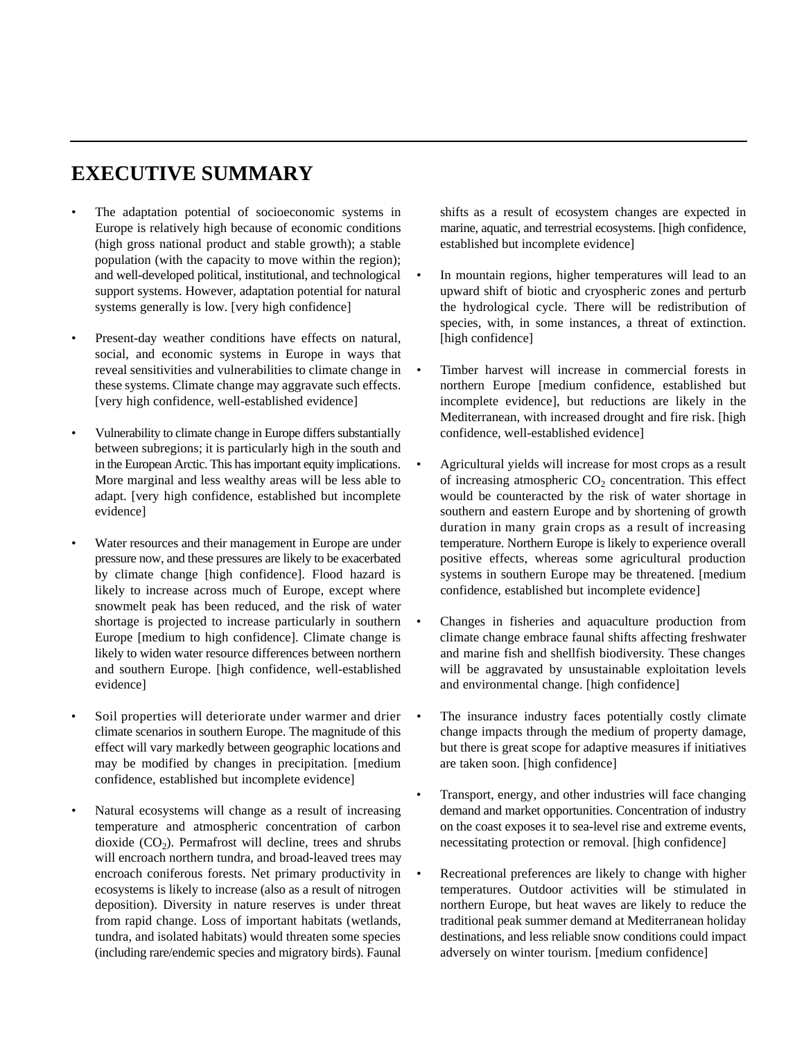# EXECUTIVE SUMMARY

- The adaptation potential of socioeconomic systems in Europe is relatively high because of economic conditions (high gross national product and stable growth); a stable population (with the capacity to move within the region); and well-developed political, institutional, and technological support systems. However, adaptation potential for natural systems generally is low. [very high confidence]

- Present-day weather conditions have effects on natural, social, and economic systems in Europe in ways that reveal sensitivities and vulnerabilities to climate change in these systems. Climate change may aggravate such effects. [very high confidence, well-established evidence]

- Vulnerability to climate change in Europe differs substantially between subregions; it is particularly high in the south and in the European Arctic. This has important equity implications. More marginal and less wealthy areas will be less able to adapt. [very high confidence, established but incomplete evidence]

- Water resources and their management in Europe are under pressure now, and these pressures are likely to be exacerbated by climate change [high confidence]. Flood hazard is likely to increase across much of Europe, except where snowmelt peak has been reduced, and the risk of water shortage is projected to increase particularly in southern Europe [medium to high confidence]. Climate change is likely to widen water resource differences between northern and southern Europe. [high confidence, well-established evidence]

- Soil properties will deteriorate under warmer and drier climate scenarios in southern Europe. The magnitude of this effect will vary markedly between geographic locations and may be modified by changes in precipitation. [medium confidence, established but incomplete evidence]

- Natural ecosystems will change as a result of increasing temperature and atmospheric concentration of carbon dioxide ($CO_2$). Permafrost will decline, trees and shrubs will encroach northern tundra, and broad-leaved trees may encroach coniferous forests. Net primary productivity in ecosystems is likely to increase (also as a result of nitrogen deposition). Diversity in nature reserves is under threat from rapid change. Loss of important habitats (wetlands, tundra, and isolated habitats) would threaten some species (including rare/endemic species and migratory birds). Faunal shifts as a result of ecosystem changes are expected in marine, aquatic, and terrestrial ecosystems. [high confidence, established but incomplete evidence]

- In mountain regions, higher temperatures will lead to an upward shift of biotic and cryospheric zones and perturb the hydrological cycle. There will be redistribution of species, with, in some instances, a threat of extinction. [high confidence]

- Timber harvest will increase in commercial forests in northern Europe [medium confidence, established but incomplete evidence], but reductions are likely in the Mediterranean, with increased drought and fire risk. [high confidence, well-established evidence]

- Agricultural yields will increase for most crops as a result of increasing atmospheric $CO_2$ concentration. This effect would be counteracted by the risk of water shortage in southern and eastern Europe and by shortening of growth duration in many grain crops as a result of increasing temperature. Northern Europe is likely to experience overall positive effects, whereas some agricultural production systems in southern Europe may be threatened. [medium confidence, established but incomplete evidence]

- Changes in fisheries and aquaculture production from climate change embrace faunal shifts affecting freshwater and marine fish and shellfish biodiversity. These changes will be aggravated by unsustainable exploitation levels and environmental change. [high confidence]

- The insurance industry faces potentially costly climate change impacts through the medium of property damage, but there is great scope for adaptive measures if initiatives are taken soon. [high confidence]

- Transport, energy, and other industries will face changing demand and market opportunities. Concentration of industry on the coast exposes it to sea-level rise and extreme events, necessitating protection or removal. [high confidence]

- Recreational preferences are likely to change with higher temperatures. Outdoor activities will be stimulated in northern Europe, but heat waves are likely to reduce the traditional peak summer demand at Mediterranean holiday destinations, and less reliable snow conditions could impact adversely on winter tourism. [medium confidence]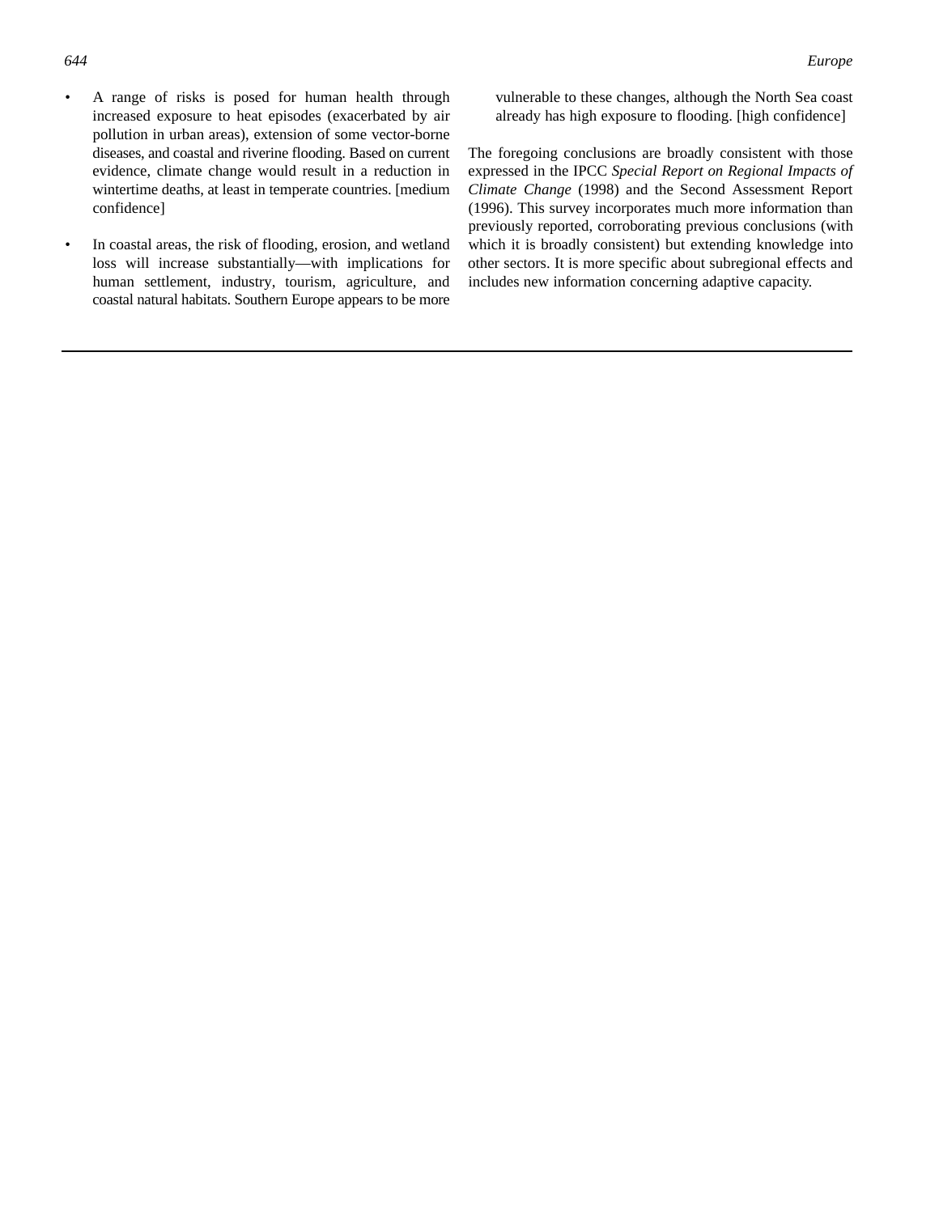- A range of risks is posed for human health through increased exposure to heat episodes (exacerbated by air pollution in urban areas), extension of some vector-borne diseases, and coastal and riverine flooding. Based on current evidence, climate change would result in a reduction in wintertime deaths, at least in temperate countries. [medium confidence]

- In coastal areas, the risk of flooding, erosion, and wetland loss will increase substantially—with implications for human settlement, industry, tourism, agriculture, and coastal natural habitats. Southern Europe appears to be more vulnerable to these changes, although the North Sea coast already has high exposure to flooding. [high confidence]

The foregoing conclusions are broadly consistent with those expressed in the IPCC *Special Report on Regional Impacts of Climate Change* (1998) and the Second Assessment Report (1996). This survey incorporates much more information than previously reported, corroborating previous conclusions (with which it is broadly consistent) but extending knowledge into other sectors. It is more specific about subregional effects and includes new information concerning adaptive capacity.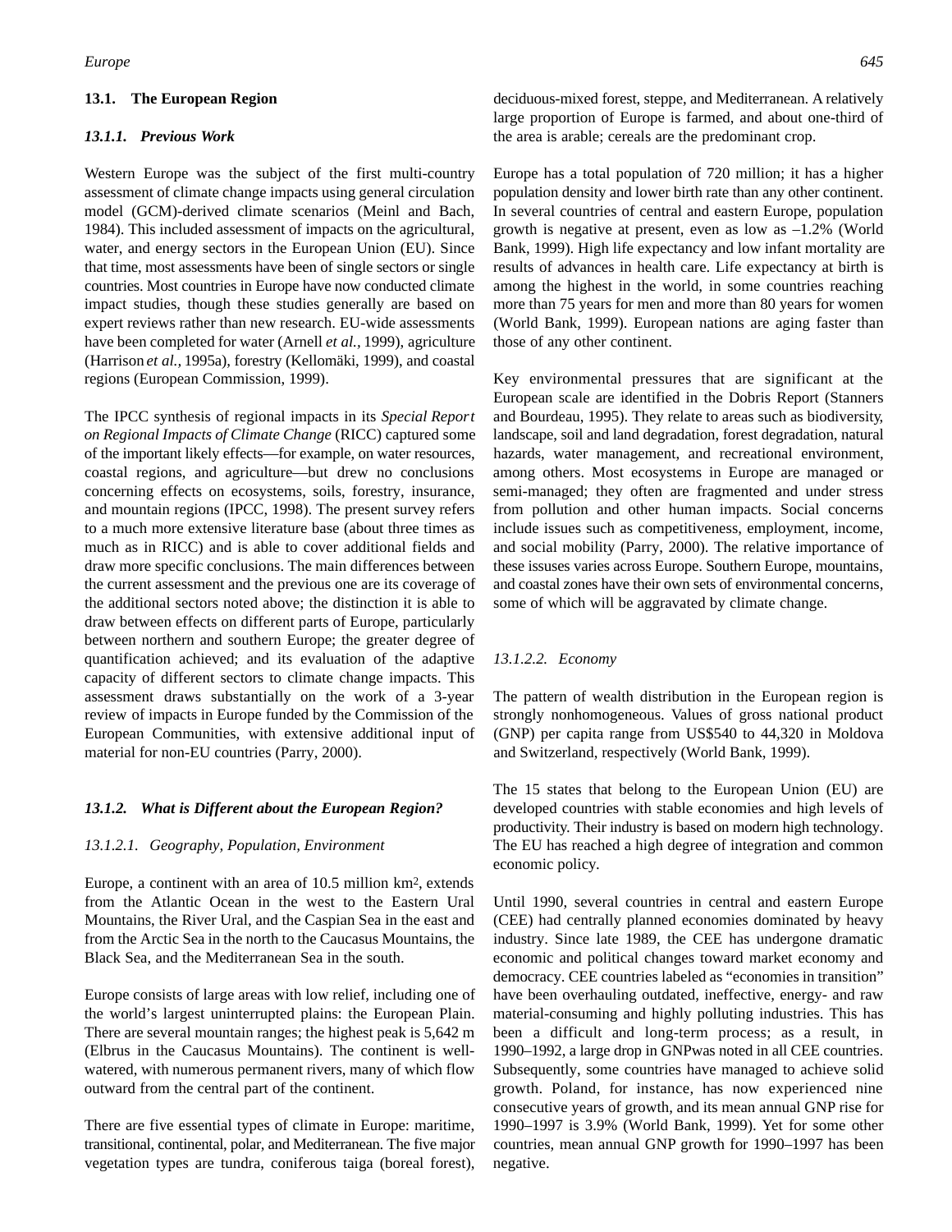## 13.1. The European Region

### *13.1.1. Previous Work*

Western Europe was the subject of the first multi-country assessment of climate change impacts using general circulation model (GCM)-derived climate scenarios (Meinl and Bach, 1984). This included assessment of impacts on the agricultural, water, and energy sectors in the European Union (EU). Since that time, most assessments have been of single sectors or single countries. Most countries in Europe have now conducted climate impact studies, though these studies generally are based on expert reviews rather than new research. EU-wide assessments have been completed for water (Arnell *et al.*, 1999), agriculture (Harrison *et al.*, 1995a), forestry (Kellomäki, 1999), and coastal regions (European Commission, 1999).

The IPCC synthesis of regional impacts in its *Special Report on Regional Impacts of Climate Change* (RICC) captured some of the important likely effects—for example, on water resources, coastal regions, and agriculture—but drew no conclusions concerning effects on ecosystems, soils, forestry, insurance, and mountain regions (IPCC, 1998). The present survey refers to a much more extensive literature base (about three times as much as in RICC) and is able to cover additional fields and draw more specific conclusions. The main differences between the current assessment and the previous one are its coverage of the additional sectors noted above; the distinction it is able to draw between effects on different parts of Europe, particularly between northern and southern Europe; the greater degree of quantification achieved; and its evaluation of the adaptive capacity of different sectors to climate change impacts. This assessment draws substantially on the work of a 3-year review of impacts in Europe funded by the Commission of the European Communities, with extensive additional input of material for non-EU countries (Parry, 2000).

### *13.1.2. What is Different about the European Region?*

#### *13.1.2.1. Geography, Population, Environment*

Europe, a continent with an area of 10.5 million km$^2$, extends from the Atlantic Ocean in the west to the Eastern Ural Mountains, the River Ural, and the Caspian Sea in the east and from the Arctic Sea in the north to the Caucasus Mountains, the Black Sea, and the Mediterranean Sea in the south.

Europe consists of large areas with low relief, including one of the world's largest uninterrupted plains: the European Plain. There are several mountain ranges; the highest peak is 5,642 m (Elbrus in the Caucasus Mountains). The continent is well-watered, with numerous permanent rivers, many of which flow outward from the central part of the continent.

There are five essential types of climate in Europe: maritime, transitional, continental, polar, and Mediterranean. The five major vegetation types are tundra, coniferous taiga (boreal forest), deciduous-mixed forest, steppe, and Mediterranean. A relatively large proportion of Europe is farmed, and about one-third of the area is arable; cereals are the predominant crop.

Europe has a total population of 720 million; it has a higher population density and lower birth rate than any other continent. In several countries of central and eastern Europe, population growth is negative at present, even as low as –1.2% (World Bank, 1999). High life expectancy and low infant mortality are results of advances in health care. Life expectancy at birth is among the highest in the world, in some countries reaching more than 75 years for men and more than 80 years for women (World Bank, 1999). European nations are aging faster than those of any other continent.

Key environmental pressures that are significant at the European scale are identified in the Dobris Report (Stanners and Bourdeau, 1995). They relate to areas such as biodiversity, landscape, soil and land degradation, forest degradation, natural hazards, water management, and recreational environment, among others. Most ecosystems in Europe are managed or semi-managed; they often are fragmented and under stress from pollution and other human impacts. Social concerns include issues such as competitiveness, employment, income, and social mobility (Parry, 2000). The relative importance of these issuses varies across Europe. Southern Europe, mountains, and coastal zones have their own sets of environmental concerns, some of which will be aggravated by climate change.

#### *13.1.2.2. Economy*

The pattern of wealth distribution in the European region is strongly nonhomogeneous. Values of gross national product (GNP) per capita range from US$540 to 44,320 in Moldova and Switzerland, respectively (World Bank, 1999).

The 15 states that belong to the European Union (EU) are developed countries with stable economies and high levels of productivity. Their industry is based on modern high technology. The EU has reached a high degree of integration and common economic policy.

Until 1990, several countries in central and eastern Europe (CEE) had centrally planned economies dominated by heavy industry. Since late 1989, the CEE has undergone dramatic economic and political changes toward market economy and democracy. CEE countries labeled as "economies in transition" have been overhauling outdated, ineffective, energy- and raw material-consuming and highly polluting industries. This has been a difficult and long-term process; as a result, in 1990–1992, a large drop in GNPwas noted in all CEE countries. Subsequently, some countries have managed to achieve solid growth. Poland, for instance, has now experienced nine consecutive years of growth, and its mean annual GNP rise for 1990–1997 is 3.9% (World Bank, 1999). Yet for some other countries, mean annual GNP growth for 1990–1997 has been negative.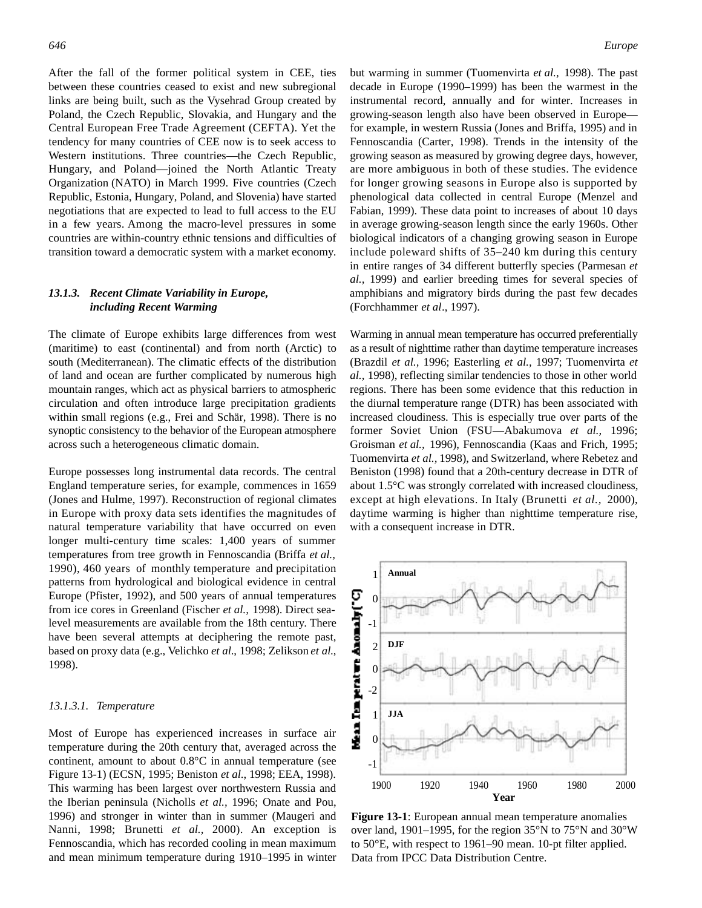After the fall of the former political system in CEE, ties between these countries ceased to exist and new subregional links are being built, such as the Vysehrad Group created by Poland, the Czech Republic, Slovakia, and Hungary and the Central European Free Trade Agreement (CEFTA). Yet the tendency for many countries of CEE now is to seek access to Western institutions. Three countries—the Czech Republic, Hungary, and Poland—joined the North Atlantic Treaty Organization (NATO) in March 1999. Five countries (Czech Republic, Estonia, Hungary, Poland, and Slovenia) have started negotiations that are expected to lead to full access to the EU in a few years. Among the macro-level pressures in some countries are within-country ethnic tensions and difficulties of transition toward a democratic system with a market economy.

### *13.1.3. Recent Climate Variability in Europe, including Recent Warming*

The climate of Europe exhibits large differences from west (maritime) to east (continental) and from north (Arctic) to south (Mediterranean). The climatic effects of the distribution of land and ocean are further complicated by numerous high mountain ranges, which act as physical barriers to atmospheric circulation and often introduce large precipitation gradients within small regions (e.g., Frei and Schär, 1998). There is no synoptic consistency to the behavior of the European atmosphere across such a heterogeneous climatic domain.

Europe possesses long instrumental data records. The central England temperature series, for example, commences in 1659 (Jones and Hulme, 1997). Reconstruction of regional climates in Europe with proxy data sets identifies the magnitudes of natural temperature variability that have occurred on even longer multi-century time scales: 1,400 years of summer temperatures from tree growth in Fennoscandia (Briffa *et al.,* 1990), 460 years of monthly temperature and precipitation patterns from hydrological and biological evidence in central Europe (Pfister, 1992), and 500 years of annual temperatures from ice cores in Greenland (Fischer *et al.,* 1998). Direct sea-level measurements are available from the 18th century. There have been several attempts at deciphering the remote past, based on proxy data (e.g., Velichko *et al*., 1998; Zelikson *et al.*, 1998).

#### *13.1.3.1. Temperature*

Most of Europe has experienced increases in surface air temperature during the 20th century that, averaged across the continent, amount to about 0.8°C in annual temperature (see Figure 13-1) (ECSN, 1995; Beniston *et al*., 1998; EEA, 1998). This warming has been largest over northwestern Russia and the Iberian peninsula (Nicholls *et al.,* 1996; Onate and Pou, 1996) and stronger in winter than in summer (Maugeri and Nanni, 1998; Brunetti *et al.,* 2000). An exception is Fennoscandia, which has recorded cooling in mean maximum and mean minimum temperature during 1910–1995 in winter but warming in summer (Tuomenvirta *et al.,* 1998). The past decade in Europe (1990–1999) has been the warmest in the instrumental record, annually and for winter. Increases in growing-season length also have been observed in Europe—for example, in western Russia (Jones and Briffa, 1995) and in Fennoscandia (Carter, 1998). Trends in the intensity of the growing season as measured by growing degree days, however, are more ambiguous in both of these studies. The evidence for longer growing seasons in Europe also is supported by phenological data collected in central Europe (Menzel and Fabian, 1999). These data point to increases of about 10 days in average growing-season length since the early 1960s. Other biological indicators of a changing growing season in Europe include poleward shifts of 35–240 km during this century in entire ranges of 34 different butterfly species (Parmesan *et al.,* 1999) and earlier breeding times for several species of amphibians and migratory birds during the past few decades (Forchhammer *et al*., 1997).

Warming in annual mean temperature has occurred preferentially as a result of nighttime rather than daytime temperature increases (Brazdil *et al.,* 1996; Easterling *et al.,* 1997; Tuomenvirta *et al.,* 1998), reflecting similar tendencies to those in other world regions. There has been some evidence that this reduction in the diurnal temperature range (DTR) has been associated with increased cloudiness. This is especially true over parts of the former Soviet Union (FSU—Abakumova *et al.,* 1996; Groisman *et al.,* 1996), Fennoscandia (Kaas and Frich, 1995; Tuomenvirta *et al.,* 1998), and Switzerland, where Rebetez and Beniston (1998) found that a 20th-century decrease in DTR of about 1.5°C was strongly correlated with increased cloudiness, except at high elevations. In Italy (Brunetti *et al.,* 2000), daytime warming is higher than nighttime temperature rise, with a consequent increase in DTR.

**Figure 13-1**: European annual mean temperature anomalies over land, 1901–1995, for the region 35°N to 75°N and 30°W to 50°E, with respect to 1961–90 mean. 10-pt filter applied. Data from IPCC Data Distribution Centre.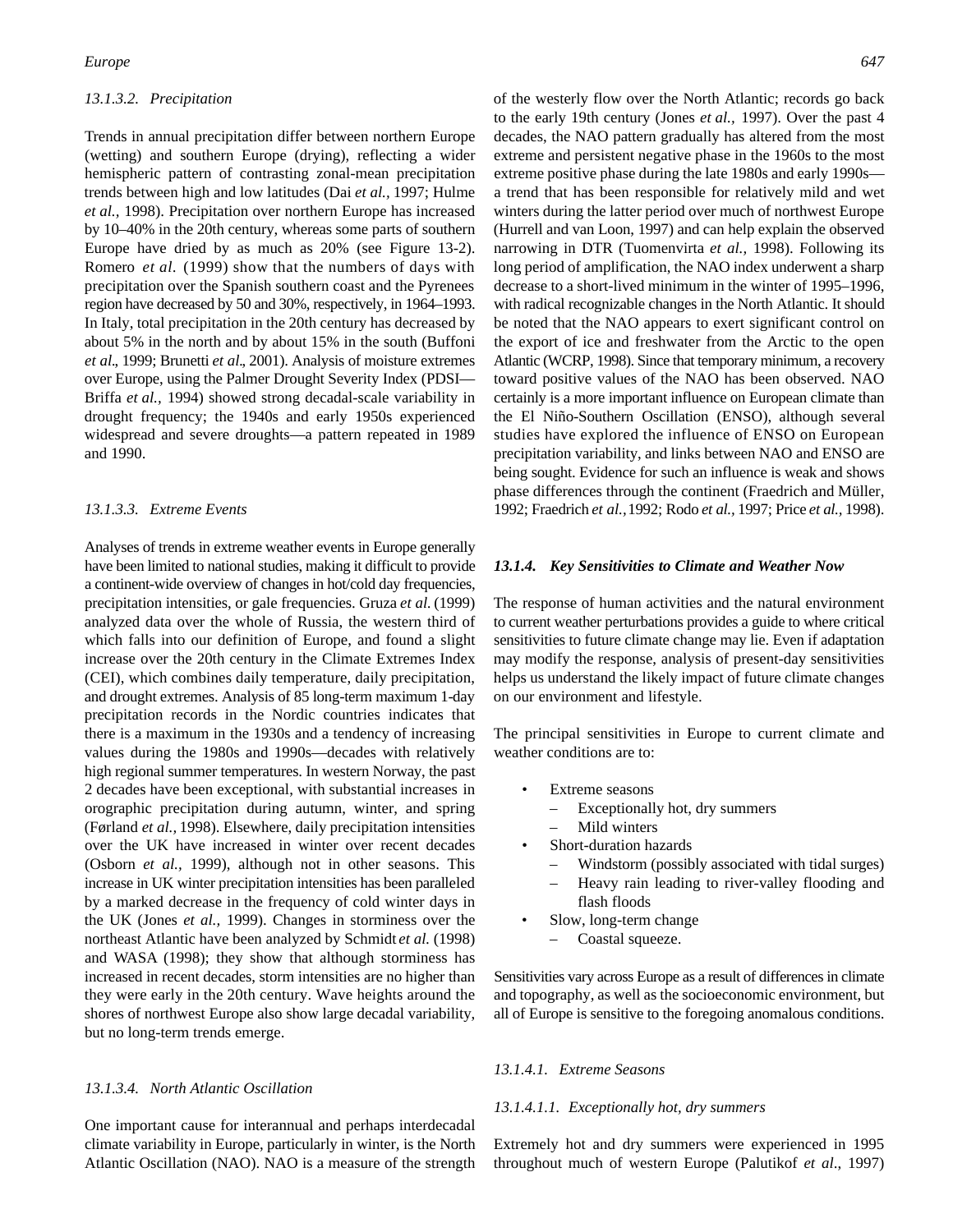#### 13.1.3.2. Precipitation

Trends in annual precipitation differ between northern Europe (wetting) and southern Europe (drying), reflecting a wider hemispheric pattern of contrasting zonal-mean precipitation trends between high and low latitudes (Dai *et al.,* 1997; Hulme *et al.,* 1998). Precipitation over northern Europe has increased by 10–40% in the 20th century, whereas some parts of southern Europe have dried by as much as 20% (see Figure 13-2). Romero *et al.* (1999) show that the numbers of days with precipitation over the Spanish southern coast and the Pyrenees region have decreased by 50 and 30%, respectively, in 1964–1993. In Italy, total precipitation in the 20th century has decreased by about 5% in the north and by about 15% in the south (Buffoni *et al*., 1999; Brunetti *et al*., 2001). Analysis of moisture extremes over Europe, using the Palmer Drought Severity Index (PDSI—Briffa *et al.,* 1994) showed strong decadal-scale variability in drought frequency; the 1940s and early 1950s experienced widespread and severe droughts—a pattern repeated in 1989 and 1990.

#### 13.1.3.3. Extreme Events

Analyses of trends in extreme weather events in Europe generally have been limited to national studies, making it difficult to provide a continent-wide overview of changes in hot/cold day frequencies, precipitation intensities, or gale frequencies. Gruza *et al.* (1999) analyzed data over the whole of Russia, the western third of which falls into our definition of Europe, and found a slight increase over the 20th century in the Climate Extremes Index (CEI), which combines daily temperature, daily precipitation, and drought extremes. Analysis of 85 long-term maximum 1-day precipitation records in the Nordic countries indicates that there is a maximum in the 1930s and a tendency of increasing values during the 1980s and 1990s—decades with relatively high regional summer temperatures. In western Norway, the past 2 decades have been exceptional, with substantial increases in orographic precipitation during autumn, winter, and spring (Førland *et al.,* 1998). Elsewhere, daily precipitation intensities over the UK have increased in winter over recent decades (Osborn *et al.,* 1999), although not in other seasons. This increase in UK winter precipitation intensities has been paralleled by a marked decrease in the frequency of cold winter days in the UK (Jones *et al.,* 1999). Changes in storminess over the northeast Atlantic have been analyzed by Schmidt *et al.* (1998) and WASA (1998); they show that although storminess has increased in recent decades, storm intensities are no higher than they were early in the 20th century. Wave heights around the shores of northwest Europe also show large decadal variability, but no long-term trends emerge.

#### 13.1.3.4. North Atlantic Oscillation

One important cause for interannual and perhaps interdecadal climate variability in Europe, particularly in winter, is the North Atlantic Oscillation (NAO). NAO is a measure of the strength of the westerly flow over the North Atlantic; records go back to the early 19th century (Jones *et al.,* 1997). Over the past 4 decades, the NAO pattern gradually has altered from the most extreme and persistent negative phase in the 1960s to the most extreme positive phase during the late 1980s and early 1990s—a trend that has been responsible for relatively mild and wet winters during the latter period over much of northwest Europe (Hurrell and van Loon, 1997) and can help explain the observed narrowing in DTR (Tuomenvirta *et al.,* 1998). Following its long period of amplification, the NAO index underwent a sharp decrease to a short-lived minimum in the winter of 1995–1996, with radical recognizable changes in the North Atlantic. It should be noted that the NAO appears to exert significant control on the export of ice and freshwater from the Arctic to the open Atlantic (WCRP, 1998). Since that temporary minimum, a recovery toward positive values of the NAO has been observed. NAO certainly is a more important influence on European climate than the El Niño-Southern Oscillation (ENSO), although several studies have explored the influence of ENSO on European precipitation variability, and links between NAO and ENSO are being sought. Evidence for such an influence is weak and shows phase differences through the continent (Fraedrich and Müller, 1992; Fraedrich *et al.,* 1992; Rodo *et al.,* 1997; Price *et al.,* 1998).

### 13.1.4. Key Sensitivities to Climate and Weather Now

The response of human activities and the natural environment to current weather perturbations provides a guide to where critical sensitivities to future climate change may lie. Even if adaptation may modify the response, analysis of present-day sensitivities helps us understand the likely impact of future climate changes on our environment and lifestyle.

The principal sensitivities in Europe to current climate and weather conditions are to:

- Extreme seasons
  - Exceptionally hot, dry summers
  - Mild winters
- Short-duration hazards
  - Windstorm (possibly associated with tidal surges)
  - Heavy rain leading to river-valley flooding and flash floods
- Slow, long-term change
  - Coastal squeeze.

Sensitivities vary across Europe as a result of differences in climate and topography, as well as the socioeconomic environment, but all of Europe is sensitive to the foregoing anomalous conditions.

#### 13.1.4.1. Extreme Seasons

##### 13.1.4.1.1. Exceptionally hot, dry summers

Extremely hot and dry summers were experienced in 1995 throughout much of western Europe (Palutikof *et al*., 1997)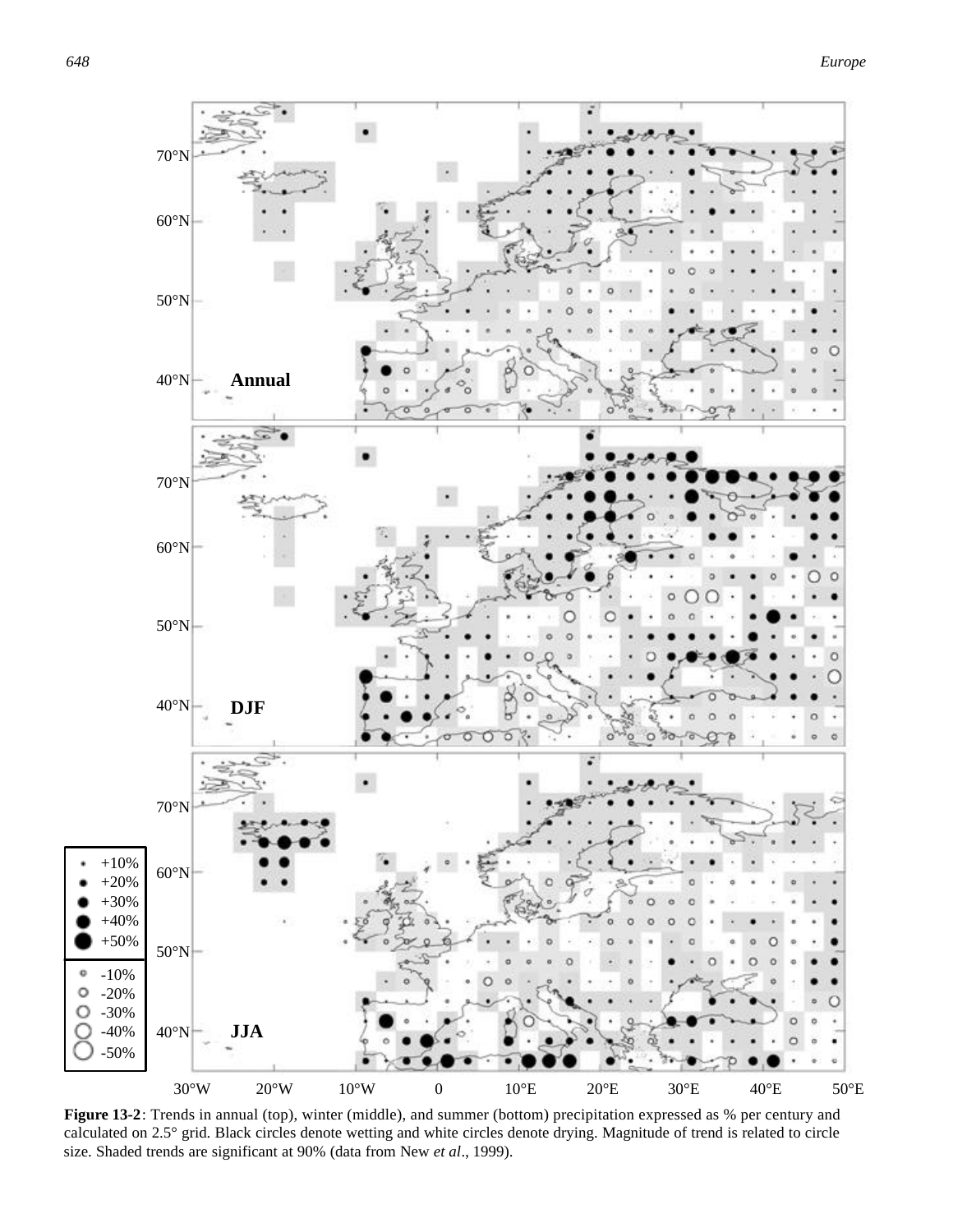Figure 13-2: Trends in annual (top), winter (middle), and summer (bottom) precipitation expressed as % per century and calculated on 2.5° grid. Black circles denote wetting and white circles denote drying. Magnitude of trend is related to circle size. Shaded trends are significant at 90% (data from New *et al*., 1999).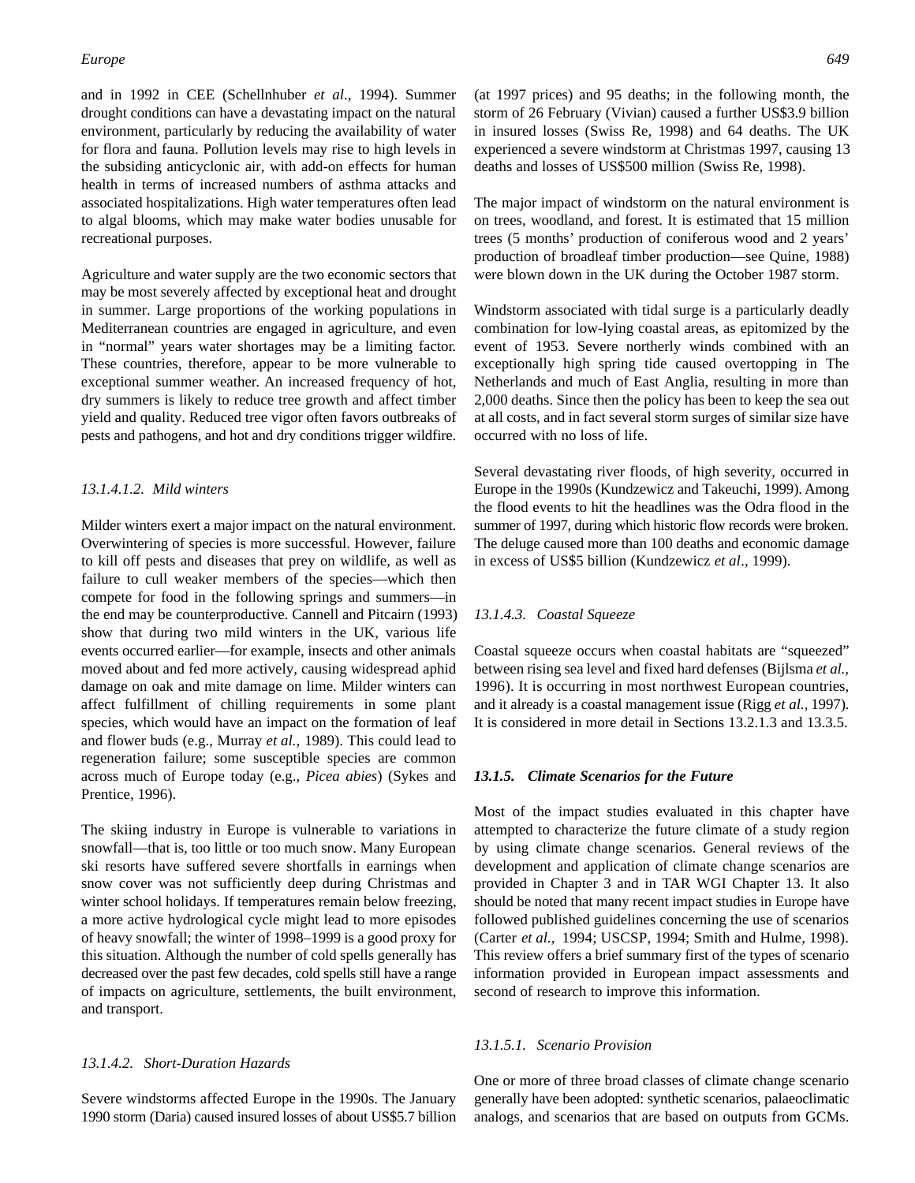and in 1992 in CEE (Schellnhuber *et al*., 1994). Summer drought conditions can have a devastating impact on the natural environment, particularly by reducing the availability of water for flora and fauna. Pollution levels may rise to high levels in the subsiding anticyclonic air, with add-on effects for human health in terms of increased numbers of asthma attacks and associated hospitalizations. High water temperatures often lead to algal blooms, which may make water bodies unusable for recreational purposes.

Agriculture and water supply are the two economic sectors that may be most severely affected by exceptional heat and drought in summer. Large proportions of the working populations in Mediterranean countries are engaged in agriculture, and even in "normal" years water shortages may be a limiting factor. These countries, therefore, appear to be more vulnerable to exceptional summer weather. An increased frequency of hot, dry summers is likely to reduce tree growth and affect timber yield and quality. Reduced tree vigor often favors outbreaks of pests and pathogens, and hot and dry conditions trigger wildfire.

##### *13.1.4.1.2. Mild winters*

Milder winters exert a major impact on the natural environment. Overwintering of species is more successful. However, failure to kill off pests and diseases that prey on wildlife, as well as failure to cull weaker members of the species—which then compete for food in the following springs and summers—in the end may be counterproductive. Cannell and Pitcairn (1993) show that during two mild winters in the UK, various life events occurred earlier—for example, insects and other animals moved about and fed more actively, causing widespread aphid damage on oak and mite damage on lime. Milder winters can affect fulfillment of chilling requirements in some plant species, which would have an impact on the formation of leaf and flower buds (e.g., Murray *et al.,* 1989). This could lead to regeneration failure; some susceptible species are common across much of Europe today (e.g., *Picea abies*) (Sykes and Prentice, 1996).

The skiing industry in Europe is vulnerable to variations in snowfall—that is, too little or too much snow. Many European ski resorts have suffered severe shortfalls in earnings when snow cover was not sufficiently deep during Christmas and winter school holidays. If temperatures remain below freezing, a more active hydrological cycle might lead to more episodes of heavy snowfall; the winter of 1998–1999 is a good proxy for this situation. Although the number of cold spells generally has decreased over the past few decades, cold spells still have a range of impacts on agriculture, settlements, the built environment, and transport.

#### *13.1.4.2. Short-Duration Hazards*

Severe windstorms affected Europe in the 1990s. The January 1990 storm (Daria) caused insured losses of about US$5.7 billion (at 1997 prices) and 95 deaths; in the following month, the storm of 26 February (Vivian) caused a further US$3.9 billion in insured losses (Swiss Re, 1998) and 64 deaths. The UK experienced a severe windstorm at Christmas 1997, causing 13 deaths and losses of US$500 million (Swiss Re, 1998).

The major impact of windstorm on the natural environment is on trees, woodland, and forest. It is estimated that 15 million trees (5 months' production of coniferous wood and 2 years' production of broadleaf timber production—see Quine, 1988) were blown down in the UK during the October 1987 storm.

Windstorm associated with tidal surge is a particularly deadly combination for low-lying coastal areas, as epitomized by the event of 1953. Severe northerly winds combined with an exceptionally high spring tide caused overtopping in The Netherlands and much of East Anglia, resulting in more than 2,000 deaths. Since then the policy has been to keep the sea out at all costs, and in fact several storm surges of similar size have occurred with no loss of life.

Several devastating river floods, of high severity, occurred in Europe in the 1990s (Kundzewicz and Takeuchi, 1999). Among the flood events to hit the headlines was the Odra flood in the summer of 1997, during which historic flow records were broken. The deluge caused more than 100 deaths and economic damage in excess of US$5 billion (Kundzewicz *et al*., 1999).

#### *13.1.4.3. Coastal Squeeze*

Coastal squeeze occurs when coastal habitats are "squeezed" between rising sea level and fixed hard defenses (Bijlsma *et al.,* 1996). It is occurring in most northwest European countries, and it already is a coastal management issue (Rigg *et al.,* 1997). It is considered in more detail in Sections 13.2.1.3 and 13.3.5.

### ***13.1.5. Climate Scenarios for the Future***

Most of the impact studies evaluated in this chapter have attempted to characterize the future climate of a study region by using climate change scenarios. General reviews of the development and application of climate change scenarios are provided in Chapter 3 and in TAR WGI Chapter 13. It also should be noted that many recent impact studies in Europe have followed published guidelines concerning the use of scenarios (Carter *et al.,* 1994; USCSP, 1994; Smith and Hulme, 1998). This review offers a brief summary first of the types of scenario information provided in European impact assessments and second of research to improve this information.

#### *13.1.5.1. Scenario Provision*

One or more of three broad classes of climate change scenario generally have been adopted: synthetic scenarios, palaeoclimatic analogs, and scenarios that are based on outputs from GCMs.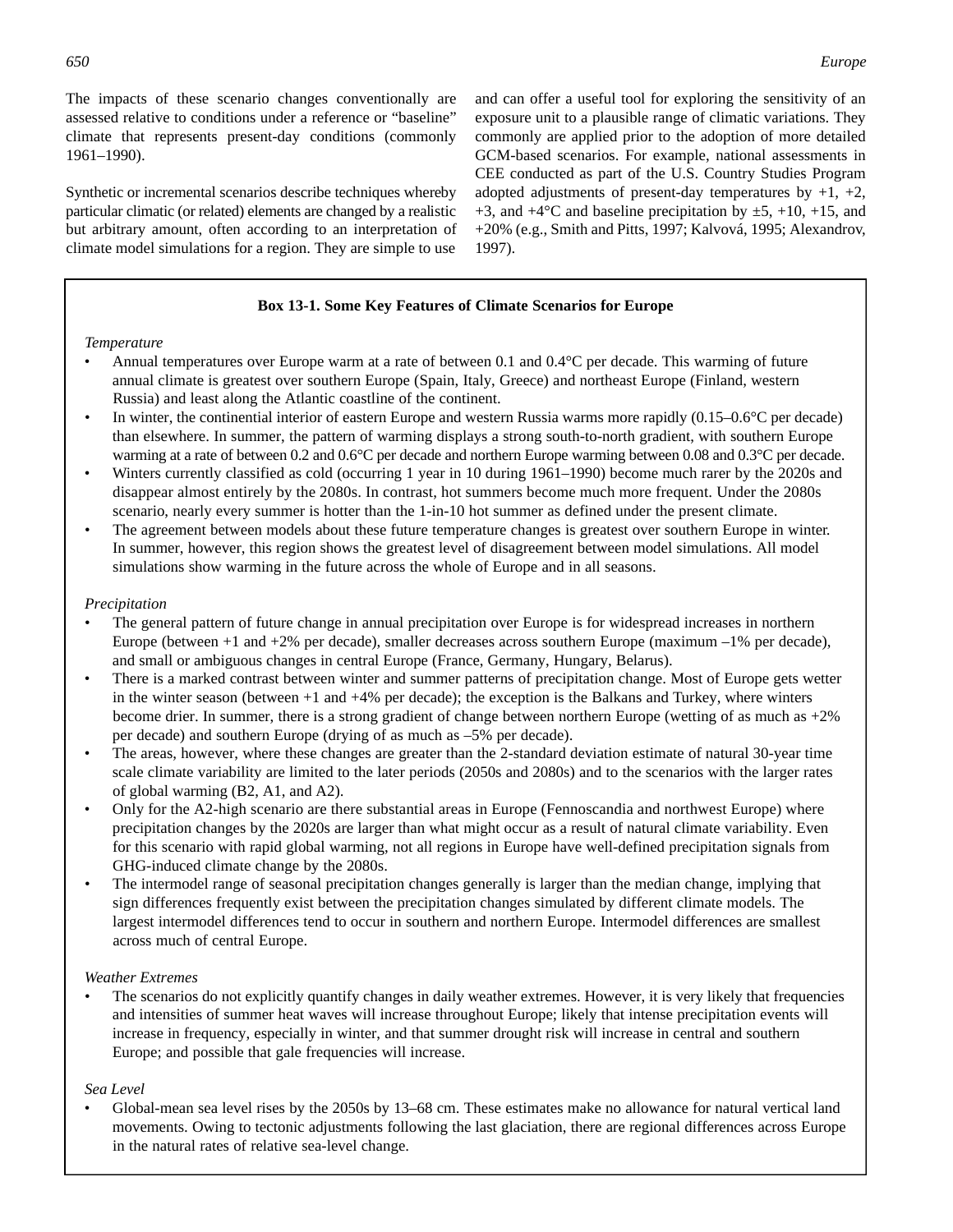The impacts of these scenario changes conventionally are assessed relative to conditions under a reference or "baseline" climate that represents present-day conditions (commonly 1961–1990).

Synthetic or incremental scenarios describe techniques whereby particular climatic (or related) elements are changed by a realistic but arbitrary amount, often according to an interpretation of climate model simulations for a region. They are simple to use and can offer a useful tool for exploring the sensitivity of an exposure unit to a plausible range of climatic variations. They commonly are applied prior to the adoption of more detailed GCM-based scenarios. For example, national assessments in CEE conducted as part of the U.S. Country Studies Program adopted adjustments of present-day temperatures by +1, +2, +3, and +4°C and baseline precipitation by ±5, +10, +15, and +20% (e.g., Smith and Pitts, 1997; Kalvová, 1995; Alexandrov, 1997).

**Box 13-1. Some Key Features of Climate Scenarios for Europe**

*Temperature*

- Annual temperatures over Europe warm at a rate of between 0.1 and 0.4°C per decade. This warming of future annual climate is greatest over southern Europe (Spain, Italy, Greece) and northeast Europe (Finland, western Russia) and least along the Atlantic coastline of the continent.
- In winter, the continental interior of eastern Europe and western Russia warms more rapidly (0.15–0.6°C per decade) than elsewhere. In summer, the pattern of warming displays a strong south-to-north gradient, with southern Europe warming at a rate of between 0.2 and 0.6°C per decade and northern Europe warming between 0.08 and 0.3°C per decade.
- Winters currently classified as cold (occurring 1 year in 10 during 1961–1990) become much rarer by the 2020s and disappear almost entirely by the 2080s. In contrast, hot summers become much more frequent. Under the 2080s scenario, nearly every summer is hotter than the 1-in-10 hot summer as defined under the present climate.
- The agreement between models about these future temperature changes is greatest over southern Europe in winter. In summer, however, this region shows the greatest level of disagreement between model simulations. All model simulations show warming in the future across the whole of Europe and in all seasons.

*Precipitation*

- The general pattern of future change in annual precipitation over Europe is for widespread increases in northern Europe (between +1 and +2% per decade), smaller decreases across southern Europe (maximum –1% per decade), and small or ambiguous changes in central Europe (France, Germany, Hungary, Belarus).
- There is a marked contrast between winter and summer patterns of precipitation change. Most of Europe gets wetter in the winter season (between +1 and +4% per decade); the exception is the Balkans and Turkey, where winters become drier. In summer, there is a strong gradient of change between northern Europe (wetting of as much as +2% per decade) and southern Europe (drying of as much as –5% per decade).
- The areas, however, where these changes are greater than the 2-standard deviation estimate of natural 30-year time scale climate variability are limited to the later periods (2050s and 2080s) and to the scenarios with the larger rates of global warming (B2, A1, and A2).
- Only for the A2-high scenario are there substantial areas in Europe (Fennoscandia and northwest Europe) where precipitation changes by the 2020s are larger than what might occur as a result of natural climate variability. Even for this scenario with rapid global warming, not all regions in Europe have well-defined precipitation signals from GHG-induced climate change by the 2080s.
- The intermodel range of seasonal precipitation changes generally is larger than the median change, implying that sign differences frequently exist between the precipitation changes simulated by different climate models. The largest intermodel differences tend to occur in southern and northern Europe. Intermodel differences are smallest across much of central Europe.

*Weather Extremes*

- The scenarios do not explicitly quantify changes in daily weather extremes. However, it is very likely that frequencies and intensities of summer heat waves will increase throughout Europe; likely that intense precipitation events will increase in frequency, especially in winter, and that summer drought risk will increase in central and southern Europe; and possible that gale frequencies will increase.

*Sea Level*

- Global-mean sea level rises by the 2050s by 13–68 cm. These estimates make no allowance for natural vertical land movements. Owing to tectonic adjustments following the last glaciation, there are regional differences across Europe in the natural rates of relative sea-level change.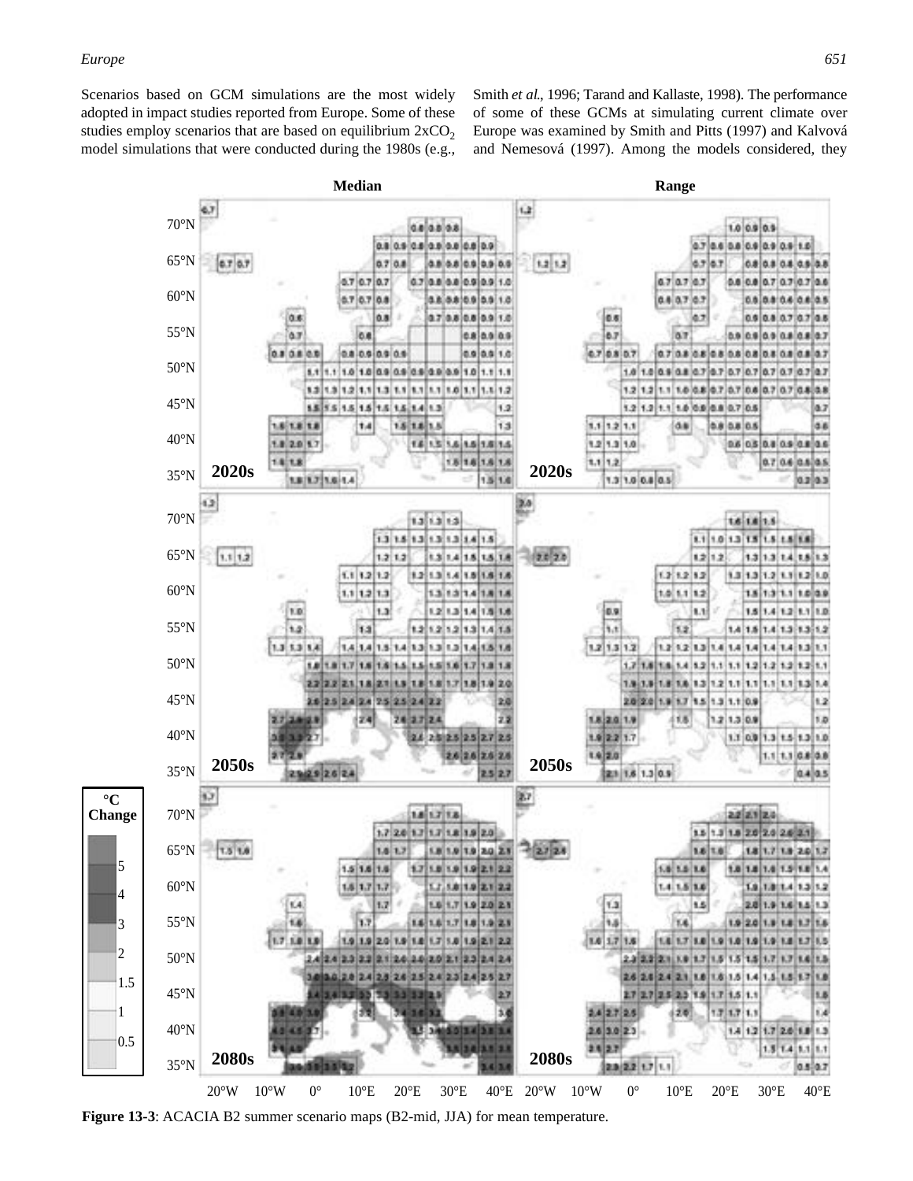Scenarios based on GCM simulations are the most widely adopted in impact studies reported from Europe. Some of these studies employ scenarios that are based on equilibrium $2xCO_2$ model simulations that were conducted during the 1980s (e.g., Smith *et al.*, 1996; Tarand and Kallaste, 1998). The performance of some of these GCMs at simulating current climate over Europe was examined by Smith and Pitts (1997) and Kalvová and Nemesová (1997). Among the models considered, they

**Figure 13-3**: ACACIA B2 summer scenario maps (B2-mid, JJA) for mean temperature.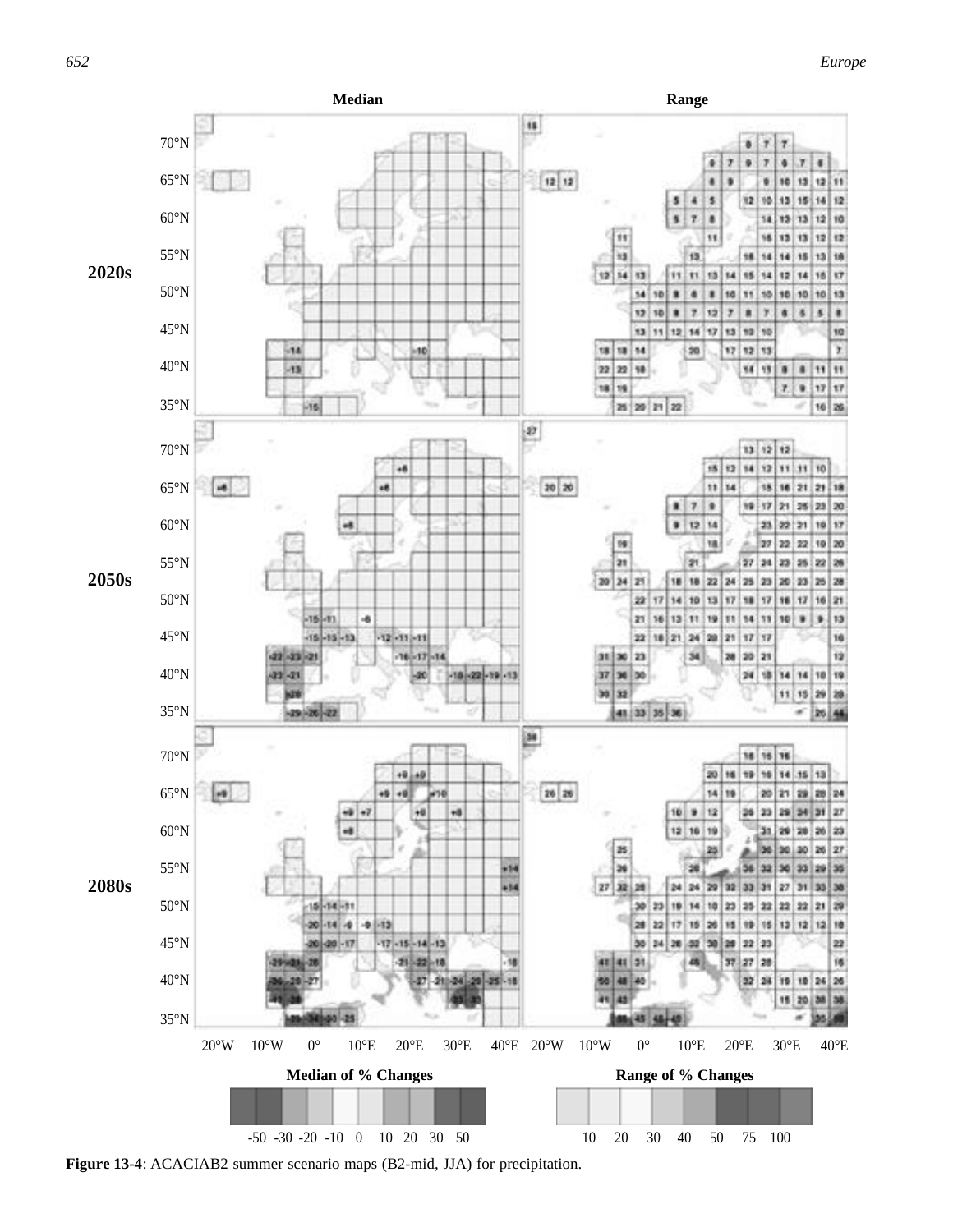**Figure 13-4**: ACACIAB2 summer scenario maps (B2-mid, JJA) for precipitation.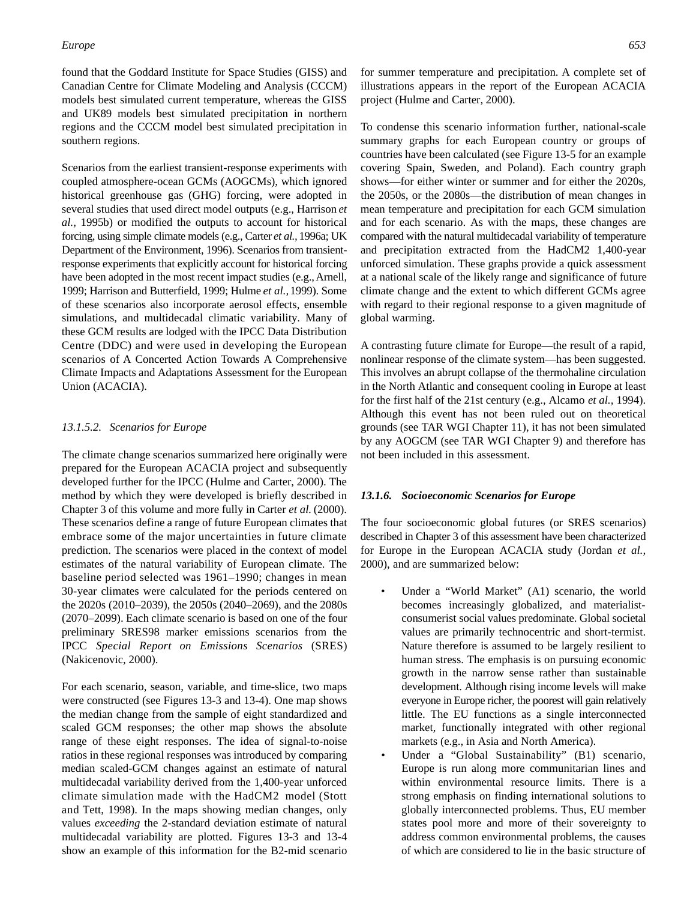found that the Goddard Institute for Space Studies (GISS) and Canadian Centre for Climate Modeling and Analysis (CCCM) models best simulated current temperature, whereas the GISS and UK89 models best simulated precipitation in northern regions and the CCCM model best simulated precipitation in southern regions.

Scenarios from the earliest transient-response experiments with coupled atmosphere-ocean GCMs (AOGCMs), which ignored historical greenhouse gas (GHG) forcing, were adopted in several studies that used direct model outputs (e.g., Harrison *et al.*, 1995b) or modified the outputs to account for historical forcing, using simple climate models (e.g., Carter *et al.*, 1996a; UK Department of the Environment, 1996). Scenarios from transient-response experiments that explicitly account for historical forcing have been adopted in the most recent impact studies (e.g., Arnell, 1999; Harrison and Butterfield, 1999; Hulme *et al.*, 1999). Some of these scenarios also incorporate aerosol effects, ensemble simulations, and multidecadal climatic variability. Many of these GCM results are lodged with the IPCC Data Distribution Centre (DDC) and were used in developing the European scenarios of A Concerted Action Towards A Comprehensive Climate Impacts and Adaptations Assessment for the European Union (ACACIA).

#### 13.1.5.2. Scenarios for Europe

The climate change scenarios summarized here originally were prepared for the European ACACIA project and subsequently developed further for the IPCC (Hulme and Carter, 2000). The method by which they were developed is briefly described in Chapter 3 of this volume and more fully in Carter *et al.* (2000). These scenarios define a range of future European climates that embrace some of the major uncertainties in future climate prediction. The scenarios were placed in the context of model estimates of the natural variability of European climate. The baseline period selected was 1961–1990; changes in mean 30-year climates were calculated for the periods centered on the 2020s (2010–2039), the 2050s (2040–2069), and the 2080s (2070–2099). Each climate scenario is based on one of the four preliminary SRES98 marker emissions scenarios from the IPCC *Special Report on Emissions Scenarios* (SRES) (Nakicenovic, 2000).

For each scenario, season, variable, and time-slice, two maps were constructed (see Figures 13-3 and 13-4). One map shows the median change from the sample of eight standardized and scaled GCM responses; the other map shows the absolute range of these eight responses. The idea of signal-to-noise ratios in these regional responses was introduced by comparing median scaled-GCM changes against an estimate of natural multidecadal variability derived from the 1,400-year unforced climate simulation made with the HadCM2 model (Stott and Tett, 1998). In the maps showing median changes, only values *exceeding* the 2-standard deviation estimate of natural multidecadal variability are plotted. Figures 13-3 and 13-4 show an example of this information for the B2-mid scenario for summer temperature and precipitation. A complete set of illustrations appears in the report of the European ACACIA project (Hulme and Carter, 2000).

To condense this scenario information further, national-scale summary graphs for each European country or groups of countries have been calculated (see Figure 13-5 for an example covering Spain, Sweden, and Poland). Each country graph shows—for either winter or summer and for either the 2020s, the 2050s, or the 2080s—the distribution of mean changes in mean temperature and precipitation for each GCM simulation and for each scenario. As with the maps, these changes are compared with the natural multidecadal variability of temperature and precipitation extracted from the HadCM2 1,400-year unforced simulation. These graphs provide a quick assessment at a national scale of the likely range and significance of future climate change and the extent to which different GCMs agree with regard to their regional response to a given magnitude of global warming.

A contrasting future climate for Europe—the result of a rapid, nonlinear response of the climate system—has been suggested. This involves an abrupt collapse of the thermohaline circulation in the North Atlantic and consequent cooling in Europe at least for the first half of the 21st century (e.g., Alcamo *et al.*, 1994). Although this event has not been ruled out on theoretical grounds (see TAR WGI Chapter 11), it has not been simulated by any AOGCM (see TAR WGI Chapter 9) and therefore has not been included in this assessment.

### 13.1.6. Socioeconomic Scenarios for Europe

The four socioeconomic global futures (or SRES scenarios) described in Chapter 3 of this assessment have been characterized for Europe in the European ACACIA study (Jordan *et al.*, 2000), and are summarized below:

- Under a "World Market" (A1) scenario, the world becomes increasingly globalized, and materialist-consumerist social values predominate. Global societal values are primarily technocentric and short-termist. Nature therefore is assumed to be largely resilient to human stress. The emphasis is on pursuing economic growth in the narrow sense rather than sustainable development. Although rising income levels will make everyone in Europe richer, the poorest will gain relatively little. The EU functions as a single interconnected market, functionally integrated with other regional markets (e.g., in Asia and North America).
- Under a "Global Sustainability" (B1) scenario, Europe is run along more communitarian lines and within environmental resource limits. There is a strong emphasis on finding international solutions to globally interconnected problems. Thus, EU member states pool more and more of their sovereignty to address common environmental problems, the causes of which are considered to lie in the basic structure of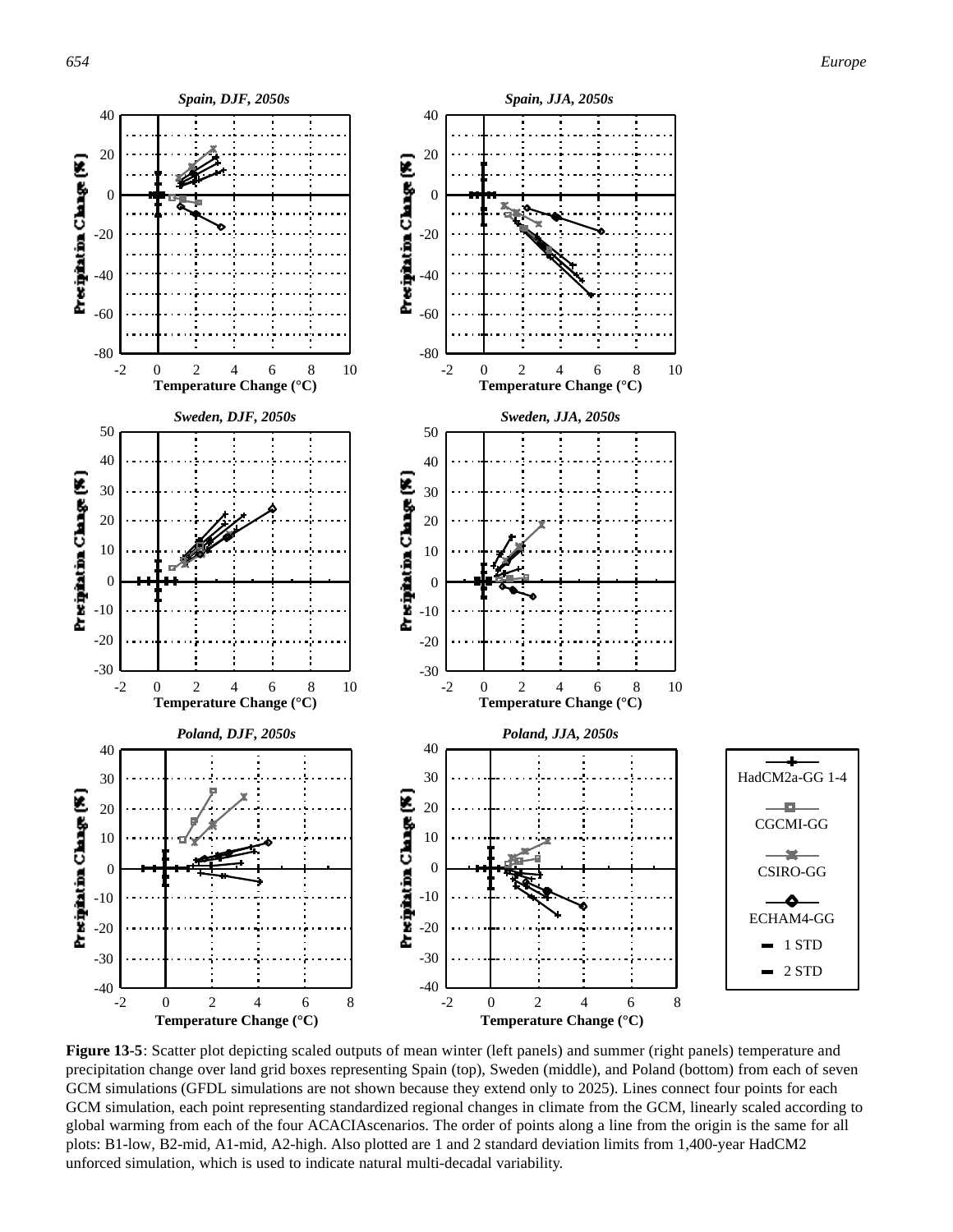**Figure 13-5**: Scatter plot depicting scaled outputs of mean winter (left panels) and summer (right panels) temperature and precipitation change over land grid boxes representing Spain (top), Sweden (middle), and Poland (bottom) from each of seven GCM simulations (GFDL simulations are not shown because they extend only to 2025). Lines connect four points for each GCM simulation, each point representing standardized regional changes in climate from the GCM, linearly scaled according to global warming from each of the four ACACIAscenarios. The order of points along a line from the origin is the same for all plots: B1-low, B2-mid, A1-mid, A2-high. Also plotted are 1 and 2 standard deviation limits from 1,400-year HadCM2 unforced simulation, which is used to indicate natural multi-decadal variability.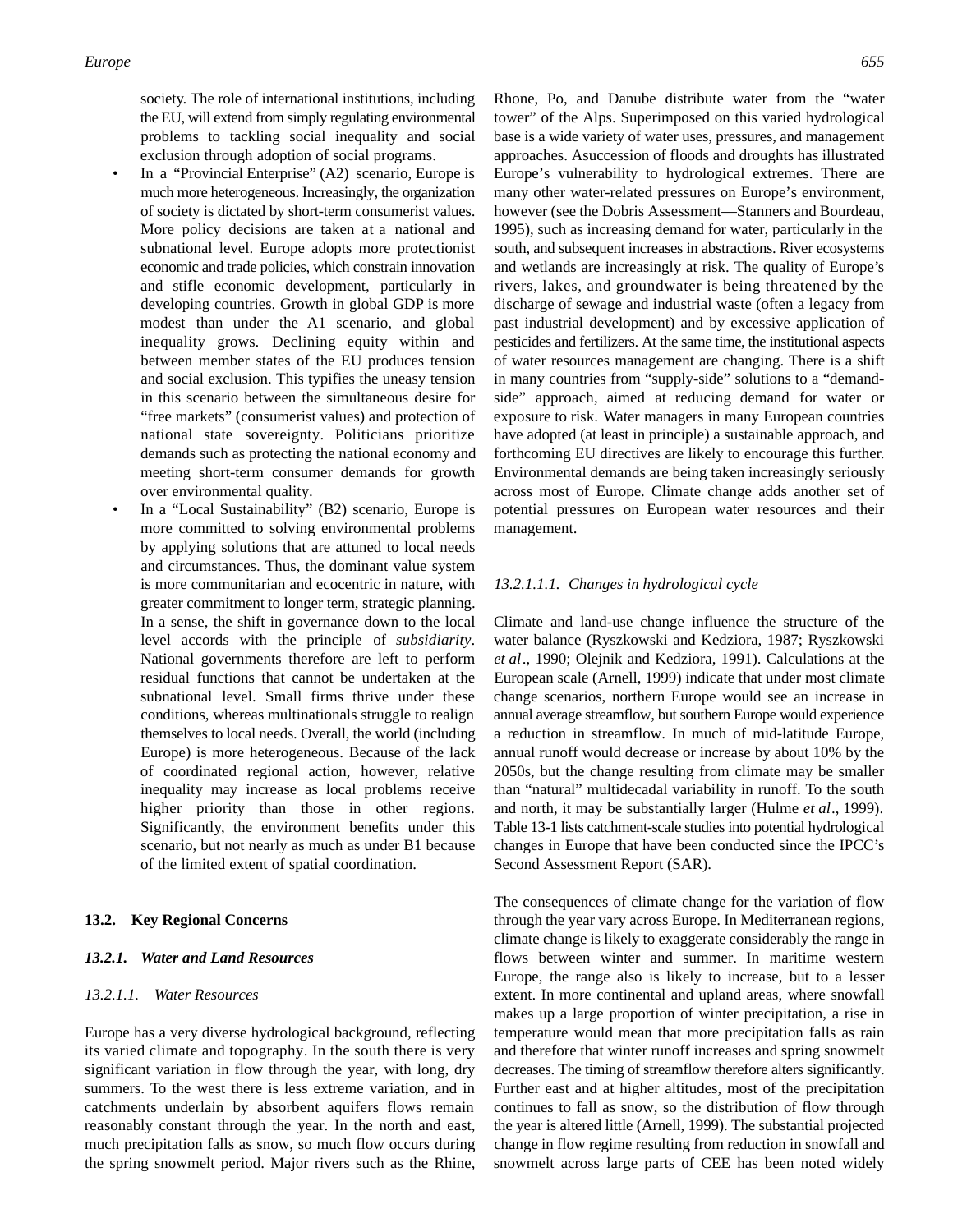society. The role of international institutions, including the EU, will extend from simply regulating environmental problems to tackling social inequality and social exclusion through adoption of social programs.

- In a "Provincial Enterprise" (A2) scenario, Europe is much more heterogeneous. Increasingly, the organization of society is dictated by short-term consumerist values. More policy decisions are taken at a national and subnational level. Europe adopts more protectionist economic and trade policies, which constrain innovation and stifle economic development, particularly in developing countries. Growth in global GDP is more modest than under the A1 scenario, and global inequality grows. Declining equity within and between member states of the EU produces tension and social exclusion. This typifies the uneasy tension in this scenario between the simultaneous desire for "free markets" (consumerist values) and protection of national state sovereignty. Politicians prioritize demands such as protecting the national economy and meeting short-term consumer demands for growth over environmental quality.
- In a "Local Sustainability" (B2) scenario, Europe is more committed to solving environmental problems by applying solutions that are attuned to local needs and circumstances. Thus, the dominant value system is more communitarian and ecocentric in nature, with greater commitment to longer term, strategic planning. In a sense, the shift in governance down to the local level accords with the principle of *subsidiarity*. National governments therefore are left to perform residual functions that cannot be undertaken at the subnational level. Small firms thrive under these conditions, whereas multinationals struggle to realign themselves to local needs. Overall, the world (including Europe) is more heterogeneous. Because of the lack of coordinated regional action, however, relative inequality may increase as local problems receive higher priority than those in other regions. Significantly, the environment benefits under this scenario, but not nearly as much as under B1 because of the limited extent of spatial coordination.

## 13.2. Key Regional Concerns

### *13.2.1. Water and Land Resources*

#### *13.2.1.1. Water Resources*

Europe has a very diverse hydrological background, reflecting its varied climate and topography. In the south there is very significant variation in flow through the year, with long, dry summers. To the west there is less extreme variation, and in catchments underlain by absorbent aquifers flows remain reasonably constant through the year. In the north and east, much precipitation falls as snow, so much flow occurs during the spring snowmelt period. Major rivers such as the Rhine, Rhone, Po, and Danube distribute water from the "water tower" of the Alps. Superimposed on this varied hydrological base is a wide variety of water uses, pressures, and management approaches. Asuccession of floods and droughts has illustrated Europe's vulnerability to hydrological extremes. There are many other water-related pressures on Europe's environment, however (see the Dobris Assessment—Stanners and Bourdeau, 1995), such as increasing demand for water, particularly in the south, and subsequent increases in abstractions. River ecosystems and wetlands are increasingly at risk. The quality of Europe's rivers, lakes, and groundwater is being threatened by the discharge of sewage and industrial waste (often a legacy from past industrial development) and by excessive application of pesticides and fertilizers. At the same time, the institutional aspects of water resources management are changing. There is a shift in many countries from "supply-side" solutions to a "demand-side" approach, aimed at reducing demand for water or exposure to risk. Water managers in many European countries have adopted (at least in principle) a sustainable approach, and forthcoming EU directives are likely to encourage this further. Environmental demands are being taken increasingly seriously across most of Europe. Climate change adds another set of potential pressures on European water resources and their management.

##### *13.2.1.1.1. Changes in hydrological cycle*

Climate and land-use change influence the structure of the water balance (Ryszkowski and Kedziora, 1987; Ryszkowski *et al*., 1990; Olejnik and Kedziora, 1991). Calculations at the European scale (Arnell, 1999) indicate that under most climate change scenarios, northern Europe would see an increase in annual average streamflow, but southern Europe would experience a reduction in streamflow. In much of mid-latitude Europe, annual runoff would decrease or increase by about 10% by the 2050s, but the change resulting from climate may be smaller than "natural" multidecadal variability in runoff. To the south and north, it may be substantially larger (Hulme *et al*., 1999). Table 13-1 lists catchment-scale studies into potential hydrological changes in Europe that have been conducted since the IPCC's Second Assessment Report (SAR).

The consequences of climate change for the variation of flow through the year vary across Europe. In Mediterranean regions, climate change is likely to exaggerate considerably the range in flows between winter and summer. In maritime western Europe, the range also is likely to increase, but to a lesser extent. In more continental and upland areas, where snowfall makes up a large proportion of winter precipitation, a rise in temperature would mean that more precipitation falls as rain and therefore that winter runoff increases and spring snowmelt decreases. The timing of streamflow therefore alters significantly. Further east and at higher altitudes, most of the precipitation continues to fall as snow, so the distribution of flow through the year is altered little (Arnell, 1999). The substantial projected change in flow regime resulting from reduction in snowfall and snowmelt across large parts of CEE has been noted widely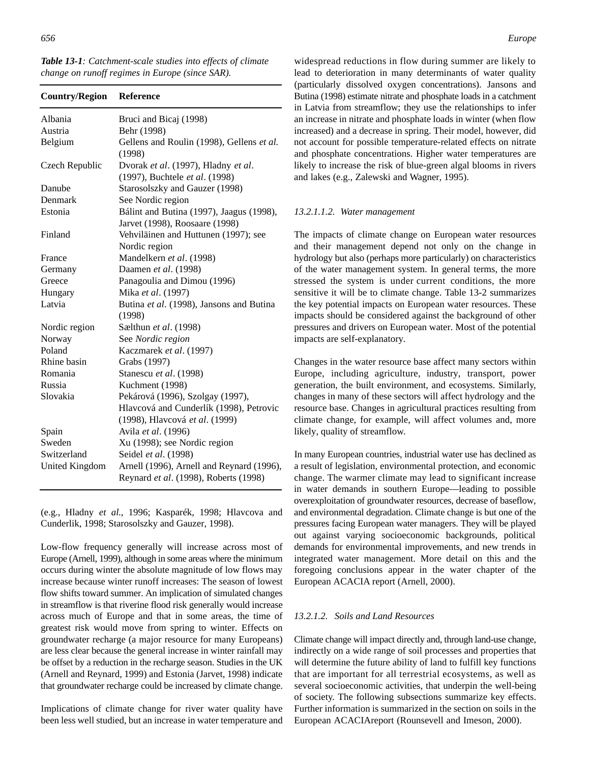*Table 13-1: Catchment-scale studies into effects of climate change on runoff regimes in Europe (since SAR).*

| Country/Region | Reference |
|---|---|
| Albania | Bruci and Bicaj (1998) |
| Austria | Behr (1998) |
| Belgium | Gellens and Roulin (1998), Gellens *et al.* (1998) |
| Czech Republic | Dvorak *et al*. (1997), Hladny *et al*. (1997), Buchtele *et al*. (1998) |
| Danube | Starosolszky and Gauzer (1998) |
| Denmark | See Nordic region |
| Estonia | Bálint and Butina (1997), Jaagus (1998), Jarvet (1998), Roosaare (1998) |
| Finland | Vehviläinen and Huttunen (1997); see Nordic region |
| France | Mandelkern *et al*. (1998) |
| Germany | Daamen *et al*. (1998) |
| Greece | Panagoulia and Dimou (1996) |
| Hungary | Mika *et al*. (1997) |
| Latvia | Butina *et al*. (1998), Jansons and Butina (1998) |
| Nordic region | Sælthun *et al*. (1998) |
| Norway | See *Nordic region* |
| Poland | Kaczmarek *et al*. (1997) |
| Rhine basin | Grabs (1997) |
| Romania | Stanescu *et al*. (1998) |
| Russia | Kuchment (1998) |
| Slovakia | Pekárová (1996), Szolgay (1997), Hlavcová and Cunderlík (1998), Petrovic (1998), Hlavcová *et al*. (1999) |
| Spain | Avila *et al*. (1996) |
| Sweden | Xu (1998); see Nordic region |
| Switzerland | Seidel *et al*. (1998) |
| United Kingdom | Arnell (1996), Arnell and Reynard (1996), Reynard *et al*. (1998), Roberts (1998) |

(e.g., Hladny *et al*., 1996; Kasparék, 1998; Hlavcova and Cunderlik, 1998; Starosolszky and Gauzer, 1998).

Low-flow frequency generally will increase across most of Europe (Arnell, 1999), although in some areas where the minimum occurs during winter the absolute magnitude of low flows may increase because winter runoff increases: The season of lowest flow shifts toward summer. An implication of simulated changes in streamflow is that riverine flood risk generally would increase across much of Europe and that in some areas, the time of greatest risk would move from spring to winter. Effects on groundwater recharge (a major resource for many Europeans) are less clear because the general increase in winter rainfall may be offset by a reduction in the recharge season. Studies in the UK (Arnell and Reynard, 1999) and Estonia (Jarvet, 1998) indicate that groundwater recharge could be increased by climate change.

Implications of climate change for river water quality have been less well studied, but an increase in water temperature and widespread reductions in flow during summer are likely to lead to deterioration in many determinants of water quality (particularly dissolved oxygen concentrations). Jansons and Butina (1998) estimate nitrate and phosphate loads in a catchment in Latvia from streamflow; they use the relationships to infer an increase in nitrate and phosphate loads in winter (when flow increased) and a decrease in spring. Their model, however, did not account for possible temperature-related effects on nitrate and phosphate concentrations. Higher water temperatures are likely to increase the risk of blue-green algal blooms in rivers and lakes (e.g., Zalewski and Wagner, 1995).

##### 13.2.1.1.2. Water management

The impacts of climate change on European water resources and their management depend not only on the change in hydrology but also (perhaps more particularly) on characteristics of the water management system. In general terms, the more stressed the system is under current conditions, the more sensitive it will be to climate change. Table 13-2 summarizes the key potential impacts on European water resources. These impacts should be considered against the background of other pressures and drivers on European water. Most of the potential impacts are self-explanatory.

Changes in the water resource base affect many sectors within Europe, including agriculture, industry, transport, power generation, the built environment, and ecosystems. Similarly, changes in many of these sectors will affect hydrology and the resource base. Changes in agricultural practices resulting from climate change, for example, will affect volumes and, more likely, quality of streamflow.

In many European countries, industrial water use has declined as a result of legislation, environmental protection, and economic change. The warmer climate may lead to significant increase in water demands in southern Europe—leading to possible overexploitation of groundwater resources, decrease of baseflow, and environmental degradation. Climate change is but one of the pressures facing European water managers. They will be played out against varying socioeconomic backgrounds, political demands for environmental improvements, and new trends in integrated water management. More detail on this and the foregoing conclusions appear in the water chapter of the European ACACIA report (Arnell, 2000).

#### 13.2.1.2. Soils and Land Resources

Climate change will impact directly and, through land-use change, indirectly on a wide range of soil processes and properties that will determine the future ability of land to fulfill key functions that are important for all terrestrial ecosystems, as well as several socioeconomic activities, that underpin the well-being of society. The following subsections summarize key effects. Further information is summarized in the section on soils in the European ACACIAreport (Rounsevell and Imeson, 2000).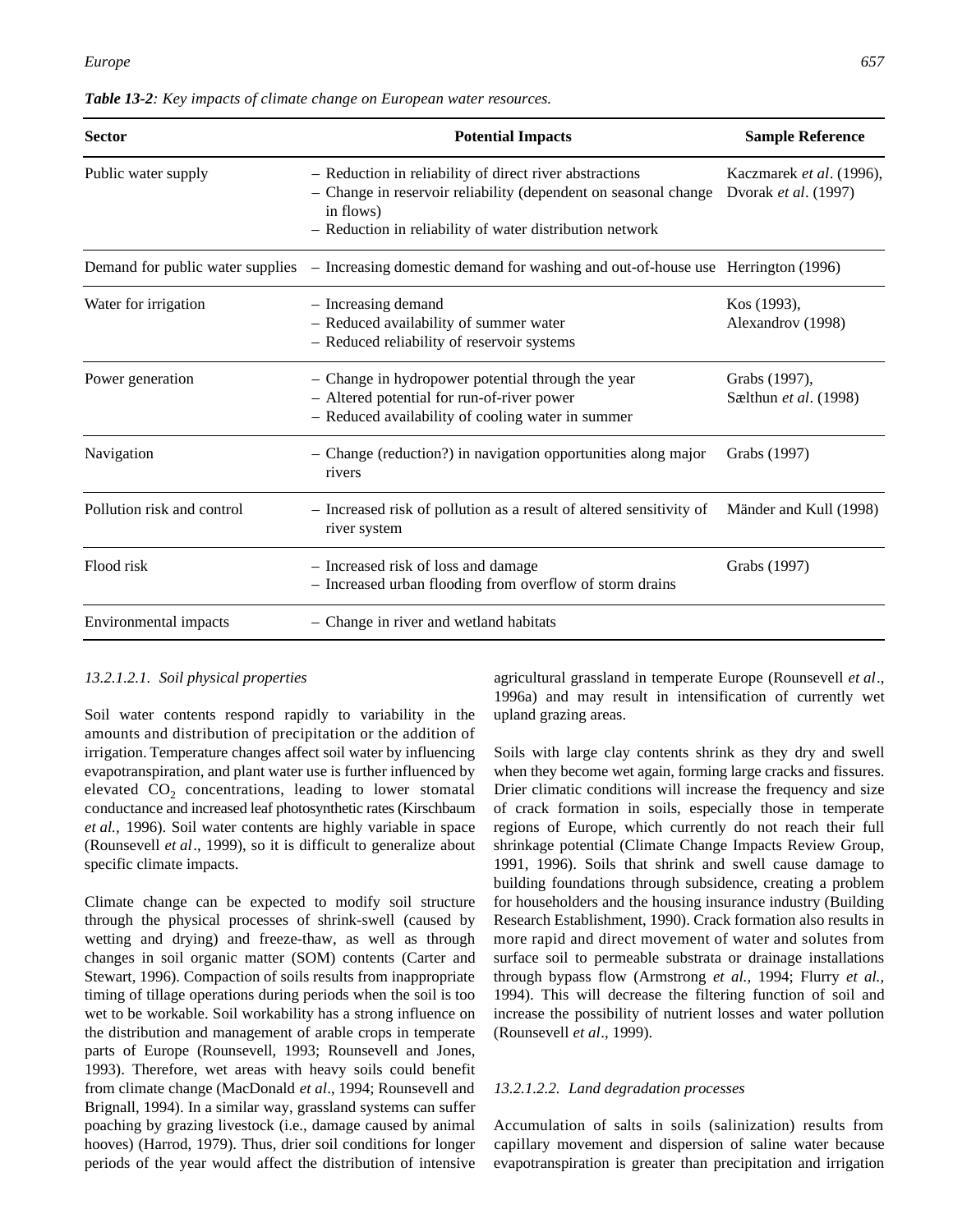*Table 13-2: Key impacts of climate change on European water resources.*

| Sector | Potential Impacts | Sample Reference |
|---|---|---|
| Public water supply | – Reduction in reliability of direct river abstractions<br>– Change in reservoir reliability (dependent on seasonal change in flows)<br>– Reduction in reliability of water distribution network | Kaczmarek *et al*. (1996), Dvorak *et al*. (1997) |
| Demand for public water supplies | – Increasing domestic demand for washing and out-of-house use | Herrington (1996) |
| Water for irrigation | – Increasing demand<br>– Reduced availability of summer water<br>– Reduced reliability of reservoir systems | Kos (1993), Alexandrov (1998) |
| Power generation | – Change in hydropower potential through the year<br>– Altered potential for run-of-river power<br>– Reduced availability of cooling water in summer | Grabs (1997), Sælthun *et al*. (1998) |
| Navigation | – Change (reduction?) in navigation opportunities along major rivers | Grabs (1997) |
| Pollution risk and control | – Increased risk of pollution as a result of altered sensitivity of river system | Mänder and Kull (1998) |
| Flood risk | – Increased risk of loss and damage<br>– Increased urban flooding from overflow of storm drains | Grabs (1997) |
| Environmental impacts | – Change in river and wetland habitats | |

#### *13.2.1.2.1. Soil physical properties*

Soil water contents respond rapidly to variability in the amounts and distribution of precipitation or the addition of irrigation. Temperature changes affect soil water by influencing evapotranspiration, and plant water use is further influenced by elevated $CO_2$ concentrations, leading to lower stomatal conductance and increased leaf photosynthetic rates (Kirschbaum *et al.,* 1996). Soil water contents are highly variable in space (Rounsevell *et al*., 1999), so it is difficult to generalize about specific climate impacts.

Climate change can be expected to modify soil structure through the physical processes of shrink-swell (caused by wetting and drying) and freeze-thaw, as well as through changes in soil organic matter (SOM) contents (Carter and Stewart, 1996). Compaction of soils results from inappropriate timing of tillage operations during periods when the soil is too wet to be workable. Soil workability has a strong influence on the distribution and management of arable crops in temperate parts of Europe (Rounsevell, 1993; Rounsevell and Jones, 1993). Therefore, wet areas with heavy soils could benefit from climate change (MacDonald *et al*., 1994; Rounsevell and Brignall, 1994). In a similar way, grassland systems can suffer poaching by grazing livestock (i.e., damage caused by animal hooves) (Harrod, 1979). Thus, drier soil conditions for longer periods of the year would affect the distribution of intensive agricultural grassland in temperate Europe (Rounsevell *et al*., 1996a) and may result in intensification of currently wet upland grazing areas.

Soils with large clay contents shrink as they dry and swell when they become wet again, forming large cracks and fissures. Drier climatic conditions will increase the frequency and size of crack formation in soils, especially those in temperate regions of Europe, which currently do not reach their full shrinkage potential (Climate Change Impacts Review Group, 1991, 1996). Soils that shrink and swell cause damage to building foundations through subsidence, creating a problem for householders and the housing insurance industry (Building Research Establishment, 1990). Crack formation also results in more rapid and direct movement of water and solutes from surface soil to permeable substrata or drainage installations through bypass flow (Armstrong *et al.,* 1994; Flurry *et al.,* 1994). This will decrease the filtering function of soil and increase the possibility of nutrient losses and water pollution (Rounsevell *et al*., 1999).

#### *13.2.1.2.2. Land degradation processes*

Accumulation of salts in soils (salinization) results from capillary movement and dispersion of saline water because evapotranspiration is greater than precipitation and irrigation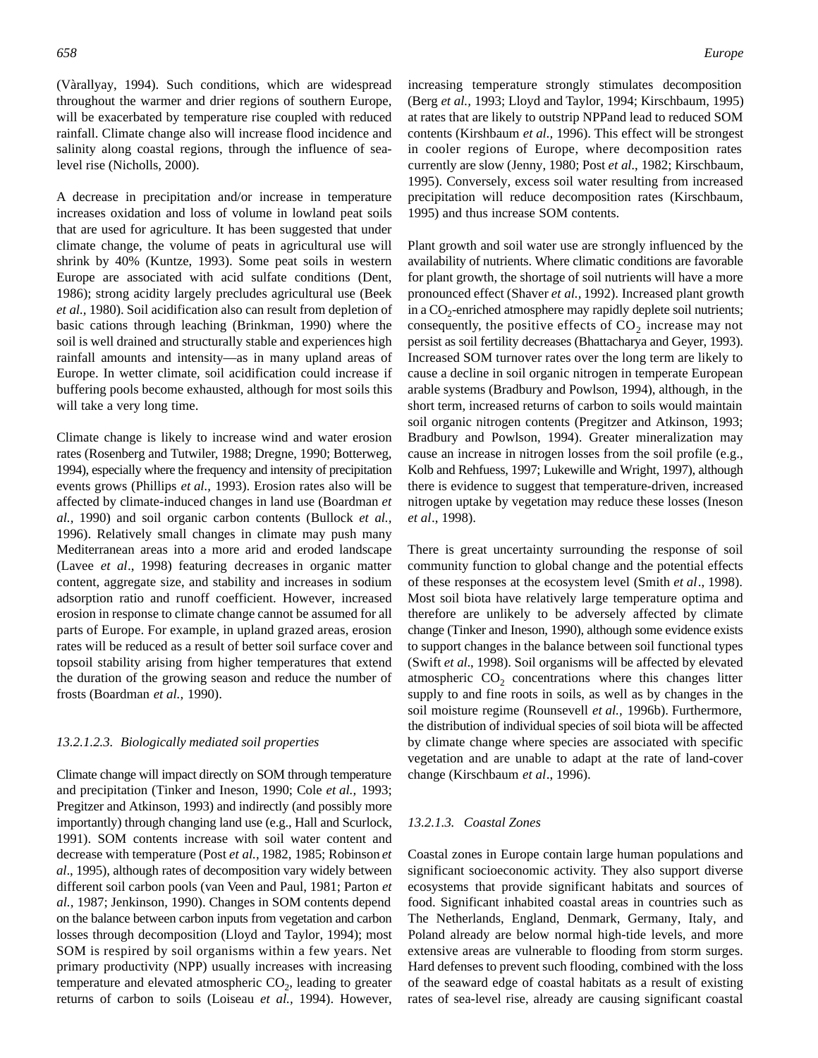(Vàrallyay, 1994). Such conditions, which are widespread throughout the warmer and drier regions of southern Europe, will be exacerbated by temperature rise coupled with reduced rainfall. Climate change also will increase flood incidence and salinity along coastal regions, through the influence of sea-level rise (Nicholls, 2000).

A decrease in precipitation and/or increase in temperature increases oxidation and loss of volume in lowland peat soils that are used for agriculture. It has been suggested that under climate change, the volume of peats in agricultural use will shrink by 40% (Kuntze, 1993). Some peat soils in western Europe are associated with acid sulfate conditions (Dent, 1986); strong acidity largely precludes agricultural use (Beek *et al.*, 1980). Soil acidification also can result from depletion of basic cations through leaching (Brinkman, 1990) where the soil is well drained and structurally stable and experiences high rainfall amounts and intensity—as in many upland areas of Europe. In wetter climate, soil acidification could increase if buffering pools become exhausted, although for most soils this will take a very long time.

Climate change is likely to increase wind and water erosion rates (Rosenberg and Tutwiler, 1988; Dregne, 1990; Botterweg, 1994), especially where the frequency and intensity of precipitation events grows (Phillips *et al.,* 1993). Erosion rates also will be affected by climate-induced changes in land use (Boardman *et al.,* 1990) and soil organic carbon contents (Bullock *et al.,* 1996). Relatively small changes in climate may push many Mediterranean areas into a more arid and eroded landscape (Lavee *et al*., 1998) featuring decreases in organic matter content, aggregate size, and stability and increases in sodium adsorption ratio and runoff coefficient. However, increased erosion in response to climate change cannot be assumed for all parts of Europe. For example, in upland grazed areas, erosion rates will be reduced as a result of better soil surface cover and topsoil stability arising from higher temperatures that extend the duration of the growing season and reduce the number of frosts (Boardman *et al.,* 1990).

#### *13.2.1.2.3. Biologically mediated soil properties*

Climate change will impact directly on SOM through temperature and precipitation (Tinker and Ineson, 1990; Cole *et al.,* 1993; Pregitzer and Atkinson, 1993) and indirectly (and possibly more importantly) through changing land use (e.g., Hall and Scurlock, 1991). SOM contents increase with soil water content and decrease with temperature (Post *et al.,* 1982, 1985; Robinson *et al*., 1995), although rates of decomposition vary widely between different soil carbon pools (van Veen and Paul, 1981; Parton *et al.,* 1987; Jenkinson, 1990). Changes in SOM contents depend on the balance between carbon inputs from vegetation and carbon losses through decomposition (Lloyd and Taylor, 1994); most SOM is respired by soil organisms within a few years. Net primary productivity (NPP) usually increases with increasing temperature and elevated atmospheric $CO_2$, leading to greater returns of carbon to soils (Loiseau *et al.,* 1994). However, increasing temperature strongly stimulates decomposition (Berg *et al.,* 1993; Lloyd and Taylor, 1994; Kirschbaum, 1995) at rates that are likely to outstrip NPPand lead to reduced SOM contents (Kirshbaum *et al.,* 1996). This effect will be strongest in cooler regions of Europe, where decomposition rates currently are slow (Jenny, 1980; Post *et al.,* 1982; Kirschbaum, 1995). Conversely, excess soil water resulting from increased precipitation will reduce decomposition rates (Kirschbaum, 1995) and thus increase SOM contents.

Plant growth and soil water use are strongly influenced by the availability of nutrients. Where climatic conditions are favorable for plant growth, the shortage of soil nutrients will have a more pronounced effect (Shaver *et al.,* 1992). Increased plant growth in a $CO_2$-enriched atmosphere may rapidly deplete soil nutrients; consequently, the positive effects of $CO_2$ increase may not persist as soil fertility decreases (Bhattacharya and Geyer, 1993). Increased SOM turnover rates over the long term are likely to cause a decline in soil organic nitrogen in temperate European arable systems (Bradbury and Powlson, 1994), although, in the short term, increased returns of carbon to soils would maintain soil organic nitrogen contents (Pregitzer and Atkinson, 1993; Bradbury and Powlson, 1994). Greater mineralization may cause an increase in nitrogen losses from the soil profile (e.g., Kolb and Rehfuess, 1997; Lukewille and Wright, 1997), although there is evidence to suggest that temperature-driven, increased nitrogen uptake by vegetation may reduce these losses (Ineson *et al*., 1998).

There is great uncertainty surrounding the response of soil community function to global change and the potential effects of these responses at the ecosystem level (Smith *et al*., 1998). Most soil biota have relatively large temperature optima and therefore are unlikely to be adversely affected by climate change (Tinker and Ineson, 1990), although some evidence exists to support changes in the balance between soil functional types (Swift *et al*., 1998). Soil organisms will be affected by elevated atmospheric $CO_2$ concentrations where this changes litter supply to and fine roots in soils, as well as by changes in the soil moisture regime (Rounsevell *et al.,* 1996b). Furthermore, the distribution of individual species of soil biota will be affected by climate change where species are associated with specific vegetation and are unable to adapt at the rate of land-cover change (Kirschbaum *et al*., 1996).

#### *13.2.1.3. Coastal Zones*

Coastal zones in Europe contain large human populations and significant socioeconomic activity. They also support diverse ecosystems that provide significant habitats and sources of food. Significant inhabited coastal areas in countries such as The Netherlands, England, Denmark, Germany, Italy, and Poland already are below normal high-tide levels, and more extensive areas are vulnerable to flooding from storm surges. Hard defenses to prevent such flooding, combined with the loss of the seaward edge of coastal habitats as a result of existing rates of sea-level rise, already are causing significant coastal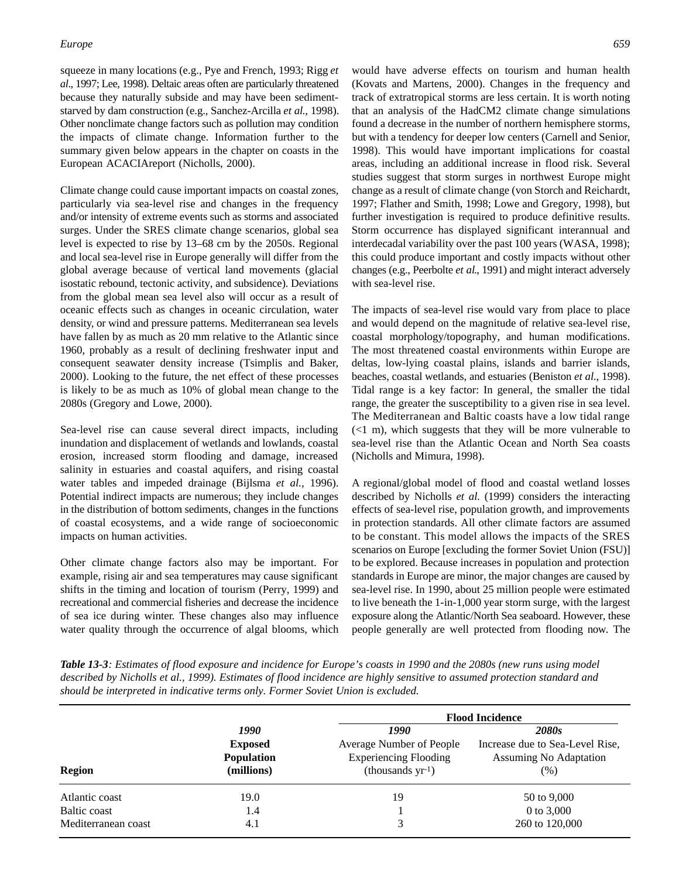squeeze in many locations (e.g., Pye and French, 1993; Rigg *et al*., 1997; Lee, 1998). Deltaic areas often are particularly threatened because they naturally subside and may have been sediment-starved by dam construction (e.g., Sanchez-Arcilla *et al.*, 1998). Other nonclimate change factors such as pollution may condition the impacts of climate change. Information further to the summary given below appears in the chapter on coasts in the European ACACIAreport (Nicholls, 2000).

Climate change could cause important impacts on coastal zones, particularly via sea-level rise and changes in the frequency and/or intensity of extreme events such as storms and associated surges. Under the SRES climate change scenarios, global sea level is expected to rise by 13–68 cm by the 2050s. Regional and local sea-level rise in Europe generally will differ from the global average because of vertical land movements (glacial isostatic rebound, tectonic activity, and subsidence). Deviations from the global mean sea level also will occur as a result of oceanic effects such as changes in oceanic circulation, water density, or wind and pressure patterns. Mediterranean sea levels have fallen by as much as 20 mm relative to the Atlantic since 1960, probably as a result of declining freshwater input and consequent seawater density increase (Tsimplis and Baker, 2000). Looking to the future, the net effect of these processes is likely to be as much as 10% of global mean change to the 2080s (Gregory and Lowe, 2000).

Sea-level rise can cause several direct impacts, including inundation and displacement of wetlands and lowlands, coastal erosion, increased storm flooding and damage, increased salinity in estuaries and coastal aquifers, and rising coastal water tables and impeded drainage (Bijlsma *et al.*, 1996). Potential indirect impacts are numerous; they include changes in the distribution of bottom sediments, changes in the functions of coastal ecosystems, and a wide range of socioeconomic impacts on human activities.

Other climate change factors also may be important. For example, rising air and sea temperatures may cause significant shifts in the timing and location of tourism (Perry, 1999) and recreational and commercial fisheries and decrease the incidence of sea ice during winter. These changes also may influence water quality through the occurrence of algal blooms, which would have adverse effects on tourism and human health (Kovats and Martens, 2000). Changes in the frequency and track of extratropical storms are less certain. It is worth noting that an analysis of the HadCM2 climate change simulations found a decrease in the number of northern hemisphere storms, but with a tendency for deeper low centers (Carnell and Senior, 1998). This would have important implications for coastal areas, including an additional increase in flood risk. Several studies suggest that storm surges in northwest Europe might change as a result of climate change (von Storch and Reichardt, 1997; Flather and Smith, 1998; Lowe and Gregory, 1998), but further investigation is required to produce definitive results. Storm occurrence has displayed significant interannual and interdecadal variability over the past 100 years (WASA, 1998); this could produce important and costly impacts without other changes (e.g., Peerbolte *et al.*, 1991) and might interact adversely with sea-level rise.

The impacts of sea-level rise would vary from place to place and would depend on the magnitude of relative sea-level rise, coastal morphology/topography, and human modifications. The most threatened coastal environments within Europe are deltas, low-lying coastal plains, islands and barrier islands, beaches, coastal wetlands, and estuaries (Beniston *et al.*, 1998). Tidal range is a key factor: In general, the smaller the tidal range, the greater the susceptibility to a given rise in sea level. The Mediterranean and Baltic coasts have a low tidal range (<1 m), which suggests that they will be more vulnerable to sea-level rise than the Atlantic Ocean and North Sea coasts (Nicholls and Mimura, 1998).

A regional/global model of flood and coastal wetland losses described by Nicholls *et al.* (1999) considers the interacting effects of sea-level rise, population growth, and improvements in protection standards. All other climate factors are assumed to be constant. This model allows the impacts of the SRES scenarios on Europe [excluding the former Soviet Union (FSU)] to be explored. Because increases in population and protection standards in Europe are minor, the major changes are caused by sea-level rise. In 1990, about 25 million people were estimated to live beneath the 1-in-1,000 year storm surge, with the largest exposure along the Atlantic/North Sea seaboard. However, these people generally are well protected from flooding now. The

***Table 13-3****: Estimates of flood exposure and incidence for Europe's coasts in 1990 and the 2080s (new runs using model described by Nicholls et al., 1999). Estimates of flood incidence are highly sensitive to assumed protection standard and should be interpreted in indicative terms only. Former Soviet Union is excluded.*

| | | **Flood Incidence** | |
|---|---|---|---|
| **Region** | ***1990*** **Exposed Population (millions)** | ***1990*** Average Number of People Experiencing Flooding (thousands $yr^{-1}$) | ***2080s*** Increase due to Sea-Level Rise, Assuming No Adaptation (%) |
| Atlantic coast | 19.0 | 19 | 50 to 9,000 |
| Baltic coast | 1.4 | 1 | 0 to 3,000 |
| Mediterranean coast | 4.1 | 3 | 260 to 120,000 |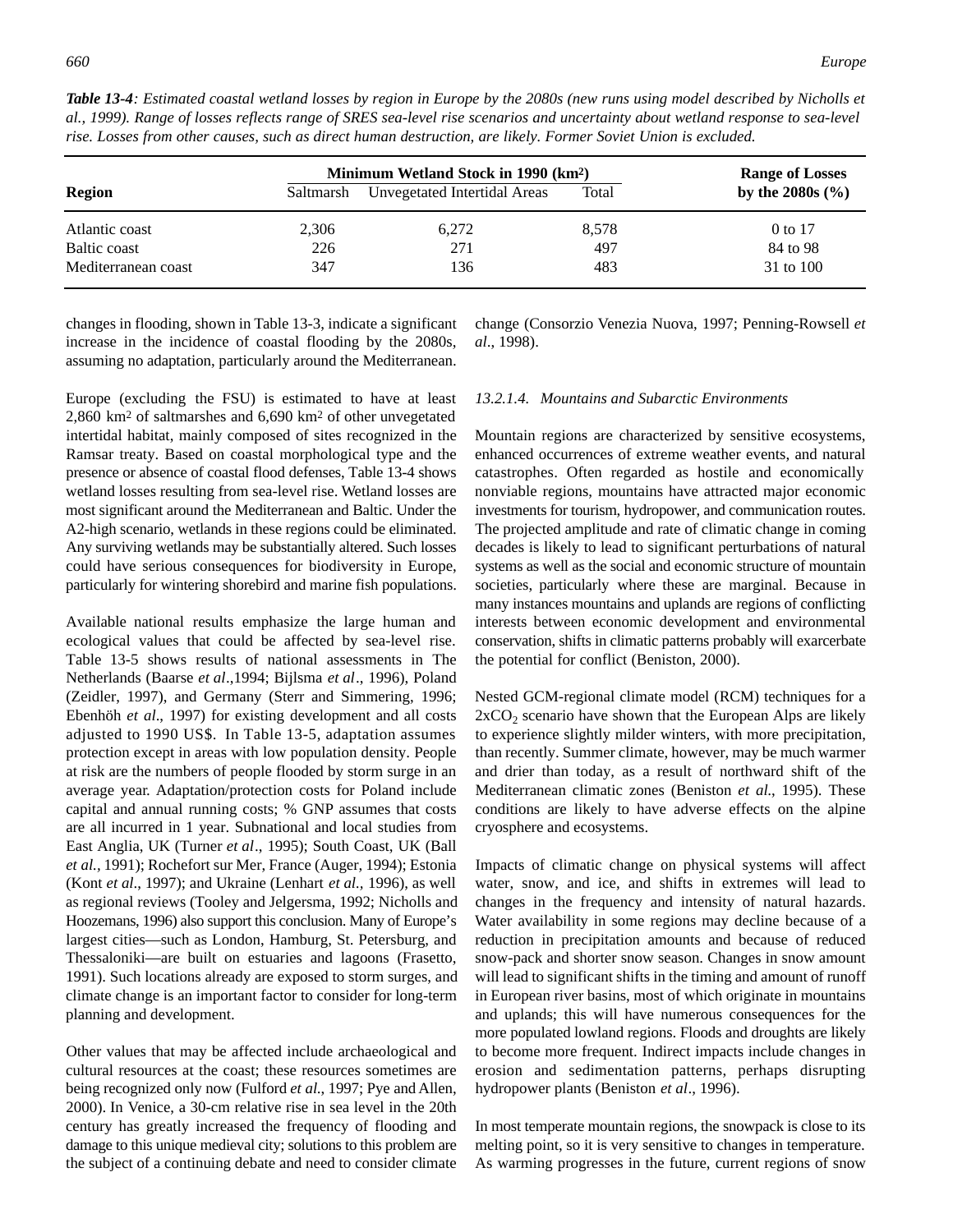*Table 13-4: Estimated coastal wetland losses by region in Europe by the 2080s (new runs using model described by Nicholls et al., 1999). Range of losses reflects range of SRES sea-level rise scenarios and uncertainty about wetland response to sea-level rise. Losses from other causes, such as direct human destruction, are likely. Former Soviet Union is excluded.*

| Region | Minimum Wetland Stock in 1990 (km²) | | | Range of Losses by the 2080s (%) |
|---|---|---|---|---|
| | Saltmarsh | Unvegetated Intertidal Areas | Total | |
| Atlantic coast | 2,306 | 6,272 | 8,578 | 0 to 17 |
| Baltic coast | 226 | 271 | 497 | 84 to 98 |
| Mediterranean coast | 347 | 136 | 483 | 31 to 100 |

changes in flooding, shown in Table 13-3, indicate a significant increase in the incidence of coastal flooding by the 2080s, assuming no adaptation, particularly around the Mediterranean.

Europe (excluding the FSU) is estimated to have at least 2,860 km² of saltmarshes and 6,690 km² of other unvegetated intertidal habitat, mainly composed of sites recognized in the Ramsar treaty. Based on coastal morphological type and the presence or absence of coastal flood defenses, Table 13-4 shows wetland losses resulting from sea-level rise. Wetland losses are most significant around the Mediterranean and Baltic. Under the A2-high scenario, wetlands in these regions could be eliminated. Any surviving wetlands may be substantially altered. Such losses could have serious consequences for biodiversity in Europe, particularly for wintering shorebird and marine fish populations.

Available national results emphasize the large human and ecological values that could be affected by sea-level rise. Table 13-5 shows results of national assessments in The Netherlands (Baarse *et al*.,1994; Bijlsma *et al*., 1996), Poland (Zeidler, 1997), and Germany (Sterr and Simmering, 1996; Ebenhöh *et al*., 1997) for existing development and all costs adjusted to 1990 US$. In Table 13-5, adaptation assumes protection except in areas with low population density. People at risk are the numbers of people flooded by storm surge in an average year. Adaptation/protection costs for Poland include capital and annual running costs; % GNP assumes that costs are all incurred in 1 year. Subnational and local studies from East Anglia, UK (Turner *et al*., 1995); South Coast, UK (Ball *et al.,* 1991); Rochefort sur Mer, France (Auger, 1994); Estonia (Kont *et al*., 1997); and Ukraine (Lenhart *et al.,* 1996), as well as regional reviews (Tooley and Jelgersma, 1992; Nicholls and Hoozemans, 1996) also support this conclusion. Many of Europe's largest cities—such as London, Hamburg, St. Petersburg, and Thessaloniki—are built on estuaries and lagoons (Frasetto, 1991). Such locations already are exposed to storm surges, and climate change is an important factor to consider for long-term planning and development.

Other values that may be affected include archaeological and cultural resources at the coast; these resources sometimes are being recognized only now (Fulford *et al.,* 1997; Pye and Allen, 2000). In Venice, a 30-cm relative rise in sea level in the 20th century has greatly increased the frequency of flooding and damage to this unique medieval city; solutions to this problem are the subject of a continuing debate and need to consider climate change (Consorzio Venezia Nuova, 1997; Penning-Rowsell *et al*., 1998).

#### *13.2.1.4. Mountains and Subarctic Environments*

Mountain regions are characterized by sensitive ecosystems, enhanced occurrences of extreme weather events, and natural catastrophes. Often regarded as hostile and economically nonviable regions, mountains have attracted major economic investments for tourism, hydropower, and communication routes. The projected amplitude and rate of climatic change in coming decades is likely to lead to significant perturbations of natural systems as well as the social and economic structure of mountain societies, particularly where these are marginal. Because in many instances mountains and uplands are regions of conflicting interests between economic development and environmental conservation, shifts in climatic patterns probably will exacerbate the potential for conflict (Beniston, 2000).

Nested GCM-regional climate model (RCM) techniques for a $2xCO_2$ scenario have shown that the European Alps are likely to experience slightly milder winters, with more precipitation, than recently. Summer climate, however, may be much warmer and drier than today, as a result of northward shift of the Mediterranean climatic zones (Beniston *et al*., 1995). These conditions are likely to have adverse effects on the alpine cryosphere and ecosystems.

Impacts of climatic change on physical systems will affect water, snow, and ice, and shifts in extremes will lead to changes in the frequency and intensity of natural hazards. Water availability in some regions may decline because of a reduction in precipitation amounts and because of reduced snow-pack and shorter snow season. Changes in snow amount will lead to significant shifts in the timing and amount of runoff in European river basins, most of which originate in mountains and uplands; this will have numerous consequences for the more populated lowland regions. Floods and droughts are likely to become more frequent. Indirect impacts include changes in erosion and sedimentation patterns, perhaps disrupting hydropower plants (Beniston *et al*., 1996).

In most temperate mountain regions, the snowpack is close to its melting point, so it is very sensitive to changes in temperature. As warming progresses in the future, current regions of snow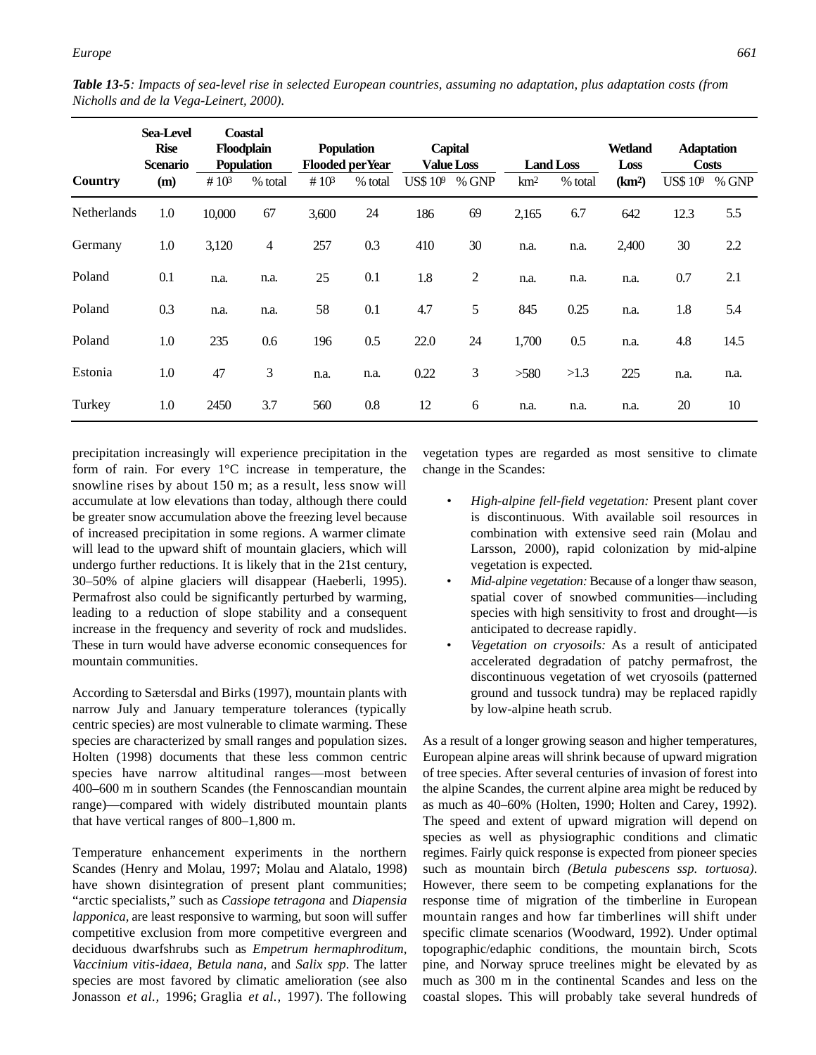**Table 13-5**: *Impacts of sea-level rise in selected European countries, assuming no adaptation, plus adaptation costs (from Nicholls and de la Vega-Leinert, 2000).*

| Country | Sea-Level Rise Scenario (m) | Coastal Floodplain Population | | Population Flooded per Year | | Capital Value Loss | | Land Loss | | Wetland Loss ($km^2$) | Adaptation Costs | |
|---|---|---|---|---|---|---|---|---|---|---|---|---|
| | | # $10^3$ | % total | # $10^3$ | % total | US$ $10^9$ | % GNP | $km^2$ | % total | | US$ $10^9$ | % GNP |
| Netherlands | 1.0 | 10,000 | 67 | 3,600 | 24 | 186 | 69 | 2,165 | 6.7 | 642 | 12.3 | 5.5 |
| Germany | 1.0 | 3,120 | 4 | 257 | 0.3 | 410 | 30 | n.a. | n.a. | 2,400 | 30 | 2.2 |
| Poland | 0.1 | n.a. | n.a. | 25 | 0.1 | 1.8 | 2 | n.a. | n.a. | n.a. | 0.7 | 2.1 |
| Poland | 0.3 | n.a. | n.a. | 58 | 0.1 | 4.7 | 5 | 845 | 0.25 | n.a. | 1.8 | 5.4 |
| Poland | 1.0 | 235 | 0.6 | 196 | 0.5 | 22.0 | 24 | 1,700 | 0.5 | n.a. | 4.8 | 14.5 |
| Estonia | 1.0 | 47 | 3 | n.a. | n.a. | 0.22 | 3 | >580 | >1.3 | 225 | n.a. | n.a. |
| Turkey | 1.0 | 2450 | 3.7 | 560 | 0.8 | 12 | 6 | n.a. | n.a. | n.a. | 20 | 10 |

precipitation increasingly will experience precipitation in the form of rain. For every 1°C increase in temperature, the snowline rises by about 150 m; as a result, less snow will accumulate at low elevations than today, although there could be greater snow accumulation above the freezing level because of increased precipitation in some regions. A warmer climate will lead to the upward shift of mountain glaciers, which will undergo further reductions. It is likely that in the 21st century, 30–50% of alpine glaciers will disappear (Haeberli, 1995). Permafrost also could be significantly perturbed by warming, leading to a reduction of slope stability and a consequent increase in the frequency and severity of rock and mudslides. These in turn would have adverse economic consequences for mountain communities.

According to Sætersdal and Birks (1997), mountain plants with narrow July and January temperature tolerances (typically centric species) are most vulnerable to climate warming. These species are characterized by small ranges and population sizes. Holten (1998) documents that these less common centric species have narrow altitudinal ranges—most between 400–600 m in southern Scandes (the Fennoscandian mountain range)—compared with widely distributed mountain plants that have vertical ranges of 800–1,800 m.

Temperature enhancement experiments in the northern Scandes (Henry and Molau, 1997; Molau and Alatalo, 1998) have shown disintegration of present plant communities; "arctic specialists," such as *Cassiope tetragona* and *Diapensia lapponica*, are least responsive to warming, but soon will suffer competitive exclusion from more competitive evergreen and deciduous dwarfshrubs such as *Empetrum hermaphroditum, Vaccinium vitis-idaea, Betula nana,* and *Salix spp*. The latter species are most favored by climatic amelioration (see also Jonasson *et al.,* 1996; Graglia *et al.,* 1997). The following vegetation types are regarded as most sensitive to climate change in the Scandes:

- *High-alpine fell-field vegetation:* Present plant cover is discontinuous. With available soil resources in combination with extensive seed rain (Molau and Larsson, 2000), rapid colonization by mid-alpine vegetation is expected.
- *Mid-alpine vegetation:* Because of a longer thaw season, spatial cover of snowbed communities—including species with high sensitivity to frost and drought—is anticipated to decrease rapidly.
- *Vegetation on cryosoils:* As a result of anticipated accelerated degradation of patchy permafrost, the discontinuous vegetation of wet cryosoils (patterned ground and tussock tundra) may be replaced rapidly by low-alpine heath scrub.

As a result of a longer growing season and higher temperatures, European alpine areas will shrink because of upward migration of tree species. After several centuries of invasion of forest into the alpine Scandes, the current alpine area might be reduced by as much as 40–60% (Holten, 1990; Holten and Carey, 1992). The speed and extent of upward migration will depend on species as well as physiographic conditions and climatic regimes. Fairly quick response is expected from pioneer species such as mountain birch *(Betula pubescens ssp. tortuosa)*. However, there seem to be competing explanations for the response time of migration of the timberline in European mountain ranges and how far timberlines will shift under specific climate scenarios (Woodward, 1992). Under optimal topographic/edaphic conditions, the mountain birch, Scots pine, and Norway spruce treelines might be elevated by as much as 300 m in the continental Scandes and less on the coastal slopes. This will probably take several hundreds of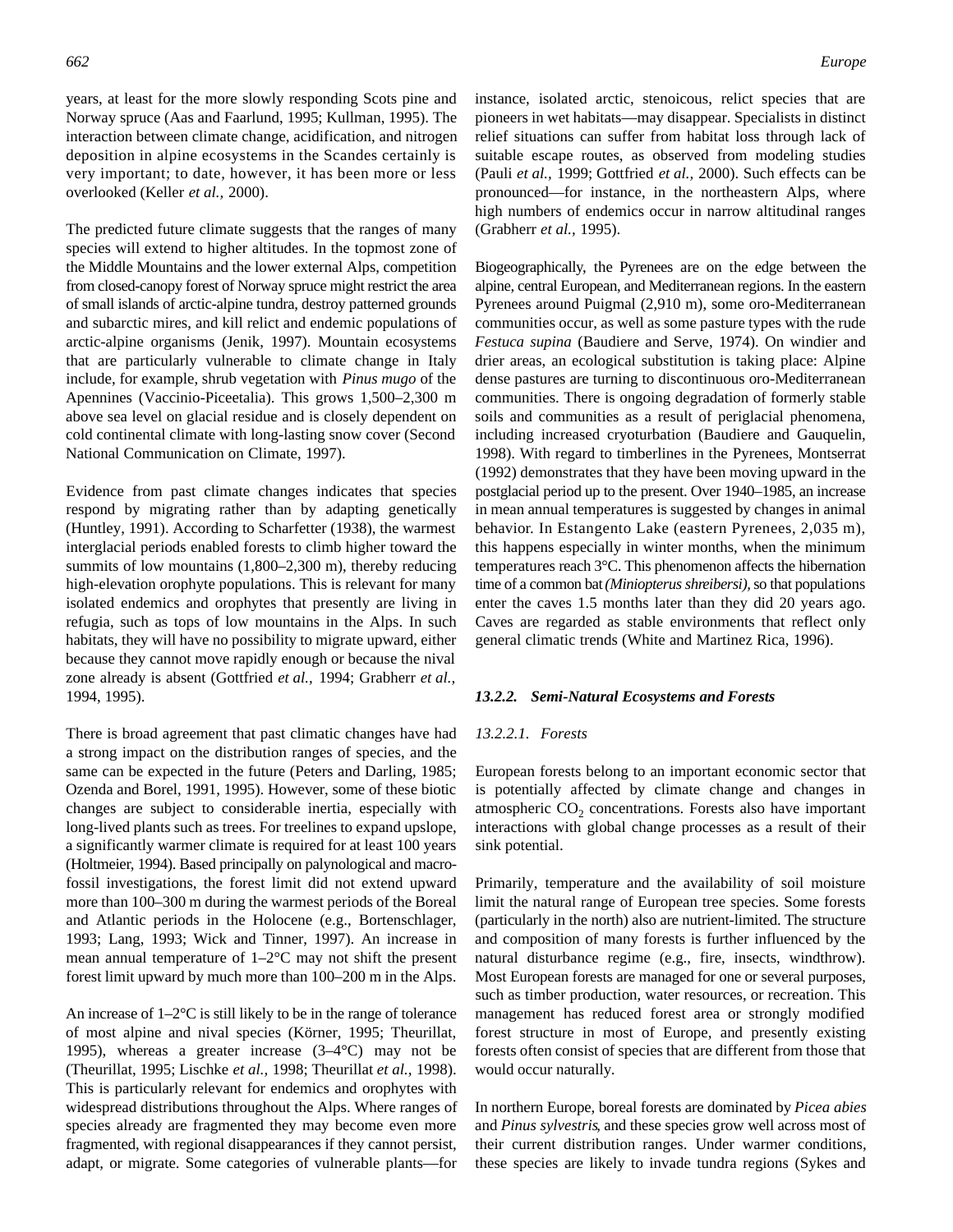years, at least for the more slowly responding Scots pine and Norway spruce (Aas and Faarlund, 1995; Kullman, 1995). The interaction between climate change, acidification, and nitrogen deposition in alpine ecosystems in the Scandes certainly is very important; to date, however, it has been more or less overlooked (Keller *et al.,* 2000).

The predicted future climate suggests that the ranges of many species will extend to higher altitudes. In the topmost zone of the Middle Mountains and the lower external Alps, competition from closed-canopy forest of Norway spruce might restrict the area of small islands of arctic-alpine tundra, destroy patterned grounds and subarctic mires, and kill relict and endemic populations of arctic-alpine organisms (Jenik, 1997). Mountain ecosystems that are particularly vulnerable to climate change in Italy include, for example, shrub vegetation with *Pinus mugo* of the Apennines (Vaccinio-Piceetalia). This grows 1,500–2,300 m above sea level on glacial residue and is closely dependent on cold continental climate with long-lasting snow cover (Second National Communication on Climate, 1997).

Evidence from past climate changes indicates that species respond by migrating rather than by adapting genetically (Huntley, 1991). According to Scharfetter (1938), the warmest interglacial periods enabled forests to climb higher toward the summits of low mountains (1,800–2,300 m), thereby reducing high-elevation orophyte populations. This is relevant for many isolated endemics and orophytes that presently are living in refugia, such as tops of low mountains in the Alps. In such habitats, they will have no possibility to migrate upward, either because they cannot move rapidly enough or because the nival zone already is absent (Gottfried *et al.,* 1994; Grabherr *et al.,* 1994, 1995).

There is broad agreement that past climatic changes have had a strong impact on the distribution ranges of species, and the same can be expected in the future (Peters and Darling, 1985; Ozenda and Borel, 1991, 1995). However, some of these biotic changes are subject to considerable inertia, especially with long-lived plants such as trees. For treelines to expand upslope, a significantly warmer climate is required for at least 100 years (Holtmeier, 1994). Based principally on palynological and macrofossil investigations, the forest limit did not extend upward more than 100–300 m during the warmest periods of the Boreal and Atlantic periods in the Holocene (e.g., Bortenschlager, 1993; Lang, 1993; Wick and Tinner, 1997). An increase in mean annual temperature of 1–2°C may not shift the present forest limit upward by much more than 100–200 m in the Alps.

An increase of 1–2°C is still likely to be in the range of tolerance of most alpine and nival species (Körner, 1995; Theurillat, 1995), whereas a greater increase (3–4°C) may not be (Theurillat, 1995; Lischke *et al.,* 1998; Theurillat *et al.,* 1998). This is particularly relevant for endemics and orophytes with widespread distributions throughout the Alps. Where ranges of species already are fragmented they may become even more fragmented, with regional disappearances if they cannot persist, adapt, or migrate. Some categories of vulnerable plants—for instance, isolated arctic, stenoicous, relict species that are pioneers in wet habitats—may disappear. Specialists in distinct relief situations can suffer from habitat loss through lack of suitable escape routes, as observed from modeling studies (Pauli *et al.,* 1999; Gottfried *et al.,* 2000). Such effects can be pronounced—for instance, in the northeastern Alps, where high numbers of endemics occur in narrow altitudinal ranges (Grabherr *et al.,* 1995).

Biogeographically, the Pyrenees are on the edge between the alpine, central European, and Mediterranean regions. In the eastern Pyrenees around Puigmal (2,910 m), some oro-Mediterranean communities occur, as well as some pasture types with the rude *Festuca supina* (Baudiere and Serve, 1974). On windier and drier areas, an ecological substitution is taking place: Alpine dense pastures are turning to discontinuous oro-Mediterranean communities. There is ongoing degradation of formerly stable soils and communities as a result of periglacial phenomena, including increased cryoturbation (Baudiere and Gauquelin, 1998). With regard to timberlines in the Pyrenees, Montserrat (1992) demonstrates that they have been moving upward in the postglacial period up to the present. Over 1940–1985, an increase in mean annual temperatures is suggested by changes in animal behavior. In Estangento Lake (eastern Pyrenees, 2,035 m), this happens especially in winter months, when the minimum temperatures reach 3°C. This phenomenon affects the hibernation time of a common bat *(Miniopterus shreibersi)*, so that populations enter the caves 1.5 months later than they did 20 years ago. Caves are regarded as stable environments that reflect only general climatic trends (White and Martinez Rica, 1996).

### *13.2.2. Semi-Natural Ecosystems and Forests*

#### *13.2.2.1. Forests*

European forests belong to an important economic sector that is potentially affected by climate change and changes in atmospheric $CO_2$ concentrations. Forests also have important interactions with global change processes as a result of their sink potential.

Primarily, temperature and the availability of soil moisture limit the natural range of European tree species. Some forests (particularly in the north) also are nutrient-limited. The structure and composition of many forests is further influenced by the natural disturbance regime (e.g., fire, insects, windthrow). Most European forests are managed for one or several purposes, such as timber production, water resources, or recreation. This management has reduced forest area or strongly modified forest structure in most of Europe, and presently existing forests often consist of species that are different from those that would occur naturally.

In northern Europe, boreal forests are dominated by *Picea abies* and *Pinus sylvestris*, and these species grow well across most of their current distribution ranges. Under warmer conditions, these species are likely to invade tundra regions (Sykes and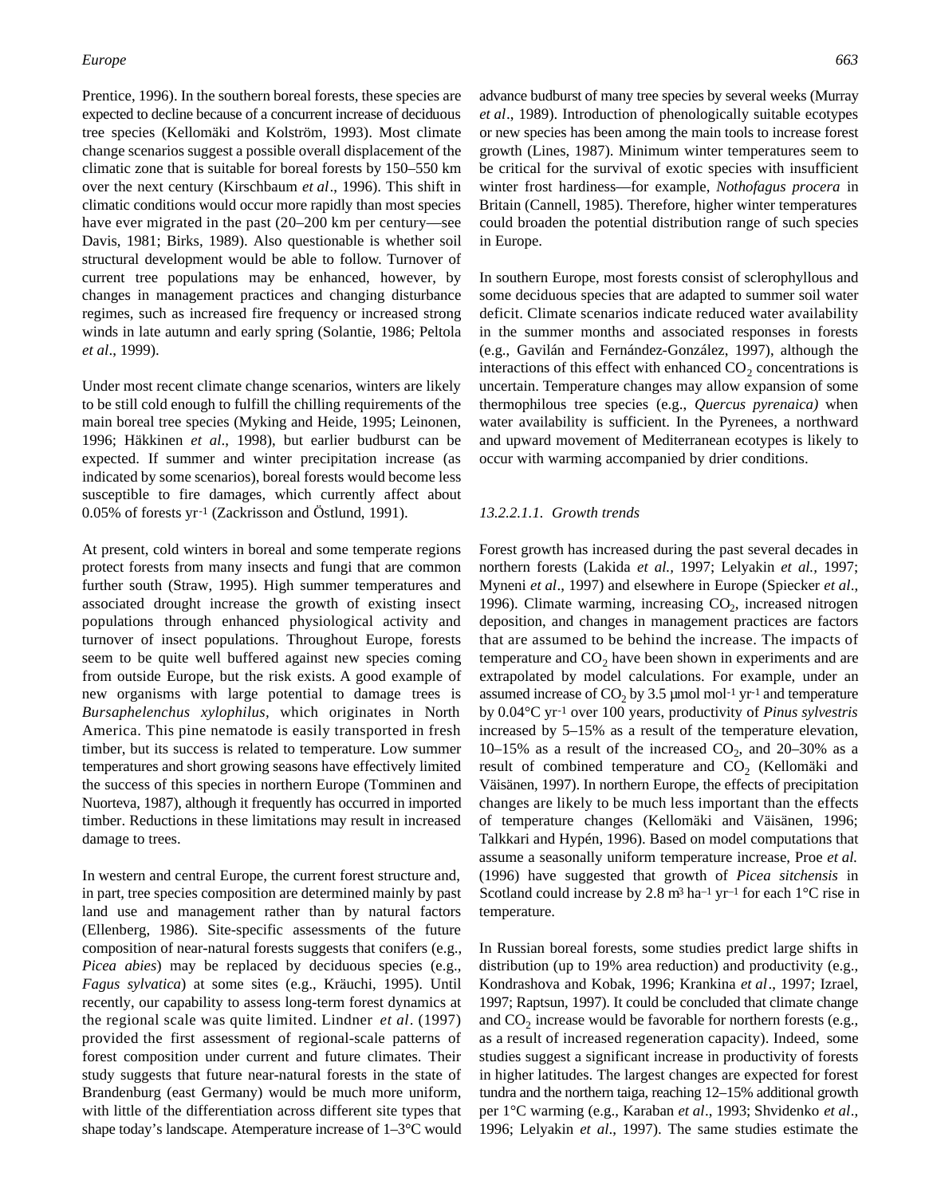Prentice, 1996). In the southern boreal forests, these species are expected to decline because of a concurrent increase of deciduous tree species (Kellomäki and Kolström, 1993). Most climate change scenarios suggest a possible overall displacement of the climatic zone that is suitable for boreal forests by 150–550 km over the next century (Kirschbaum *et al*., 1996). This shift in climatic conditions would occur more rapidly than most species have ever migrated in the past (20–200 km per century—see Davis, 1981; Birks, 1989). Also questionable is whether soil structural development would be able to follow. Turnover of current tree populations may be enhanced, however, by changes in management practices and changing disturbance regimes, such as increased fire frequency or increased strong winds in late autumn and early spring (Solantie, 1986; Peltola *et al*., 1999).

Under most recent climate change scenarios, winters are likely to be still cold enough to fulfill the chilling requirements of the main boreal tree species (Myking and Heide, 1995; Leinonen, 1996; Häkkinen *et al*., 1998), but earlier budburst can be expected. If summer and winter precipitation increase (as indicated by some scenarios), boreal forests would become less susceptible to fire damages, which currently affect about 0.05% of forests $yr^{-1}$ (Zackrisson and Östlund, 1991).

At present, cold winters in boreal and some temperate regions protect forests from many insects and fungi that are common further south (Straw, 1995). High summer temperatures and associated drought increase the growth of existing insect populations through enhanced physiological activity and turnover of insect populations. Throughout Europe, forests seem to be quite well buffered against new species coming from outside Europe, but the risk exists. A good example of new organisms with large potential to damage trees is *Bursaphelenchus xylophilus*, which originates in North America. This pine nematode is easily transported in fresh timber, but its success is related to temperature. Low summer temperatures and short growing seasons have effectively limited the success of this species in northern Europe (Tomminen and Nuorteva, 1987), although it frequently has occurred in imported timber. Reductions in these limitations may result in increased damage to trees.

In western and central Europe, the current forest structure and, in part, tree species composition are determined mainly by past land use and management rather than by natural factors (Ellenberg, 1986). Site-specific assessments of the future composition of near-natural forests suggests that conifers (e.g., *Picea abies*) may be replaced by deciduous species (e.g., *Fagus sylvatica*) at some sites (e.g., Kräuchi, 1995). Until recently, our capability to assess long-term forest dynamics at the regional scale was quite limited. Lindner *et al*. (1997) provided the first assessment of regional-scale patterns of forest composition under current and future climates. Their study suggests that future near-natural forests in the state of Brandenburg (east Germany) would be much more uniform, with little of the differentiation across different site types that shape today's landscape. A temperature increase of 1–3°C would advance budburst of many tree species by several weeks (Murray *et al*., 1989). Introduction of phenologically suitable ecotypes or new species has been among the main tools to increase forest growth (Lines, 1987). Minimum winter temperatures seem to be critical for the survival of exotic species with insufficient winter frost hardiness—for example, *Nothofagus procera* in Britain (Cannell, 1985). Therefore, higher winter temperatures could broaden the potential distribution range of such species in Europe.

In southern Europe, most forests consist of sclerophyllous and some deciduous species that are adapted to summer soil water deficit. Climate scenarios indicate reduced water availability in the summer months and associated responses in forests (e.g., Gavilán and Fernández-González, 1997), although the interactions of this effect with enhanced $CO_2$ concentrations is uncertain. Temperature changes may allow expansion of some thermophilous tree species (e.g., *Quercus pyrenaica)* when water availability is sufficient. In the Pyrenees, a northward and upward movement of Mediterranean ecotypes is likely to occur with warming accompanied by drier conditions.

##### *13.2.2.1.1. Growth trends*

Forest growth has increased during the past several decades in northern forests (Lakida *et al.,* 1997; Lelyakin *et al.,* 1997; Myneni *et al*., 1997) and elsewhere in Europe (Spiecker *et al*., 1996). Climate warming, increasing $CO_2$, increased nitrogen deposition, and changes in management practices are factors that are assumed to be behind the increase. The impacts of temperature and $CO_2$ have been shown in experiments and are extrapolated by model calculations. For example, under an assumed increase of $CO_2$ by 3.5 μmol $mol^{-1}$ $yr^{-1}$ and temperature by 0.04°C $yr^{-1}$ over 100 years, productivity of *Pinus sylvestris* increased by 5–15% as a result of the temperature elevation, 10–15% as a result of the increased $CO_2$, and 20–30% as a result of combined temperature and $CO_2$ (Kellomäki and Väisänen, 1997). In northern Europe, the effects of precipitation changes are likely to be much less important than the effects of temperature changes (Kellomäki and Väisänen, 1996; Talkkari and Hypén, 1996). Based on model computations that assume a seasonally uniform temperature increase, Proe *et al.* (1996) have suggested that growth of *Picea sitchensis* in Scotland could increase by 2.8 $m^3$ $ha^{-1}$ $yr^{-1}$ for each 1°C rise in temperature.

In Russian boreal forests, some studies predict large shifts in distribution (up to 19% area reduction) and productivity (e.g., Kondrashova and Kobak, 1996; Krankina *et al*., 1997; Izrael, 1997; Raptsun, 1997). It could be concluded that climate change and $CO_2$ increase would be favorable for northern forests (e.g., as a result of increased regeneration capacity). Indeed, some studies suggest a significant increase in productivity of forests in higher latitudes. The largest changes are expected for forest tundra and the northern taiga, reaching 12–15% additional growth per 1°C warming (e.g., Karaban *et al*., 1993; Shvidenko *et al*., 1996; Lelyakin *et al*., 1997). The same studies estimate the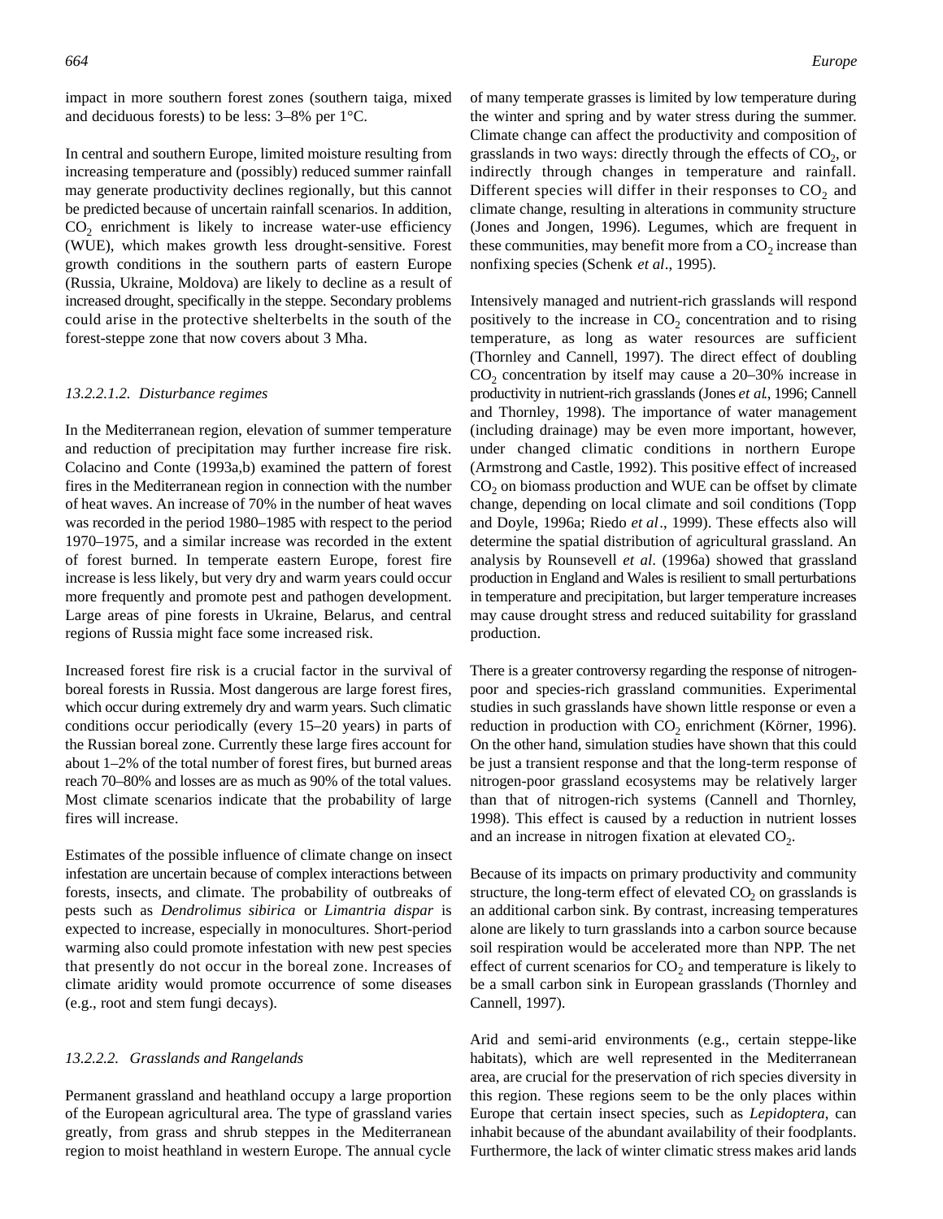impact in more southern forest zones (southern taiga, mixed and deciduous forests) to be less: 3–8% per 1°C.

In central and southern Europe, limited moisture resulting from increasing temperature and (possibly) reduced summer rainfall may generate productivity declines regionally, but this cannot be predicted because of uncertain rainfall scenarios. In addition, $CO_2$ enrichment is likely to increase water-use efficiency (WUE), which makes growth less drought-sensitive. Forest growth conditions in the southern parts of eastern Europe (Russia, Ukraine, Moldova) are likely to decline as a result of increased drought, specifically in the steppe. Secondary problems could arise in the protective shelterbelts in the south of the forest-steppe zone that now covers about 3 Mha.

##### *13.2.2.1.2. Disturbance regimes*

In the Mediterranean region, elevation of summer temperature and reduction of precipitation may further increase fire risk. Colacino and Conte (1993a,b) examined the pattern of forest fires in the Mediterranean region in connection with the number of heat waves. An increase of 70% in the number of heat waves was recorded in the period 1980–1985 with respect to the period 1970–1975, and a similar increase was recorded in the extent of forest burned. In temperate eastern Europe, forest fire increase is less likely, but very dry and warm years could occur more frequently and promote pest and pathogen development. Large areas of pine forests in Ukraine, Belarus, and central regions of Russia might face some increased risk.

Increased forest fire risk is a crucial factor in the survival of boreal forests in Russia. Most dangerous are large forest fires, which occur during extremely dry and warm years. Such climatic conditions occur periodically (every 15–20 years) in parts of the Russian boreal zone. Currently these large fires account for about 1–2% of the total number of forest fires, but burned areas reach 70–80% and losses are as much as 90% of the total values. Most climate scenarios indicate that the probability of large fires will increase.

Estimates of the possible influence of climate change on insect infestation are uncertain because of complex interactions between forests, insects, and climate. The probability of outbreaks of pests such as *Dendrolimus sibirica* or *Limantria dispar* is expected to increase, especially in monocultures. Short-period warming also could promote infestation with new pest species that presently do not occur in the boreal zone. Increases of climate aridity would promote occurrence of some diseases (e.g., root and stem fungi decays).

#### *13.2.2.2. Grasslands and Rangelands*

Permanent grassland and heathland occupy a large proportion of the European agricultural area. The type of grassland varies greatly, from grass and shrub steppes in the Mediterranean region to moist heathland in western Europe. The annual cycle of many temperate grasses is limited by low temperature during the winter and spring and by water stress during the summer. Climate change can affect the productivity and composition of grasslands in two ways: directly through the effects of $CO_2$, or indirectly through changes in temperature and rainfall. Different species will differ in their responses to $CO_2$ and climate change, resulting in alterations in community structure (Jones and Jongen, 1996). Legumes, which are frequent in these communities, may benefit more from a $CO_2$ increase than nonfixing species (Schenk *et al*., 1995).

Intensively managed and nutrient-rich grasslands will respond positively to the increase in $CO_2$ concentration and to rising temperature, as long as water resources are sufficient (Thornley and Cannell, 1997). The direct effect of doubling $CO_2$ concentration by itself may cause a 20–30% increase in productivity in nutrient-rich grasslands (Jones *et al*., 1996; Cannell and Thornley, 1998). The importance of water management (including drainage) may be even more important, however, under changed climatic conditions in northern Europe (Armstrong and Castle, 1992). This positive effect of increased $CO_2$ on biomass production and WUE can be offset by climate change, depending on local climate and soil conditions (Topp and Doyle, 1996a; Riedo *et al*., 1999). These effects also will determine the spatial distribution of agricultural grassland. An analysis by Rounsevell *et al*. (1996a) showed that grassland production in England and Wales is resilient to small perturbations in temperature and precipitation, but larger temperature increases may cause drought stress and reduced suitability for grassland production.

There is a greater controversy regarding the response of nitrogen-poor and species-rich grassland communities. Experimental studies in such grasslands have shown little response or even a reduction in production with $CO_2$ enrichment (Körner, 1996). On the other hand, simulation studies have shown that this could be just a transient response and that the long-term response of nitrogen-poor grassland ecosystems may be relatively larger than that of nitrogen-rich systems (Cannell and Thornley, 1998). This effect is caused by a reduction in nutrient losses and an increase in nitrogen fixation at elevated $CO_2$.

Because of its impacts on primary productivity and community structure, the long-term effect of elevated $CO_2$ on grasslands is an additional carbon sink. By contrast, increasing temperatures alone are likely to turn grasslands into a carbon source because soil respiration would be accelerated more than NPP. The net effect of current scenarios for $CO_2$ and temperature is likely to be a small carbon sink in European grasslands (Thornley and Cannell, 1997).

Arid and semi-arid environments (e.g., certain steppe-like habitats), which are well represented in the Mediterranean area, are crucial for the preservation of rich species diversity in this region. These regions seem to be the only places within Europe that certain insect species, such as *Lepidoptera*, can inhabit because of the abundant availability of their foodplants. Furthermore, the lack of winter climatic stress makes arid lands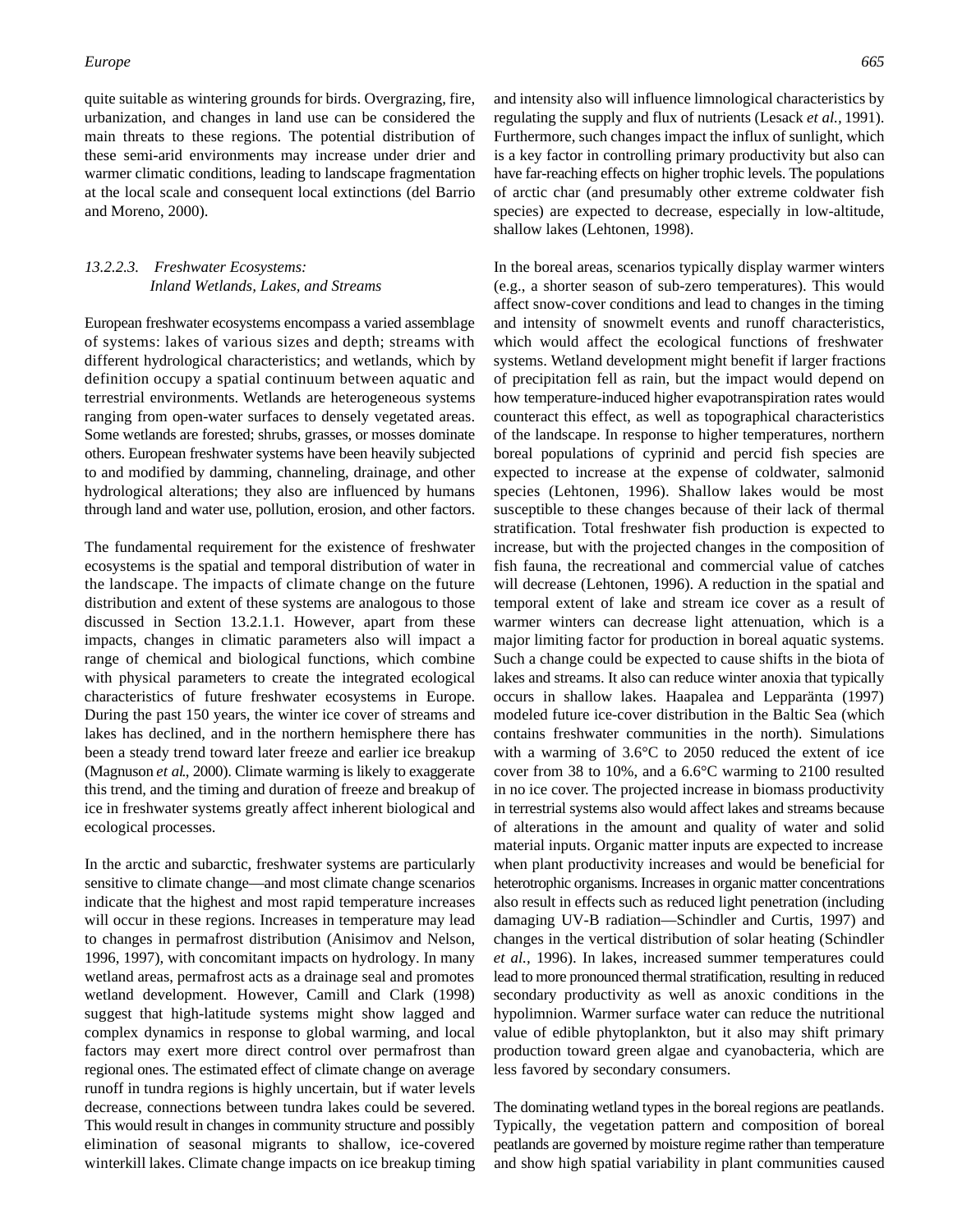quite suitable as wintering grounds for birds. Overgrazing, fire, urbanization, and changes in land use can be considered the main threats to these regions. The potential distribution of these semi-arid environments may increase under drier and warmer climatic conditions, leading to landscape fragmentation at the local scale and consequent local extinctions (del Barrio and Moreno, 2000).

#### *13.2.2.3. Freshwater Ecosystems: Inland Wetlands, Lakes, and Streams*

European freshwater ecosystems encompass a varied assemblage of systems: lakes of various sizes and depth; streams with different hydrological characteristics; and wetlands, which by definition occupy a spatial continuum between aquatic and terrestrial environments. Wetlands are heterogeneous systems ranging from open-water surfaces to densely vegetated areas. Some wetlands are forested; shrubs, grasses, or mosses dominate others. European freshwater systems have been heavily subjected to and modified by damming, channeling, drainage, and other hydrological alterations; they also are influenced by humans through land and water use, pollution, erosion, and other factors.

The fundamental requirement for the existence of freshwater ecosystems is the spatial and temporal distribution of water in the landscape. The impacts of climate change on the future distribution and extent of these systems are analogous to those discussed in Section 13.2.1.1. However, apart from these impacts, changes in climatic parameters also will impact a range of chemical and biological functions, which combine with physical parameters to create the integrated ecological characteristics of future freshwater ecosystems in Europe. During the past 150 years, the winter ice cover of streams and lakes has declined, and in the northern hemisphere there has been a steady trend toward later freeze and earlier ice breakup (Magnuson *et al.*, 2000). Climate warming is likely to exaggerate this trend, and the timing and duration of freeze and breakup of ice in freshwater systems greatly affect inherent biological and ecological processes.

In the arctic and subarctic, freshwater systems are particularly sensitive to climate change—and most climate change scenarios indicate that the highest and most rapid temperature increases will occur in these regions. Increases in temperature may lead to changes in permafrost distribution (Anisimov and Nelson, 1996, 1997), with concomitant impacts on hydrology. In many wetland areas, permafrost acts as a drainage seal and promotes wetland development. However, Camill and Clark (1998) suggest that high-latitude systems might show lagged and complex dynamics in response to global warming, and local factors may exert more direct control over permafrost than regional ones. The estimated effect of climate change on average runoff in tundra regions is highly uncertain, but if water levels decrease, connections between tundra lakes could be severed. This would result in changes in community structure and possibly elimination of seasonal migrants to shallow, ice-covered winterkill lakes. Climate change impacts on ice breakup timing and intensity also will influence limnological characteristics by regulating the supply and flux of nutrients (Lesack *et al.*, 1991). Furthermore, such changes impact the influx of sunlight, which is a key factor in controlling primary productivity but also can have far-reaching effects on higher trophic levels. The populations of arctic char (and presumably other extreme coldwater fish species) are expected to decrease, especially in low-altitude, shallow lakes (Lehtonen, 1998).

In the boreal areas, scenarios typically display warmer winters (e.g., a shorter season of sub-zero temperatures). This would affect snow-cover conditions and lead to changes in the timing and intensity of snowmelt events and runoff characteristics, which would affect the ecological functions of freshwater systems. Wetland development might benefit if larger fractions of precipitation fell as rain, but the impact would depend on how temperature-induced higher evapotranspiration rates would counteract this effect, as well as topographical characteristics of the landscape. In response to higher temperatures, northern boreal populations of cyprinid and percid fish species are expected to increase at the expense of coldwater, salmonid species (Lehtonen, 1996). Shallow lakes would be most susceptible to these changes because of their lack of thermal stratification. Total freshwater fish production is expected to increase, but with the projected changes in the composition of fish fauna, the recreational and commercial value of catches will decrease (Lehtonen, 1996). A reduction in the spatial and temporal extent of lake and stream ice cover as a result of warmer winters can decrease light attenuation, which is a major limiting factor for production in boreal aquatic systems. Such a change could be expected to cause shifts in the biota of lakes and streams. It also can reduce winter anoxia that typically occurs in shallow lakes. Haapalea and Lepparänta (1997) modeled future ice-cover distribution in the Baltic Sea (which contains freshwater communities in the north). Simulations with a warming of 3.6°C to 2050 reduced the extent of ice cover from 38 to 10%, and a 6.6°C warming to 2100 resulted in no ice cover. The projected increase in biomass productivity in terrestrial systems also would affect lakes and streams because of alterations in the amount and quality of water and solid material inputs. Organic matter inputs are expected to increase when plant productivity increases and would be beneficial for heterotrophic organisms. Increases in organic matter concentrations also result in effects such as reduced light penetration (including damaging UV-B radiation—Schindler and Curtis, 1997) and changes in the vertical distribution of solar heating (Schindler *et al.*, 1996). In lakes, increased summer temperatures could lead to more pronounced thermal stratification, resulting in reduced secondary productivity as well as anoxic conditions in the hypolimnion. Warmer surface water can reduce the nutritional value of edible phytoplankton, but it also may shift primary production toward green algae and cyanobacteria, which are less favored by secondary consumers.

The dominating wetland types in the boreal regions are peatlands. Typically, the vegetation pattern and composition of boreal peatlands are governed by moisture regime rather than temperature and show high spatial variability in plant communities caused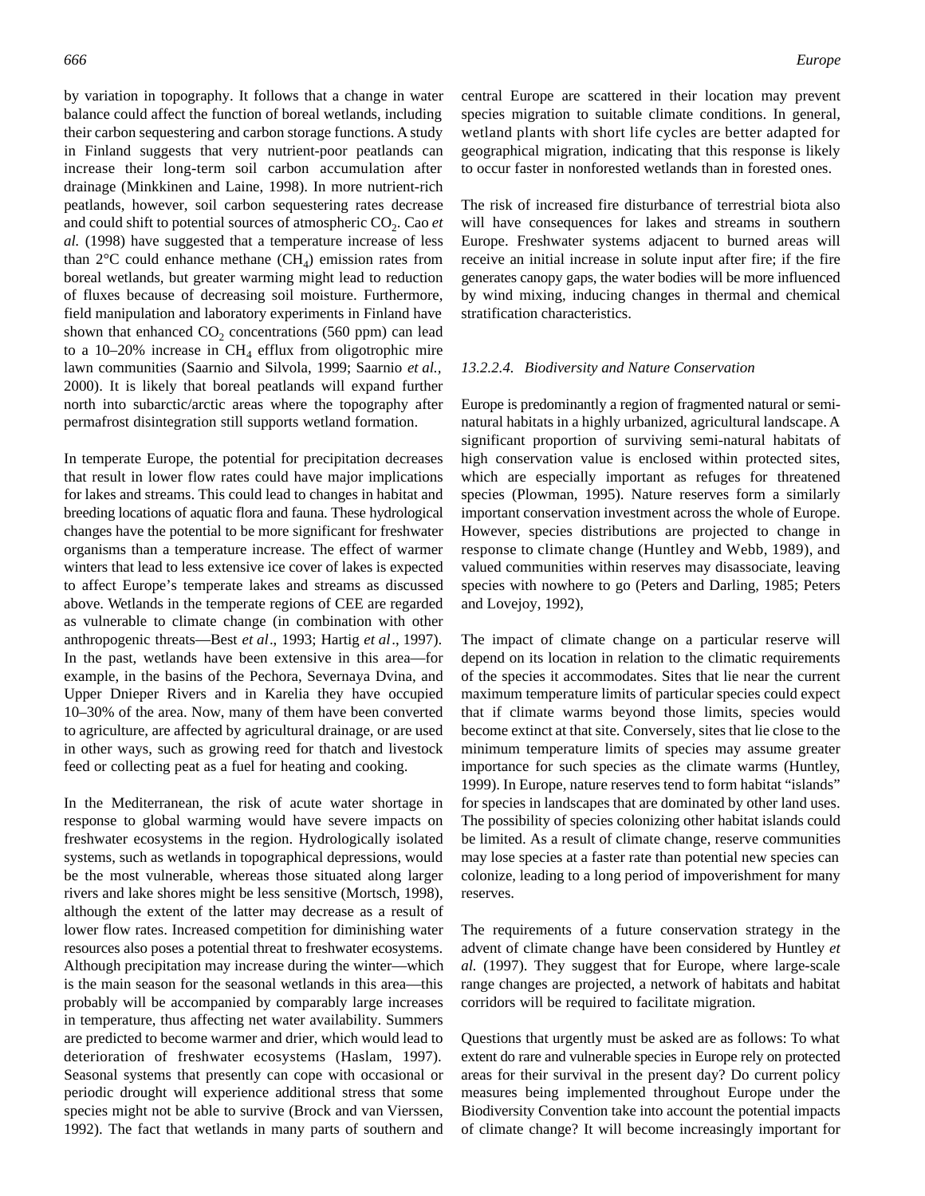by variation in topography. It follows that a change in water balance could affect the function of boreal wetlands, including their carbon sequestering and carbon storage functions. A study in Finland suggests that very nutrient-poor peatlands can increase their long-term soil carbon accumulation after drainage (Minkkinen and Laine, 1998). In more nutrient-rich peatlands, however, soil carbon sequestering rates decrease and could shift to potential sources of atmospheric $CO_2$. Cao *et al.* (1998) have suggested that a temperature increase of less than 2°C could enhance methane ($CH_4$) emission rates from boreal wetlands, but greater warming might lead to reduction of fluxes because of decreasing soil moisture. Furthermore, field manipulation and laboratory experiments in Finland have shown that enhanced $CO_2$ concentrations (560 ppm) can lead to a 10–20% increase in $CH_4$ efflux from oligotrophic mire lawn communities (Saarnio and Silvola, 1999; Saarnio *et al.,* 2000). It is likely that boreal peatlands will expand further north into subarctic/arctic areas where the topography after permafrost disintegration still supports wetland formation.

In temperate Europe, the potential for precipitation decreases that result in lower flow rates could have major implications for lakes and streams. This could lead to changes in habitat and breeding locations of aquatic flora and fauna. These hydrological changes have the potential to be more significant for freshwater organisms than a temperature increase. The effect of warmer winters that lead to less extensive ice cover of lakes is expected to affect Europe's temperate lakes and streams as discussed above. Wetlands in the temperate regions of CEE are regarded as vulnerable to climate change (in combination with other anthropogenic threats—Best *et al*., 1993; Hartig *et al*., 1997). In the past, wetlands have been extensive in this area—for example, in the basins of the Pechora, Severnaya Dvina, and Upper Dnieper Rivers and in Karelia they have occupied 10–30% of the area. Now, many of them have been converted to agriculture, are affected by agricultural drainage, or are used in other ways, such as growing reed for thatch and livestock feed or collecting peat as a fuel for heating and cooking.

In the Mediterranean, the risk of acute water shortage in response to global warming would have severe impacts on freshwater ecosystems in the region. Hydrologically isolated systems, such as wetlands in topographical depressions, would be the most vulnerable, whereas those situated along larger rivers and lake shores might be less sensitive (Mortsch, 1998), although the extent of the latter may decrease as a result of lower flow rates. Increased competition for diminishing water resources also poses a potential threat to freshwater ecosystems. Although precipitation may increase during the winter—which is the main season for the seasonal wetlands in this area—this probably will be accompanied by comparably large increases in temperature, thus affecting net water availability. Summers are predicted to become warmer and drier, which would lead to deterioration of freshwater ecosystems (Haslam, 1997). Seasonal systems that presently can cope with occasional or periodic drought will experience additional stress that some species might not be able to survive (Brock and van Vierssen, 1992). The fact that wetlands in many parts of southern and central Europe are scattered in their location may prevent species migration to suitable climate conditions. In general, wetland plants with short life cycles are better adapted for geographical migration, indicating that this response is likely to occur faster in nonforested wetlands than in forested ones.

The risk of increased fire disturbance of terrestrial biota also will have consequences for lakes and streams in southern Europe. Freshwater systems adjacent to burned areas will receive an initial increase in solute input after fire; if the fire generates canopy gaps, the water bodies will be more influenced by wind mixing, inducing changes in thermal and chemical stratification characteristics.

#### *13.2.2.4. Biodiversity and Nature Conservation*

Europe is predominantly a region of fragmented natural or semi-natural habitats in a highly urbanized, agricultural landscape. A significant proportion of surviving semi-natural habitats of high conservation value is enclosed within protected sites, which are especially important as refuges for threatened species (Plowman, 1995). Nature reserves form a similarly important conservation investment across the whole of Europe. However, species distributions are projected to change in response to climate change (Huntley and Webb, 1989), and valued communities within reserves may disassociate, leaving species with nowhere to go (Peters and Darling, 1985; Peters and Lovejoy, 1992),

The impact of climate change on a particular reserve will depend on its location in relation to the climatic requirements of the species it accommodates. Sites that lie near the current maximum temperature limits of particular species could expect that if climate warms beyond those limits, species would become extinct at that site. Conversely, sites that lie close to the minimum temperature limits of species may assume greater importance for such species as the climate warms (Huntley, 1999). In Europe, nature reserves tend to form habitat "islands" for species in landscapes that are dominated by other land uses. The possibility of species colonizing other habitat islands could be limited. As a result of climate change, reserve communities may lose species at a faster rate than potential new species can colonize, leading to a long period of impoverishment for many reserves.

The requirements of a future conservation strategy in the advent of climate change have been considered by Huntley *et al.* (1997). They suggest that for Europe, where large-scale range changes are projected, a network of habitats and habitat corridors will be required to facilitate migration.

Questions that urgently must be asked are as follows: To what extent do rare and vulnerable species in Europe rely on protected areas for their survival in the present day? Do current policy measures being implemented throughout Europe under the Biodiversity Convention take into account the potential impacts of climate change? It will become increasingly important for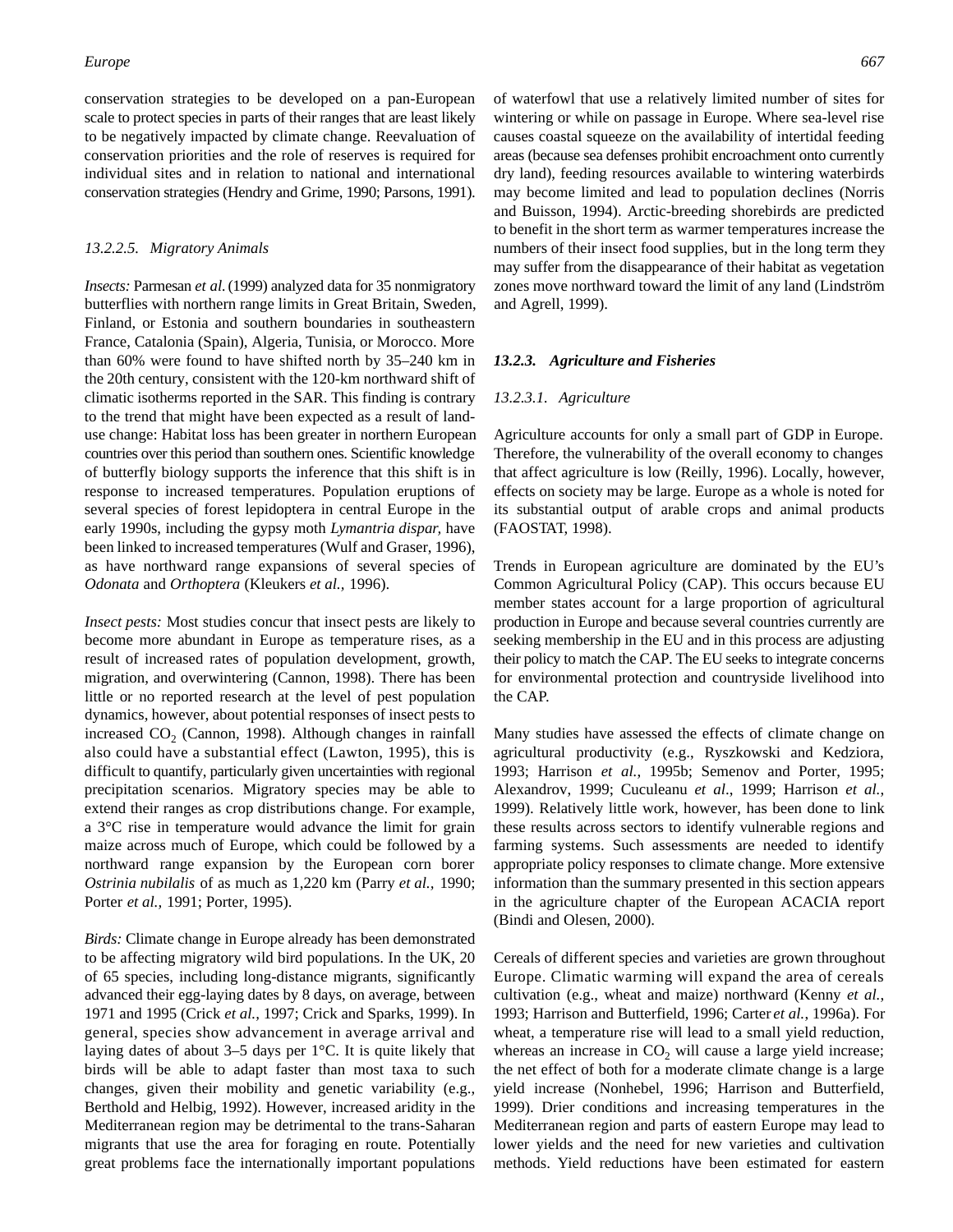conservation strategies to be developed on a pan-European scale to protect species in parts of their ranges that are least likely to be negatively impacted by climate change. Reevaluation of conservation priorities and the role of reserves is required for individual sites and in relation to national and international conservation strategies (Hendry and Grime, 1990; Parsons, 1991).

#### *13.2.2.5. Migratory Animals*

*Insects:* Parmesan *et al.* (1999) analyzed data for 35 nonmigratory butterflies with northern range limits in Great Britain, Sweden, Finland, or Estonia and southern boundaries in southeastern France, Catalonia (Spain), Algeria, Tunisia, or Morocco. More than 60% were found to have shifted north by 35–240 km in the 20th century, consistent with the 120-km northward shift of climatic isotherms reported in the SAR. This finding is contrary to the trend that might have been expected as a result of land-use change: Habitat loss has been greater in northern European countries over this period than southern ones. Scientific knowledge of butterfly biology supports the inference that this shift is in response to increased temperatures. Population eruptions of several species of forest lepidoptera in central Europe in the early 1990s, including the gypsy moth *Lymantria dispar,* have been linked to increased temperatures (Wulf and Graser, 1996), as have northward range expansions of several species of *Odonata* and *Orthoptera* (Kleukers *et al.,* 1996).

*Insect pests:* Most studies concur that insect pests are likely to become more abundant in Europe as temperature rises, as a result of increased rates of population development, growth, migration, and overwintering (Cannon, 1998). There has been little or no reported research at the level of pest population dynamics, however, about potential responses of insect pests to increased $CO_2$ (Cannon, 1998). Although changes in rainfall also could have a substantial effect (Lawton, 1995), this is difficult to quantify, particularly given uncertainties with regional precipitation scenarios. Migratory species may be able to extend their ranges as crop distributions change. For example, a 3°C rise in temperature would advance the limit for grain maize across much of Europe, which could be followed by a northward range expansion by the European corn borer *Ostrinia nubilalis* of as much as 1,220 km (Parry *et al.,* 1990; Porter *et al.,* 1991; Porter, 1995).

*Birds:* Climate change in Europe already has been demonstrated to be affecting migratory wild bird populations. In the UK, 20 of 65 species, including long-distance migrants, significantly advanced their egg-laying dates by 8 days, on average, between 1971 and 1995 (Crick *et al.,* 1997; Crick and Sparks, 1999). In general, species show advancement in average arrival and laying dates of about 3–5 days per 1°C. It is quite likely that birds will be able to adapt faster than most taxa to such changes, given their mobility and genetic variability (e.g., Berthold and Helbig, 1992). However, increased aridity in the Mediterranean region may be detrimental to the trans-Saharan migrants that use the area for foraging en route. Potentially great problems face the internationally important populations of waterfowl that use a relatively limited number of sites for wintering or while on passage in Europe. Where sea-level rise causes coastal squeeze on the availability of intertidal feeding areas (because sea defenses prohibit encroachment onto currently dry land), feeding resources available to wintering waterbirds may become limited and lead to population declines (Norris and Buisson, 1994). Arctic-breeding shorebirds are predicted to benefit in the short term as warmer temperatures increase the numbers of their insect food supplies, but in the long term they may suffer from the disappearance of their habitat as vegetation zones move northward toward the limit of any land (Lindström and Agrell, 1999).

### **13.2.3. Agriculture and Fisheries**

#### *13.2.3.1. Agriculture*

Agriculture accounts for only a small part of GDP in Europe. Therefore, the vulnerability of the overall economy to changes that affect agriculture is low (Reilly, 1996). Locally, however, effects on society may be large. Europe as a whole is noted for its substantial output of arable crops and animal products (FAOSTAT, 1998).

Trends in European agriculture are dominated by the EU's Common Agricultural Policy (CAP). This occurs because EU member states account for a large proportion of agricultural production in Europe and because several countries currently are seeking membership in the EU and in this process are adjusting their policy to match the CAP. The EU seeks to integrate concerns for environmental protection and countryside livelihood into the CAP.

Many studies have assessed the effects of climate change on agricultural productivity (e.g., Ryszkowski and Kedziora, 1993; Harrison *et al.*, 1995b; Semenov and Porter, 1995; Alexandrov, 1999; Cuculeanu *et al*., 1999; Harrison *et al.*, 1999). Relatively little work, however, has been done to link these results across sectors to identify vulnerable regions and farming systems. Such assessments are needed to identify appropriate policy responses to climate change. More extensive information than the summary presented in this section appears in the agriculture chapter of the European ACACIA report (Bindi and Olesen, 2000).

Cereals of different species and varieties are grown throughout Europe. Climatic warming will expand the area of cereals cultivation (e.g., wheat and maize) northward (Kenny *et al.*, 1993; Harrison and Butterfield, 1996; Carter *et al.*, 1996a). For wheat, a temperature rise will lead to a small yield reduction, whereas an increase in $CO_2$ will cause a large yield increase; the net effect of both for a moderate climate change is a large yield increase (Nonhebel, 1996; Harrison and Butterfield, 1999). Drier conditions and increasing temperatures in the Mediterranean region and parts of eastern Europe may lead to lower yields and the need for new varieties and cultivation methods. Yield reductions have been estimated for eastern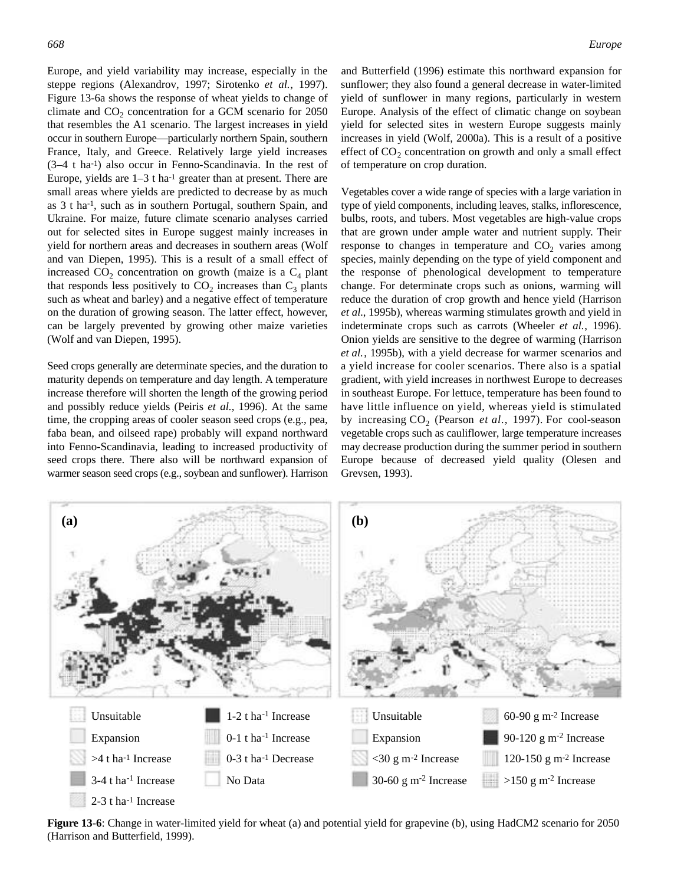Europe, and yield variability may increase, especially in the steppe regions (Alexandrov, 1997; Sirotenko *et al.*, 1997). Figure 13-6a shows the response of wheat yields to change of climate and $CO_2$ concentration for a GCM scenario for 2050 that resembles the A1 scenario. The largest increases in yield occur in southern Europe—particularly northern Spain, southern France, Italy, and Greece. Relatively large yield increases (3–4 t $ha^{-1}$) also occur in Fenno-Scandinavia. In the rest of Europe, yields are 1–3 t $ha^{-1}$ greater than at present. There are small areas where yields are predicted to decrease by as much as 3 t $ha^{-1}$, such as in southern Portugal, southern Spain, and Ukraine. For maize, future climate scenario analyses carried out for selected sites in Europe suggest mainly increases in yield for northern areas and decreases in southern areas (Wolf and van Diepen, 1995). This is a result of a small effect of increased $CO_2$ concentration on growth (maize is a $C_4$ plant that responds less positively to $CO_2$ increases than $C_3$ plants such as wheat and barley) and a negative effect of temperature on the duration of growing season. The latter effect, however, can be largely prevented by growing other maize varieties (Wolf and van Diepen, 1995).

Seed crops generally are determinate species, and the duration to maturity depends on temperature and day length. A temperature increase therefore will shorten the length of the growing period and possibly reduce yields (Peiris *et al.*, 1996). At the same time, the cropping areas of cooler season seed crops (e.g., pea, faba bean, and oilseed rape) probably will expand northward into Fenno-Scandinavia, leading to increased productivity of seed crops there. There also will be northward expansion of warmer season seed crops (e.g., soybean and sunflower). Harrison and Butterfield (1996) estimate this northward expansion for sunflower; they also found a general decrease in water-limited yield of sunflower in many regions, particularly in western Europe. Analysis of the effect of climatic change on soybean yield for selected sites in western Europe suggests mainly increases in yield (Wolf, 2000a). This is a result of a positive effect of $CO_2$ concentration on growth and only a small effect of temperature on crop duration.

Vegetables cover a wide range of species with a large variation in type of yield components, including leaves, stalks, inflorescence, bulbs, roots, and tubers. Most vegetables are high-value crops that are grown under ample water and nutrient supply. Their response to changes in temperature and $CO_2$ varies among species, mainly depending on the type of yield component and the response of phenological development to temperature change. For determinate crops such as onions, warming will reduce the duration of crop growth and hence yield (Harrison *et al.*, 1995b), whereas warming stimulates growth and yield in indeterminate crops such as carrots (Wheeler *et al.*, 1996). Onion yields are sensitive to the degree of warming (Harrison *et al.*, 1995b), with a yield decrease for warmer scenarios and a yield increase for cooler scenarios. There also is a spatial gradient, with yield increases in northwest Europe to decreases in southeast Europe. For lettuce, temperature has been found to have little influence on yield, whereas yield is stimulated by increasing $CO_2$ (Pearson *et al.*, 1997). For cool-season vegetable crops such as cauliflower, large temperature increases may decrease production during the summer period in southern Europe because of decreased yield quality (Olesen and Grevsen, 1993).

(a) Legend: Unsuitable; Expansion; >4 t $ha^{-1}$ Increase; 3-4 t $ha^{-1}$ Increase; 2-3 t $ha^{-1}$ Increase; 1-2 t $ha^{-1}$ Increase; 0-1 t $ha^{-1}$ Increase; 0-3 t $ha^{-1}$ Decrease; No Data

(b) Legend: Unsuitable; Expansion; <30 g $m^{-2}$ Increase; 30-60 g $m^{-2}$ Increase; 60-90 g $m^{-2}$ Increase; 90-120 g $m^{-2}$ Increase; 120-150 g $m^{-2}$ Increase; >150 g $m^{-2}$ Increase

**Figure 13-6**: Change in water-limited yield for wheat (a) and potential yield for grapevine (b), using HadCM2 scenario for 2050 (Harrison and Butterfield, 1999).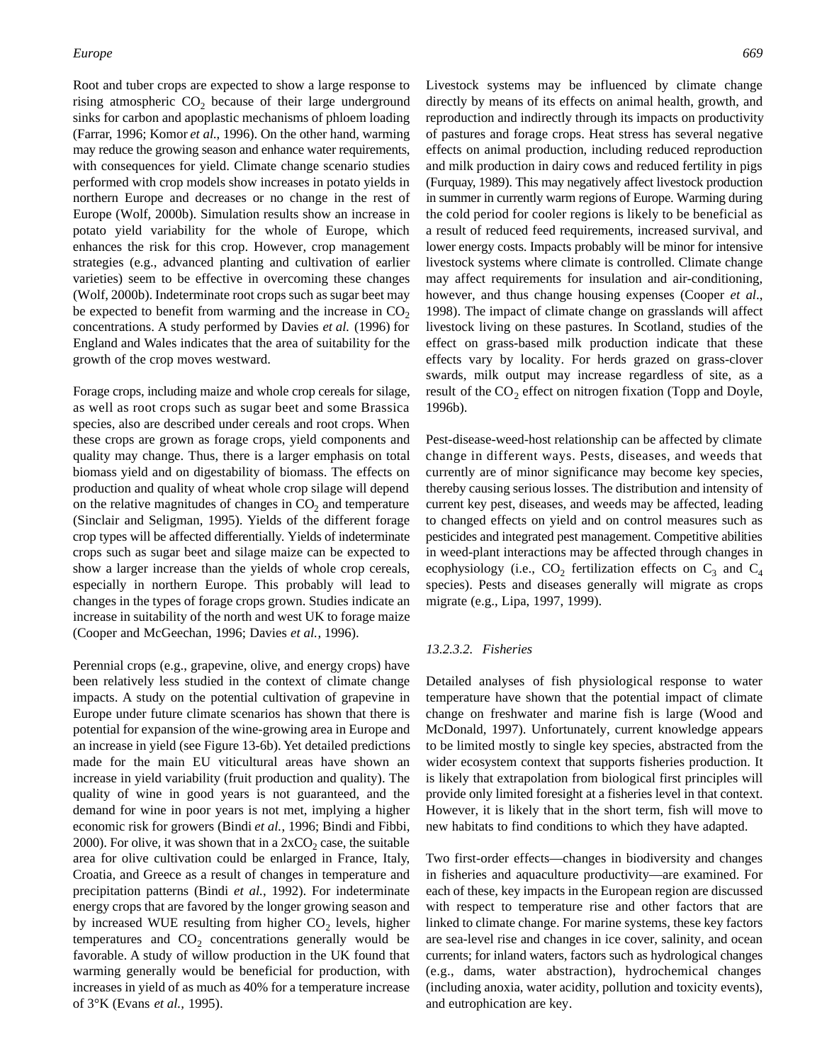Root and tuber crops are expected to show a large response to rising atmospheric $CO_2$ because of their large underground sinks for carbon and apoplastic mechanisms of phloem loading (Farrar, 1996; Komor *et al.*, 1996). On the other hand, warming may reduce the growing season and enhance water requirements, with consequences for yield. Climate change scenario studies performed with crop models show increases in potato yields in northern Europe and decreases or no change in the rest of Europe (Wolf, 2000b). Simulation results show an increase in potato yield variability for the whole of Europe, which enhances the risk for this crop. However, crop management strategies (e.g., advanced planting and cultivation of earlier varieties) seem to be effective in overcoming these changes (Wolf, 2000b). Indeterminate root crops such as sugar beet may be expected to benefit from warming and the increase in $CO_2$ concentrations. A study performed by Davies *et al.* (1996) for England and Wales indicates that the area of suitability for the growth of the crop moves westward.

Forage crops, including maize and whole crop cereals for silage, as well as root crops such as sugar beet and some Brassica species, also are described under cereals and root crops. When these crops are grown as forage crops, yield components and quality may change. Thus, there is a larger emphasis on total biomass yield and on digestability of biomass. The effects on production and quality of wheat whole crop silage will depend on the relative magnitudes of changes in $CO_2$ and temperature (Sinclair and Seligman, 1995). Yields of the different forage crop types will be affected differentially. Yields of indeterminate crops such as sugar beet and silage maize can be expected to show a larger increase than the yields of whole crop cereals, especially in northern Europe. This probably will lead to changes in the types of forage crops grown. Studies indicate an increase in suitability of the north and west UK to forage maize (Cooper and McGeechan, 1996; Davies *et al.*, 1996).

Perennial crops (e.g., grapevine, olive, and energy crops) have been relatively less studied in the context of climate change impacts. A study on the potential cultivation of grapevine in Europe under future climate scenarios has shown that there is potential for expansion of the wine-growing area in Europe and an increase in yield (see Figure 13-6b). Yet detailed predictions made for the main EU viticultural areas have shown an increase in yield variability (fruit production and quality). The quality of wine in good years is not guaranteed, and the demand for wine in poor years is not met, implying a higher economic risk for growers (Bindi *et al.*, 1996; Bindi and Fibbi, 2000). For olive, it was shown that in a $2xCO_2$ case, the suitable area for olive cultivation could be enlarged in France, Italy, Croatia, and Greece as a result of changes in temperature and precipitation patterns (Bindi *et al.*, 1992). For indeterminate energy crops that are favored by the longer growing season and by increased WUE resulting from higher $CO_2$ levels, higher temperatures and $CO_2$ concentrations generally would be favorable. A study of willow production in the UK found that warming generally would be beneficial for production, with increases in yield of as much as 40% for a temperature increase of 3°K (Evans *et al.*, 1995).

Livestock systems may be influenced by climate change directly by means of its effects on animal health, growth, and reproduction and indirectly through its impacts on productivity of pastures and forage crops. Heat stress has several negative effects on animal production, including reduced reproduction and milk production in dairy cows and reduced fertility in pigs (Furquay, 1989). This may negatively affect livestock production in summer in currently warm regions of Europe. Warming during the cold period for cooler regions is likely to be beneficial as a result of reduced feed requirements, increased survival, and lower energy costs. Impacts probably will be minor for intensive livestock systems where climate is controlled. Climate change may affect requirements for insulation and air-conditioning, however, and thus change housing expenses (Cooper *et al.*, 1998). The impact of climate change on grasslands will affect livestock living on these pastures. In Scotland, studies of the effect on grass-based milk production indicate that these effects vary by locality. For herds grazed on grass-clover swards, milk output may increase regardless of site, as a result of the $CO_2$ effect on nitrogen fixation (Topp and Doyle, 1996b).

Pest-disease-weed-host relationship can be affected by climate change in different ways. Pests, diseases, and weeds that currently are of minor significance may become key species, thereby causing serious losses. The distribution and intensity of current key pest, diseases, and weeds may be affected, leading to changed effects on yield and on control measures such as pesticides and integrated pest management. Competitive abilities in weed-plant interactions may be affected through changes in ecophysiology (i.e., $CO_2$ fertilization effects on $C_3$ and $C_4$ species). Pests and diseases generally will migrate as crops migrate (e.g., Lipa, 1997, 1999).

#### *13.2.3.2. Fisheries*

Detailed analyses of fish physiological response to water temperature have shown that the potential impact of climate change on freshwater and marine fish is large (Wood and McDonald, 1997). Unfortunately, current knowledge appears to be limited mostly to single key species, abstracted from the wider ecosystem context that supports fisheries production. It is likely that extrapolation from biological first principles will provide only limited foresight at a fisheries level in that context. However, it is likely that in the short term, fish will move to new habitats to find conditions to which they have adapted.

Two first-order effects—changes in biodiversity and changes in fisheries and aquaculture productivity—are examined. For each of these, key impacts in the European region are discussed with respect to temperature rise and other factors that are linked to climate change. For marine systems, these key factors are sea-level rise and changes in ice cover, salinity, and ocean currents; for inland waters, factors such as hydrological changes (e.g., dams, water abstraction), hydrochemical changes (including anoxia, water acidity, pollution and toxicity events), and eutrophication are key.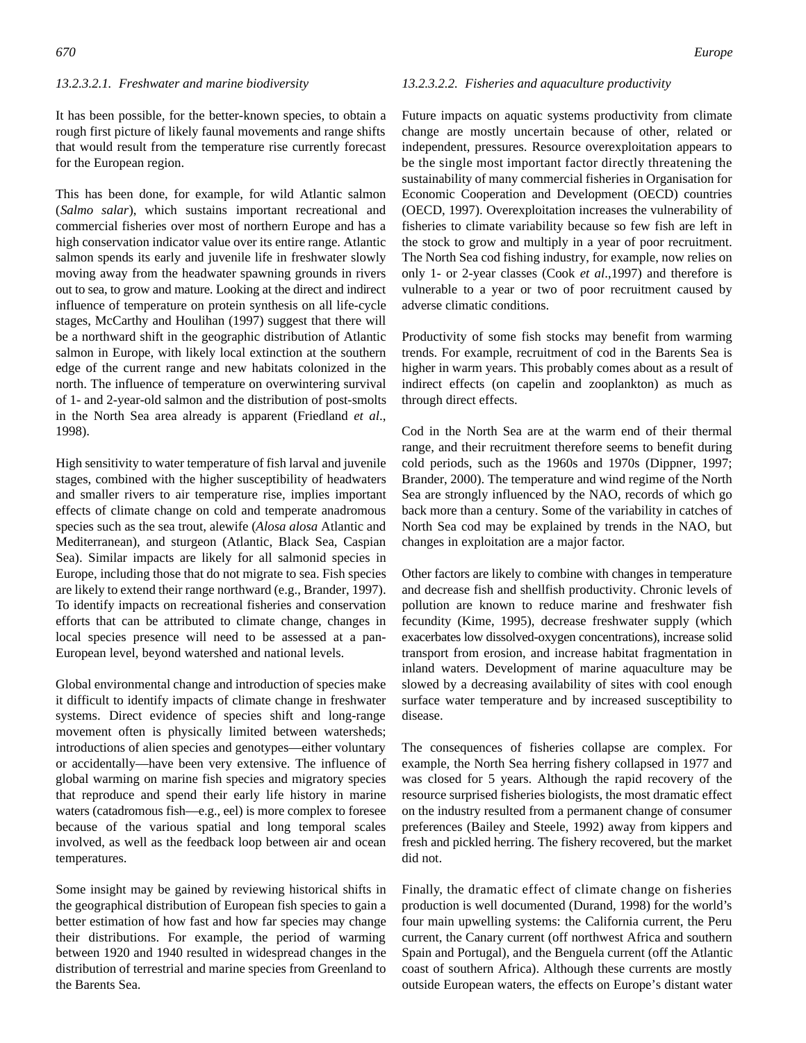#### 13.2.3.2.1. Freshwater and marine biodiversity

It has been possible, for the better-known species, to obtain a rough first picture of likely faunal movements and range shifts that would result from the temperature rise currently forecast for the European region.

This has been done, for example, for wild Atlantic salmon (*Salmo salar*), which sustains important recreational and commercial fisheries over most of northern Europe and has a high conservation indicator value over its entire range. Atlantic salmon spends its early and juvenile life in freshwater slowly moving away from the headwater spawning grounds in rivers out to sea, to grow and mature. Looking at the direct and indirect influence of temperature on protein synthesis on all life-cycle stages, McCarthy and Houlihan (1997) suggest that there will be a northward shift in the geographic distribution of Atlantic salmon in Europe, with likely local extinction at the southern edge of the current range and new habitats colonized in the north. The influence of temperature on overwintering survival of 1- and 2-year-old salmon and the distribution of post-smolts in the North Sea area already is apparent (Friedland *et al*., 1998).

High sensitivity to water temperature of fish larval and juvenile stages, combined with the higher susceptibility of headwaters and smaller rivers to air temperature rise, implies important effects of climate change on cold and temperate anadromous species such as the sea trout, alewife (*Alosa alosa* Atlantic and Mediterranean), and sturgeon (Atlantic, Black Sea, Caspian Sea). Similar impacts are likely for all salmonid species in Europe, including those that do not migrate to sea. Fish species are likely to extend their range northward (e.g., Brander, 1997). To identify impacts on recreational fisheries and conservation efforts that can be attributed to climate change, changes in local species presence will need to be assessed at a pan-European level, beyond watershed and national levels.

Global environmental change and introduction of species make it difficult to identify impacts of climate change in freshwater systems. Direct evidence of species shift and long-range movement often is physically limited between watersheds; introductions of alien species and genotypes—either voluntary or accidentally—have been very extensive. The influence of global warming on marine fish species and migratory species that reproduce and spend their early life history in marine waters (catadromous fish—e.g., eel) is more complex to foresee because of the various spatial and long temporal scales involved, as well as the feedback loop between air and ocean temperatures.

Some insight may be gained by reviewing historical shifts in the geographical distribution of European fish species to gain a better estimation of how fast and how far species may change their distributions. For example, the period of warming between 1920 and 1940 resulted in widespread changes in the distribution of terrestrial and marine species from Greenland to the Barents Sea.

#### 13.2.3.2.2. Fisheries and aquaculture productivity

Future impacts on aquatic systems productivity from climate change are mostly uncertain because of other, related or independent, pressures. Resource overexploitation appears to be the single most important factor directly threatening the sustainability of many commercial fisheries in Organisation for Economic Cooperation and Development (OECD) countries (OECD, 1997). Overexploitation increases the vulnerability of fisheries to climate variability because so few fish are left in the stock to grow and multiply in a year of poor recruitment. The North Sea cod fishing industry, for example, now relies on only 1- or 2-year classes (Cook *et al*.,1997) and therefore is vulnerable to a year or two of poor recruitment caused by adverse climatic conditions.

Productivity of some fish stocks may benefit from warming trends. For example, recruitment of cod in the Barents Sea is higher in warm years. This probably comes about as a result of indirect effects (on capelin and zooplankton) as much as through direct effects.

Cod in the North Sea are at the warm end of their thermal range, and their recruitment therefore seems to benefit during cold periods, such as the 1960s and 1970s (Dippner, 1997; Brander, 2000). The temperature and wind regime of the North Sea are strongly influenced by the NAO, records of which go back more than a century. Some of the variability in catches of North Sea cod may be explained by trends in the NAO, but changes in exploitation are a major factor.

Other factors are likely to combine with changes in temperature and decrease fish and shellfish productivity. Chronic levels of pollution are known to reduce marine and freshwater fish fecundity (Kime, 1995), decrease freshwater supply (which exacerbates low dissolved-oxygen concentrations), increase solid transport from erosion, and increase habitat fragmentation in inland waters. Development of marine aquaculture may be slowed by a decreasing availability of sites with cool enough surface water temperature and by increased susceptibility to disease.

The consequences of fisheries collapse are complex. For example, the North Sea herring fishery collapsed in 1977 and was closed for 5 years. Although the rapid recovery of the resource surprised fisheries biologists, the most dramatic effect on the industry resulted from a permanent change of consumer preferences (Bailey and Steele, 1992) away from kippers and fresh and pickled herring. The fishery recovered, but the market did not.

Finally, the dramatic effect of climate change on fisheries production is well documented (Durand, 1998) for the world's four main upwelling systems: the California current, the Peru current, the Canary current (off northwest Africa and southern Spain and Portugal), and the Benguela current (off the Atlantic coast of southern Africa). Although these currents are mostly outside European waters, the effects on Europe's distant water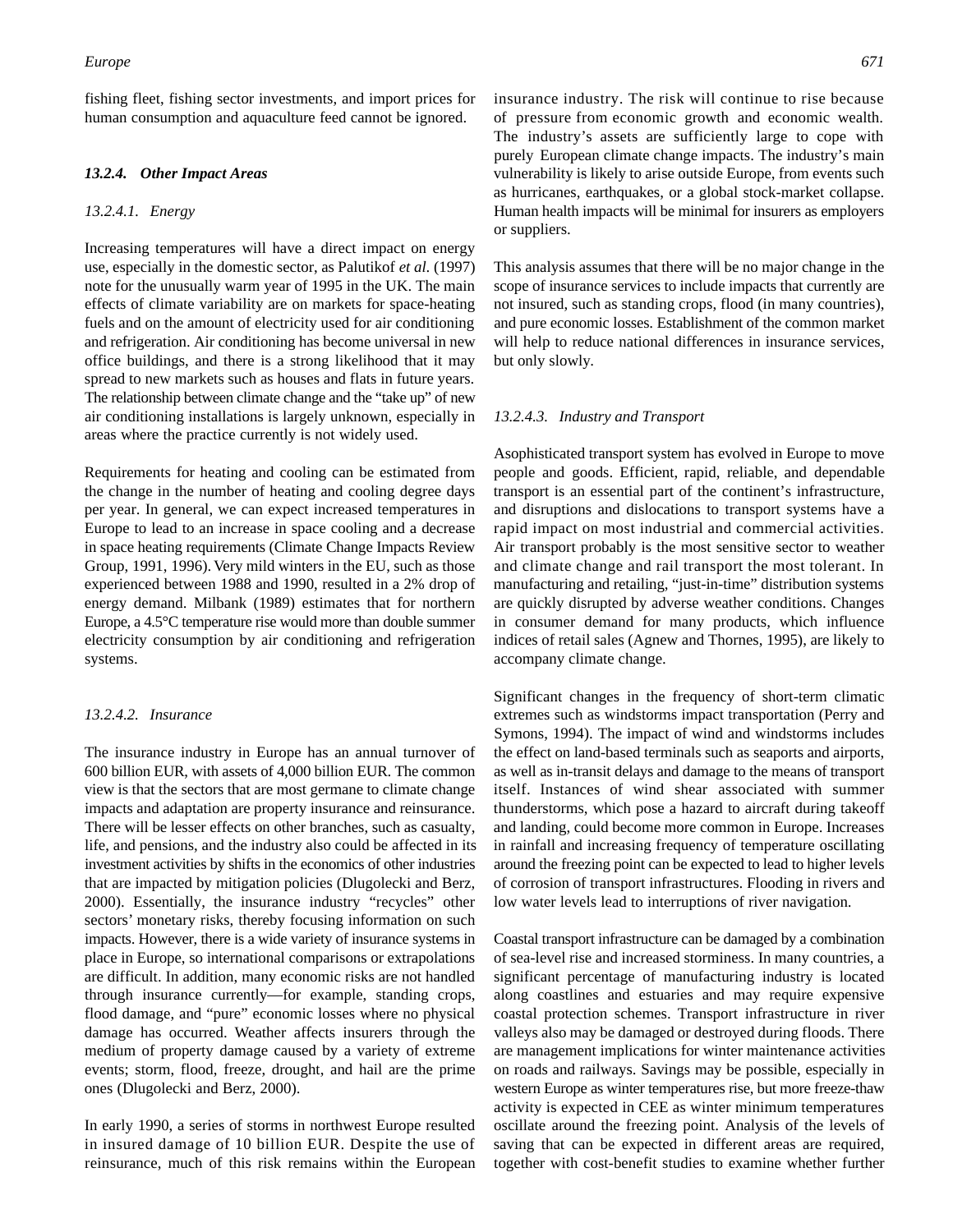fishing fleet, fishing sector investments, and import prices for human consumption and aquaculture feed cannot be ignored.

### 13.2.4. Other Impact Areas

#### 13.2.4.1. Energy

Increasing temperatures will have a direct impact on energy use, especially in the domestic sector, as Palutikof *et al.* (1997) note for the unusually warm year of 1995 in the UK. The main effects of climate variability are on markets for space-heating fuels and on the amount of electricity used for air conditioning and refrigeration. Air conditioning has become universal in new office buildings, and there is a strong likelihood that it may spread to new markets such as houses and flats in future years. The relationship between climate change and the "take up" of new air conditioning installations is largely unknown, especially in areas where the practice currently is not widely used.

Requirements for heating and cooling can be estimated from the change in the number of heating and cooling degree days per year. In general, we can expect increased temperatures in Europe to lead to an increase in space cooling and a decrease in space heating requirements (Climate Change Impacts Review Group, 1991, 1996). Very mild winters in the EU, such as those experienced between 1988 and 1990, resulted in a 2% drop of energy demand. Milbank (1989) estimates that for northern Europe, a 4.5°C temperature rise would more than double summer electricity consumption by air conditioning and refrigeration systems.

#### 13.2.4.2. Insurance

The insurance industry in Europe has an annual turnover of 600 billion EUR, with assets of 4,000 billion EUR. The common view is that the sectors that are most germane to climate change impacts and adaptation are property insurance and reinsurance. There will be lesser effects on other branches, such as casualty, life, and pensions, and the industry also could be affected in its investment activities by shifts in the economics of other industries that are impacted by mitigation policies (Dlugolecki and Berz, 2000). Essentially, the insurance industry "recycles" other sectors' monetary risks, thereby focusing information on such impacts. However, there is a wide variety of insurance systems in place in Europe, so international comparisons or extrapolations are difficult. In addition, many economic risks are not handled through insurance currently—for example, standing crops, flood damage, and "pure" economic losses where no physical damage has occurred. Weather affects insurers through the medium of property damage caused by a variety of extreme events; storm, flood, freeze, drought, and hail are the prime ones (Dlugolecki and Berz, 2000).

In early 1990, a series of storms in northwest Europe resulted in insured damage of 10 billion EUR. Despite the use of reinsurance, much of this risk remains within the European insurance industry. The risk will continue to rise because of pressure from economic growth and economic wealth. The industry's assets are sufficiently large to cope with purely European climate change impacts. The industry's main vulnerability is likely to arise outside Europe, from events such as hurricanes, earthquakes, or a global stock-market collapse. Human health impacts will be minimal for insurers as employers or suppliers.

This analysis assumes that there will be no major change in the scope of insurance services to include impacts that currently are not insured, such as standing crops, flood (in many countries), and pure economic losses. Establishment of the common market will help to reduce national differences in insurance services, but only slowly.

#### 13.2.4.3. Industry and Transport

A sophisticated transport system has evolved in Europe to move people and goods. Efficient, rapid, reliable, and dependable transport is an essential part of the continent's infrastructure, and disruptions and dislocations to transport systems have a rapid impact on most industrial and commercial activities. Air transport probably is the most sensitive sector to weather and climate change and rail transport the most tolerant. In manufacturing and retailing, "just-in-time" distribution systems are quickly disrupted by adverse weather conditions. Changes in consumer demand for many products, which influence indices of retail sales (Agnew and Thornes, 1995), are likely to accompany climate change.

Significant changes in the frequency of short-term climatic extremes such as windstorms impact transportation (Perry and Symons, 1994). The impact of wind and windstorms includes the effect on land-based terminals such as seaports and airports, as well as in-transit delays and damage to the means of transport itself. Instances of wind shear associated with summer thunderstorms, which pose a hazard to aircraft during takeoff and landing, could become more common in Europe. Increases in rainfall and increasing frequency of temperature oscillating around the freezing point can be expected to lead to higher levels of corrosion of transport infrastructures. Flooding in rivers and low water levels lead to interruptions of river navigation.

Coastal transport infrastructure can be damaged by a combination of sea-level rise and increased storminess. In many countries, a significant percentage of manufacturing industry is located along coastlines and estuaries and may require expensive coastal protection schemes. Transport infrastructure in river valleys also may be damaged or destroyed during floods. There are management implications for winter maintenance activities on roads and railways. Savings may be possible, especially in western Europe as winter temperatures rise, but more freeze-thaw activity is expected in CEE as winter minimum temperatures oscillate around the freezing point. Analysis of the levels of saving that can be expected in different areas are required, together with cost-benefit studies to examine whether further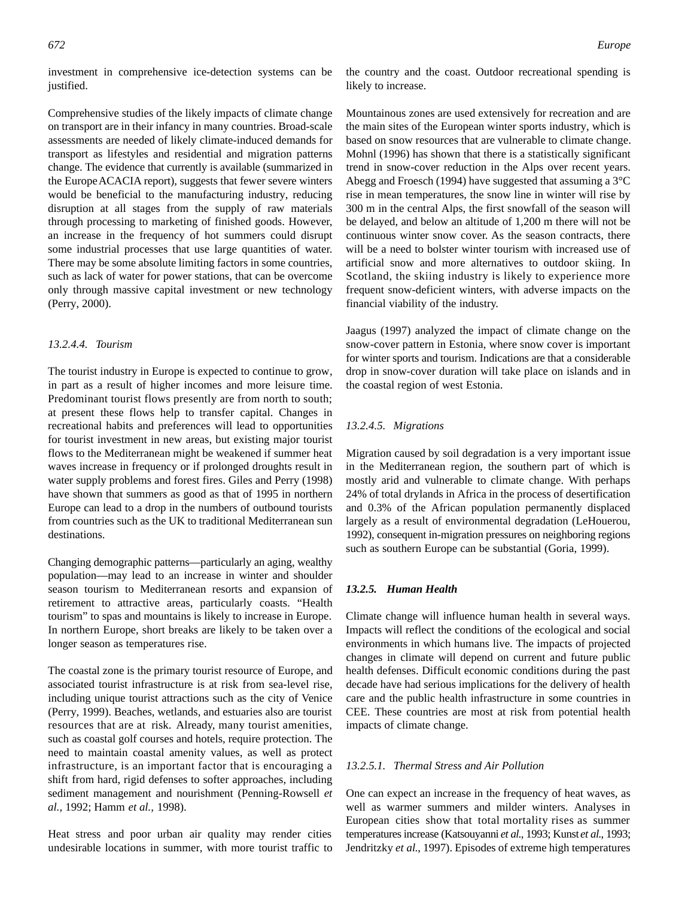investment in comprehensive ice-detection systems can be justified.

Comprehensive studies of the likely impacts of climate change on transport are in their infancy in many countries. Broad-scale assessments are needed of likely climate-induced demands for transport as lifestyles and residential and migration patterns change. The evidence that currently is available (summarized in the Europe ACACIA report), suggests that fewer severe winters would be beneficial to the manufacturing industry, reducing disruption at all stages from the supply of raw materials through processing to marketing of finished goods. However, an increase in the frequency of hot summers could disrupt some industrial processes that use large quantities of water. There may be some absolute limiting factors in some countries, such as lack of water for power stations, that can be overcome only through massive capital investment or new technology (Perry, 2000).

#### *13.2.4.4. Tourism*

The tourist industry in Europe is expected to continue to grow, in part as a result of higher incomes and more leisure time. Predominant tourist flows presently are from north to south; at present these flows help to transfer capital. Changes in recreational habits and preferences will lead to opportunities for tourist investment in new areas, but existing major tourist flows to the Mediterranean might be weakened if summer heat waves increase in frequency or if prolonged droughts result in water supply problems and forest fires. Giles and Perry (1998) have shown that summers as good as that of 1995 in northern Europe can lead to a drop in the numbers of outbound tourists from countries such as the UK to traditional Mediterranean sun destinations.

Changing demographic patterns—particularly an aging, wealthy population—may lead to an increase in winter and shoulder season tourism to Mediterranean resorts and expansion of retirement to attractive areas, particularly coasts. "Health tourism" to spas and mountains is likely to increase in Europe. In northern Europe, short breaks are likely to be taken over a longer season as temperatures rise.

The coastal zone is the primary tourist resource of Europe, and associated tourist infrastructure is at risk from sea-level rise, including unique tourist attractions such as the city of Venice (Perry, 1999). Beaches, wetlands, and estuaries also are tourist resources that are at risk. Already, many tourist amenities, such as coastal golf courses and hotels, require protection. The need to maintain coastal amenity values, as well as protect infrastructure, is an important factor that is encouraging a shift from hard, rigid defenses to softer approaches, including sediment management and nourishment (Penning-Rowsell *et al.*, 1992; Hamm *et al.*, 1998).

Heat stress and poor urban air quality may render cities undesirable locations in summer, with more tourist traffic to the country and the coast. Outdoor recreational spending is likely to increase.

Mountainous zones are used extensively for recreation and are the main sites of the European winter sports industry, which is based on snow resources that are vulnerable to climate change. Mohnl (1996) has shown that there is a statistically significant trend in snow-cover reduction in the Alps over recent years. Abegg and Froesch (1994) have suggested that assuming a 3°C rise in mean temperatures, the snow line in winter will rise by 300 m in the central Alps, the first snowfall of the season will be delayed, and below an altitude of 1,200 m there will not be continuous winter snow cover. As the season contracts, there will be a need to bolster winter tourism with increased use of artificial snow and more alternatives to outdoor skiing. In Scotland, the skiing industry is likely to experience more frequent snow-deficient winters, with adverse impacts on the financial viability of the industry.

Jaagus (1997) analyzed the impact of climate change on the snow-cover pattern in Estonia, where snow cover is important for winter sports and tourism. Indications are that a considerable drop in snow-cover duration will take place on islands and in the coastal region of west Estonia.

#### *13.2.4.5. Migrations*

Migration caused by soil degradation is a very important issue in the Mediterranean region, the southern part of which is mostly arid and vulnerable to climate change. With perhaps 24% of total drylands in Africa in the process of desertification and 0.3% of the African population permanently displaced largely as a result of environmental degradation (LeHouerou, 1992), consequent in-migration pressures on neighboring regions such as southern Europe can be substantial (Goria, 1999).

### *13.2.5. Human Health*

Climate change will influence human health in several ways. Impacts will reflect the conditions of the ecological and social environments in which humans live. The impacts of projected changes in climate will depend on current and future public health defenses. Difficult economic conditions during the past decade have had serious implications for the delivery of health care and the public health infrastructure in some countries in CEE. These countries are most at risk from potential health impacts of climate change.

#### *13.2.5.1. Thermal Stress and Air Pollution*

One can expect an increase in the frequency of heat waves, as well as warmer summers and milder winters. Analyses in European cities show that total mortality rises as summer temperatures increase (Katsouyanni *et al.*, 1993; Kunst *et al.*, 1993; Jendritzky *et al.*, 1997). Episodes of extreme high temperatures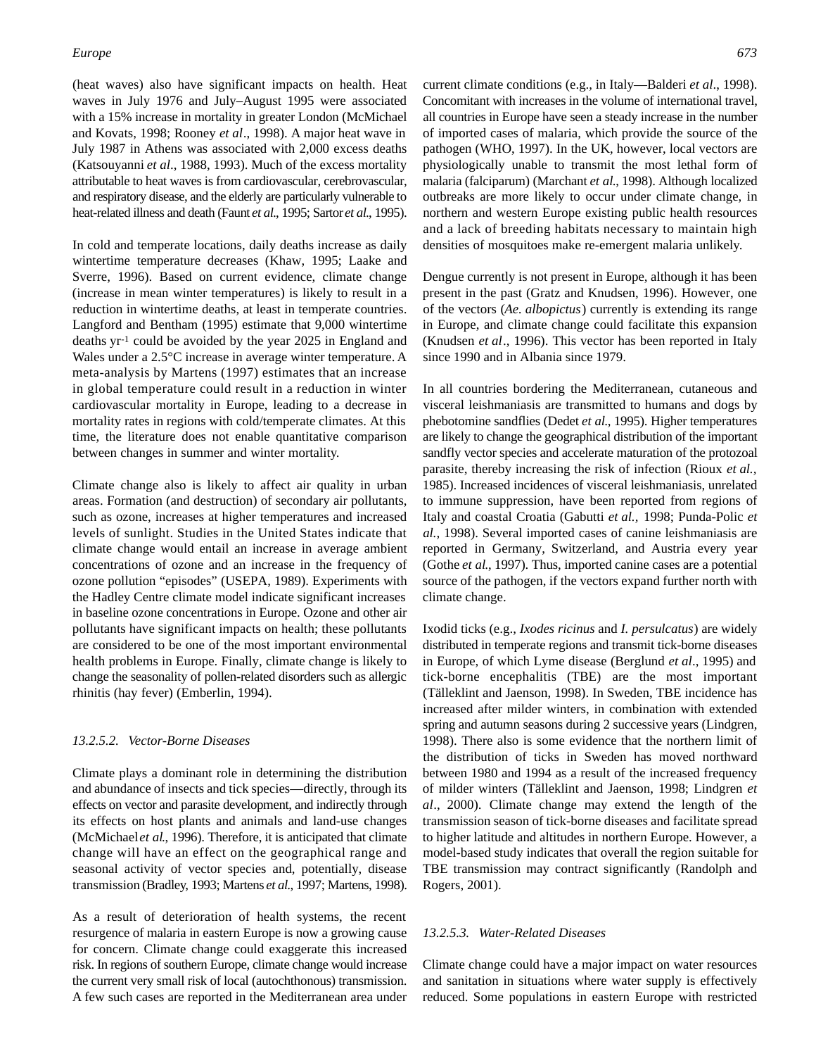(heat waves) also have significant impacts on health. Heat waves in July 1976 and July–August 1995 were associated with a 15% increase in mortality in greater London (McMichael and Kovats, 1998; Rooney *et al*., 1998). A major heat wave in July 1987 in Athens was associated with 2,000 excess deaths (Katsouyanni *et al*., 1988, 1993). Much of the excess mortality attributable to heat waves is from cardiovascular, cerebrovascular, and respiratory disease, and the elderly are particularly vulnerable to heat-related illness and death (Faunt *et al*., 1995; Sartor *et al*., 1995).

In cold and temperate locations, daily deaths increase as daily wintertime temperature decreases (Khaw, 1995; Laake and Sverre, 1996). Based on current evidence, climate change (increase in mean winter temperatures) is likely to result in a reduction in wintertime deaths, at least in temperate countries. Langford and Bentham (1995) estimate that 9,000 wintertime deaths $yr^{-1}$ could be avoided by the year 2025 in England and Wales under a 2.5°C increase in average winter temperature. A meta-analysis by Martens (1997) estimates that an increase in global temperature could result in a reduction in winter cardiovascular mortality in Europe, leading to a decrease in mortality rates in regions with cold/temperate climates. At this time, the literature does not enable quantitative comparison between changes in summer and winter mortality.

Climate change also is likely to affect air quality in urban areas. Formation (and destruction) of secondary air pollutants, such as ozone, increases at higher temperatures and increased levels of sunlight. Studies in the United States indicate that climate change would entail an increase in average ambient concentrations of ozone and an increase in the frequency of ozone pollution "episodes" (USEPA, 1989). Experiments with the Hadley Centre climate model indicate significant increases in baseline ozone concentrations in Europe. Ozone and other air pollutants have significant impacts on health; these pollutants are considered to be one of the most important environmental health problems in Europe. Finally, climate change is likely to change the seasonality of pollen-related disorders such as allergic rhinitis (hay fever) (Emberlin, 1994).

#### *13.2.5.2. Vector-Borne Diseases*

Climate plays a dominant role in determining the distribution and abundance of insects and tick species—directly, through its effects on vector and parasite development, and indirectly through its effects on host plants and animals and land-use changes (McMichael *et al*., 1996). Therefore, it is anticipated that climate change will have an effect on the geographical range and seasonal activity of vector species and, potentially, disease transmission (Bradley, 1993; Martens *et al*., 1997; Martens, 1998).

As a result of deterioration of health systems, the recent resurgence of malaria in eastern Europe is now a growing cause for concern. Climate change could exaggerate this increased risk. In regions of southern Europe, climate change would increase the current very small risk of local (autochthonous) transmission. A few such cases are reported in the Mediterranean area under current climate conditions (e.g., in Italy—Balderi *et al*., 1998). Concomitant with increases in the volume of international travel, all countries in Europe have seen a steady increase in the number of imported cases of malaria, which provide the source of the pathogen (WHO, 1997). In the UK, however, local vectors are physiologically unable to transmit the most lethal form of malaria (falciparum) (Marchant *et al*., 1998). Although localized outbreaks are more likely to occur under climate change, in northern and western Europe existing public health resources and a lack of breeding habitats necessary to maintain high densities of mosquitoes make re-emergent malaria unlikely.

Dengue currently is not present in Europe, although it has been present in the past (Gratz and Knudsen, 1996). However, one of the vectors (*Ae. albopictus*) currently is extending its range in Europe, and climate change could facilitate this expansion (Knudsen *et al*., 1996). This vector has been reported in Italy since 1990 and in Albania since 1979.

In all countries bordering the Mediterranean, cutaneous and visceral leishmaniasis are transmitted to humans and dogs by phebotomine sandflies (Dedet *et al*., 1995). Higher temperatures are likely to change the geographical distribution of the important sandfly vector species and accelerate maturation of the protozoal parasite, thereby increasing the risk of infection (Rioux *et al.,* 1985). Increased incidences of visceral leishmaniasis, unrelated to immune suppression, have been reported from regions of Italy and coastal Croatia (Gabutti *et al.,* 1998; Punda-Polic *et al.,* 1998). Several imported cases of canine leishmaniasis are reported in Germany, Switzerland, and Austria every year (Gothe *et al*., 1997). Thus, imported canine cases are a potential source of the pathogen, if the vectors expand further north with climate change.

Ixodid ticks (e.g., *Ixodes ricinus* and *I. persulcatus*) are widely distributed in temperate regions and transmit tick-borne diseases in Europe, of which Lyme disease (Berglund *et al*., 1995) and tick-borne encephalitis (TBE) are the most important (Tälleklint and Jaenson, 1998). In Sweden, TBE incidence has increased after milder winters, in combination with extended spring and autumn seasons during 2 successive years (Lindgren, 1998). There also is some evidence that the northern limit of the distribution of ticks in Sweden has moved northward between 1980 and 1994 as a result of the increased frequency of milder winters (Tälleklint and Jaenson, 1998; Lindgren *et al*., 2000). Climate change may extend the length of the transmission season of tick-borne diseases and facilitate spread to higher latitude and altitudes in northern Europe. However, a model-based study indicates that overall the region suitable for TBE transmission may contract significantly (Randolph and Rogers, 2001).

#### *13.2.5.3. Water-Related Diseases*

Climate change could have a major impact on water resources and sanitation in situations where water supply is effectively reduced. Some populations in eastern Europe with restricted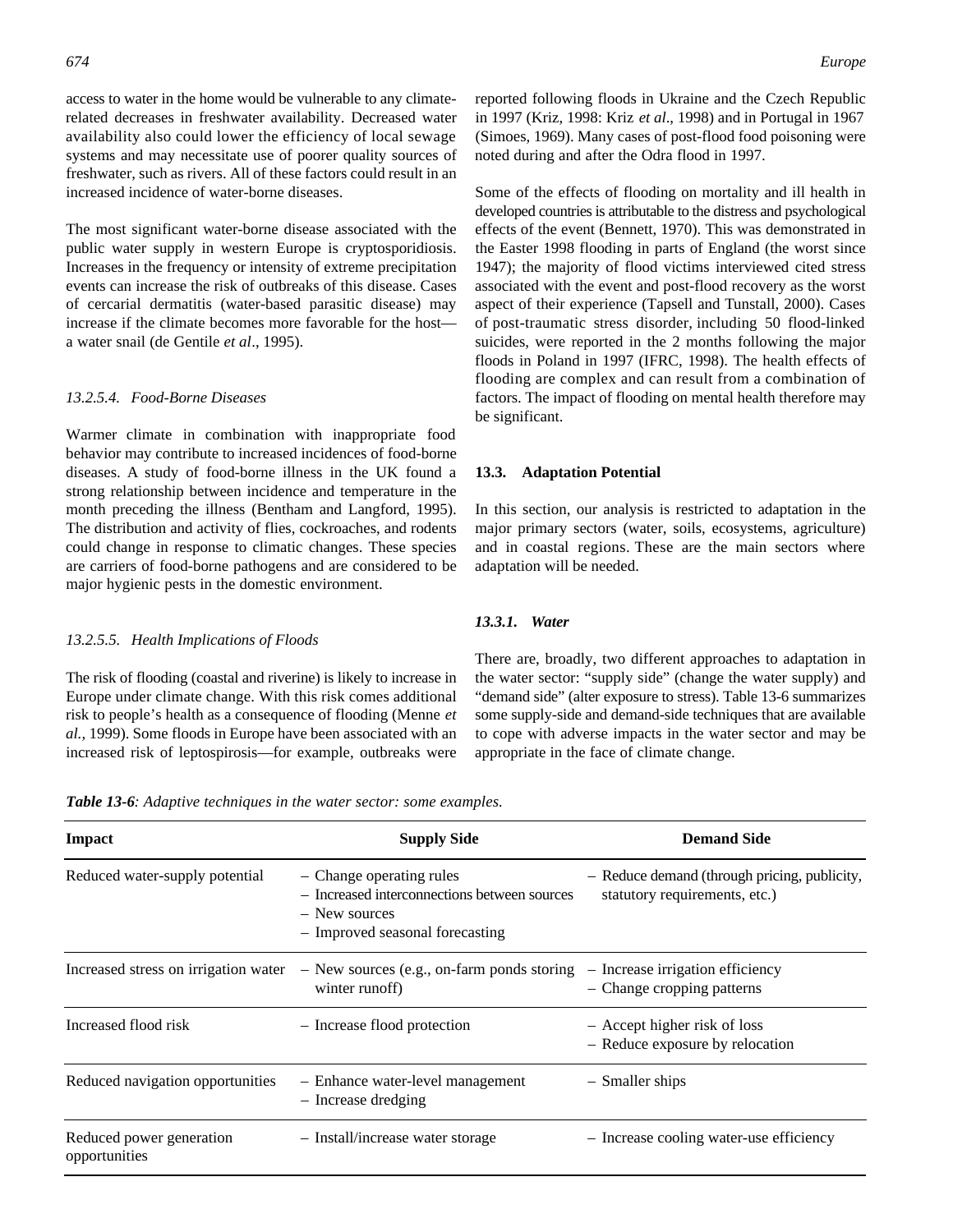access to water in the home would be vulnerable to any climate-related decreases in freshwater availability. Decreased water availability also could lower the efficiency of local sewage systems and may necessitate use of poorer quality sources of freshwater, such as rivers. All of these factors could result in an increased incidence of water-borne diseases.

The most significant water-borne disease associated with the public water supply in western Europe is cryptosporidiosis. Increases in the frequency or intensity of extreme precipitation events can increase the risk of outbreaks of this disease. Cases of cercarial dermatitis (water-based parasitic disease) may increase if the climate becomes more favorable for the host—a water snail (de Gentile *et al*., 1995).

#### *13.2.5.4. Food-Borne Diseases*

Warmer climate in combination with inappropriate food behavior may contribute to increased incidences of food-borne diseases. A study of food-borne illness in the UK found a strong relationship between incidence and temperature in the month preceding the illness (Bentham and Langford, 1995). The distribution and activity of flies, cockroaches, and rodents could change in response to climatic changes. These species are carriers of food-borne pathogens and are considered to be major hygienic pests in the domestic environment.

#### *13.2.5.5. Health Implications of Floods*

The risk of flooding (coastal and riverine) is likely to increase in Europe under climate change. With this risk comes additional risk to people's health as a consequence of flooding (Menne *et al.,* 1999). Some floods in Europe have been associated with an increased risk of leptospirosis—for example, outbreaks were reported following floods in Ukraine and the Czech Republic in 1997 (Kriz, 1998: Kriz *et al*., 1998) and in Portugal in 1967 (Simoes, 1969). Many cases of post-flood food poisoning were noted during and after the Odra flood in 1997.

Some of the effects of flooding on mortality and ill health in developed countries is attributable to the distress and psychological effects of the event (Bennett, 1970). This was demonstrated in the Easter 1998 flooding in parts of England (the worst since 1947); the majority of flood victims interviewed cited stress associated with the event and post-flood recovery as the worst aspect of their experience (Tapsell and Tunstall, 2000). Cases of post-traumatic stress disorder, including 50 flood-linked suicides, were reported in the 2 months following the major floods in Poland in 1997 (IFRC, 1998). The health effects of flooding are complex and can result from a combination of factors. The impact of flooding on mental health therefore may be significant.

## 13.3. Adaptation Potential

In this section, our analysis is restricted to adaptation in the major primary sectors (water, soils, ecosystems, agriculture) and in coastal regions. These are the main sectors where adaptation will be needed.

### *13.3.1. Water*

There are, broadly, two different approaches to adaptation in the water sector: "supply side" (change the water supply) and "demand side" (alter exposure to stress). Table 13-6 summarizes some supply-side and demand-side techniques that are available to cope with adverse impacts in the water sector and may be appropriate in the face of climate change.

***Table 13-6****: Adaptive techniques in the water sector: some examples.*

| Impact | Supply Side | Demand Side |
|---|---|---|
| Reduced water-supply potential | – Change operating rules<br>– Increased interconnections between sources<br>– New sources<br>– Improved seasonal forecasting | – Reduce demand (through pricing, publicity, statutory requirements, etc.) |
| Increased stress on irrigation water | – New sources (e.g., on-farm ponds storing winter runoff) | – Increase irrigation efficiency<br>– Change cropping patterns |
| Increased flood risk | – Increase flood protection | – Accept higher risk of loss<br>– Reduce exposure by relocation |
| Reduced navigation opportunities | – Enhance water-level management<br>– Increase dredging | – Smaller ships |
| Reduced power generation opportunities | – Install/increase water storage | – Increase cooling water-use efficiency |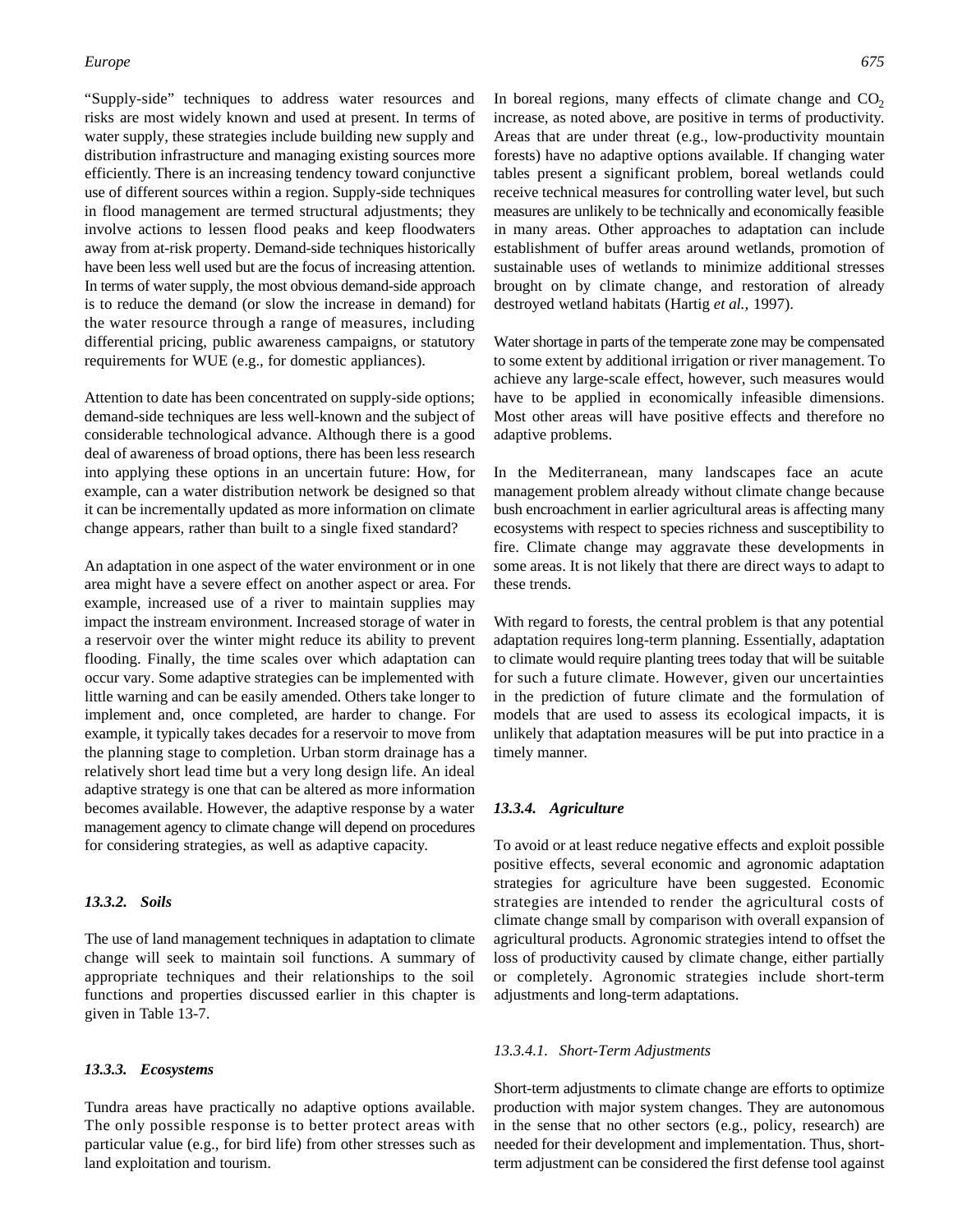"Supply-side" techniques to address water resources and risks are most widely known and used at present. In terms of water supply, these strategies include building new supply and distribution infrastructure and managing existing sources more efficiently. There is an increasing tendency toward conjunctive use of different sources within a region. Supply-side techniques in flood management are termed structural adjustments; they involve actions to lessen flood peaks and keep floodwaters away from at-risk property. Demand-side techniques historically have been less well used but are the focus of increasing attention. In terms of water supply, the most obvious demand-side approach is to reduce the demand (or slow the increase in demand) for the water resource through a range of measures, including differential pricing, public awareness campaigns, or statutory requirements for WUE (e.g., for domestic appliances).

Attention to date has been concentrated on supply-side options; demand-side techniques are less well-known and the subject of considerable technological advance. Although there is a good deal of awareness of broad options, there has been less research into applying these options in an uncertain future: How, for example, can a water distribution network be designed so that it can be incrementally updated as more information on climate change appears, rather than built to a single fixed standard?

An adaptation in one aspect of the water environment or in one area might have a severe effect on another aspect or area. For example, increased use of a river to maintain supplies may impact the instream environment. Increased storage of water in a reservoir over the winter might reduce its ability to prevent flooding. Finally, the time scales over which adaptation can occur vary. Some adaptive strategies can be implemented with little warning and can be easily amended. Others take longer to implement and, once completed, are harder to change. For example, it typically takes decades for a reservoir to move from the planning stage to completion. Urban storm drainage has a relatively short lead time but a very long design life. An ideal adaptive strategy is one that can be altered as more information becomes available. However, the adaptive response by a water management agency to climate change will depend on procedures for considering strategies, as well as adaptive capacity.

### *13.3.2. Soils*

The use of land management techniques in adaptation to climate change will seek to maintain soil functions. A summary of appropriate techniques and their relationships to the soil functions and properties discussed earlier in this chapter is given in Table 13-7.

### *13.3.3. Ecosystems*

Tundra areas have practically no adaptive options available. The only possible response is to better protect areas with particular value (e.g., for bird life) from other stresses such as land exploitation and tourism.

In boreal regions, many effects of climate change and $CO_2$ increase, as noted above, are positive in terms of productivity. Areas that are under threat (e.g., low-productivity mountain forests) have no adaptive options available. If changing water tables present a significant problem, boreal wetlands could receive technical measures for controlling water level, but such measures are unlikely to be technically and economically feasible in many areas. Other approaches to adaptation can include establishment of buffer areas around wetlands, promotion of sustainable uses of wetlands to minimize additional stresses brought on by climate change, and restoration of already destroyed wetland habitats (Hartig *et al.*, 1997).

Water shortage in parts of the temperate zone may be compensated to some extent by additional irrigation or river management. To achieve any large-scale effect, however, such measures would have to be applied in economically infeasible dimensions. Most other areas will have positive effects and therefore no adaptive problems.

In the Mediterranean, many landscapes face an acute management problem already without climate change because bush encroachment in earlier agricultural areas is affecting many ecosystems with respect to species richness and susceptibility to fire. Climate change may aggravate these developments in some areas. It is not likely that there are direct ways to adapt to these trends.

With regard to forests, the central problem is that any potential adaptation requires long-term planning. Essentially, adaptation to climate would require planting trees today that will be suitable for such a future climate. However, given our uncertainties in the prediction of future climate and the formulation of models that are used to assess its ecological impacts, it is unlikely that adaptation measures will be put into practice in a timely manner.

### *13.3.4. Agriculture*

To avoid or at least reduce negative effects and exploit possible positive effects, several economic and agronomic adaptation strategies for agriculture have been suggested. Economic strategies are intended to render the agricultural costs of climate change small by comparison with overall expansion of agricultural products. Agronomic strategies intend to offset the loss of productivity caused by climate change, either partially or completely. Agronomic strategies include short-term adjustments and long-term adaptations.

#### *13.3.4.1. Short-Term Adjustments*

Short-term adjustments to climate change are efforts to optimize production with major system changes. They are autonomous in the sense that no other sectors (e.g., policy, research) are needed for their development and implementation. Thus, short-term adjustment can be considered the first defense tool against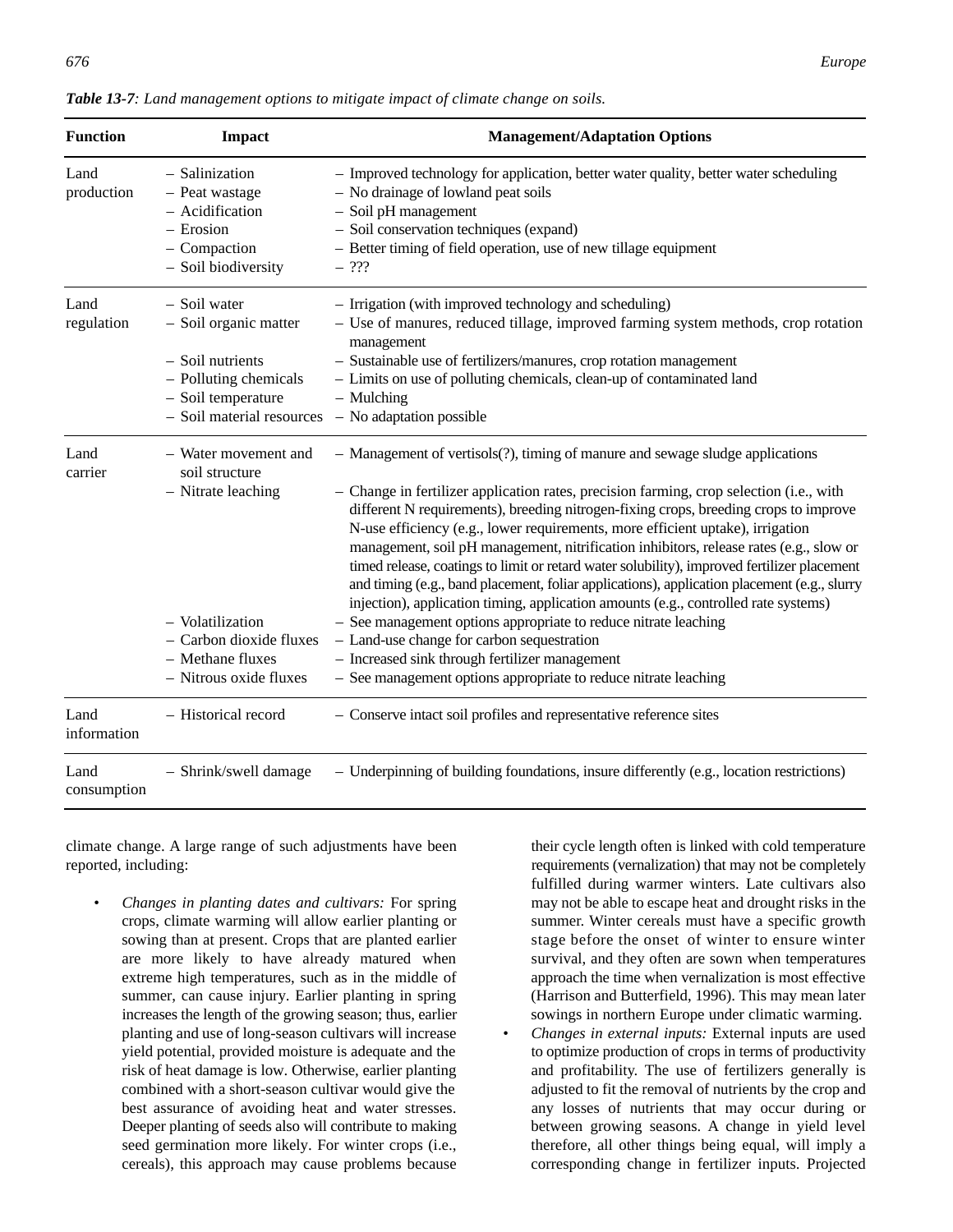*Table 13-7: Land management options to mitigate impact of climate change on soils.*

| Function | Impact | Management/Adaptation Options |
|---|---|---|
| Land production | – Salinization | – Improved technology for application, better water quality, better water scheduling |
| | – Peat wastage | – No drainage of lowland peat soils |
| | – Acidification | – Soil pH management |
| | – Erosion | – Soil conservation techniques (expand) |
| | – Compaction | – Better timing of field operation, use of new tillage equipment |
| | – Soil biodiversity | – ??? |
| Land regulation | – Soil water | – Irrigation (with improved technology and scheduling) |
| | – Soil organic matter | – Use of manures, reduced tillage, improved farming system methods, crop rotation management |
| | – Soil nutrients | – Sustainable use of fertilizers/manures, crop rotation management |
| | – Polluting chemicals | – Limits on use of polluting chemicals, clean-up of contaminated land |
| | – Soil temperature | – Mulching |
| | – Soil material resources | – No adaptation possible |
| Land carrier | – Water movement and soil structure | – Management of vertisols(?), timing of manure and sewage sludge applications |
| | – Nitrate leaching | – Change in fertilizer application rates, precision farming, crop selection (i.e., with different N requirements), breeding nitrogen-fixing crops, breeding crops to improve N-use efficiency (e.g., lower requirements, more efficient uptake), irrigation management, soil pH management, nitrification inhibitors, release rates (e.g., slow or timed release, coatings to limit or retard water solubility), improved fertilizer placement and timing (e.g., band placement, foliar applications), application placement (e.g., slurry injection), application timing, application amounts (e.g., controlled rate systems) |
| | – Volatilization | – See management options appropriate to reduce nitrate leaching |
| | – Carbon dioxide fluxes | – Land-use change for carbon sequestration |
| | – Methane fluxes | – Increased sink through fertilizer management |
| | – Nitrous oxide fluxes | – See management options appropriate to reduce nitrate leaching |
| Land information | – Historical record | – Conserve intact soil profiles and representative reference sites |
| Land consumption | – Shrink/swell damage | – Underpinning of building foundations, insure differently (e.g., location restrictions) |

climate change. A large range of such adjustments have been reported, including:

- *Changes in planting dates and cultivars:* For spring crops, climate warming will allow earlier planting or sowing than at present. Crops that are planted earlier are more likely to have already matured when extreme high temperatures, such as in the middle of summer, can cause injury. Earlier planting in spring increases the length of the growing season; thus, earlier planting and use of long-season cultivars will increase yield potential, provided moisture is adequate and the risk of heat damage is low. Otherwise, earlier planting combined with a short-season cultivar would give the best assurance of avoiding heat and water stresses. Deeper planting of seeds also will contribute to making seed germination more likely. For winter crops (i.e., cereals), this approach may cause problems because their cycle length often is linked with cold temperature requirements (vernalization) that may not be completely fulfilled during warmer winters. Late cultivars also may not be able to escape heat and drought risks in the summer. Winter cereals must have a specific growth stage before the onset of winter to ensure winter survival, and they often are sown when temperatures approach the time when vernalization is most effective (Harrison and Butterfield, 1996). This may mean later sowings in northern Europe under climatic warming.
- *Changes in external inputs:* External inputs are used to optimize production of crops in terms of productivity and profitability. The use of fertilizers generally is adjusted to fit the removal of nutrients by the crop and any losses of nutrients that may occur during or between growing seasons. A change in yield level therefore, all other things being equal, will imply a corresponding change in fertilizer inputs. Projected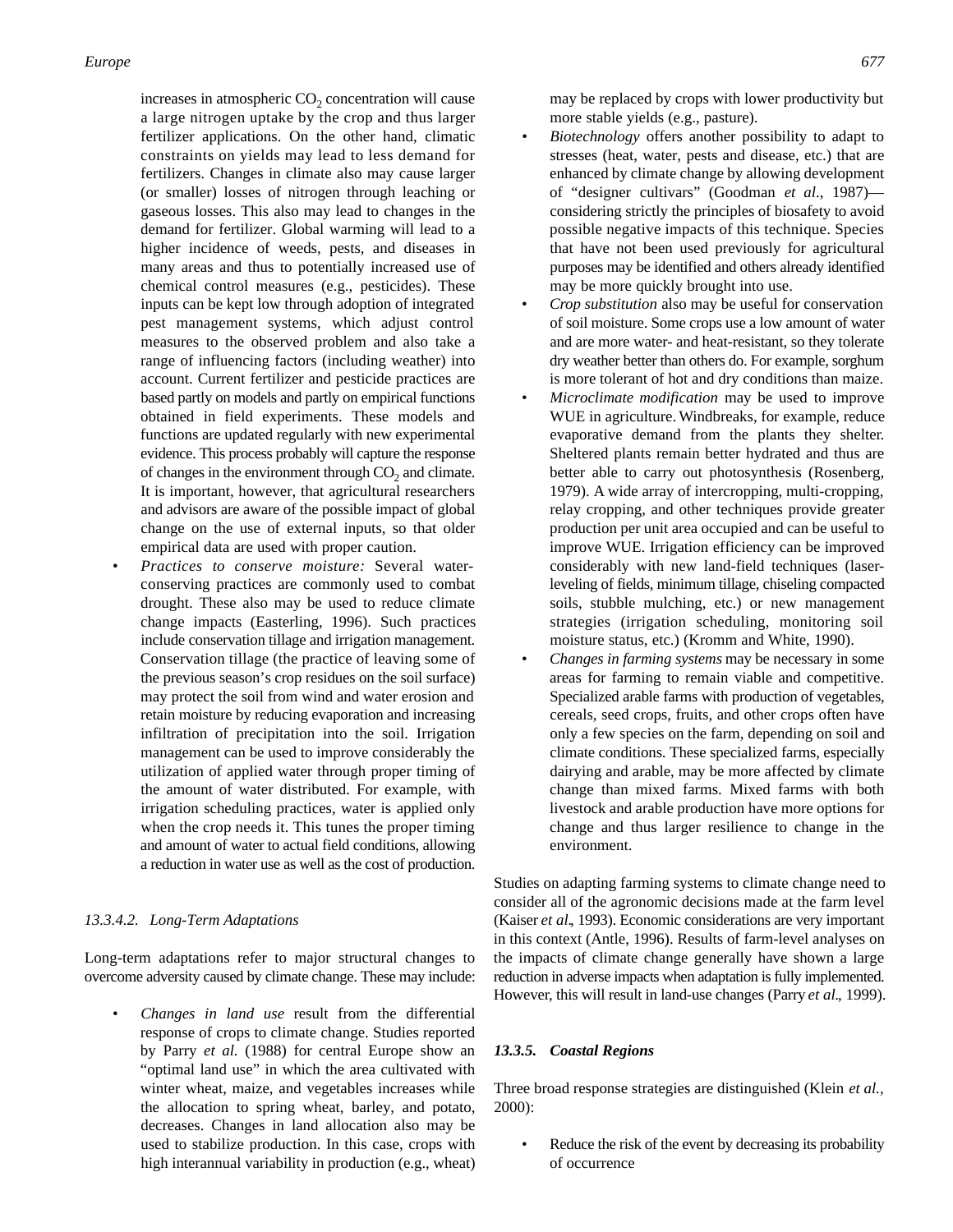increases in atmospheric $CO_2$ concentration will cause a large nitrogen uptake by the crop and thus larger fertilizer applications. On the other hand, climatic constraints on yields may lead to less demand for fertilizers. Changes in climate also may cause larger (or smaller) losses of nitrogen through leaching or gaseous losses. This also may lead to changes in the demand for fertilizer. Global warming will lead to a higher incidence of weeds, pests, and diseases in many areas and thus to potentially increased use of chemical control measures (e.g., pesticides). These inputs can be kept low through adoption of integrated pest management systems, which adjust control measures to the observed problem and also take a range of influencing factors (including weather) into account. Current fertilizer and pesticide practices are based partly on models and partly on empirical functions obtained in field experiments. These models and functions are updated regularly with new experimental evidence. This process probably will capture the response of changes in the environment through $CO_2$ and climate. It is important, however, that agricultural researchers and advisors are aware of the possible impact of global change on the use of external inputs, so that older empirical data are used with proper caution.

- *Practices to conserve moisture:* Several water-conserving practices are commonly used to combat drought. These also may be used to reduce climate change impacts (Easterling, 1996). Such practices include conservation tillage and irrigation management. Conservation tillage (the practice of leaving some of the previous season's crop residues on the soil surface) may protect the soil from wind and water erosion and retain moisture by reducing evaporation and increasing infiltration of precipitation into the soil. Irrigation management can be used to improve considerably the utilization of applied water through proper timing of the amount of water distributed. For example, with irrigation scheduling practices, water is applied only when the crop needs it. This tunes the proper timing and amount of water to actual field conditions, allowing a reduction in water use as well as the cost of production.

#### 13.3.4.2. Long-Term Adaptations

Long-term adaptations refer to major structural changes to overcome adversity caused by climate change. These may include:

- *Changes in land use* result from the differential response of crops to climate change. Studies reported by Parry *et al.* (1988) for central Europe show an "optimal land use" in which the area cultivated with winter wheat, maize, and vegetables increases while the allocation to spring wheat, barley, and potato, decreases. Changes in land allocation also may be used to stabilize production. In this case, crops with high interannual variability in production (e.g., wheat) may be replaced by crops with lower productivity but more stable yields (e.g., pasture).
- *Biotechnology* offers another possibility to adapt to stresses (heat, water, pests and disease, etc.) that are enhanced by climate change by allowing development of "designer cultivars" (Goodman *et al*., 1987)—considering strictly the principles of biosafety to avoid possible negative impacts of this technique. Species that have not been used previously for agricultural purposes may be identified and others already identified may be more quickly brought into use.
- *Crop substitution* also may be useful for conservation of soil moisture. Some crops use a low amount of water and are more water- and heat-resistant, so they tolerate dry weather better than others do. For example, sorghum is more tolerant of hot and dry conditions than maize.
- *Microclimate modification* may be used to improve WUE in agriculture. Windbreaks, for example, reduce evaporative demand from the plants they shelter. Sheltered plants remain better hydrated and thus are better able to carry out photosynthesis (Rosenberg, 1979). A wide array of intercropping, multi-cropping, relay cropping, and other techniques provide greater production per unit area occupied and can be useful to improve WUE. Irrigation efficiency can be improved considerably with new land-field techniques (laser-leveling of fields, minimum tillage, chiseling compacted soils, stubble mulching, etc.) or new management strategies (irrigation scheduling, monitoring soil moisture status, etc.) (Kromm and White, 1990).
- *Changes in farming systems* may be necessary in some areas for farming to remain viable and competitive. Specialized arable farms with production of vegetables, cereals, seed crops, fruits, and other crops often have only a few species on the farm, depending on soil and climate conditions. These specialized farms, especially dairying and arable, may be more affected by climate change than mixed farms. Mixed farms with both livestock and arable production have more options for change and thus larger resilience to change in the environment.

Studies on adapting farming systems to climate change need to consider all of the agronomic decisions made at the farm level (Kaiser *et al*., 1993). Economic considerations are very important in this context (Antle, 1996). Results of farm-level analyses on the impacts of climate change generally have shown a large reduction in adverse impacts when adaptation is fully implemented. However, this will result in land-use changes (Parry *et al*., 1999).

### 13.3.5. Coastal Regions

Three broad response strategies are distinguished (Klein *et al.,* 2000):

- Reduce the risk of the event by decreasing its probability of occurrence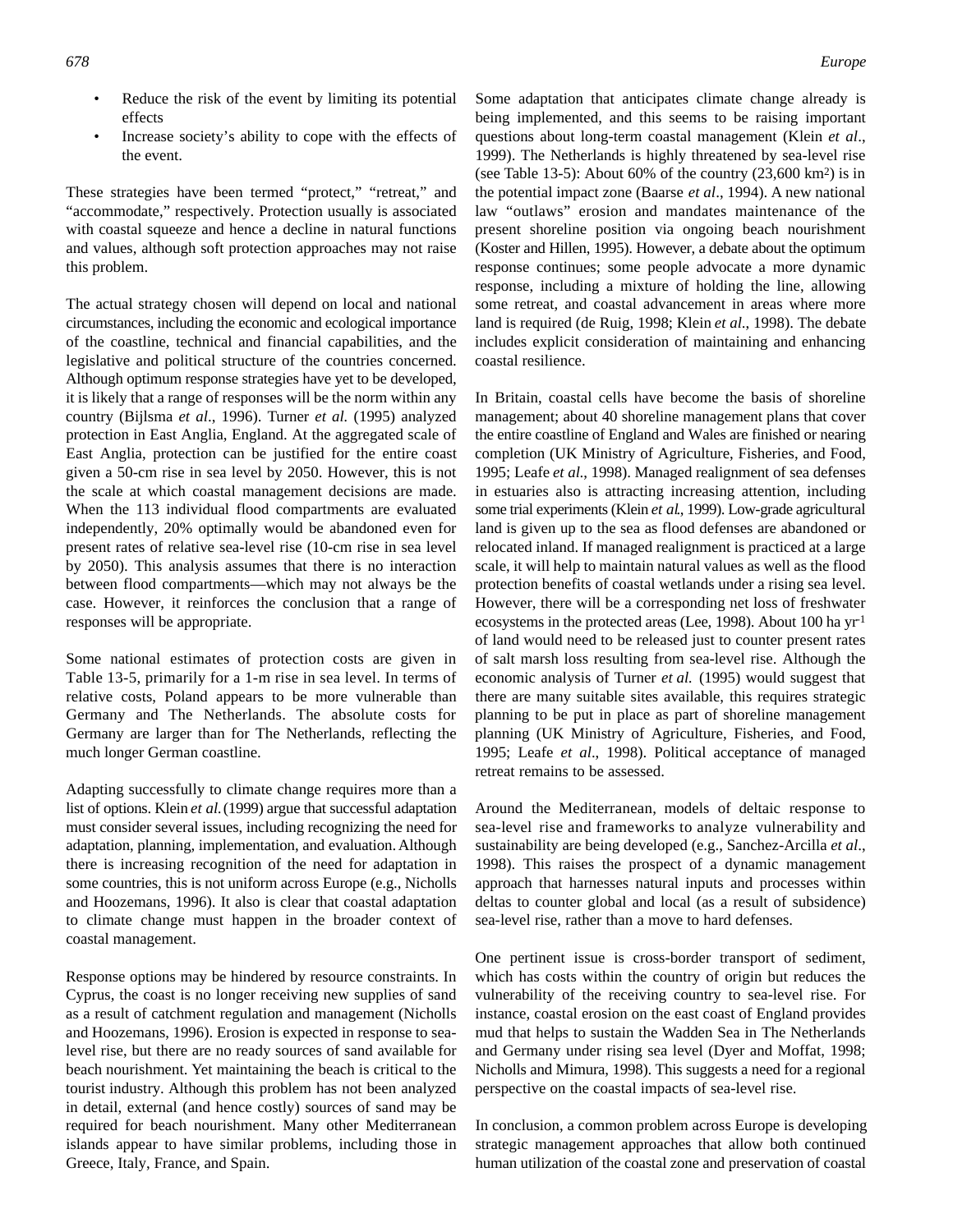- Reduce the risk of the event by limiting its potential effects
- Increase society's ability to cope with the effects of the event.

These strategies have been termed "protect," "retreat," and "accommodate," respectively. Protection usually is associated with coastal squeeze and hence a decline in natural functions and values, although soft protection approaches may not raise this problem.

The actual strategy chosen will depend on local and national circumstances, including the economic and ecological importance of the coastline, technical and financial capabilities, and the legislative and political structure of the countries concerned. Although optimum response strategies have yet to be developed, it is likely that a range of responses will be the norm within any country (Bijlsma *et al*., 1996). Turner *et al.* (1995) analyzed protection in East Anglia, England. At the aggregated scale of East Anglia, protection can be justified for the entire coast given a 50-cm rise in sea level by 2050. However, this is not the scale at which coastal management decisions are made. When the 113 individual flood compartments are evaluated independently, 20% optimally would be abandoned even for present rates of relative sea-level rise (10-cm rise in sea level by 2050). This analysis assumes that there is no interaction between flood compartments—which may not always be the case. However, it reinforces the conclusion that a range of responses will be appropriate.

Some national estimates of protection costs are given in Table 13-5, primarily for a 1-m rise in sea level. In terms of relative costs, Poland appears to be more vulnerable than Germany and The Netherlands. The absolute costs for Germany are larger than for The Netherlands, reflecting the much longer German coastline.

Adapting successfully to climate change requires more than a list of options. Klein *et al.* (1999) argue that successful adaptation must consider several issues, including recognizing the need for adaptation, planning, implementation, and evaluation. Although there is increasing recognition of the need for adaptation in some countries, this is not uniform across Europe (e.g., Nicholls and Hoozemans, 1996). It also is clear that coastal adaptation to climate change must happen in the broader context of coastal management.

Response options may be hindered by resource constraints. In Cyprus, the coast is no longer receiving new supplies of sand as a result of catchment regulation and management (Nicholls and Hoozemans, 1996). Erosion is expected in response to sea-level rise, but there are no ready sources of sand available for beach nourishment. Yet maintaining the beach is critical to the tourist industry. Although this problem has not been analyzed in detail, external (and hence costly) sources of sand may be required for beach nourishment. Many other Mediterranean islands appear to have similar problems, including those in Greece, Italy, France, and Spain.

Some adaptation that anticipates climate change already is being implemented, and this seems to be raising important questions about long-term coastal management (Klein *et al*., 1999). The Netherlands is highly threatened by sea-level rise (see Table 13-5): About 60% of the country (23,600 km$^2$) is in the potential impact zone (Baarse *et al*., 1994). A new national law "outlaws" erosion and mandates maintenance of the present shoreline position via ongoing beach nourishment (Koster and Hillen, 1995). However, a debate about the optimum response continues; some people advocate a more dynamic response, including a mixture of holding the line, allowing some retreat, and coastal advancement in areas where more land is required (de Ruig, 1998; Klein *et al*., 1998). The debate includes explicit consideration of maintaining and enhancing coastal resilience.

In Britain, coastal cells have become the basis of shoreline management; about 40 shoreline management plans that cover the entire coastline of England and Wales are finished or nearing completion (UK Ministry of Agriculture, Fisheries, and Food, 1995; Leafe *et al*., 1998). Managed realignment of sea defenses in estuaries also is attracting increasing attention, including some trial experiments (Klein *et al*., 1999). Low-grade agricultural land is given up to the sea as flood defenses are abandoned or relocated inland. If managed realignment is practiced at a large scale, it will help to maintain natural values as well as the flood protection benefits of coastal wetlands under a rising sea level. However, there will be a corresponding net loss of freshwater ecosystems in the protected areas (Lee, 1998). About 100 ha yr$^{-1}$ of land would need to be released just to counter present rates of salt marsh loss resulting from sea-level rise. Although the economic analysis of Turner *et al.* (1995) would suggest that there are many suitable sites available, this requires strategic planning to be put in place as part of shoreline management planning (UK Ministry of Agriculture, Fisheries, and Food, 1995; Leafe *et al*., 1998). Political acceptance of managed retreat remains to be assessed.

Around the Mediterranean, models of deltaic response to sea-level rise and frameworks to analyze vulnerability and sustainability are being developed (e.g., Sanchez-Arcilla *et al*., 1998). This raises the prospect of a dynamic management approach that harnesses natural inputs and processes within deltas to counter global and local (as a result of subsidence) sea-level rise, rather than a move to hard defenses.

One pertinent issue is cross-border transport of sediment, which has costs within the country of origin but reduces the vulnerability of the receiving country to sea-level rise. For instance, coastal erosion on the east coast of England provides mud that helps to sustain the Wadden Sea in The Netherlands and Germany under rising sea level (Dyer and Moffat, 1998; Nicholls and Mimura, 1998). This suggests a need for a regional perspective on the coastal impacts of sea-level rise.

In conclusion, a common problem across Europe is developing strategic management approaches that allow both continued human utilization of the coastal zone and preservation of coastal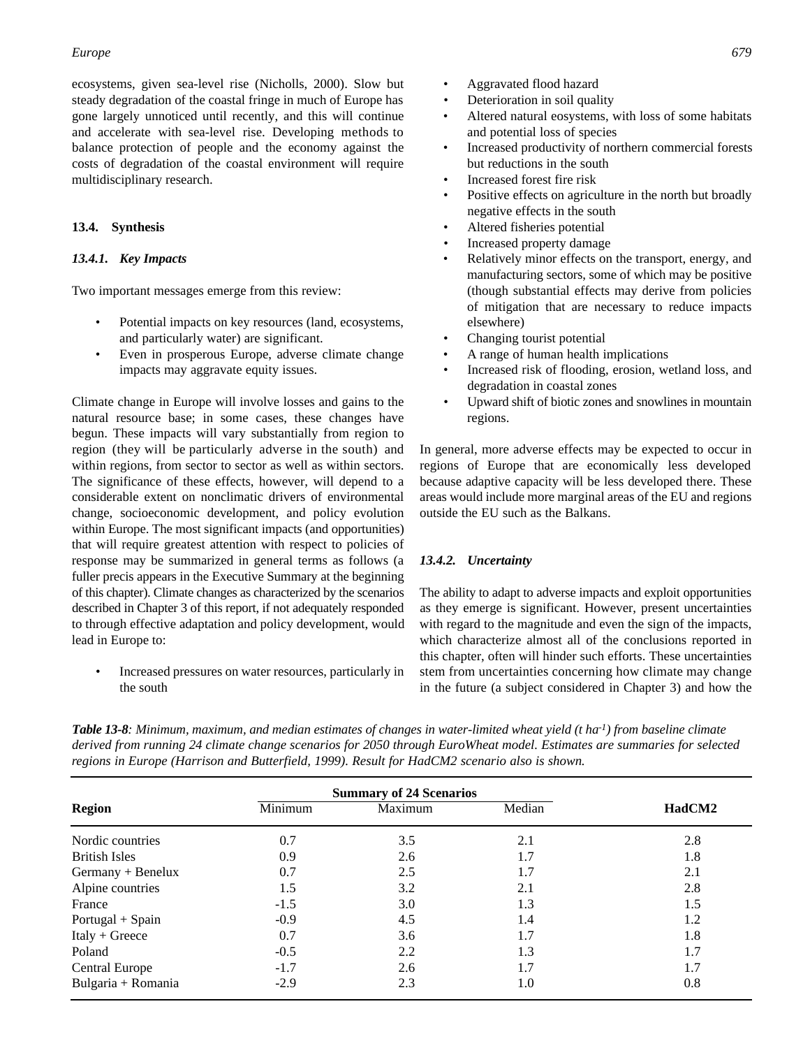ecosystems, given sea-level rise (Nicholls, 2000). Slow but steady degradation of the coastal fringe in much of Europe has gone largely unnoticed until recently, and this will continue and accelerate with sea-level rise. Developing methods to balance protection of people and the economy against the costs of degradation of the coastal environment will require multidisciplinary research.

## 13.4. Synthesis

### *13.4.1. Key Impacts*

Two important messages emerge from this review:

- Potential impacts on key resources (land, ecosystems, and particularly water) are significant.
- Even in prosperous Europe, adverse climate change impacts may aggravate equity issues.

Climate change in Europe will involve losses and gains to the natural resource base; in some cases, these changes have begun. These impacts will vary substantially from region to region (they will be particularly adverse in the south) and within regions, from sector to sector as well as within sectors. The significance of these effects, however, will depend to a considerable extent on nonclimatic drivers of environmental change, socioeconomic development, and policy evolution within Europe. The most significant impacts (and opportunities) that will require greatest attention with respect to policies of response may be summarized in general terms as follows (a fuller precis appears in the Executive Summary at the beginning of this chapter). Climate changes as characterized by the scenarios described in Chapter 3 of this report, if not adequately responded to through effective adaptation and policy development, would lead in Europe to:

- Increased pressures on water resources, particularly in the south
- Aggravated flood hazard
- Deterioration in soil quality
- Altered natural eosystems, with loss of some habitats and potential loss of species
- Increased productivity of northern commercial forests but reductions in the south
- Increased forest fire risk
- Positive effects on agriculture in the north but broadly negative effects in the south
- Altered fisheries potential
- Increased property damage
- Relatively minor effects on the transport, energy, and manufacturing sectors, some of which may be positive (though substantial effects may derive from policies of mitigation that are necessary to reduce impacts elsewhere)
- Changing tourist potential
- A range of human health implications
- Increased risk of flooding, erosion, wetland loss, and degradation in coastal zones
- Upward shift of biotic zones and snowlines in mountain regions.

In general, more adverse effects may be expected to occur in regions of Europe that are economically less developed because adaptive capacity will be less developed there. These areas would include more marginal areas of the EU and regions outside the EU such as the Balkans.

### *13.4.2. Uncertainty*

The ability to adapt to adverse impacts and exploit opportunities as they emerge is significant. However, present uncertainties with regard to the magnitude and even the sign of the impacts, which characterize almost all of the conclusions reported in this chapter, often will hinder such efforts. These uncertainties stem from uncertainties concerning how climate may change in the future (a subject considered in Chapter 3) and how the

***Table 13-8****: Minimum, maximum, and median estimates of changes in water-limited wheat yield (t ha$^{-1}$) from baseline climate derived from running 24 climate change scenarios for 2050 through EuroWheat model. Estimates are summaries for selected regions in Europe (Harrison and Butterfield, 1999). Result for HadCM2 scenario also shown.*

| Region | Summary of 24 Scenarios | | | HadCM2 |
|---|---|---|---|---|
| | Minimum | Maximum | Median | |
| Nordic countries | 0.7 | 3.5 | 2.1 | 2.8 |
| British Isles | 0.9 | 2.6 | 1.7 | 1.8 |
| Germany + Benelux | 0.7 | 2.5 | 1.7 | 2.1 |
| Alpine countries | 1.5 | 3.2 | 2.1 | 2.8 |
| France | -1.5 | 3.0 | 1.3 | 1.5 |
| Portugal + Spain | -0.9 | 4.5 | 1.4 | 1.2 |
| Italy + Greece | 0.7 | 3.6 | 1.7 | 1.8 |
| Poland | -0.5 | 2.2 | 1.3 | 1.7 |
| Central Europe | -1.7 | 2.6 | 1.7 | 1.7 |
| Bulgaria + Romania | -2.9 | 2.3 | 1.0 | 0.8 |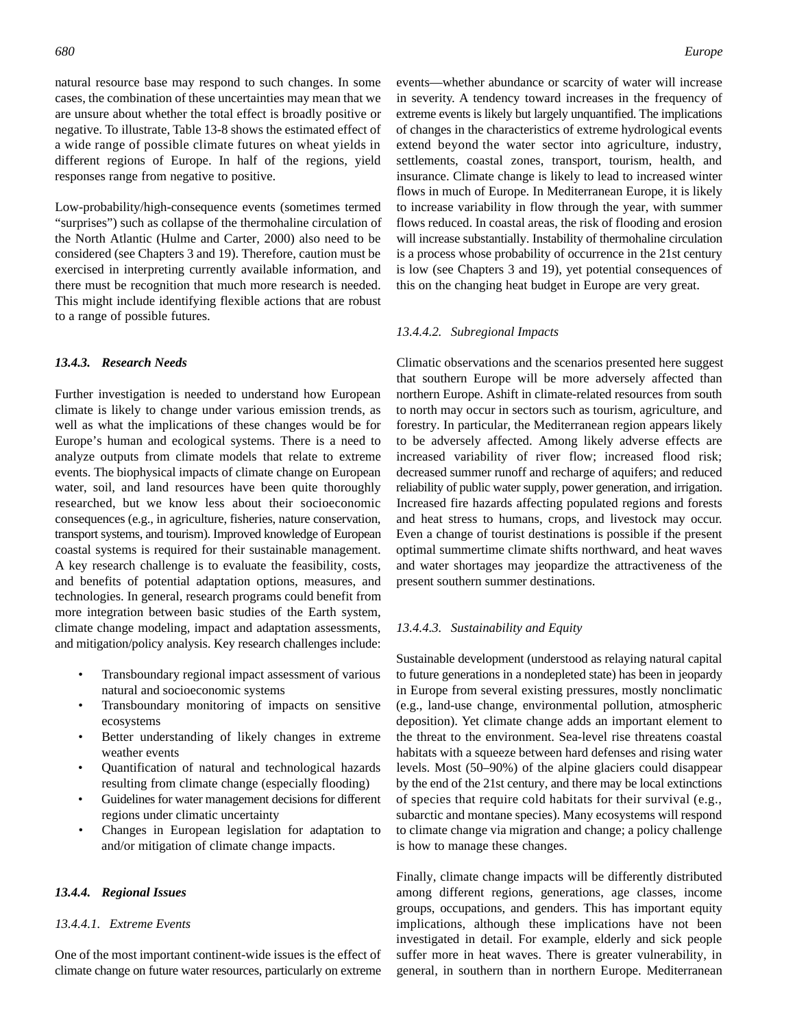natural resource base may respond to such changes. In some cases, the combination of these uncertainties may mean that we are unsure about whether the total effect is broadly positive or negative. To illustrate, Table 13-8 shows the estimated effect of a wide range of possible climate futures on wheat yields in different regions of Europe. In half of the regions, yield responses range from negative to positive.

Low-probability/high-consequence events (sometimes termed "surprises") such as collapse of the thermohaline circulation of the North Atlantic (Hulme and Carter, 2000) also need to be considered (see Chapters 3 and 19). Therefore, caution must be exercised in interpreting currently available information, and there must be recognition that much more research is needed. This might include identifying flexible actions that are robust to a range of possible futures.

### *13.4.3. Research Needs*

Further investigation is needed to understand how European climate is likely to change under various emission trends, as well as what the implications of these changes would be for Europe's human and ecological systems. There is a need to analyze outputs from climate models that relate to extreme events. The biophysical impacts of climate change on European water, soil, and land resources have been quite thoroughly researched, but we know less about their socioeconomic consequences (e.g., in agriculture, fisheries, nature conservation, transport systems, and tourism). Improved knowledge of European coastal systems is required for their sustainable management. A key research challenge is to evaluate the feasibility, costs, and benefits of potential adaptation options, measures, and technologies. In general, research programs could benefit from more integration between basic studies of the Earth system, climate change modeling, impact and adaptation assessments, and mitigation/policy analysis. Key research challenges include:

- Transboundary regional impact assessment of various natural and socioeconomic systems
- Transboundary monitoring of impacts on sensitive ecosystems
- Better understanding of likely changes in extreme weather events
- Quantification of natural and technological hazards resulting from climate change (especially flooding)
- Guidelines for water management decisions for different regions under climatic uncertainty
- Changes in European legislation for adaptation to and/or mitigation of climate change impacts.

### *13.4.4. Regional Issues*

#### *13.4.4.1. Extreme Events*

One of the most important continent-wide issues is the effect of climate change on future water resources, particularly on extreme events—whether abundance or scarcity of water will increase in severity. A tendency toward increases in the frequency of extreme events is likely but largely unquantified. The implications of changes in the characteristics of extreme hydrological events extend beyond the water sector into agriculture, industry, settlements, coastal zones, transport, tourism, health, and insurance. Climate change is likely to lead to increased winter flows in much of Europe. In Mediterranean Europe, it is likely to increase variability in flow through the year, with summer flows reduced. In coastal areas, the risk of flooding and erosion will increase substantially. Instability of thermohaline circulation is a process whose probability of occurrence in the 21st century is low (see Chapters 3 and 19), yet potential consequences of this on the changing heat budget in Europe are very great.

#### *13.4.4.2. Subregional Impacts*

Climatic observations and the scenarios presented here suggest that southern Europe will be more adversely affected than northern Europe. Ashift in climate-related resources from south to north may occur in sectors such as tourism, agriculture, and forestry. In particular, the Mediterranean region appears likely to be adversely affected. Among likely adverse effects are increased variability of river flow; increased flood risk; decreased summer runoff and recharge of aquifers; and reduced reliability of public water supply, power generation, and irrigation. Increased fire hazards affecting populated regions and forests and heat stress to humans, crops, and livestock may occur. Even a change of tourist destinations is possible if the present optimal summertime climate shifts northward, and heat waves and water shortages may jeopardize the attractiveness of the present southern summer destinations.

#### *13.4.4.3. Sustainability and Equity*

Sustainable development (understood as relaying natural capital to future generations in a nondepleted state) has been in jeopardy in Europe from several existing pressures, mostly nonclimatic (e.g., land-use change, environmental pollution, atmospheric deposition). Yet climate change adds an important element to the threat to the environment. Sea-level rise threatens coastal habitats with a squeeze between hard defenses and rising water levels. Most (50–90%) of the alpine glaciers could disappear by the end of the 21st century, and there may be local extinctions of species that require cold habitats for their survival (e.g., subarctic and montane species). Many ecosystems will respond to climate change via migration and change; a policy challenge is how to manage these changes.

Finally, climate change impacts will be differently distributed among different regions, generations, age classes, income groups, occupations, and genders. This has important equity implications, although these implications have not been investigated in detail. For example, elderly and sick people suffer more in heat waves. There is greater vulnerability, in general, in southern than in northern Europe. Mediterranean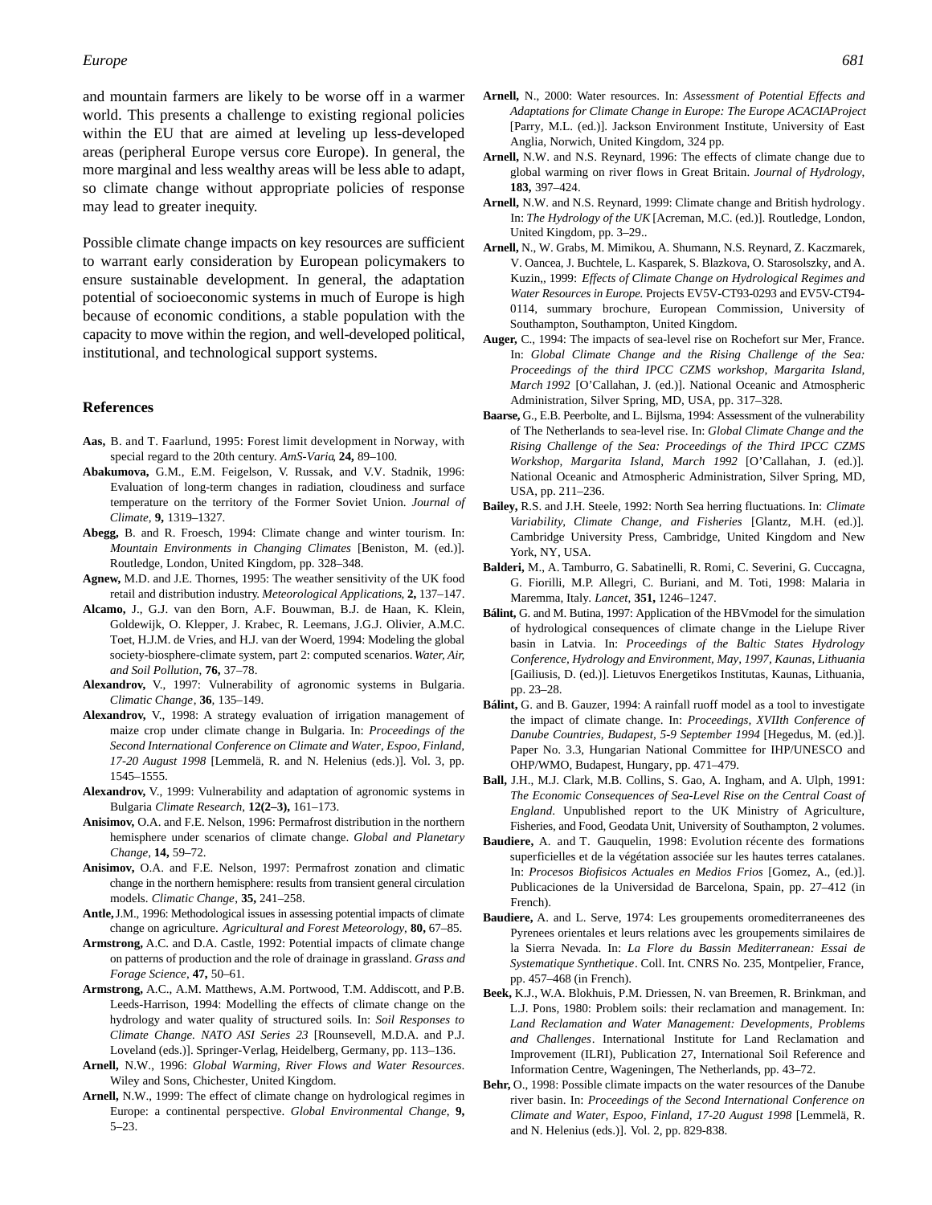and mountain farmers are likely to be worse off in a warmer world. This presents a challenge to existing regional policies within the EU that are aimed at leveling up less-developed areas (peripheral Europe versus core Europe). In general, the more marginal and less wealthy areas will be less able to adapt, so climate change without appropriate policies of response may lead to greater inequity.

Possible climate change impacts on key resources are sufficient to warrant early consideration by European policymakers to ensure sustainable development. In general, the adaptation potential of socioeconomic systems in much of Europe is high because of economic conditions, a stable population with the capacity to move within the region, and well-developed political, institutional, and technological support systems.

## References

**Aas,** B. and T. Faarlund, 1995: Forest limit development in Norway, with special regard to the 20th century. *AmS-Varia*, **24,** 89–100.

**Abakumova,** G.M., E.M. Feigelson, V. Russak, and V.V. Stadnik, 1996: Evaluation of long-term changes in radiation, cloudiness and surface temperature on the territory of the Former Soviet Union. *Journal of Climate*, **9,** 1319–1327.

**Abegg,** B. and R. Froesch, 1994: Climate change and winter tourism. In: *Mountain Environments in Changing Climates* [Beniston, M. (ed.)]. Routledge, London, United Kingdom, pp. 328–348.

**Agnew,** M.D. and J.E. Thornes, 1995: The weather sensitivity of the UK food retail and distribution industry. *Meteorological Applications*, **2,** 137–147.

**Alcamo,** J., G.J. van den Born, A.F. Bouwman, B.J. de Haan, K. Klein, Goldewijk, O. Klepper, J. Krabec, R. Leemans, J.G.J. Olivier, A.M.C. Toet, H.J.M. de Vries, and H.J. van der Woerd, 1994: Modeling the global society-biosphere-climate system, part 2: computed scenarios. *Water, Air, and Soil Pollution*, **76,** 37–78.

**Alexandrov,** V., 1997: Vulnerability of agronomic systems in Bulgaria. *Climatic Change*, **36**, 135–149.

**Alexandrov,** V., 1998: A strategy evaluation of irrigation management of maize crop under climate change in Bulgaria. In: *Proceedings of the Second International Conference on Climate and Water, Espoo, Finland, 17-20 August 1998* [Lemmelä, R. and N. Helenius (eds.)]. Vol. 3, pp. 1545–1555.

**Alexandrov,** V., 1999: Vulnerability and adaptation of agronomic systems in Bulgaria *Climate Research*, **12(2–3),** 161–173.

**Anisimov,** O.A. and F.E. Nelson, 1996: Permafrost distribution in the northern hemisphere under scenarios of climate change. *Global and Planetary Change*, **14,** 59–72.

**Anisimov,** O.A. and F.E. Nelson, 1997: Permafrost zonation and climatic change in the northern hemisphere: results from transient general circulation models. *Climatic Change*, **35,** 241–258.

**Antle,** J.M., 1996: Methodological issues in assessing potential impacts of climate change on agriculture. *Agricultural and Forest Meteorology*, **80,** 67–85.

**Armstrong,** A.C. and D.A. Castle, 1992: Potential impacts of climate change on patterns of production and the role of drainage in grassland. *Grass and Forage Science*, **47,** 50–61.

**Armstrong,** A.C., A.M. Matthews, A.M. Portwood, T.M. Addiscott, and P.B. Leeds-Harrison, 1994: Modelling the effects of climate change on the hydrology and water quality of structured soils. In: *Soil Responses to Climate Change. NATO ASI Series 23* [Rounsevell, M.D.A. and P.J. Loveland (eds.)]. Springer-Verlag, Heidelberg, Germany, pp. 113–136.

**Arnell,** N.W., 1996: *Global Warming, River Flows and Water Resources*. Wiley and Sons, Chichester, United Kingdom.

**Arnell,** N.W., 1999: The effect of climate change on hydrological regimes in Europe: a continental perspective. *Global Environmental Change*, **9,** 5–23.

**Arnell,** N., 2000: Water resources. In: *Assessment of Potential Effects and Adaptations for Climate Change in Europe: The Europe ACACIAProject* [Parry, M.L. (ed.)]. Jackson Environment Institute, University of East Anglia, Norwich, United Kingdom, 324 pp.

**Arnell,** N.W. and N.S. Reynard, 1996: The effects of climate change due to global warming on river flows in Great Britain. *Journal of Hydrology*, **183,** 397–424.

**Arnell,** N.W. and N.S. Reynard, 1999: Climate change and British hydrology. In: *The Hydrology of the UK* [Acreman, M.C. (ed.)]. Routledge, London, United Kingdom, pp. 3–29..

**Arnell,** N., W. Grabs, M. Mimikou, A. Shumann, N.S. Reynard, Z. Kaczmarek, V. Oancea, J. Buchtele, L. Kasparek, S. Blazkova, O. Starosolszky, and A. Kuzin,, 1999: *Effects of Climate Change on Hydrological Regimes and Water Resources in Europe.* Projects EV5V-CT93-0293 and EV5V-CT94-0114, summary brochure, European Commission, University of Southampton, Southampton, United Kingdom.

**Auger,** C., 1994: The impacts of sea-level rise on Rochefort sur Mer, France. In: *Global Climate Change and the Rising Challenge of the Sea: Proceedings of the third IPCC CZMS workshop, Margarita Island, March 1992* [O'Callahan, J. (ed.)]. National Oceanic and Atmospheric Administration, Silver Spring, MD, USA, pp. 317–328.

**Baarse,** G., E.B. Peerbolte, and L. Bijlsma, 1994: Assessment of the vulnerability of The Netherlands to sea-level rise. In: *Global Climate Change and the Rising Challenge of the Sea: Proceedings of the Third IPCC CZMS Workshop, Margarita Island, March 1992* [O'Callahan, J. (ed.)]. National Oceanic and Atmospheric Administration, Silver Spring, MD, USA, pp. 211–236.

**Bailey,** R.S. and J.H. Steele, 1992: North Sea herring fluctuations. In: *Climate Variability, Climate Change, and Fisheries* [Glantz, M.H. (ed.)]. Cambridge University Press, Cambridge, United Kingdom and New York, NY, USA.

**Balderi,** M., A. Tamburro, G. Sabatinelli, R. Romi, C. Severini, G. Cuccagna, G. Fiorilli, M.P. Allegri, C. Buriani, and M. Toti, 1998: Malaria in Maremma, Italy. *Lancet*, **351,** 1246–1247.

**Bálint,** G. and M. Butina, 1997: Application of the HBVmodel for the simulation of hydrological consequences of climate change in the Lielupe River basin in Latvia. In: *Proceedings of the Baltic States Hydrology Conference, Hydrology and Environment, May, 1997, Kaunas, Lithuania* [Gailiusis, D. (ed.)]. Lietuvos Energetikos Institutas, Kaunas, Lithuania, pp. 23–28.

**Bálint,** G. and B. Gauzer, 1994: A rainfall ruoff model as a tool to investigate the impact of climate change. In: *Proceedings, XVIIth Conference of Danube Countries, Budapest, 5-9 September 1994* [Hegedus, M. (ed.)]. Paper No. 3.3, Hungarian National Committee for IHP/UNESCO and OHP/WMO, Budapest, Hungary, pp. 471–479.

**Ball,** J.H., M.J. Clark, M.B. Collins, S. Gao, A. Ingham, and A. Ulph, 1991: *The Economic Consequences of Sea-Level Rise on the Central Coast of England*. Unpublished report to the UK Ministry of Agriculture, Fisheries, and Food, Geodata Unit, University of Southampton, 2 volumes.

**Baudiere,** A. and T. Gauquelin, 1998: Evolution récente des formations superficielles et de la végétation associée sur les hautes terres catalanes. In: *Procesos Biofisicos Actuales en Medios Frios* [Gomez, A., (ed.)]. Publicaciones de la Universidad de Barcelona, Spain, pp. 27–412 (in French).

**Baudiere,** A. and L. Serve, 1974: Les groupements oromediterraneenes des Pyrenees orientales et leurs relations avec les groupements similaires de la Sierra Nevada. In: *La Flore du Bassin Mediterranean: Essai de Systematique Synthetique*. Coll. Int. CNRS No. 235, Montpelier, France, pp. 457–468 (in French).

**Beek,** K.J., W.A. Blokhuis, P.M. Driessen, N. van Breemen, R. Brinkman, and L.J. Pons, 1980: Problem soils: their reclamation and management. In: *Land Reclamation and Water Management: Developments, Problems and Challenges*. International Institute for Land Reclamation and Improvement (ILRI), Publication 27, International Soil Reference and Information Centre, Wageningen, The Netherlands, pp. 43–72.

**Behr,** O., 1998: Possible climate impacts on the water resources of the Danube river basin. In: *Proceedings of the Second International Conference on Climate and Water, Espoo, Finland, 17-20 August 1998* [Lemmelä, R. and N. Helenius (eds.)]. Vol. 2, pp. 829-838.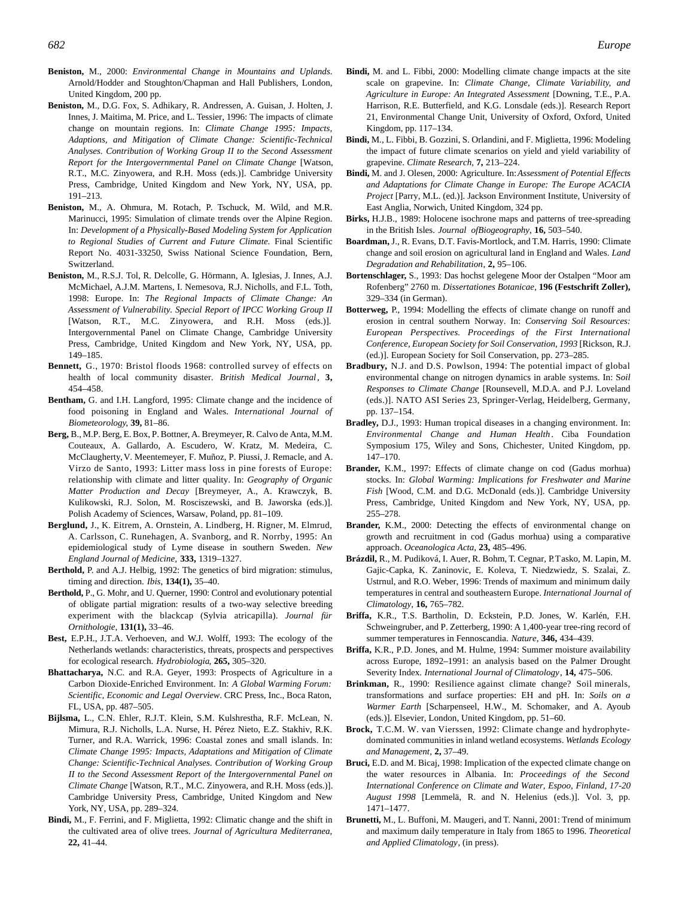**Beniston,** M., 2000: *Environmental Change in Mountains and Uplands*. Arnold/Hodder and Stoughton/Chapman and Hall Publishers, London, United Kingdom, 200 pp.

**Beniston,** M., D.G. Fox, S. Adhikary, R. Andressen, A. Guisan, J. Holten, J. Innes, J. Maitima, M. Price, and L. Tessier, 1996: The impacts of climate change on mountain regions. In: *Climate Change 1995: Impacts, Adaptions, and Mitigation of Climate Change: Scientific-Technical Analyses. Contribution of Working Group II to the Second Assessment Report for the Intergovernmental Panel on Climate Change* [Watson, R.T., M.C. Zinyowera, and R.H. Moss (eds.)]. Cambridge University Press, Cambridge, United Kingdom and New York, NY, USA, pp. 191–213.

**Beniston,** M., A. Ohmura, M. Rotach, P. Tschuck, M. Wild, and M.R. Marinucci, 1995: Simulation of climate trends over the Alpine Region. In: *Development of a Physically-Based Modeling System for Application to Regional Studies of Current and Future Climate*. Final Scientific Report No. 4031-33250, Swiss National Science Foundation, Bern, Switzerland.

**Beniston,** M., R.S.J. Tol, R. Delcolle, G. Hörmann, A. Iglesias, J. Innes, A.J. McMichael, A.J.M. Martens, I. Nemesova, R.J. Nicholls, and F.L. Toth, 1998: Europe. In: *The Regional Impacts of Climate Change: An Assessment of Vulnerability. Special Report of IPCC Working Group II* [Watson, R.T., M.C. Zinyowera, and R.H. Moss (eds.)]. Intergovernmental Panel on Climate Change, Cambridge University Press, Cambridge, United Kingdom and New York, NY, USA, pp. 149–185.

**Bennett,** G., 1970: Bristol floods 1968: controlled survey of effects on health of local community disaster. *British Medical Journal*, **3,** 454–458.

**Bentham,** G. and I.H. Langford, 1995: Climate change and the incidence of food poisoning in England and Wales. *International Journal of Biometeorology*, **39,** 81–86.

**Berg,** B., M.P. Berg, E. Box, P. Bottner, A. Breymeyer, R. Calvo de Anta, M.M. Couteaux, A. Gallardo, A. Escudero, W. Kratz, M. Medeira, C. McClaugherty, V. Meentemeyer, F. Muñoz, P. Piussi, J. Remacle, and A. Virzo de Santo, 1993: Litter mass loss in pine forests of Europe: relationship with climate and litter quality. In: *Geography of Organic Matter Production and Decay* [Breymeyer, A., A. Krawczyk, B. Kulikowski, R.J. Solon, M. Rosciszewski, and B. Jaworska (eds.)]. Polish Academy of Sciences, Warsaw, Poland, pp. 81–109.

**Berglund,** J., K. Eitrem, A. Ornstein, A. Lindberg, H. Rigner, M. Elmrud, A. Carlsson, C. Runehagen, A. Svanborg, and R. Norrby, 1995: An epidemiological study of Lyme disease in southern Sweden. *New England Journal of Medicine*, **333,** 1319–1327.

**Berthold,** P. and A.J. Helbig, 1992: The genetics of bird migration: stimulus, timing and direction. *Ibis*, **134(1),** 35–40.

**Berthold,** P., G. Mohr, and U. Querner, 1990: Control and evolutionary potential of obligate partial migration: results of a two-way selective breeding experiment with the blackcap (Sylvia atricapilla). *Journal für Ornithologie*, **131(1),** 33–46.

**Best,** E.P.H., J.T.A. Verhoeven, and W.J. Wolff, 1993: The ecology of the Netherlands wetlands: characteristics, threats, prospects and perspectives for ecological research. *Hydrobiologia*, **265,** 305–320.

**Bhattacharya,** N.C. and R.A. Geyer, 1993: Prospects of Agriculture in a Carbon Dioxide-Enriched Environment. In: *A Global Warming Forum: Scientific, Economic and Legal Overview*. CRC Press, Inc., Boca Raton, FL, USA, pp. 487–505.

**Bijlsma,** L., C.N. Ehler, R.J.T. Klein, S.M. Kulshrestha, R.F. McLean, N. Mimura, R.J. Nicholls, L.A. Nurse, H. Pérez Nieto, E.Z. Stakhiv, R.K. Turner, and R.A. Warrick, 1996: Coastal zones and small islands. In: *Climate Change 1995: Impacts, Adaptations and Mitigation of Climate Change: Scientific-Technical Analyses. Contribution of Working Group II to the Second Assessment Report of the Intergovernmental Panel on Climate Change* [Watson, R.T., M.C. Zinyowera, and R.H. Moss (eds.)]. Cambridge University Press, Cambridge, United Kingdom and New York, NY, USA, pp. 289–324.

**Bindi,** M., F. Ferrini, and F. Miglietta, 1992: Climatic change and the shift in the cultivated area of olive trees. *Journal of Agricultura Mediterranea*, **22,** 41–44.

**Bindi,** M. and L. Fibbi, 2000: Modelling climate change impacts at the site scale on grapevine. In: *Climate Change, Climate Variability, and Agriculture in Europe: An Integrated Assessment* [Downing, T.E., P.A. Harrison, R.E. Butterfield, and K.G. Lonsdale (eds.)]. Research Report 21, Environmental Change Unit, University of Oxford, Oxford, United Kingdom, pp. 117–134.

**Bindi,** M., L. Fibbi, B. Gozzini, S. Orlandini, and F. Miglietta, 1996: Modeling the impact of future climate scenarios on yield and yield variability of grapevine. *Climate Research*, **7,** 213–224.

**Bindi,** M. and J. Olesen, 2000: Agriculture. In: *Assessment of Potential Effects and Adaptations for Climate Change in Europe: The Europe ACACIA Project* [Parry, M.L. (ed.)]. Jackson Environment Institute, University of East Anglia, Norwich, United Kingdom, 324 pp.

**Birks,** H.J.B., 1989: Holocene isochrone maps and patterns of tree-spreading in the British Isles. *Journal ofBiogeography*, **16,** 503–540.

**Boardman,** J., R. Evans, D.T. Favis-Mortlock, and T.M. Harris, 1990: Climate change and soil erosion on agricultural land in England and Wales. *Land Degradation and Rehabilitation*, **2,** 95–106.

**Bortenschlager,** S., 1993: Das hochst gelegene Moor der Ostalpen "Moor am Rofenberg" 2760 m. *Dissertationes Botanicae*, **196 (Festschrift Zoller),** 329–334 (in German).

**Botterweg,** P., 1994: Modelling the effects of climate change on runoff and erosion in central southern Norway. In: *Conserving Soil Resources: European Perspectives. Proceedings of the First International Conference, European Society for Soil Conservation, 1993* [Rickson, R.J. (ed.)]. European Society for Soil Conservation, pp. 273–285.

**Bradbury,** N.J. and D.S. Powlson, 1994: The potential impact of global environmental change on nitrogen dynamics in arable systems. In: *Soil Responses to Climate Change* [Rounsevell, M.D.A. and P.J. Loveland (eds.)]. NATO ASI Series 23, Springer-Verlag, Heidelberg, Germany, pp. 137–154.

**Bradley,** D.J., 1993: Human tropical diseases in a changing environment. In: *Environmental Change and Human Health*. Ciba Foundation Symposium 175, Wiley and Sons, Chichester, United Kingdom, pp. 147–170.

**Brander,** K.M., 1997: Effects of climate change on cod (Gadus morhua) stocks. In: *Global Warming: Implications for Freshwater and Marine Fish* [Wood, C.M. and D.G. McDonald (eds.)]. Cambridge University Press, Cambridge, United Kingdom and New York, NY, USA, pp. 255–278.

**Brander,** K.M., 2000: Detecting the effects of environmental change on growth and recruitment in cod (Gadus morhua) using a comparative approach. *Oceanologica Acta*, **23,** 485–496.

**Brázdil,** R., M. Pudiková, I. Auer, R. Bohm, T. Cegnar, P. Tasko, M. Lapin, M. Gajic-Capka, K. Zaninovic, E. Koleva, T. Niedzwiedz, S. Szalai, Z. Ustrnul, and R.O. Weber, 1996: Trends of maximum and minimum daily temperatures in central and southeastern Europe. *International Journal of Climatology*, **16,** 765–782.

**Briffa,** K.R., T.S. Bartholin, D. Eckstein, P.D. Jones, W. Karlén, F.H. Schweingruber, and P. Zetterberg, 1990: A 1,400-year tree-ring record of summer temperatures in Fennoscandia. *Nature*, **346,** 434–439.

**Briffa,** K.R., P.D. Jones, and M. Hulme, 1994: Summer moisture availability across Europe, 1892–1991: an analysis based on the Palmer Drought Severity Index. *International Journal of Climatology*, **14,** 475–506.

**Brinkman,** R., 1990: Resilience against climate change? Soil minerals, transformations and surface properties: EH and pH. In: *Soils on a Warmer Earth* [Scharpenseel, H.W., M. Schomaker, and A. Ayoub (eds.)]. Elsevier, London, United Kingdom, pp. 51–60.

**Brock,** T.C.M. W. van Vierssen, 1992: Climate change and hydrophyte-dominated communities in inland wetland ecosystems. *Wetlands Ecology and Management*, **2,** 37–49.

**Bruci,** E.D. and M. Bicaj, 1998: Implication of the expected climate change on the water resources in Albania. In: *Proceedings of the Second International Conference on Climate and Water, Espoo, Finland, 17-20 August 1998* [Lemmelä, R. and N. Helenius (eds.)]. Vol. 3, pp. 1471–1477.

**Brunetti,** M., L. Buffoni, M. Maugeri, and T. Nanni, 2001: Trend of minimum and maximum daily temperature in Italy from 1865 to 1996. *Theoretical and Applied Climatology*, (in press).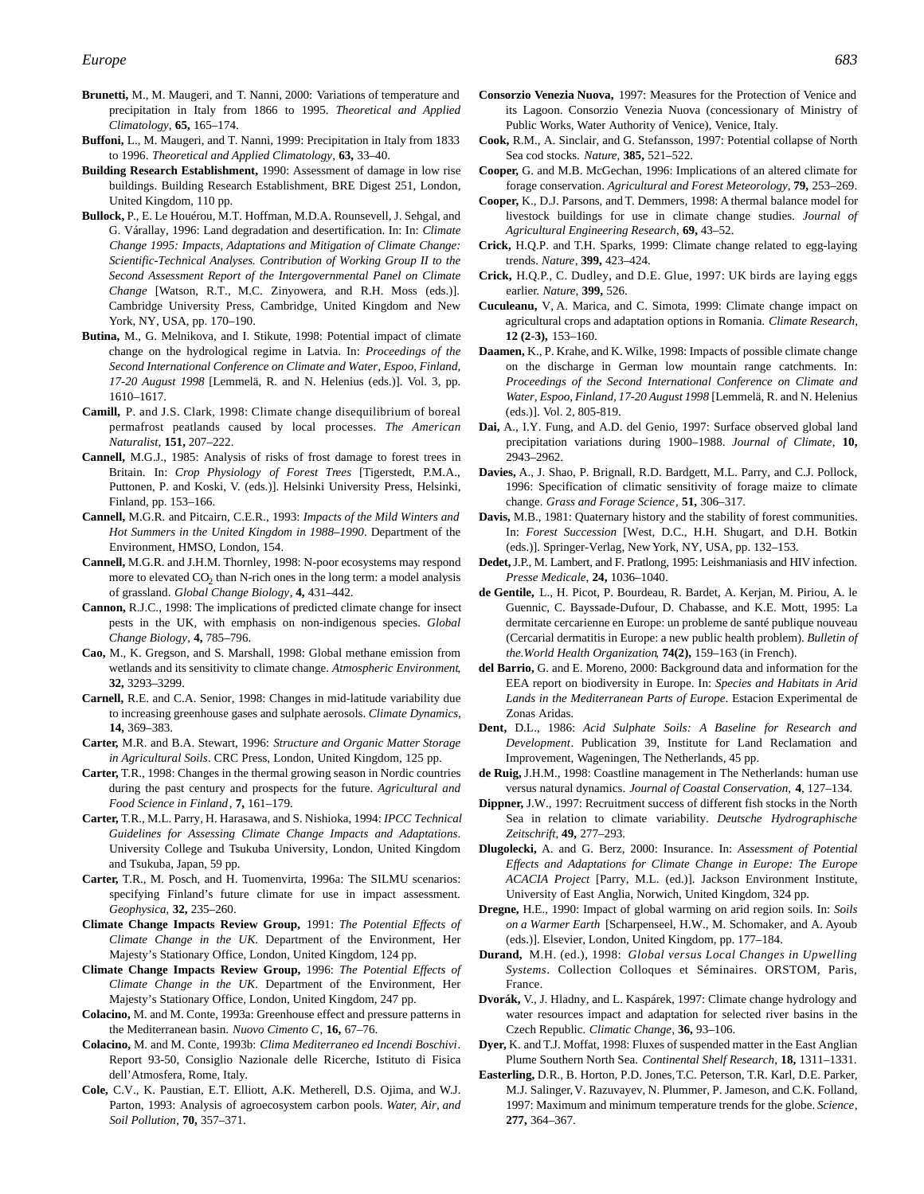**Brunetti,** M., M. Maugeri, and T. Nanni, 2000: Variations of temperature and precipitation in Italy from 1866 to 1995. *Theoretical and Applied Climatology*, **65,** 165–174.

**Buffoni,** L., M. Maugeri, and T. Nanni, 1999: Precipitation in Italy from 1833 to 1996. *Theoretical and Applied Climatology*, **63,** 33–40.

**Building Research Establishment,** 1990: Assessment of damage in low rise buildings. Building Research Establishment, BRE Digest 251, London, United Kingdom, 110 pp.

**Bullock,** P., E. Le Houérou, M.T. Hoffman, M.D.A. Rounsevell, J. Sehgal, and G. Várallay, 1996: Land degradation and desertification. In: In: *Climate Change 1995: Impacts, Adaptations and Mitigation of Climate Change: Scientific-Technical Analyses. Contribution of Working Group II to the Second Assessment Report of the Intergovernmental Panel on Climate Change* [Watson, R.T., M.C. Zinyowera, and R.H. Moss (eds.)]. Cambridge University Press, Cambridge, United Kingdom and New York, NY, USA, pp. 170–190.

**Butina,** M., G. Melnikova, and I. Stikute, 1998: Potential impact of climate change on the hydrological regime in Latvia. In: *Proceedings of the Second International Conference on Climate and Water, Espoo, Finland, 17-20 August 1998* [Lemmelä, R. and N. Helenius (eds.)]. Vol. 3, pp. 1610–1617.

**Camill,** P. and J.S. Clark, 1998: Climate change disequilibrium of boreal permafrost peatlands caused by local processes. *The American Naturalist*, **151,** 207–222.

**Cannell,** M.G.J., 1985: Analysis of risks of frost damage to forest trees in Britain. In: *Crop Physiology of Forest Trees* [Tigerstedt, P.M.A., Puttonen, P. and Koski, V. (eds.)]. Helsinki University Press, Helsinki, Finland, pp. 153–166.

**Cannell,** M.G.R. and Pitcairn, C.E.R., 1993: *Impacts of the Mild Winters and Hot Summers in the United Kingdom in 1988–1990*. Department of the Environment, HMSO, London, 154.

**Cannell,** M.G.R. and J.H.M. Thornley, 1998: N-poor ecosystems may respond more to elevated $CO_2$ than N-rich ones in the long term: a model analysis of grassland. *Global Change Biology*, **4,** 431–442.

**Cannon,** R.J.C., 1998: The implications of predicted climate change for insect pests in the UK, with emphasis on non-indigenous species. *Global Change Biology*, **4,** 785–796.

**Cao,** M., K. Gregson, and S. Marshall, 1998: Global methane emission from wetlands and its sensitivity to climate change. *Atmospheric Environment*, **32,** 3293–3299.

**Carnell,** R.E. and C.A. Senior, 1998: Changes in mid-latitude variability due to increasing greenhouse gases and sulphate aerosols. *Climate Dynamics*, **14,** 369–383.

**Carter,** M.R. and B.A. Stewart, 1996: *Structure and Organic Matter Storage in Agricultural Soils*. CRC Press, London, United Kingdom, 125 pp.

**Carter,** T.R., 1998: Changes in the thermal growing season in Nordic countries during the past century and prospects for the future. *Agricultural and Food Science in Finland*, **7,** 161–179.

**Carter,** T.R., M.L. Parry, H. Harasawa, and S. Nishioka, 1994: *IPCC Technical Guidelines for Assessing Climate Change Impacts and Adaptations*. University College and Tsukuba University, London, United Kingdom and Tsukuba, Japan, 59 pp.

**Carter,** T.R., M. Posch, and H. Tuomenvirta, 1996a: The SILMU scenarios: specifying Finland's future climate for use in impact assessment. *Geophysica*, **32,** 235–260.

**Climate Change Impacts Review Group,** 1991: *The Potential Effects of Climate Change in the UK*. Department of the Environment, Her Majesty's Stationary Office, London, United Kingdom, 124 pp.

**Climate Change Impacts Review Group,** 1996: *The Potential Effects of Climate Change in the UK*. Department of the Environment, Her Majesty's Stationary Office, London, United Kingdom, 247 pp.

**Colacino,** M. and M. Conte, 1993a: Greenhouse effect and pressure patterns in the Mediterranean basin. *Nuovo Cimento C*, **16,** 67–76.

**Colacino,** M. and M. Conte, 1993b: *Clima Mediterraneo ed Incendi Boschivi*. Report 93-50, Consiglio Nazionale delle Ricerche, Istituto di Fisica dell'Atmosfera, Rome, Italy.

**Cole,** C.V., K. Paustian, E.T. Elliott, A.K. Metherell, D.S. Ojima, and W.J. Parton, 1993: Analysis of agroecosystem carbon pools. *Water, Air, and Soil Pollution*, **70,** 357–371.

**Consorzio Venezia Nuova,** 1997: Measures for the Protection of Venice and its Lagoon. Consorzio Venezia Nuova (concessionary of Ministry of Public Works, Water Authority of Venice), Venice, Italy.

**Cook,** R.M., A. Sinclair, and G. Stefansson, 1997: Potential collapse of North Sea cod stocks. *Nature*, **385,** 521–522.

**Cooper,** G. and M.B. McGechan, 1996: Implications of an altered climate for forage conservation. *Agricultural and Forest Meteorology*, **79,** 253–269.

**Cooper,** K., D.J. Parsons, and T. Demmers, 1998: A thermal balance model for livestock buildings for use in climate change studies. *Journal of Agricultural Engineering Research*, **69,** 43–52.

**Crick,** H.Q.P. and T.H. Sparks, 1999: Climate change related to egg-laying trends. *Nature*, **399,** 423–424.

**Crick,** H.Q.P., C. Dudley, and D.E. Glue, 1997: UK birds are laying eggs earlier. *Nature*, **399,** 526.

**Cuculeanu,** V, A. Marica, and C. Simota, 1999: Climate change impact on agricultural crops and adaptation options in Romania. *Climate Research*, **12 (2-3),** 153–160.

**Daamen,** K., P. Krahe, and K. Wilke, 1998: Impacts of possible climate change on the discharge in German low mountain range catchments. In: *Proceedings of the Second International Conference on Climate and Water, Espoo, Finland, 17-20 August 1998* [Lemmelä, R. and N. Helenius (eds.)]. Vol. 2, 805-819.

**Dai,** A., I.Y. Fung, and A.D. del Genio, 1997: Surface observed global land precipitation variations during 1900–1988. *Journal of Climate*, **10,** 2943–2962.

**Davies,** A., J. Shao, P. Brignall, R.D. Bardgett, M.L. Parry, and C.J. Pollock, 1996: Specification of climatic sensitivity of forage maize to climate change. *Grass and Forage Science*, **51,** 306–317.

**Davis,** M.B., 1981: Quaternary history and the stability of forest communities. In: *Forest Succession* [West, D.C., H.H. Shugart, and D.H. Botkin (eds.)]. Springer-Verlag, New York, NY, USA, pp. 132–153.

**Dedet,** J.P., M. Lambert, and F. Pratlong, 1995: Leishmaniasis and HIV infection. *Presse Medicale*, **24,** 1036–1040.

**de Gentile,** L., H. Picot, P. Bourdeau, R. Bardet, A. Kerjan, M. Piriou, A. le Guennic, C. Bayssade-Dufour, D. Chabasse, and K.E. Mott, 1995: La dermitate cercarienne en Europe: un probleme de santé publique nouveau (Cercarial dermatitis in Europe: a new public health problem). *Bulletin of the.World Health Organization*, **74(2),** 159–163 (in French).

**del Barrio,** G. and E. Moreno, 2000: Background data and information for the EEA report on biodiversity in Europe. In: *Species and Habitats in Arid Lands in the Mediterranean Parts of Europe*. Estacion Experimental de Zonas Aridas.

**Dent,** D.L., 1986: *Acid Sulphate Soils: A Baseline for Research and Development*. Publication 39, Institute for Land Reclamation and Improvement, Wageningen, The Netherlands, 45 pp.

**de Ruig,** J.H.M., 1998: Coastline management in The Netherlands: human use versus natural dynamics. *Journal of Coastal Conservation*, **4**, 127–134.

**Dippner,** J.W., 1997: Recruitment success of different fish stocks in the North Sea in relation to climate variability. *Deutsche Hydrographische Zeitschrift*, **49,** 277–293.

**Dlugolecki,** A. and G. Berz, 2000: Insurance. In: *Assessment of Potential Effects and Adaptations for Climate Change in Europe: The Europe ACACIA Project* [Parry, M.L. (ed.)]. Jackson Environment Institute, University of East Anglia, Norwich, United Kingdom, 324 pp.

**Dregne,** H.E., 1990: Impact of global warming on arid region soils. In: *Soils on a Warmer Earth* [Scharpenseel, H.W., M. Schomaker, and A. Ayoub (eds.)]. Elsevier, London, United Kingdom, pp. 177–184.

**Durand,** M.H. (ed.), 1998: *Global versus Local Changes in Upwelling Systems*. Collection Colloques et Séminaires. ORSTOM, Paris, France.

**Dvorák,** V., J. Hladny, and L. Kaspárek, 1997: Climate change hydrology and water resources impact and adaptation for selected river basins in the Czech Republic. *Climatic Change*, **36,** 93–106.

**Dyer,** K. and T.J. Moffat, 1998: Fluxes of suspended matter in the East Anglian Plume Southern North Sea. *Continental Shelf Research*, **18,** 1311–1331.

**Easterling,** D.R., B. Horton, P.D. Jones, T.C. Peterson, T.R. Karl, D.E. Parker, M.J. Salinger, V. Razuvayev, N. Plummer, P. Jameson, and C.K. Folland, 1997: Maximum and minimum temperature trends for the globe. *Science*, **277,** 364–367.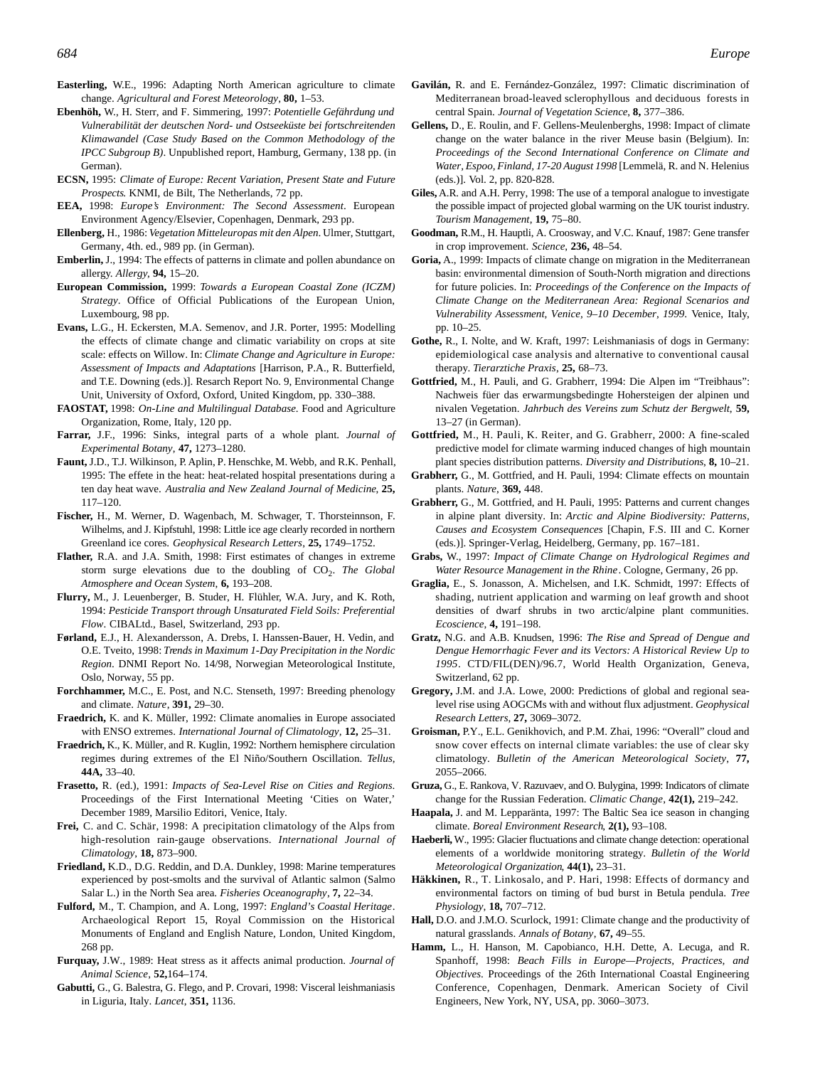**Easterling,** W.E., 1996: Adapting North American agriculture to climate change. *Agricultural and Forest Meteorology*, **80,** 1–53.

**Ebenhöh,** W., H. Sterr, and F. Simmering, 1997: *Potentielle Gefährdung und Vulnerabilität der deutschen Nord- und Ostseeküste bei fortschreitenden Klimawandel (Case Study Based on the Common Methodology of the IPCC Subgroup B)*. Unpublished report, Hamburg, Germany, 138 pp. (in German).

**ECSN,** 1995: *Climate of Europe: Recent Variation, Present State and Future Prospects*. KNMI, de Bilt, The Netherlands, 72 pp.

**EEA,** 1998: *Europe's Environment: The Second Assessment*. European Environment Agency/Elsevier, Copenhagen, Denmark, 293 pp.

**Ellenberg,** H., 1986: *Vegetation Mitteleuropas mit den Alpen*. Ulmer, Stuttgart, Germany, 4th. ed., 989 pp. (in German).

**Emberlin,** J., 1994: The effects of patterns in climate and pollen abundance on allergy. *Allergy*, **94,** 15–20.

**European Commission,** 1999: *Towards a European Coastal Zone (ICZM) Strategy*. Office of Official Publications of the European Union, Luxembourg, 98 pp.

**Evans,** L.G., H. Eckersten, M.A. Semenov, and J.R. Porter, 1995: Modelling the effects of climate change and climatic variability on crops at site scale: effects on Willow. In: *Climate Change and Agriculture in Europe: Assessment of Impacts and Adaptations* [Harrison, P.A., R. Butterfield, and T.E. Downing (eds.)]. Resarch Report No. 9, Environmental Change Unit, University of Oxford, Oxford, United Kingdom, pp. 330–388.

**FAOSTAT,** 1998: *On-Line and Multilingual Database*. Food and Agriculture Organization, Rome, Italy, 120 pp.

**Farrar,** J.F., 1996: Sinks, integral parts of a whole plant. *Journal of Experimental Botany*, **47,** 1273–1280.

**Faunt,** J.D., T.J. Wilkinson, P. Aplin, P. Henschke, M. Webb, and R.K. Penhall, 1995: The effete in the heat: heat-related hospital presentations during a ten day heat wave. *Australia and New Zealand Journal of Medicine*, **25,** 117–120.

**Fischer,** H., M. Werner, D. Wagenbach, M. Schwager, T. Thorsteinnson, F. Wilhelms, and J. Kipfstuhl, 1998: Little ice age clearly recorded in northern Greenland ice cores. *Geophysical Research Letters*, **25,** 1749–1752.

**Flather,** R.A. and J.A. Smith, 1998: First estimates of changes in extreme storm surge elevations due to the doubling of $CO_2$. *The Global Atmosphere and Ocean System*, **6,** 193–208.

**Flurry,** M., J. Leuenberger, B. Studer, H. Flühler, W.A. Jury, and K. Roth, 1994: *Pesticide Transport through Unsaturated Field Soils: Preferential Flow*. CIBALtd., Basel, Switzerland, 293 pp.

**Førland,** E.J., H. Alexandersson, A. Drebs, I. Hanssen-Bauer, H. Vedin, and O.E. Tveito, 1998: *Trends in Maximum 1-Day Precipitation in the Nordic Region*. DNMI Report No. 14/98, Norwegian Meteorological Institute, Oslo, Norway, 55 pp.

**Forchhammer,** M.C., E. Post, and N.C. Stenseth, 1997: Breeding phenology and climate. *Nature*, **391,** 29–30.

**Fraedrich,** K. and K. Müller, 1992: Climate anomalies in Europe associated with ENSO extremes. *International Journal of Climatology*, **12,** 25–31.

**Fraedrich,** K., K. Müller, and R. Kuglin, 1992: Northern hemisphere circulation regimes during extremes of the El Niño/Southern Oscillation. *Tellus*, **44A,** 33–40.

**Frasetto,** R. (ed.), 1991: *Impacts of Sea-Level Rise on Cities and Regions*. Proceedings of the First International Meeting 'Cities on Water,' December 1989, Marsilio Editori, Venice, Italy.

**Frei,** C. and C. Schär, 1998: A precipitation climatology of the Alps from high-resolution rain-gauge observations. *International Journal of Climatology*, **18,** 873–900.

**Friedland,** K.D., D.G. Reddin, and D.A. Dunkley, 1998: Marine temperatures experienced by post-smolts and the survival of Atlantic salmon (Salmo Salar L.) in the North Sea area. *Fisheries Oceanography*, **7,** 22–34.

**Fulford,** M., T. Champion, and A. Long, 1997: *England's Coastal Heritage*. Archaeological Report 15, Royal Commission on the Historical Monuments of England and English Nature, London, United Kingdom, 268 pp.

**Furquay,** J.W., 1989: Heat stress as it affects animal production. *Journal of Animal Science*, **52,**164–174.

**Gabutti,** G., G. Balestra, G. Flego, and P. Crovari, 1998: Visceral leishmaniasis in Liguria, Italy. *Lancet*, **351,** 1136.

**Gavilán,** R. and E. Fernández-González, 1997: Climatic discrimination of Mediterranean broad-leaved sclerophyllous and deciduous forests in central Spain. *Journal of Vegetation Science*, **8,** 377–386.

**Gellens,** D., E. Roulin, and F. Gellens-Meulenberghs, 1998: Impact of climate change on the water balance in the river Meuse basin (Belgium). In: *Proceedings of the Second International Conference on Climate and Water, Espoo, Finland, 17-20 August 1998* [Lemmelä, R. and N. Helenius (eds.)]. Vol. 2, pp. 820-828.

**Giles,** A.R. and A.H. Perry, 1998: The use of a temporal analogue to investigate the possible impact of projected global warming on the UK tourist industry. *Tourism Management*, **19,** 75–80.

**Goodman,** R.M., H. Hauptli, A. Croosway, and V.C. Knauf, 1987: Gene transfer in crop improvement. *Science*, **236,** 48–54.

**Goria,** A., 1999: Impacts of climate change on migration in the Mediterranean basin: environmental dimension of South-North migration and directions for future policies. In: *Proceedings of the Conference on the Impacts of Climate Change on the Mediterranean Area: Regional Scenarios and Vulnerability Assessment, Venice, 9–10 December, 1999*. Venice, Italy, pp. 10–25.

**Gothe,** R., I. Nolte, and W. Kraft, 1997: Leishmaniasis of dogs in Germany: epidemiological case analysis and alternative to conventional causal therapy. *Tierarztiche Praxis*, **25,** 68–73.

**Gottfried,** M., H. Pauli, and G. Grabherr, 1994: Die Alpen im "Treibhaus": Nachweis füer das erwarmungsbedingte Hohersteigen der alpinen und nivalen Vegetation. *Jahrbuch des Vereins zum Schutz der Bergwelt*, **59,** 13–27 (in German).

**Gottfried,** M., H. Pauli, K. Reiter, and G. Grabherr, 2000: A fine-scaled predictive model for climate warming induced changes of high mountain plant species distribution patterns. *Diversity and Distributions*, **8,** 10–21.

**Grabherr,** G., M. Gottfried, and H. Pauli, 1994: Climate effects on mountain plants. *Nature*, **369,** 448.

**Grabherr,** G., M. Gottfried, and H. Pauli, 1995: Patterns and current changes in alpine plant diversity. In: *Arctic and Alpine Biodiversity: Patterns, Causes and Ecosystem Consequences* [Chapin, F.S. III and C. Korner (eds.)]. Springer-Verlag, Heidelberg, Germany, pp. 167–181.

**Grabs,** W., 1997: *Impact of Climate Change on Hydrological Regimes and Water Resource Management in the Rhine*. Cologne, Germany, 26 pp.

**Graglia,** E., S. Jonasson, A. Michelsen, and I.K. Schmidt, 1997: Effects of shading, nutrient application and warming on leaf growth and shoot densities of dwarf shrubs in two arctic/alpine plant communities. *Ecoscience*, **4,** 191–198.

**Gratz,** N.G. and A.B. Knudsen, 1996: *The Rise and Spread of Dengue and Dengue Hemorrhagic Fever and its Vectors: A Historical Review Up to 1995*. CTD/FIL(DEN)/96.7, World Health Organization, Geneva, Switzerland, 62 pp.

**Gregory,** J.M. and J.A. Lowe, 2000: Predictions of global and regional sea-level rise using AOGCMs with and without flux adjustment. *Geophysical Research Letters*, **27,** 3069–3072.

**Groisman,** P.Y., E.L. Genikhovich, and P.M. Zhai, 1996: "Overall" cloud and snow cover effects on internal climate variables: the use of clear sky climatology. *Bulletin of the American Meteorological Society*, **77,** 2055–2066.

**Gruza,** G., E. Rankova, V. Razuvaev, and O. Bulygina, 1999: Indicators of climate change for the Russian Federation. *Climatic Change*, **42(1),** 219–242.

**Haapala,** J. and M. Lepparänta, 1997: The Baltic Sea ice season in changing climate. *Boreal Environment Research*, **2(1),** 93–108.

**Haeberli,** W., 1995: Glacier fluctuations and climate change detection: operational elements of a worldwide monitoring strategy. *Bulletin of the World Meteorological Organization*, **44(1),** 23–31.

**Häkkinen,** R., T. Linkosalo, and P. Hari, 1998: Effects of dormancy and environmental factors on timing of bud burst in Betula pendula. *Tree Physiology*, **18,** 707–712.

**Hall,** D.O. and J.M.O. Scurlock, 1991: Climate change and the productivity of natural grasslands. *Annals of Botany*, **67,** 49–55.

**Hamm,** L., H. Hanson, M. Capobianco, H.H. Dette, A. Lecuga, and R. Spanhoff, 1998: *Beach Fills in Europe—Projects, Practices, and Objectives*. Proceedings of the 26th International Coastal Engineering Conference, Copenhagen, Denmark. American Society of Civil Engineers, New York, NY, USA, pp. 3060–3073.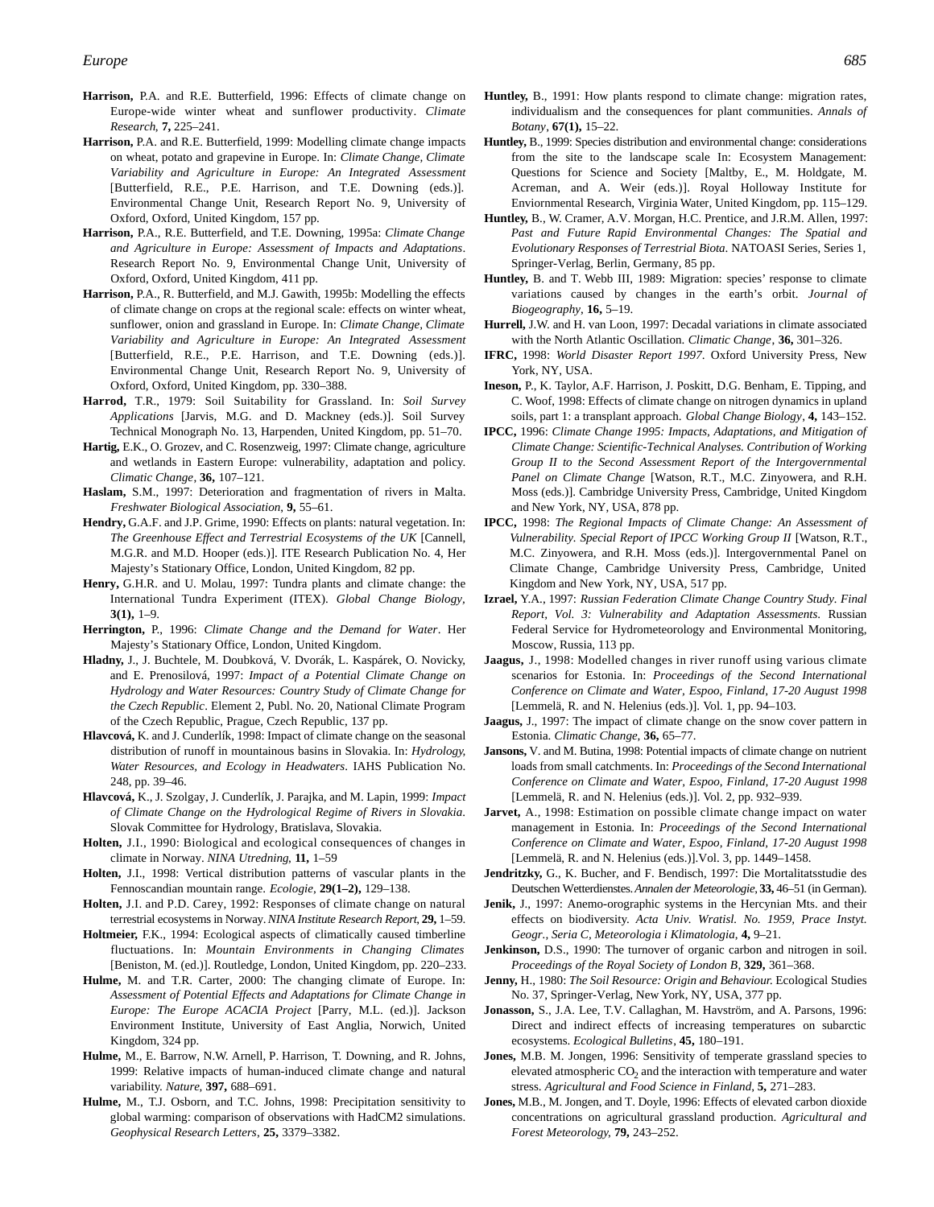**Harrison,** P.A. and R.E. Butterfield, 1996: Effects of climate change on Europe-wide winter wheat and sunflower productivity. *Climate Research*, **7,** 225–241.

**Harrison,** P.A. and R.E. Butterfield, 1999: Modelling climate change impacts on wheat, potato and grapevine in Europe. In: *Climate Change, Climate Variability and Agriculture in Europe: An Integrated Assessment* [Butterfield, R.E., P.E. Harrison, and T.E. Downing (eds.)]. Environmental Change Unit, Research Report No. 9, University of Oxford, Oxford, United Kingdom, 157 pp.

**Harrison,** P.A., R.E. Butterfield, and T.E. Downing, 1995a: *Climate Change and Agriculture in Europe: Assessment of Impacts and Adaptations*. Research Report No. 9, Environmental Change Unit, University of Oxford, Oxford, United Kingdom, 411 pp.

**Harrison,** P.A., R. Butterfield, and M.J. Gawith, 1995b: Modelling the effects of climate change on crops at the regional scale: effects on winter wheat, sunflower, onion and grassland in Europe. In: *Climate Change, Climate Variability and Agriculture in Europe: An Integrated Assessment* [Butterfield, R.E., P.E. Harrison, and T.E. Downing (eds.)]. Environmental Change Unit, Research Report No. 9, University of Oxford, Oxford, United Kingdom, pp. 330–388.

**Harrod,** T.R., 1979: Soil Suitability for Grassland. In: *Soil Survey Applications* [Jarvis, M.G. and D. Mackney (eds.)]. Soil Survey Technical Monograph No. 13, Harpenden, United Kingdom, pp. 51–70.

**Hartig,** E.K., O. Grozev, and C. Rosenzweig, 1997: Climate change, agriculture and wetlands in Eastern Europe: vulnerability, adaptation and policy. *Climatic Change*, **36,** 107–121.

**Haslam,** S.M., 1997: Deterioration and fragmentation of rivers in Malta. *Freshwater Biological Association*, **9,** 55–61.

**Hendry,** G.A.F. and J.P. Grime, 1990: Effects on plants: natural vegetation. In: *The Greenhouse Effect and Terrestrial Ecosystems of the UK* [Cannell, M.G.R. and M.D. Hooper (eds.)]. ITE Research Publication No. 4, Her Majesty's Stationary Office, London, United Kingdom, 82 pp.

**Henry,** G.H.R. and U. Molau, 1997: Tundra plants and climate change: the International Tundra Experiment (ITEX). *Global Change Biology*, **3(1),** 1–9.

**Herrington,** P., 1996: *Climate Change and the Demand for Water*. Her Majesty's Stationary Office, London, United Kingdom.

**Hladny,** J., J. Buchtele, M. Doubková, V. Dvorák, L. Kaspárek, O. Novicky, and E. Prenosilová, 1997: *Impact of a Potential Climate Change on Hydrology and Water Resources: Country Study of Climate Change for the Czech Republic*. Element 2, Publ. No. 20, National Climate Program of the Czech Republic, Prague, Czech Republic, 137 pp.

**Hlavcová,** K. and J. Cunderlík, 1998: Impact of climate change on the seasonal distribution of runoff in mountainous basins in Slovakia. In: *Hydrology, Water Resources, and Ecology in Headwaters*. IAHS Publication No. 248, pp. 39–46.

**Hlavcová,** K., J. Szolgay, J. Cunderlík, J. Parajka, and M. Lapin, 1999: *Impact of Climate Change on the Hydrological Regime of Rivers in Slovakia*. Slovak Committee for Hydrology, Bratislava, Slovakia.

**Holten,** J.I., 1990: Biological and ecological consequences of changes in climate in Norway. *NINA Utredning*, **11,** 1–59

**Holten,** J.I., 1998: Vertical distribution patterns of vascular plants in the Fennoscandian mountain range. *Ecologie*, **29(1–2),** 129–138.

**Holten,** J.I. and P.D. Carey, 1992: Responses of climate change on natural terrestrial ecosystems in Norway. *NINA Institute Research Report*, **29,** 1–59.

**Holtmeier,** F.K., 1994: Ecological aspects of climatically caused timberline fluctuations. In: *Mountain Environments in Changing Climates* [Beniston, M. (ed.)]. Routledge, London, United Kingdom, pp. 220–233.

**Hulme,** M. and T.R. Carter, 2000: The changing climate of Europe. In: *Assessment of Potential Effects and Adaptations for Climate Change in Europe: The Europe ACACIA Project* [Parry, M.L. (ed.)]. Jackson Environment Institute, University of East Anglia, Norwich, United Kingdom, 324 pp.

**Hulme,** M., E. Barrow, N.W. Arnell, P. Harrison, T. Downing, and R. Johns, 1999: Relative impacts of human-induced climate change and natural variability. *Nature*, **397,** 688–691.

**Hulme,** M., T.J. Osborn, and T.C. Johns, 1998: Precipitation sensitivity to global warming: comparison of observations with HadCM2 simulations. *Geophysical Research Letters*, **25,** 3379–3382.

**Huntley,** B., 1991: How plants respond to climate change: migration rates, individualism and the consequences for plant communities. *Annals of Botany*, **67(1),** 15–22.

**Huntley,** B., 1999: Species distribution and environmental change: considerations from the site to the landscape scale In: Ecosystem Management: Questions for Science and Society [Maltby, E., M. Holdgate, M. Acreman, and A. Weir (eds.)]. Royal Holloway Institute for Enviornmental Research, Virginia Water, United Kingdom, pp. 115–129.

**Huntley,** B., W. Cramer, A.V. Morgan, H.C. Prentice, and J.R.M. Allen, 1997: *Past and Future Rapid Environmental Changes: The Spatial and Evolutionary Responses of Terrestrial Biota*. NATOASI Series, Series 1, Springer-Verlag, Berlin, Germany, 85 pp.

**Huntley,** B. and T. Webb III, 1989: Migration: species' response to climate variations caused by changes in the earth's orbit. *Journal of Biogeography*, **16,** 5–19.

**Hurrell,** J.W. and H. van Loon, 1997: Decadal variations in climate associated with the North Atlantic Oscillation. *Climatic Change*, **36,** 301–326.

**IFRC,** 1998: *World Disaster Report 1997*. Oxford University Press, New York, NY, USA.

**Ineson,** P., K. Taylor, A.F. Harrison, J. Poskitt, D.G. Benham, E. Tipping, and C. Woof, 1998: Effects of climate change on nitrogen dynamics in upland soils, part 1: a transplant approach. *Global Change Biology*, **4,** 143–152.

**IPCC,** 1996: *Climate Change 1995: Impacts, Adaptations, and Mitigation of Climate Change: Scientific-Technical Analyses. Contribution of Working Group II to the Second Assessment Report of the Intergovernmental Panel on Climate Change* [Watson, R.T., M.C. Zinyowera, and R.H. Moss (eds.)]. Cambridge University Press, Cambridge, United Kingdom and New York, NY, USA, 878 pp.

**IPCC,** 1998: *The Regional Impacts of Climate Change: An Assessment of Vulnerability. Special Report of IPCC Working Group II* [Watson, R.T., M.C. Zinyowera, and R.H. Moss (eds.)]. Intergovernmental Panel on Climate Change, Cambridge University Press, Cambridge, United Kingdom and New York, NY, USA, 517 pp.

**Izrael,** Y.A., 1997: *Russian Federation Climate Change Country Study. Final Report, Vol. 3: Vulnerability and Adaptation Assessments*. Russian Federal Service for Hydrometeorology and Environmental Monitoring, Moscow, Russia, 113 pp.

**Jaagus,** J., 1998: Modelled changes in river runoff using various climate scenarios for Estonia. In: *Proceedings of the Second International Conference on Climate and Water, Espoo, Finland, 17-20 August 1998* [Lemmelä, R. and N. Helenius (eds.)]. Vol. 1, pp. 94–103.

**Jaagus,** J., 1997: The impact of climate change on the snow cover pattern in Estonia. *Climatic Change*, **36,** 65–77.

**Jansons,** V. and M. Butina, 1998: Potential impacts of climate change on nutrient loads from small catchments. In: *Proceedings of the Second International Conference on Climate and Water, Espoo, Finland, 17-20 August 1998* [Lemmelä, R. and N. Helenius (eds.)]. Vol. 2, pp. 932–939.

**Jarvet,** A., 1998: Estimation on possible climate change impact on water management in Estonia. In: *Proceedings of the Second International Conference on Climate and Water, Espoo, Finland, 17-20 August 1998* [Lemmelä, R. and N. Helenius (eds.)].Vol. 3, pp. 1449–1458.

**Jendritzky,** G., K. Bucher, and F. Bendisch, 1997: Die Mortalitatsstudie des Deutschen Wetterdienstes. *Annalen der Meteorologie*, **33,** 46–51 (in German).

**Jenik,** J., 1997: Anemo-orographic systems in the Hercynian Mts. and their effects on biodiversity. *Acta Univ. Wratisl. No. 1959, Prace Instyt. Geogr., Seria C, Meteorologia i Klimatologia*, **4,** 9–21.

**Jenkinson,** D.S., 1990: The turnover of organic carbon and nitrogen in soil. *Proceedings of the Royal Society of London B*, **329,** 361–368.

**Jenny,** H., 1980: *The Soil Resource: Origin and Behaviour.* Ecological Studies No. 37, Springer-Verlag, New York, NY, USA, 377 pp.

**Jonasson,** S., J.A. Lee, T.V. Callaghan, M. Havström, and A. Parsons, 1996: Direct and indirect effects of increasing temperatures on subarctic ecosystems. *Ecological Bulletins*, **45,** 180–191.

**Jones,** M.B. M. Jongen, 1996: Sensitivity of temperate grassland species to elevated atmospheric $CO_2$ and the interaction with temperature and water stress. *Agricultural and Food Science in Finland*, **5,** 271–283.

**Jones,** M.B., M. Jongen, and T. Doyle, 1996: Effects of elevated carbon dioxide concentrations on agricultural grassland production. *Agricultural and Forest Meteorology*, **79,** 243–252.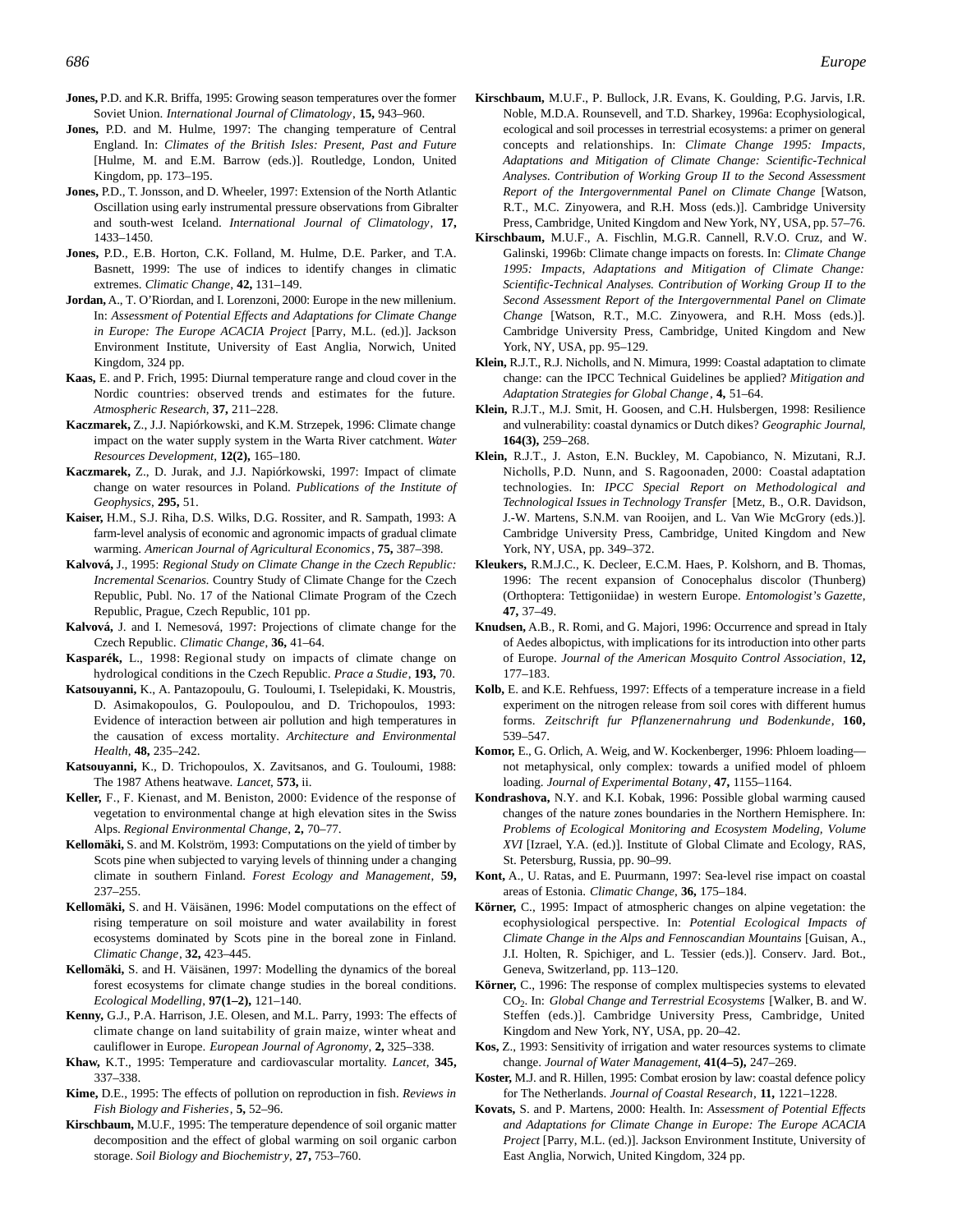**Jones,** P.D. and K.R. Briffa, 1995: Growing season temperatures over the former Soviet Union. *International Journal of Climatology*, **15,** 943–960.

**Jones,** P.D. and M. Hulme, 1997: The changing temperature of Central England. In: *Climates of the British Isles: Present, Past and Future* [Hulme, M. and E.M. Barrow (eds.)]. Routledge, London, United Kingdom, pp. 173–195.

**Jones,** P.D., T. Jonsson, and D. Wheeler, 1997: Extension of the North Atlantic Oscillation using early instrumental pressure observations from Gibralter and south-west Iceland. *International Journal of Climatology*, **17,** 1433–1450.

**Jones,** P.D., E.B. Horton, C.K. Folland, M. Hulme, D.E. Parker, and T.A. Basnett, 1999: The use of indices to identify changes in climatic extremes. *Climatic Change*, **42,** 131–149.

**Jordan,** A., T. O'Riordan, and I. Lorenzoni, 2000: Europe in the new millenium. In: *Assessment of Potential Effects and Adaptations for Climate Change in Europe: The Europe ACACIA Project* [Parry, M.L. (ed.)]. Jackson Environment Institute, University of East Anglia, Norwich, United Kingdom, 324 pp.

**Kaas,** E. and P. Frich, 1995: Diurnal temperature range and cloud cover in the Nordic countries: observed trends and estimates for the future. *Atmospheric Research*, **37,** 211–228.

**Kaczmarek,** Z., J.J. Napiórkowski, and K.M. Strzepek, 1996: Climate change impact on the water supply system in the Warta River catchment. *Water Resources Development*, **12(2),** 165–180.

**Kaczmarek,** Z., D. Jurak, and J.J. Napiórkowski, 1997: Impact of climate change on water resources in Poland. *Publications of the Institute of Geophysics*, **295,** 51.

**Kaiser,** H.M., S.J. Riha, D.S. Wilks, D.G. Rossiter, and R. Sampath, 1993: A farm-level analysis of economic and agronomic impacts of gradual climate warming. *American Journal of Agricultural Economics*, **75,** 387–398.

**Kalvová,** J., 1995: *Regional Study on Climate Change in the Czech Republic: Incremental Scenarios.* Country Study of Climate Change for the Czech Republic, Publ. No. 17 of the National Climate Program of the Czech Republic, Prague, Czech Republic, 101 pp.

**Kalvová,** J. and I. Nemesová, 1997: Projections of climate change for the Czech Republic. *Climatic Change*, **36,** 41–64.

**Kasparék,** L., 1998: Regional study on impacts of climate change on hydrological conditions in the Czech Republic. *Prace a Studie*, **193,** 70.

**Katsouyanni,** K., A. Pantazopoulu, G. Touloumi, I. Tselepidaki, K. Moustris, D. Asimakopoulos, G. Poulopoulou, and D. Trichopoulos, 1993: Evidence of interaction between air pollution and high temperatures in the causation of excess mortality. *Architecture and Environmental Health*, **48,** 235–242.

**Katsouyanni,** K., D. Trichopoulos, X. Zavitsanos, and G. Touloumi, 1988: The 1987 Athens heatwave. *Lancet*, **573,** ii.

**Keller,** F., F. Kienast, and M. Beniston, 2000: Evidence of the response of vegetation to environmental change at high elevation sites in the Swiss Alps. *Regional Environmental Change*, **2,** 70–77.

**Kellomäki,** S. and M. Kolström, 1993: Computations on the yield of timber by Scots pine when subjected to varying levels of thinning under a changing climate in southern Finland. *Forest Ecology and Management*, **59,** 237–255.

**Kellomäki,** S. and H. Väisänen, 1996: Model computations on the effect of rising temperature on soil moisture and water availability in forest ecosystems dominated by Scots pine in the boreal zone in Finland. *Climatic Change*, **32,** 423–445.

**Kellomäki,** S. and H. Väisänen, 1997: Modelling the dynamics of the boreal forest ecosystems for climate change studies in the boreal conditions. *Ecological Modelling*, **97(1–2),** 121–140.

**Kenny,** G.J., P.A. Harrison, J.E. Olesen, and M.L. Parry, 1993: The effects of climate change on land suitability of grain maize, winter wheat and cauliflower in Europe. *European Journal of Agronomy*, **2,** 325–338.

**Khaw,** K.T., 1995: Temperature and cardiovascular mortality. *Lancet*, **345,** 337–338.

**Kime,** D.E., 1995: The effects of pollution on reproduction in fish. *Reviews in Fish Biology and Fisheries*, **5,** 52–96.

**Kirschbaum,** M.U.F., 1995: The temperature dependence of soil organic matter decomposition and the effect of global warming on soil organic carbon storage. *Soil Biology and Biochemistry*, **27,** 753–760.

**Kirschbaum,** M.U.F., P. Bullock, J.R. Evans, K. Goulding, P.G. Jarvis, I.R. Noble, M.D.A. Rounsevell, and T.D. Sharkey, 1996a: Ecophysiological, ecological and soil processes in terrestrial ecosystems: a primer on general concepts and relationships. In: *Climate Change 1995: Impacts, Adaptations and Mitigation of Climate Change: Scientific-Technical Analyses. Contribution of Working Group II to the Second Assessment Report of the Intergovernmental Panel on Climate Change* [Watson, R.T., M.C. Zinyowera, and R.H. Moss (eds.)]. Cambridge University Press, Cambridge, United Kingdom and New York, NY, USA, pp. 57–76.

**Kirschbaum,** M.U.F., A. Fischlin, M.G.R. Cannell, R.V.O. Cruz, and W. Galinski, 1996b: Climate change impacts on forests. In: *Climate Change 1995: Impacts, Adaptations and Mitigation of Climate Change: Scientific-Technical Analyses. Contribution of Working Group II to the Second Assessment Report of the Intergovernmental Panel on Climate Change* [Watson, R.T., M.C. Zinyowera, and R.H. Moss (eds.)]. Cambridge University Press, Cambridge, United Kingdom and New York, NY, USA, pp. 95–129.

**Klein,** R.J.T., R.J. Nicholls, and N. Mimura, 1999: Coastal adaptation to climate change: can the IPCC Technical Guidelines be applied? *Mitigation and Adaptation Strategies for Global Change*, **4,** 51–64.

**Klein,** R.J.T., M.J. Smit, H. Goosen, and C.H. Hulsbergen, 1998: Resilience and vulnerability: coastal dynamics or Dutch dikes? *Geographic Journal*, **164(3),** 259–268.

**Klein,** R.J.T., J. Aston, E.N. Buckley, M. Capobianco, N. Mizutani, R.J. Nicholls, P.D. Nunn, and S. Ragoonaden, 2000: Coastal adaptation technologies. In: *IPCC Special Report on Methodological and Technological Issues in Technology Transfer* [Metz, B., O.R. Davidson, J.-W. Martens, S.N.M. van Rooijen, and L. Van Wie McGrory (eds.)]. Cambridge University Press, Cambridge, United Kingdom and New York, NY, USA, pp. 349–372.

**Kleukers,** R.M.J.C., K. Decleer, E.C.M. Haes, P. Kolshorn, and B. Thomas, 1996: The recent expansion of Conocephalus discolor (Thunberg) (Orthoptera: Tettigoniidae) in western Europe. *Entomologist's Gazette*, **47,** 37–49.

**Knudsen,** A.B., R. Romi, and G. Majori, 1996: Occurrence and spread in Italy of Aedes albopictus, with implications for its introduction into other parts of Europe. *Journal of the American Mosquito Control Association*, **12,** 177–183.

**Kolb,** E. and K.E. Rehfuess, 1997: Effects of a temperature increase in a field experiment on the nitrogen release from soil cores with different humus forms. *Zeitschrift fur Pflanzenernahrung und Bodenkunde*, **160,** 539–547.

**Komor,** E., G. Orlich, A. Weig, and W. Kockenberger, 1996: Phloem loading—not metaphysical, only complex: towards a unified model of phloem loading. *Journal of Experimental Botany*, **47,** 1155–1164.

**Kondrashova,** N.Y. and K.I. Kobak, 1996: Possible global warming caused changes of the nature zones boundaries in the Northern Hemisphere. In: *Problems of Ecological Monitoring and Ecosystem Modeling, Volume XVI* [Izrael, Y.A. (ed.)]. Institute of Global Climate and Ecology, RAS, St. Petersburg, Russia, pp. 90–99.

**Kont,** A., U. Ratas, and E. Puurmann, 1997: Sea-level rise impact on coastal areas of Estonia. *Climatic Change*, **36,** 175–184.

**Körner,** C., 1995: Impact of atmospheric changes on alpine vegetation: the ecophysiological perspective. In: *Potential Ecological Impacts of Climate Change in the Alps and Fennoscandian Mountains* [Guisan, A., J.I. Holten, R. Spichiger, and L. Tessier (eds.)]. Conserv. Jard. Bot., Geneva, Switzerland, pp. 113–120.

**Körner,** C., 1996: The response of complex multispecies systems to elevated $CO_2$. In: *Global Change and Terrestrial Ecosystems* [Walker, B. and W. Steffen (eds.)]. Cambridge University Press, Cambridge, United Kingdom and New York, NY, USA, pp. 20–42.

**Kos,** Z., 1993: Sensitivity of irrigation and water resources systems to climate change. *Journal of Water Management*, **41(4–5),** 247–269.

**Koster,** M.J. and R. Hillen, 1995: Combat erosion by law: coastal defence policy for The Netherlands. *Journal of Coastal Research*, **11,** 1221–1228.

**Kovats,** S. and P. Martens, 2000: Health. In: *Assessment of Potential Effects and Adaptations for Climate Change in Europe: The Europe ACACIA Project* [Parry, M.L. (ed.)]. Jackson Environment Institute, University of East Anglia, Norwich, United Kingdom, 324 pp.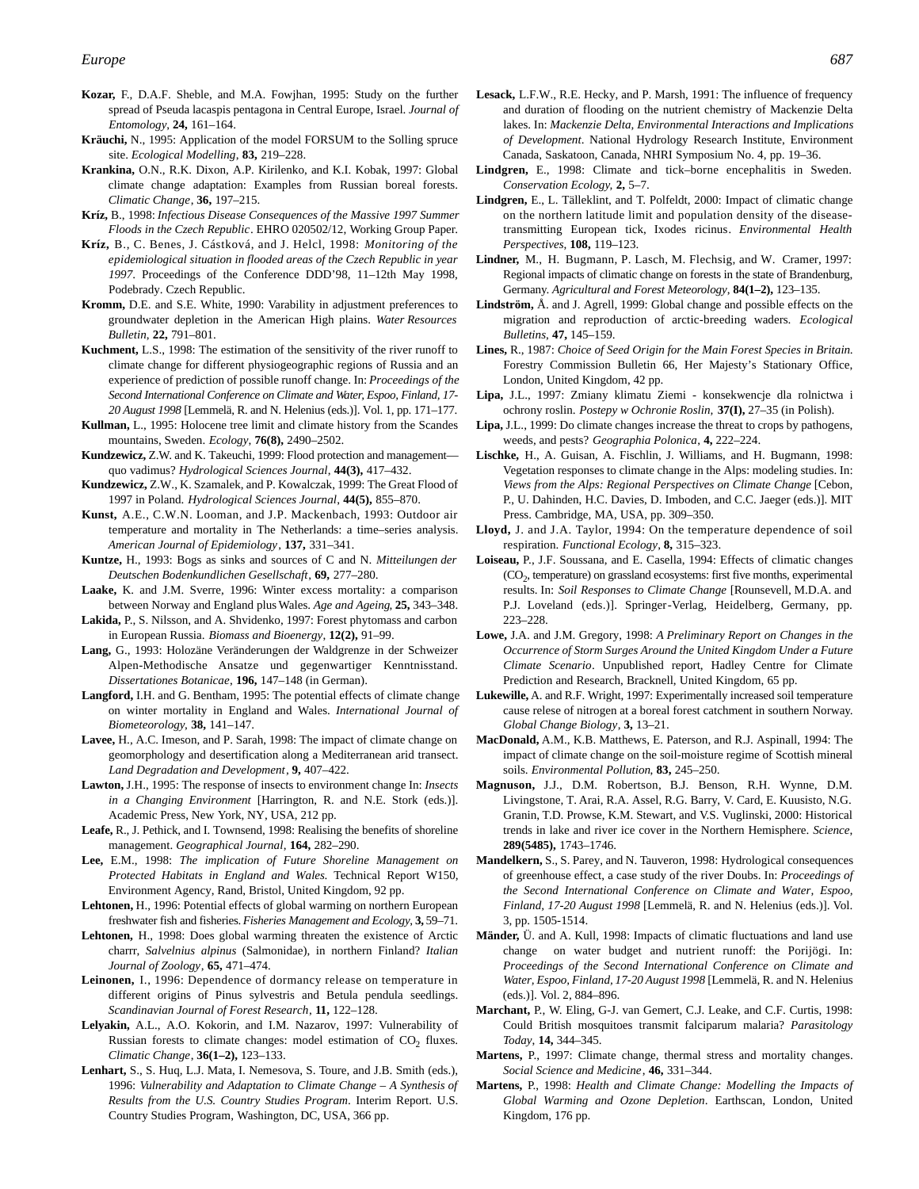**Kozar,** F., D.A.F. Sheble, and M.A. Fowjhan, 1995: Study on the further spread of Pseuda lacaspis pentagona in Central Europe, Israel. *Journal of Entomology*, **24,** 161–164.

**Kräuchi,** N., 1995: Application of the model FORSUM to the Solling spruce site. *Ecological Modelling*, **83,** 219–228.

**Krankina,** O.N., R.K. Dixon, A.P. Kirilenko, and K.I. Kobak, 1997: Global climate change adaptation: Examples from Russian boreal forests. *Climatic Change*, **36,** 197–215.

**Kríz,** B., 1998: *Infectious Disease Consequences of the Massive 1997 Summer Floods in the Czech Republic*. EHRO 020502/12, Working Group Paper.

**Kríz,** B., C. Benes, J. Cástková, and J. Helcl, 1998: *Monitoring of the epidemiological situation in flooded areas of the Czech Republic in year 1997*. Proceedings of the Conference DDD'98, 11–12th May 1998, Podebrady. Czech Republic.

**Kromm,** D.E. and S.E. White, 1990: Varability in adjustment preferences to groundwater depletion in the American High plains. *Water Resources Bulletin*, **22,** 791–801.

**Kuchment,** L.S., 1998: The estimation of the sensitivity of the river runoff to climate change for different physiogeographic regions of Russia and an experience of prediction of possible runoff change. In: *Proceedings of the Second International Conference on Climate and Water, Espoo, Finland, 17-20 August 1998* [Lemmelä, R. and N. Helenius (eds.)]. Vol. 1, pp. 171–177.

**Kullman,** L., 1995: Holocene tree limit and climate history from the Scandes mountains, Sweden. *Ecology*, **76(8),** 2490–2502.

**Kundzewicz,** Z.W. and K. Takeuchi, 1999: Flood protection and management—quo vadimus? *Hydrological Sciences Journal*, **44(3),** 417–432.

**Kundzewicz,** Z.W., K. Szamalek, and P. Kowalczak, 1999: The Great Flood of 1997 in Poland. *Hydrological Sciences Journal*, **44(5),** 855–870.

**Kunst,** A.E., C.W.N. Looman, and J.P. Mackenbach, 1993: Outdoor air temperature and mortality in The Netherlands: a time–series analysis. *American Journal of Epidemiology*, **137,** 331–341.

**Kuntze,** H., 1993: Bogs as sinks and sources of C and N. *Mitteilungen der Deutschen Bodenkundlichen Gesellschaft*, **69,** 277–280.

**Laake,** K. and J.M. Sverre, 1996: Winter excess mortality: a comparison between Norway and England plus Wales. *Age and Ageing*, **25,** 343–348.

**Lakida,** P., S. Nilsson, and A. Shvidenko, 1997: Forest phytomass and carbon in European Russia. *Biomass and Bioenergy*, **12(2),** 91–99.

**Lang,** G., 1993: Holozäne Veränderungen der Waldgrenze in der Schweizer Alpen-Methodische Ansatze und gegenwartiger Kenntnisstand. *Dissertationes Botanicae*, **196,** 147–148 (in German).

**Langford,** I.H. and G. Bentham, 1995: The potential effects of climate change on winter mortality in England and Wales. *International Journal of Biometeorology*, **38,** 141–147.

**Lavee,** H., A.C. Imeson, and P. Sarah, 1998: The impact of climate change on geomorphology and desertification along a Mediterranean arid transect. *Land Degradation and Development*, **9,** 407–422.

**Lawton,** J.H., 1995: The response of insects to environment change In: *Insects in a Changing Environment* [Harrington, R. and N.E. Stork (eds.)]. Academic Press, New York, NY, USA, 212 pp.

**Leafe,** R., J. Pethick, and I. Townsend, 1998: Realising the benefits of shoreline management. *Geographical Journal*, **164,** 282–290.

**Lee,** E.M., 1998: *The implication of Future Shoreline Management on Protected Habitats in England and Wales*. Technical Report W150, Environment Agency, Rand, Bristol, United Kingdom, 92 pp.

**Lehtonen,** H., 1996: Potential effects of global warming on northern European freshwater fish and fisheries. *Fisheries Management and Ecology*, **3,** 59–71.

**Lehtonen,** H., 1998: Does global warming threaten the existence of Arctic charrr, *Salvelnius alpinus* (Salmonidae), in northern Finland? *Italian Journal of Zoology*, **65,** 471–474.

**Leinonen,** I., 1996: Dependence of dormancy release on temperature in different origins of Pinus sylvestris and Betula pendula seedlings. *Scandinavian Journal of Forest Research*, **11,** 122–128.

**Lelyakin,** A.L., A.O. Kokorin, and I.M. Nazarov, 1997: Vulnerability of Russian forests to climate changes: model estimation of $CO_2$ fluxes. *Climatic Change*, **36(1–2),** 123–133.

**Lenhart,** S., S. Huq, L.J. Mata, I. Nemesova, S. Toure, and J.B. Smith (eds.), 1996: *Vulnerability and Adaptation to Climate Change – A Synthesis of Results from the U.S. Country Studies Program*. Interim Report. U.S. Country Studies Program, Washington, DC, USA, 366 pp.

**Lesack,** L.F.W., R.E. Hecky, and P. Marsh, 1991: The influence of frequency and duration of flooding on the nutrient chemistry of Mackenzie Delta lakes. In: *Mackenzie Delta, Environmental Interactions and Implications of Development*. National Hydrology Research Institute, Environment Canada, Saskatoon, Canada, NHRI Symposium No. 4, pp. 19–36.

**Lindgren,** E., 1998: Climate and tick–borne encephalitis in Sweden. *Conservation Ecology*, **2,** 5–7.

**Lindgren,** E., L. Tälleklint, and T. Polfeldt, 2000: Impact of climatic change on the northern latitude limit and population density of the disease-transmitting European tick, Ixodes ricinus. *Environmental Health Perspectives*, **108,** 119–123.

**Lindner,** M., H. Bugmann, P. Lasch, M. Flechsig, and W. Cramer, 1997: Regional impacts of climatic change on forests in the state of Brandenburg, Germany. *Agricultural and Forest Meteorology*, **84(1–2),** 123–135.

**Lindström,** Å. and J. Agrell, 1999: Global change and possible effects on the migration and reproduction of arctic-breeding waders. *Ecological Bulletins*, **47,** 145–159.

**Lines,** R., 1987: *Choice of Seed Origin for the Main Forest Species in Britain*. Forestry Commission Bulletin 66, Her Majesty's Stationary Office, London, United Kingdom, 42 pp.

**Lipa,** J.L., 1997: Zmiany klimatu Ziemi - konsekwencje dla rolnictwa i ochrony roslin. *Postepy w Ochronie Roslin*, **37(I),** 27–35 (in Polish).

**Lipa,** J.L., 1999: Do climate changes increase the threat to crops by pathogens, weeds, and pests? *Geographia Polonica*, **4,** 222–224.

**Lischke,** H., A. Guisan, A. Fischlin, J. Williams, and H. Bugmann, 1998: Vegetation responses to climate change in the Alps: modeling studies. In: *Views from the Alps: Regional Perspectives on Climate Change* [Cebon, P., U. Dahinden, H.C. Davies, D. Imboden, and C.C. Jaeger (eds.)]. MIT Press. Cambridge, MA, USA, pp. 309–350.

**Lloyd,** J. and J.A. Taylor, 1994: On the temperature dependence of soil respiration. *Functional Ecology*, **8,** 315–323.

**Loiseau,** P., J.F. Soussana, and E. Casella, 1994: Effects of climatic changes ($CO_2$, temperature) on grassland ecosystems: first five months, experimental results. In: *Soil Responses to Climate Change* [Rounsevell, M.D.A. and P.J. Loveland (eds.)]. Springer-Verlag, Heidelberg, Germany, pp. 223–228.

**Lowe,** J.A. and J.M. Gregory, 1998: *A Preliminary Report on Changes in the Occurrence of Storm Surges Around the United Kingdom Under a Future Climate Scenario*. Unpublished report, Hadley Centre for Climate Prediction and Research, Bracknell, United Kingdom, 65 pp.

**Lukewille,** A. and R.F. Wright, 1997: Experimentally increased soil temperature cause relese of nitrogen at a boreal forest catchment in southern Norway. *Global Change Biology*, **3,** 13–21.

**MacDonald,** A.M., K.B. Matthews, E. Paterson, and R.J. Aspinall, 1994: The impact of climate change on the soil-moisture regime of Scottish mineral soils. *Environmental Pollution*, **83,** 245–250.

**Magnuson,** J.J., D.M. Robertson, B.J. Benson, R.H. Wynne, D.M. Livingstone, T. Arai, R.A. Assel, R.G. Barry, V. Card, E. Kuusisto, N.G. Granin, T.D. Prowse, K.M. Stewart, and V.S. Vuglinski, 2000: Historical trends in lake and river ice cover in the Northern Hemisphere. *Science*, **289(5485),** 1743–1746.

**Mandelkern,** S., S. Parey, and N. Tauveron, 1998: Hydrological consequences of greenhouse effect, a case study of the river Doubs. In: *Proceedings of the Second International Conference on Climate and Water, Espoo, Finland, 17-20 August 1998* [Lemmelä, R. and N. Helenius (eds.)]. Vol. 3, pp. 1505-1514.

**Mänder,** Ü. and A. Kull, 1998: Impacts of climatic fluctuations and land use change on water budget and nutrient runoff: the Porijõgi. In: *Proceedings of the Second International Conference on Climate and Water, Espoo, Finland, 17-20 August 1998* [Lemmelä, R. and N. Helenius (eds.)]. Vol. 2, 884–896.

**Marchant,** P., W. Eling, G-J. van Gemert, C.J. Leake, and C.F. Curtis, 1998: Could British mosquitoes transmit falciparum malaria? *Parasitology Today*, **14,** 344–345.

**Martens,** P., 1997: Climate change, thermal stress and mortality changes. *Social Science and Medicine*, **46,** 331–344.

**Martens,** P., 1998: *Health and Climate Change: Modelling the Impacts of Global Warming and Ozone Depletion*. Earthscan, London, United Kingdom, 176 pp.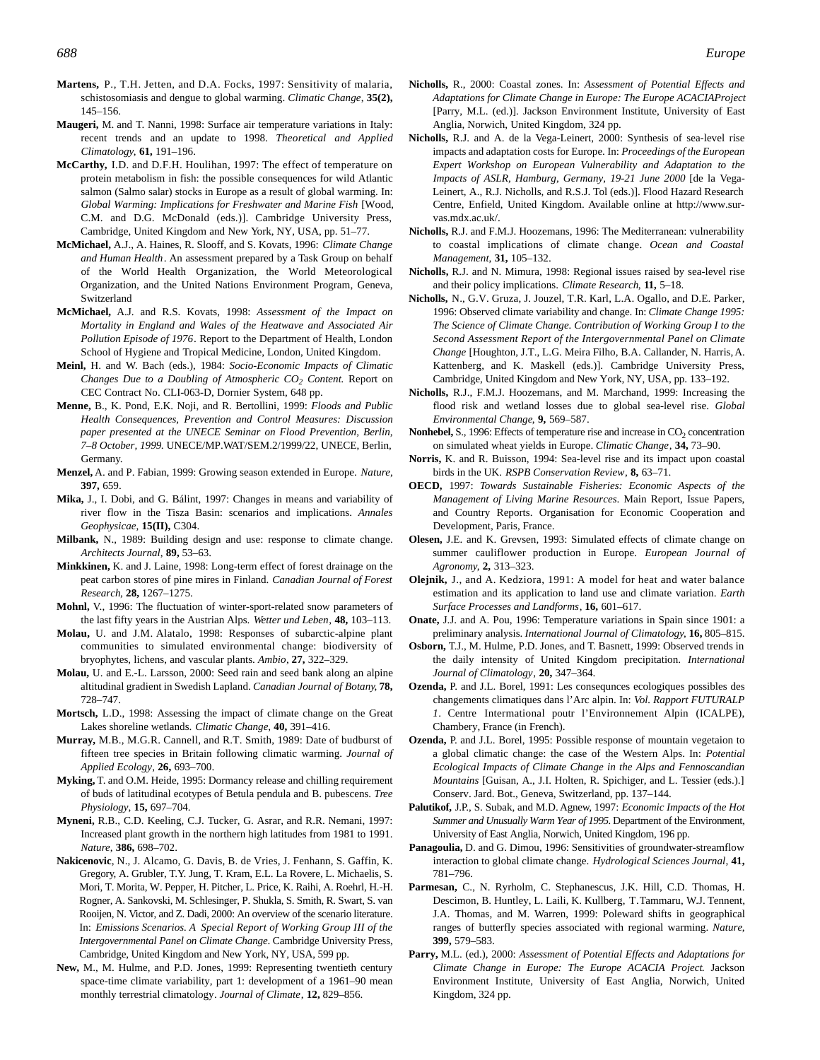**Martens,** P., T.H. Jetten, and D.A. Focks, 1997: Sensitivity of malaria, schistosomiasis and dengue to global warming. *Climatic Change*, **35(2),** 145–156.

**Maugeri,** M. and T. Nanni, 1998: Surface air temperature variations in Italy: recent trends and an update to 1998. *Theoretical and Applied Climatology*, **61,** 191–196.

**McCarthy,** I.D. and D.F.H. Houlihan, 1997: The effect of temperature on protein metabolism in fish: the possible consequences for wild Atlantic salmon (Salmo salar) stocks in Europe as a result of global warming. In: *Global Warming: Implications for Freshwater and Marine Fish* [Wood, C.M. and D.G. McDonald (eds.)]. Cambridge University Press, Cambridge, United Kingdom and New York, NY, USA, pp. 51–77.

**McMichael,** A.J., A. Haines, R. Slooff, and S. Kovats, 1996: *Climate Change and Human Health*. An assessment prepared by a Task Group on behalf of the World Health Organization, the World Meteorological Organization, and the United Nations Environment Program, Geneva, Switzerland

**McMichael,** A.J. and R.S. Kovats, 1998: *Assessment of the Impact on Mortality in England and Wales of the Heatwave and Associated Air Pollution Episode of 1976*. Report to the Department of Health, London School of Hygiene and Tropical Medicine, London, United Kingdom.

**Meinl,** H. and W. Bach (eds.), 1984: *Socio-Economic Impacts of Climatic Changes Due to a Doubling of Atmospheric $CO_2$ Content.* Report on CEC Contract No. CLI-063-D, Dornier System, 648 pp.

**Menne,** B., K. Pond, E.K. Noji, and R. Bertollini, 1999: *Floods and Public Health Consequences, Prevention and Control Measures: Discussion paper presented at the UNECE Seminar on Flood Prevention, Berlin, 7–8 October, 1999.* UNECE/MP.WAT/SEM.2/1999/22, UNECE, Berlin, Germany.

**Menzel,** A. and P. Fabian, 1999: Growing season extended in Europe. *Nature*, **397,** 659.

**Mika,** J., I. Dobi, and G. Bálint, 1997: Changes in means and variability of river flow in the Tisza Basin: scenarios and implications. *Annales Geophysicae*, **15(II),** C304.

**Milbank,** N., 1989: Building design and use: response to climate change. *Architects Journal*, **89,** 53–63.

**Minkkinen,** K. and J. Laine, 1998: Long-term effect of forest drainage on the peat carbon stores of pine mires in Finland. *Canadian Journal of Forest Research*, **28,** 1267–1275.

**Mohnl,** V., 1996: The fluctuation of winter-sport-related snow parameters of the last fifty years in the Austrian Alps. *Wetter und Leben*, **48,** 103–113.

**Molau,** U. and J.M. Alatalo, 1998: Responses of subarctic-alpine plant communities to simulated environmental change: biodiversity of bryophytes, lichens, and vascular plants. *Ambio*, **27,** 322–329.

**Molau,** U. and E.-L. Larsson, 2000: Seed rain and seed bank along an alpine altitudinal gradient in Swedish Lapland. *Canadian Journal of Botany*, **78,** 728–747.

**Mortsch,** L.D., 1998: Assessing the impact of climate change on the Great Lakes shoreline wetlands. *Climatic Change*, **40,** 391–416.

**Murray,** M.B., M.G.R. Cannell, and R.T. Smith, 1989: Date of budburst of fifteen tree species in Britain following climatic warming. *Journal of Applied Ecology*, **26,** 693–700.

**Myking,** T. and O.M. Heide, 1995: Dormancy release and chilling requirement of buds of latitudinal ecotypes of Betula pendula and B. pubescens. *Tree Physiology*, **15,** 697–704.

**Myneni,** R.B., C.D. Keeling, C.J. Tucker, G. Asrar, and R.R. Nemani, 1997: Increased plant growth in the northern high latitudes from 1981 to 1991. *Nature*, **386,** 698–702.

**Nakicenovic**, N., J. Alcamo, G. Davis, B. de Vries, J. Fenhann, S. Gaffin, K. Gregory, A. Grubler, T.Y. Jung, T. Kram, E.L. La Rovere, L. Michaelis, S. Mori, T. Morita, W. Pepper, H. Pitcher, L. Price, K. Raihi, A. Roehrl, H.-H. Rogner, A. Sankovski, M. Schlesinger, P. Shukla, S. Smith, R. Swart, S. van Rooijen, N. Victor, and Z. Dadi, 2000: An overview of the scenario literature. In: *Emissions Scenarios. A Special Report of Working Group III of the Intergovernmental Panel on Climate Change.* Cambridge University Press, Cambridge, United Kingdom and New York, NY, USA, 599 pp.

**New,** M., M. Hulme, and P.D. Jones, 1999: Representing twentieth century space-time climate variability, part 1: development of a 1961–90 mean monthly terrestrial climatology. *Journal of Climate*, **12,** 829–856.

**Nicholls,** R., 2000: Coastal zones. In: *Assessment of Potential Effects and Adaptations for Climate Change in Europe: The Europe ACACIAProject* [Parry, M.L. (ed.)]. Jackson Environment Institute, University of East Anglia, Norwich, United Kingdom, 324 pp.

**Nicholls,** R.J. and A. de la Vega-Leinert, 2000: Synthesis of sea-level rise impacts and adaptation costs for Europe. In: *Proceedings of the European Expert Workshop on European Vulnerability and Adaptation to the Impacts of ASLR, Hamburg, Germany, 19-21 June 2000* [de la Vega-Leinert, A., R.J. Nicholls, and R.S.J. Tol (eds.)]. Flood Hazard Research Centre, Enfield, United Kingdom. Available online at http://www.sur-vas.mdx.ac.uk/.

**Nicholls,** R.J. and F.M.J. Hoozemans, 1996: The Mediterranean: vulnerability to coastal implications of climate change. *Ocean and Coastal Management*, **31,** 105–132.

**Nicholls,** R.J. and N. Mimura, 1998: Regional issues raised by sea-level rise and their policy implications. *Climate Research*, **11,** 5–18.

**Nicholls,** N., G.V. Gruza, J. Jouzel, T.R. Karl, L.A. Ogallo, and D.E. Parker, 1996: Observed climate variability and change. In: *Climate Change 1995: The Science of Climate Change. Contribution of Working Group I to the Second Assessment Report of the Intergovernmental Panel on Climate Change* [Houghton, J.T., L.G. Meira Filho, B.A. Callander, N. Harris, A. Kattenberg, and K. Maskell (eds.)]. Cambridge University Press, Cambridge, United Kingdom and New York, NY, USA, pp. 133–192.

**Nicholls,** R.J., F.M.J. Hoozemans, and M. Marchand, 1999: Increasing the flood risk and wetland losses due to global sea-level rise. *Global Environmental Change*, **9,** 569–587.

**Nonhebel,** S., 1996: Effects of temperature rise and increase in $CO_2$ concentration on simulated wheat yields in Europe. *Climatic Change*, **34,** 73–90.

**Norris,** K. and R. Buisson, 1994: Sea-level rise and its impact upon coastal birds in the UK. *RSPB Conservation Review*, **8,** 63–71.

**OECD,** 1997: *Towards Sustainable Fisheries: Economic Aspects of the Management of Living Marine Resources.* Main Report, Issue Papers, and Country Reports. Organisation for Economic Cooperation and Development, Paris, France.

**Olesen,** J.E. and K. Grevsen, 1993: Simulated effects of climate change on summer cauliflower production in Europe. *European Journal of Agronomy*, **2,** 313–323.

**Olejnik,** J., and A. Kedziora, 1991: A model for heat and water balance estimation and its application to land use and climate variation. *Earth Surface Processes and Landforms*, **16,** 601–617.

**Onate,** J.J. and A. Pou, 1996: Temperature variations in Spain since 1901: a preliminary analysis. *International Journal of Climatology*, **16,** 805–815.

**Osborn,** T.J., M. Hulme, P.D. Jones, and T. Basnett, 1999: Observed trends in the daily intensity of United Kingdom precipitation. *International Journal of Climatology*, **20,** 347–364.

**Ozenda,** P. and J.L. Borel, 1991: Les consequnces ecologiques possibles des changements climatiques dans l'Arc alpin. In: *Vol. Rapport FUTURALP 1*. Centre International poutr l'Environnement Alpin (ICALPE), Chambery, France (in French).

**Ozenda,** P. and J.L. Borel, 1995: Possible response of mountain vegetaion to a global climatic change: the case of the Western Alps. In: *Potential Ecological Impacts of Climate Change in the Alps and Fennoscandian Mountains* [Guisan, A., J.I. Holten, R. Spichiger, and L. Tessier (eds.).] Conserv. Jard. Bot., Geneva, Switzerland, pp. 137–144.

**Palutikof,** J.P., S. Subak, and M.D. Agnew, 1997: *Economic Impacts of the Hot Summer and Unusually Warm Year of 1995.* Department of the Environment, University of East Anglia, Norwich, United Kingdom, 196 pp.

**Panagoulia,** D. and G. Dimou, 1996: Sensitivities of groundwater-streamflow interaction to global climate change. *Hydrological Sciences Journal*, **41,** 781–796.

**Parmesan,** C., N. Ryrholm, C. Stephanescus, J.K. Hill, C.D. Thomas, H. Descimon, B. Huntley, L. Laili, K. Kullberg, T. Tammaru, W.J. Tennent, J.A. Thomas, and M. Warren, 1999: Poleward shifts in geographical ranges of butterfly species associated with regional warming. *Nature*, **399,** 579–583.

**Parry,** M.L. (ed.), 2000: *Assessment of Potential Effects and Adaptations for Climate Change in Europe: The Europe ACACIA Project.* Jackson Environment Institute, University of East Anglia, Norwich, United Kingdom, 324 pp.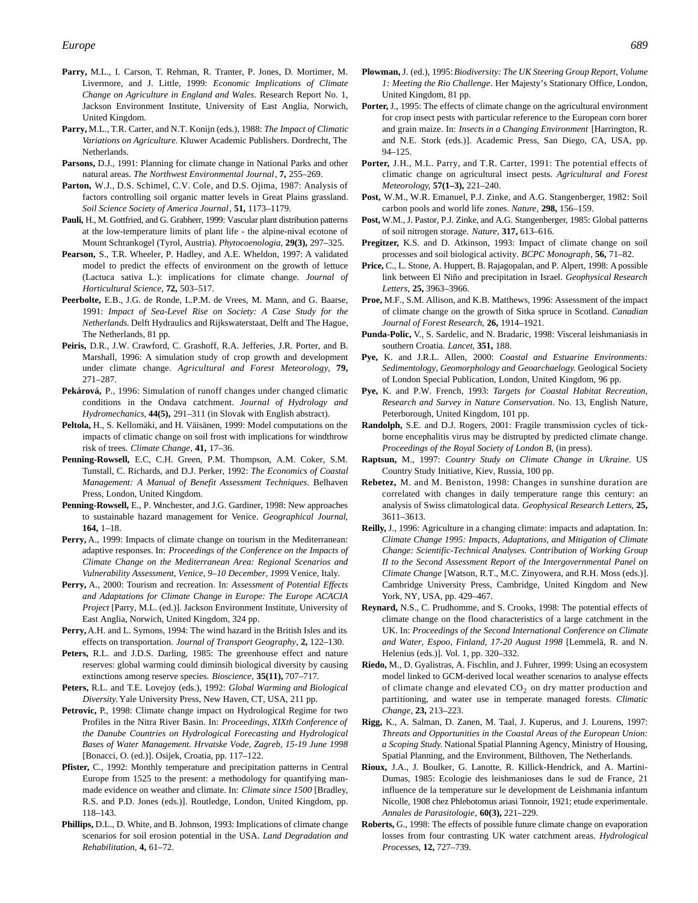**Parry,** M.L., I. Carson, T. Rehman, R. Tranter, P. Jones, D. Mortimer, M. Livermore, and J. Little, 1999: *Economic Implications of Climate Change on Agriculture in England and Wales*. Research Report No. 1, Jackson Environment Institute, University of East Anglia, Norwich, United Kingdom.

**Parry,** M.L., T.R. Carter, and N.T. Konijn (eds.), 1988: *The Impact of Climatic Variations on Agriculture.* Kluwer Academic Publishers. Dordrecht, The Netherlands.

**Parsons,** D.J., 1991: Planning for climate change in National Parks and other natural areas. *The Northwest Environmental Journal*, **7,** 255–269.

**Parton,** W.J., D.S. Schimel, C.V. Cole, and D.S. Ojima, 1987: Analysis of factors controlling soil organic matter levels in Great Plains grassland. *Soil Science Society of America Journal*, **51,** 1173–1179.

**Pauli,** H., M. Gottfried, and G. Grabherr, 1999: Vascular plant distribution patterns at the low-temperature limits of plant life - the alpine-nival ecotone of Mount Schrankogel (Tyrol, Austria). *Phytocoenologia*, **29(3),** 297–325.

**Pearson,** S., T.R. Wheeler, P. Hadley, and A.E. Wheldon, 1997: A validated model to predict the effects of environment on the growth of lettuce (Lactuca sativa L.): implications for climate change. *Journal of Horticultural Science*, **72,** 503–517.

**Peerbolte,** E.B., J.G. de Ronde, L.P.M. de Vrees, M. Mann, and G. Baarse, 1991: *Impact of Sea-Level Rise on Society: A Case Study for the Netherlands.* Delft Hydraulics and Rijkswaterstaat, Delft and The Hague, The Netherlands, 81 pp.

**Peiris,** D.R., J.W. Crawford, C. Grashoff, R.A. Jefferies, J.R. Porter, and B. Marshall, 1996: A simulation study of crop growth and development under climate change. *Agricultural and Forest Meteorology*, **79,** 271–287.

**Pekárová,** P., 1996: Simulation of runoff changes under changed climatic conditions in the Ondava catchment. *Journal of Hydrology and Hydromechanics*, **44(5),** 291–311 (in Slovak with English abstract).

**Peltola,** H., S. Kellomäki, and H. Väisänen, 1999: Model computations on the impacts of climatic change on soil frost with implications for windthrow risk of trees. *Climate Change*, **41,** 17–36.

**Penning-Rowsell,** E.C, C.H. Green, P.M. Thompson, A.M. Coker, S.M. Tunstall, C. Richards, and D.J. Perker, 1992: *The Economics of Coastal Management: A Manual of Benefit Assessment Techniques*. Belhaven Press, London, United Kingdom.

**Penning-Rowsell,** E., P. Winchester, and J.G. Gardiner, 1998: New approaches to sustainable hazard management for Venice. *Geographical Journal*, **164,** 1–18.

**Perry,** A., 1999: Impacts of climate change on tourism in the Mediterranean: adaptive responses. In: *Proceedings of the Conference on the Impacts of Climate Change on the Mediterranean Area: Regional Scenarios and Vulnerability Assessment, Venice, 9–10 December, 1999*. Venice, Italy.

**Perry,** A., 2000: Tourism and recreation. In: *Assessment of Potential Effects and Adaptations for Climate Change in Europe: The Europe ACACIA Project* [Parry, M.L. (ed.)]. Jackson Environment Institute, University of East Anglia, Norwich, United Kingdom, 324 pp.

**Perry,** A.H. and L. Symons, 1994: The wind hazard in the British Isles and its effects on transportation. *Journal of Transport Geography*, **2,** 122–130.

**Peters,** R.L. and J.D.S. Darling, 1985: The greenhouse effect and nature reserves: global warming could diminsih biological diversity by causing extinctions among reserve species. *Bioscience*, **35(11),** 707–717.

**Peters,** R.L. and T.E. Lovejoy (eds.), 1992: *Global Warming and Biological Diversity.* Yale University Press, New Haven, CT, USA, 211 pp.

**Petrovic,** P., 1998: Climate change impact on Hydrological Regime for two Profiles in the Nitra River Basin. In: *Proceedings, XIXth Conference of the Danube Countries on Hydrological Forecasting and Hydrological Bases of Water Management. Hrvatske Vode, Zagreb, 15-19 June 1998* [Bonacci, O. (ed.)]. Osijek, Croatia, pp. 117–122.

**Pfister,** C., 1992: Monthly temperature and precipitation patterns in Central Europe from 1525 to the present: a methodology for quantifying man-made evidence on weather and climate. In: *Climate since 1500* [Bradley, R.S. and P.D. Jones (eds.)]. Routledge, London, United Kingdom, pp. 118–143.

**Phillips,** D.L., D. White, and B. Johnson, 1993: Implications of climate change scenarios for soil erosion potential in the USA. *Land Degradation and Rehabilitation*, **4,** 61–72.

**Plowman,** J. (ed.), 1995: *Biodiversity: The UK Steering Group Report, Volume 1: Meeting the Rio Challenge*. Her Majesty's Stationary Office, London, United Kingdom, 81 pp.

**Porter,** J., 1995: The effects of climate change on the agricultural environment for crop insect pests with particular reference to the European corn borer and grain maize. In: *Insects in a Changing Environment* [Harrington, R. and N.E. Stork (eds.)]. Academic Press, San Diego, CA, USA, pp. 94–125.

**Porter,** J.H., M.L. Parry, and T.R. Carter, 1991: The potential effects of climatic change on agricultural insect pests. *Agricultural and Forest Meteorology*, **57(1–3),** 221–240.

**Post,** W.M., W.R. Emanuel, P.J. Zinke, and A.G. Stangenberger, 1982: Soil carbon pools and world life zones. *Nature*, **298,** 156–159.

**Post,** W.M., J. Pastor, P.J. Zinke, and A.G. Stangenberger, 1985: Global patterns of soil nitrogen storage. *Nature*, **317,** 613–616.

**Pregitzer,** K.S. and D. Atkinson, 1993: Impact of climate change on soil processes and soil biological activity. *BCPC Monograph*, **56,** 71–82.

**Price,** C., L. Stone, A. Huppert, B. Rajagopalan, and P. Alpert, 1998: A possible link between El Niño and precipitation in Israel. *Geophysical Research Letters*, **25,** 3963–3966.

**Proe,** M.F., S.M. Allison, and K.B. Matthews, 1996: Assessment of the impact of climate change on the growth of Sitka spruce in Scotland. *Canadian Journal of Forest Research*, **26,** 1914–1921.

**Punda-Polic,** V., S. Sardelic, and N. Bradaric, 1998: Visceral leishmaniasis in southern Croatia. *Lancet*, **351,** 188.

**Pye,** K. and J.R.L. Allen, 2000: *Coastal and Estuarine Environments: Sedimentology, Geomorphology and Geoarchaelogy.* Geological Society of London Special Publication, London, United Kingdom, 96 pp.

**Pye,** K. and P.W. French, 1993: *Targets for Coastal Habitat Recreation, Research and Survey in Nature Conservation*. No. 13, English Nature, Peterborough, United Kingdom, 101 pp.

**Randolph,** S.E. and D.J. Rogers, 2001: Fragile transmission cycles of tick-borne encephalitis virus may be distrupted by predicted climate change. *Proceedings of the Royal Society of London B*, (in press).

**Raptsun,** M., 1997: *Country Study on Climate Change in Ukraine*. US Country Study Initiative, Kiev, Russia, 100 pp.

**Rebetez,** M. and M. Beniston, 1998: Changes in sunshine duration are correlated with changes in daily temperature range this century: an analysis of Swiss climatological data. *Geophysical Research Letters*, **25,** 3611–3613.

**Reilly,** J., 1996: Agriculture in a changing climate: impacts and adaptation. In: *Climate Change 1995: Impacts, Adaptations, and Mitigation of Climate Change: Scientific-Technical Analyses. Contribution of Working Group II to the Second Assessment Report of the Intergovernmental Panel on Climate Change* [Watson, R.T., M.C. Zinyowera, and R.H. Moss (eds.)]. Cambridge University Press, Cambridge, United Kingdom and New York, NY, USA, pp. 429–467.

**Reynard,** N.S., C. Prudhomme, and S. Crooks, 1998: The potential effects of climate change on the flood characteristics of a large catchment in the UK. In: *Proceedings of the Second International Conference on Climate and Water, Espoo, Finland, 17-20 August 1998* [Lemmelä, R. and N. Helenius (eds.)]. Vol. 1, pp. 320–332.

**Riedo,** M., D. Gyalistras, A. Fischlin, and J. Fuhrer, 1999: Using an ecosystem model linked to GCM-derived local weather scenarios to analyse effects of climate change and elevated $CO_2$ on dry matter production and partitioning, and water use in temperate managed forests. *Climatic Change*, **23,** 213–223.

**Rigg,** K., A. Salman, D. Zanen, M. Taal, J. Kuperus, and J. Lourens, 1997: *Threats and Opportunities in the Coastal Areas of the European Union: a Scoping Study.* National Spatial Planning Agency, Ministry of Housing, Spatial Planning, and the Environment, Bilthoven, The Netherlands.

**Rioux,** J.A., J. Boulker, G. Lanotte, R. Killick-Hendrick, and A. Martini-Dumas, 1985: Ecologie des leishmanioses dans le sud de France, 21 influence de la temperature sur le development de Leishmania infantum Nicolle, 1908 chez Phlebotomus ariasi Tonnoir, 1921; etude experimentale. *Annales de Parasitologie*, **60(3),** 221–229.

**Roberts,** G., 1998: The effects of possible future climate change on evaporation losses from four contrasting UK water catchment areas. *Hydrological Processes*, **12,** 727–739.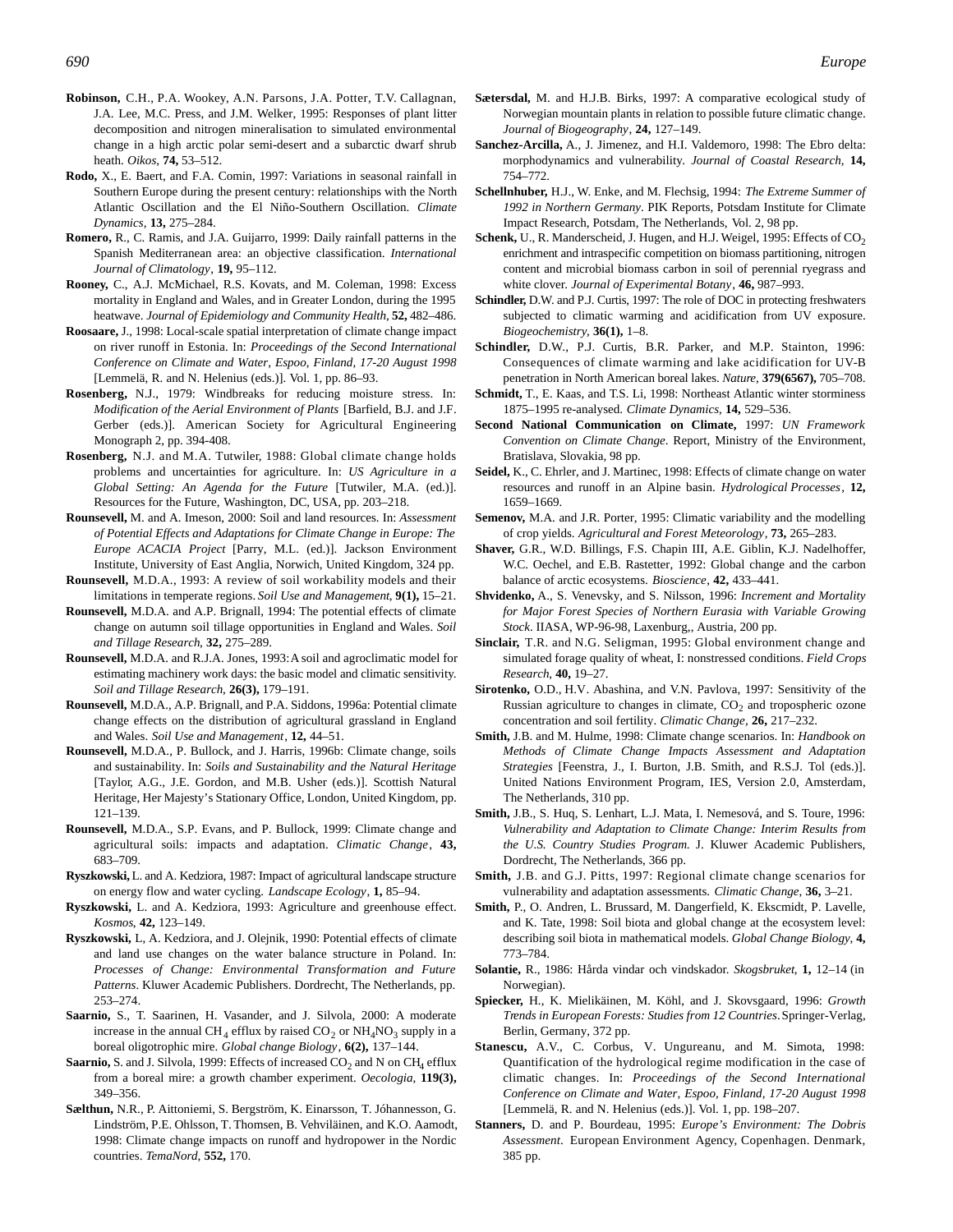**Robinson,** C.H., P.A. Wookey, A.N. Parsons, J.A. Potter, T.V. Callagnan, J.A. Lee, M.C. Press, and J.M. Welker, 1995: Responses of plant litter decomposition and nitrogen mineralisation to simulated environmental change in a high arctic polar semi-desert and a subarctic dwarf shrub heath. *Oikos*, **74,** 53–512.

**Rodo,** X., E. Baert, and F.A. Comin, 1997: Variations in seasonal rainfall in Southern Europe during the present century: relationships with the North Atlantic Oscillation and the El Niño-Southern Oscillation. *Climate Dynamics*, **13,** 275–284.

**Romero,** R., C. Ramis, and J.A. Guijarro, 1999: Daily rainfall patterns in the Spanish Mediterranean area: an objective classification. *International Journal of Climatology*, **19,** 95–112.

**Rooney,** C., A.J. McMichael, R.S. Kovats, and M. Coleman, 1998: Excess mortality in England and Wales, and in Greater London, during the 1995 heatwave. *Journal of Epidemiology and Community Health,* **52,** 482–486.

**Roosaare,** J., 1998: Local-scale spatial interpretation of climate change impact on river runoff in Estonia. In: *Proceedings of the Second International Conference on Climate and Water, Espoo, Finland, 17-20 August 1998* [Lemmelä, R. and N. Helenius (eds.)]. Vol. 1, pp. 86–93.

**Rosenberg,** N.J., 1979: Windbreaks for reducing moisture stress. In: *Modification of the Aerial Environment of Plants* [Barfield, B.J. and J.F. Gerber (eds.)]. American Society for Agricultural Engineering Monograph 2, pp. 394-408.

**Rosenberg,** N.J. and M.A. Tutwiler, 1988: Global climate change holds problems and uncertainties for agriculture. In: *US Agriculture in a Global Setting: An Agenda for the Future* [Tutwiler, M.A. (ed.)]. Resources for the Future, Washington, DC, USA, pp. 203–218.

**Rounsevell,** M. and A. Imeson, 2000: Soil and land resources. In: *Assessment of Potential Effects and Adaptations for Climate Change in Europe: The Europe ACACIA Project* [Parry, M.L. (ed.)]. Jackson Environment Institute, University of East Anglia, Norwich, United Kingdom, 324 pp.

**Rounsevell,** M.D.A., 1993: A review of soil workability models and their limitations in temperate regions. *Soil Use and Management,* **9(1),** 15–21.

**Rounsevell,** M.D.A. and A.P. Brignall, 1994: The potential effects of climate change on autumn soil tillage opportunities in England and Wales. *Soil and Tillage Research,* **32,** 275–289.

**Rounsevell,** M.D.A. and R.J.A. Jones, 1993: A soil and agroclimatic model for estimating machinery work days: the basic model and climatic sensitivity. *Soil and Tillage Research*, **26(3),** 179–191.

**Rounsevell,** M.D.A., A.P. Brignall, and P.A. Siddons, 1996a: Potential climate change effects on the distribution of agricultural grassland in England and Wales. *Soil Use and Management*, **12,** 44–51.

**Rounsevell,** M.D.A., P. Bullock, and J. Harris, 1996b: Climate change, soils and sustainability. In: *Soils and Sustainability and the Natural Heritage* [Taylor, A.G., J.E. Gordon, and M.B. Usher (eds.)]. Scottish Natural Heritage, Her Majesty's Stationary Office, London, United Kingdom, pp. 121–139.

**Rounsevell,** M.D.A., S.P. Evans, and P. Bullock, 1999: Climate change and agricultural soils: impacts and adaptation. *Climatic Change*, **43,** 683–709.

**Ryszkowski,** L. and A. Kedziora, 1987: Impact of agricultural landscape structure on energy flow and water cycling. *Landscape Ecology*, **1,** 85–94.

**Ryszkowski,** L. and A. Kedziora, 1993: Agriculture and greenhouse effect. *Kosmos*, **42,** 123–149.

**Ryszkowski,** L, A. Kedziora, and J. Olejnik, 1990: Potential effects of climate and land use changes on the water balance structure in Poland. In: *Processes of Change: Environmental Transformation and Future Patterns*. Kluwer Academic Publishers. Dordrecht, The Netherlands, pp. 253–274.

**Saarnio,** S., T. Saarinen, H. Vasander, and J. Silvola, 2000: A moderate increase in the annual $CH_4$ efflux by raised $CO_2$ or $NH_4NO_3$ supply in a boreal oligotrophic mire. *Global change Biology*, **6(2),** 137–144.

**Saarnio,** S. and J. Silvola, 1999: Effects of increased $CO_2$ and N on $CH_4$ efflux from a boreal mire: a growth chamber experiment. *Oecologia,* **119(3),** 349–356.

**Sælthun,** N.R., P. Aittoniemi, S. Bergström, K. Einarsson, T. Jóhannesson, G. Lindström, P.E. Ohlsson, T. Thomsen, B. Vehviläinen, and K.O. Aamodt, 1998: Climate change impacts on runoff and hydropower in the Nordic countries. *TemaNord*, **552,** 170.

**Sætersdal,** M. and H.J.B. Birks, 1997: A comparative ecological study of Norwegian mountain plants in relation to possible future climatic change. *Journal of Biogeography*, **24,** 127–149.

**Sanchez-Arcilla,** A., J. Jimenez, and H.I. Valdemoro, 1998: The Ebro delta: morphodynamics and vulnerability. *Journal of Coastal Research*, **14,** 754–772.

**Schellnhuber,** H.J., W. Enke, and M. Flechsig, 1994: *The Extreme Summer of 1992 in Northern Germany*. PIK Reports, Potsdam Institute for Climate Impact Research, Potsdam, The Netherlands, Vol. 2, 98 pp.

**Schenk,** U., R. Manderscheid, J. Hugen, and H.J. Weigel, 1995: Effects of $CO_2$ enrichment and intraspecific competition on biomass partitioning, nitrogen content and microbial biomass carbon in soil of perennial ryegrass and white clover. *Journal of Experimental Botany*, **46,** 987–993.

**Schindler,** D.W. and P.J. Curtis, 1997: The role of DOC in protecting freshwaters subjected to climatic warming and acidification from UV exposure. *Biogeochemistry,* **36(1),** 1–8.

**Schindler,** D.W., P.J. Curtis, B.R. Parker, and M.P. Stainton, 1996: Consequences of climate warming and lake acidification for UV-B penetration in North American boreal lakes. *Nature*, **379(6567),** 705–708.

**Schmidt,** T., E. Kaas, and T.S. Li, 1998: Northeast Atlantic winter storminess 1875–1995 re-analysed. *Climate Dynamics*, **14,** 529–536.

**Second National Communication on Climate,** 1997: *UN Framework Convention on Climate Change*. Report, Ministry of the Environment, Bratislava, Slovakia, 98 pp.

**Seidel,** K., C. Ehrler, and J. Martinec, 1998: Effects of climate change on water resources and runoff in an Alpine basin. *Hydrological Processes*, **12,** 1659–1669.

**Semenov,** M.A. and J.R. Porter, 1995: Climatic variability and the modelling of crop yields. *Agricultural and Forest Meteorology*, **73,** 265–283.

**Shaver,** G.R., W.D. Billings, F.S. Chapin III, A.E. Giblin, K.J. Nadelhoffer, W.C. Oechel, and E.B. Rastetter, 1992: Global change and the carbon balance of arctic ecosystems. *Bioscience*, **42,** 433–441.

**Shvidenko,** A., S. Venevsky, and S. Nilsson, 1996: *Increment and Mortality for Major Forest Species of Northern Eurasia with Variable Growing Stock*. IIASA, WP-96-98, Laxenburg,, Austria, 200 pp.

**Sinclair,** T.R. and N.G. Seligman, 1995: Global environment change and simulated forage quality of wheat, I: nonstressed conditions. *Field Crops Research*, **40,** 19–27.

**Sirotenko,** O.D., H.V. Abashina, and V.N. Pavlova, 1997: Sensitivity of the Russian agriculture to changes in climate, $CO_2$ and tropospheric ozone concentration and soil fertility. *Climatic Change*, **26,** 217–232.

**Smith,** J.B. and M. Hulme, 1998: Climate change scenarios. In: *Handbook on Methods of Climate Change Impacts Assessment and Adaptation Strategies* [Feenstra, J., I. Burton, J.B. Smith, and R.S.J. Tol (eds.)]. United Nations Environment Program, IES, Version 2.0, Amsterdam, The Netherlands, 310 pp.

**Smith,** J.B., S. Huq, S. Lenhart, L.J. Mata, I. Nemesová, and S. Toure, 1996: *Vulnerability and Adaptation to Climate Change: Interim Results from the U.S. Country Studies Program.* J. Kluwer Academic Publishers, Dordrecht, The Netherlands, 366 pp.

**Smith,** J.B. and G.J. Pitts, 1997: Regional climate change scenarios for vulnerability and adaptation assessments. *Climatic Change*, **36,** 3–21.

**Smith,** P., O. Andren, L. Brussard, M. Dangerfield, K. Ekscmidt, P. Lavelle, and K. Tate, 1998: Soil biota and global change at the ecosystem level: describing soil biota in mathematical models. *Global Change Biology*, **4,** 773–784.

**Solantie,** R., 1986: Hårda vindar och vindskador. *Skogsbruket*, **1,** 12–14 (in Norwegian).

**Spiecker,** H., K. Mielikäinen, M. Köhl, and J. Skovsgaard, 1996: *Growth Trends in European Forests: Studies from 12 Countries*. Springer-Verlag, Berlin, Germany, 372 pp.

**Stanescu,** A.V., C. Corbus, V. Ungureanu, and M. Simota, 1998: Quantification of the hydrological regime modification in the case of climatic changes. In: *Proceedings of the Second International Conference on Climate and Water, Espoo, Finland, 17-20 August 1998* [Lemmelä, R. and N. Helenius (eds.)]. Vol. 1, pp. 198–207.

**Stanners,** D. and P. Bourdeau, 1995: *Europe's Environment: The Dobris Assessment*. European Environment Agency, Copenhagen. Denmark, 385 pp.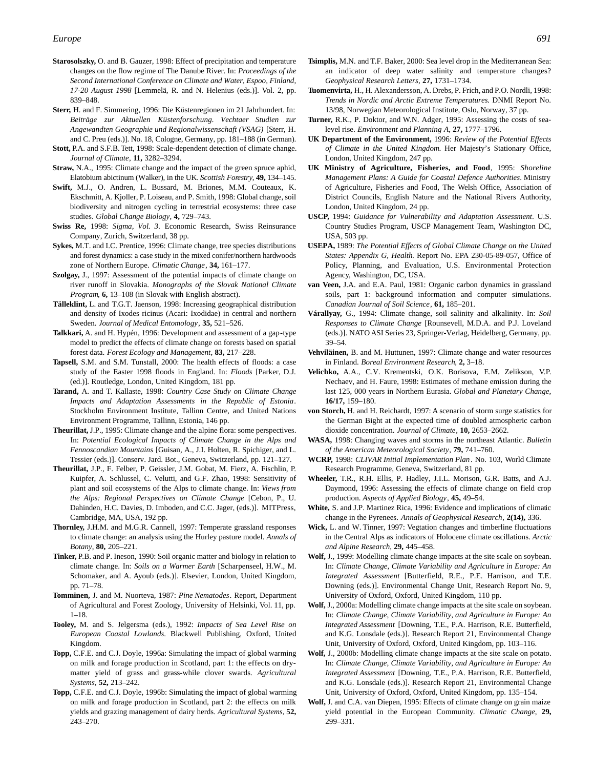**Starosolszky,** O. and B. Gauzer, 1998: Effect of precipitation and temperature changes on the flow regime of The Danube River. In: *Proceedings of the Second International Conference on Climate and Water, Espoo, Finland, 17-20 August 1998* [Lemmelä, R. and N. Helenius (eds.)]. Vol. 2, pp. 839–848.

**Sterr,** H. and F. Simmering, 1996: Die Küstenregionen im 21 Jahrhundert. In: *Beiträge zur Aktuellen Küstenforschung. Vechtaer Studien zur Angewandten Geographie und Regionalwissenschaft (VSAG)* [Sterr, H. and C. Preu (eds.)]. No. 18, Cologne, Germany, pp. 181–188 (in German).

**Stott,** P.A. and S.F.B. Tett, 1998: Scale-dependent detection of climate change. *Journal of Climate*, **11,** 3282–3294.

**Straw,** N.A., 1995: Climate change and the impact of the green spruce aphid, Elatobium abictinum (Walker), in the UK. *Scottish Forestry*, **49,** 134–145.

**Swift,** M.J., O. Andren, L. Bussard, M. Briones, M.M. Couteaux, K. Ekschmitt, A. Kjoller, P. Loiseau, and P. Smith, 1998: Global change, soil biodiversity and nitrogen cycling in terrestrial ecosystems: three case studies. *Global Change Biology*, **4,** 729–743.

**Swiss Re,** 1998: *Sigma, Vol. 3*. Economic Research, Swiss Reinsurance Company, Zurich, Switzerland, 38 pp.

**Sykes,** M.T. and I.C. Prentice, 1996: Climate change, tree species distributions and forest dynamics: a case study in the mixed conifer/northern hardwoods zone of Northern Europe. *Climatic Change*, **34,** 161–177.

**Szolgay,** J., 1997: Assessment of the potential impacts of climate change on river runoff in Slovakia. *Monographs of the Slovak National Climate Program*, **6,** 13–108 (in Slovak with English abstract).

**Tälleklint,** L. and T.G.T. Jaenson, 1998: Increasing geographical distribution and density of Ixodes ricinus (Acari: Ixodidae) in central and northern Sweden. *Journal of Medical Entomology*, **35,** 521–526.

**Talkkari,** A. and H. Hypén, 1996: Development and assessment of a gap-type model to predict the effects of climate change on forests based on spatial forest data. *Forest Ecology and Management*, **83,** 217–228.

**Tapsell,** S.M. and S.M. Tunstall, 2000: The health effects of floods: a case study of the Easter 1998 floods in England. In: *Floods* [Parker, D.J. (ed.)]. Routledge, London, United Kingdom, 181 pp.

**Tarand,** A. and T. Kallaste, 1998: *Country Case Study on Climate Change Impacts and Adaptation Assessments in the Republic of Estonia*. Stockholm Environment Institute, Tallinn Centre, and United Nations Environment Programme, Tallinn, Estonia, 146 pp.

**Theurillat,** J.P., 1995: Climate change and the alpine flora: some perspectives. In: *Potential Ecological Impacts of Climate Change in the Alps and Fennoscandian Mountains* [Guisan, A., J.I. Holten, R. Spichiger, and L. Tessier (eds.)]. Conserv. Jard. Bot., Geneva, Switzerland, pp. 121–127.

**Theurillat,** J.P., F. Felber, P. Geissler, J.M. Gobat, M. Fierz, A. Fischlin, P. Kuipfer, A. Schlussel, C. Velutti, and G.F. Zhao, 1998: Sensitivity of plant and soil ecosystems of the Alps to climate change. In: *Views from the Alps: Regional Perspectives on Climate Change* [Cebon, P., U. Dahinden, H.C. Davies, D. Imboden, and C.C. Jager, (eds.)]. MITPress, Cambridge, MA, USA, 192 pp.

**Thornley,** J.H.M. and M.G.R. Cannell, 1997: Temperate grassland responses to climate change: an analysis using the Hurley pasture model. *Annals of Botany*, **80,** 205–221.

**Tinker,** P.B. and P. Ineson, 1990: Soil organic matter and biology in relation to climate change. In: *Soils on a Warmer Earth* [Scharpenseel, H.W., M. Schomaker, and A. Ayoub (eds.)]. Elsevier, London, United Kingdom, pp. 71–78.

**Tomminen,** J. and M. Nuorteva, 1987: *Pine Nematodes*. Report, Department of Agricultural and Forest Zoology, University of Helsinki, Vol. 11, pp. 1–18.

**Tooley,** M. and S. Jelgersma (eds.), 1992: *Impacts of Sea Level Rise on European Coastal Lowlands*. Blackwell Publishing, Oxford, United Kingdom.

**Topp,** C.F.E. and C.J. Doyle, 1996a: Simulating the impact of global warming on milk and forage production in Scotland, part 1: the effects on dry-matter yield of grass and grass-while clover swards. *Agricultural Systems*, **52,** 213–242.

**Topp,** C.F.E. and C.J. Doyle, 1996b: Simulating the impact of global warming on milk and forage production in Scotland, part 2: the effects on milk yields and grazing management of dairy herds. *Agricultural Systems*, **52,** 243–270.

**Tsimplis,** M.N. and T.F. Baker, 2000: Sea level drop in the Mediterranean Sea: an indicator of deep water salinity and temperature changes? *Geophysical Research Letters*, **27,** 1731–1734.

**Tuomenvirta,** H., H. Alexandersson, A. Drebs, P. Frich, and P.O. Nordli, 1998: *Trends in Nordic and Arctic Extreme Temperatures.* DNMI Report No. 13/98, Norwegian Meteorological Institute, Oslo, Norway, 37 pp.

**Turner,** R.K., P. Doktor, and W.N. Adger, 1995: Assessing the costs of sea-level rise. *Environment and Planning A*, **27,** 1777–1796.

**UK Department of the Environment,** 1996: *Review of the Potential Effects of Climate in the United Kingdom.* Her Majesty's Stationary Office, London, United Kingdom, 247 pp.

**UK Ministry of Agriculture, Fisheries, and Food**, 1995: *Shoreline Management Plans: A Guide for Coastal Defence Authorities*. Ministry of Agriculture, Fisheries and Food, The Welsh Office, Association of District Councils, English Nature and the National Rivers Authority, London, United Kingdom, 24 pp.

**USCP,** 1994: *Guidance for Vulnerability and Adaptation Assessment*. U.S. Country Studies Program, USCP Management Team, Washington DC, USA, 503 pp.

**USEPA,** 1989: *The Potential Effects of Global Climate Change on the United States: Appendix G, Health.* Report No. EPA 230-05-89-057, Office of Policy, Planning, and Evaluation, U.S. Environmental Protection Agency, Washington, DC, USA.

**van Veen,** J.A. and E.A. Paul, 1981: Organic carbon dynamics in grassland soils, part 1: background information and computer simulations. *Canadian Journal of Soil Science*, **61,** 185–201.

**Várallyay,** G., 1994: Climate change, soil salinity and alkalinity. In: *Soil Responses to Climate Change* [Rounsevell, M.D.A. and P.J. Loveland (eds.)]. NATO ASI Series 23, Springer-Verlag, Heidelberg, Germany, pp. 39–54.

**Vehviläinen,** B. and M. Huttunen, 1997: Climate change and water resources in Finland. *Boreal Environment Research*, **2,** 3–18.

**Velichko,** A.A., C.V. Krementski, O.K. Borisova, E.M. Zelikson, V.P. Nechaev, and H. Faure, 1998: Estimates of methane emission during the last 125, 000 years in Northern Eurasia. *Global and Planetary Change*, **16/17,** 159–180.

**von Storch,** H. and H. Reichardt, 1997: A scenario of storm surge statistics for the German Bight at the expected time of doubled atmospheric carbon dioxide concentration. *Journal of Climate*, **10,** 2653–2662.

**WASA,** 1998: Changing waves and storms in the northeast Atlantic. *Bulletin of the American Meteorological Society*, **79,** 741–760.

**WCRP,** 1998: *CLIVAR Initial Implementation Plan*. No. 103, World Climate Research Programme, Geneva, Switzerland, 81 pp.

**Wheeler,** T.R., R.H. Ellis, P. Hadley, J.I.L. Morison, G.R. Batts, and A.J. Daymond, 1996: Assessing the effects of climate change on field crop production. *Aspects of Applied Biology*, **45,** 49–54.

**White,** S. and J.P. Martinez Rica, 1996: Evidence and implications of climatic change in the Pyrenees. *Annals of Geophysical Research*, **2(14),** 336.

**Wick,** L. and W. Tinner, 1997: Vegtation changes and timberline fluctuations in the Central Alps as indicators of Holocene climate oscillations. *Arctic and Alpine Research*, **29,** 445–458.

**Wolf,** J., 1999: Modelling climate change impacts at the site scale on soybean. In: *Climate Change, Climate Variability and Agriculture in Europe: An Integrated Assessment* [Butterfield, R.E., P.E. Harrison, and T.E. Downing (eds.)]. Environmental Change Unit, Research Report No. 9, University of Oxford, Oxford, United Kingdom, 110 pp.

**Wolf,** J., 2000a: Modelling climate change impacts at the site scale on soybean. In: *Climate Change, Climate Variability, and Agriculture in Europe: An Integrated Assessment* [Downing, T.E., P.A. Harrison, R.E. Butterfield, and K.G. Lonsdale (eds.)]. Research Report 21, Environmental Change Unit, University of Oxford, Oxford, United Kingdom, pp. 103–116.

**Wolf,** J., 2000b: Modelling climate change impacts at the site scale on potato. In: *Climate Change, Climate Variability, and Agriculture in Europe: An Integrated Assessment* [Downing, T.E., P.A. Harrison, R.E. Butterfield, and K.G. Lonsdale (eds.)]. Research Report 21, Environmental Change Unit, University of Oxford, Oxford, United Kingdom, pp. 135–154.

**Wolf,** J. and C.A. van Diepen, 1995: Effects of climate change on grain maize yield potential in the European Community. *Climatic Change*, **29,** 299–331.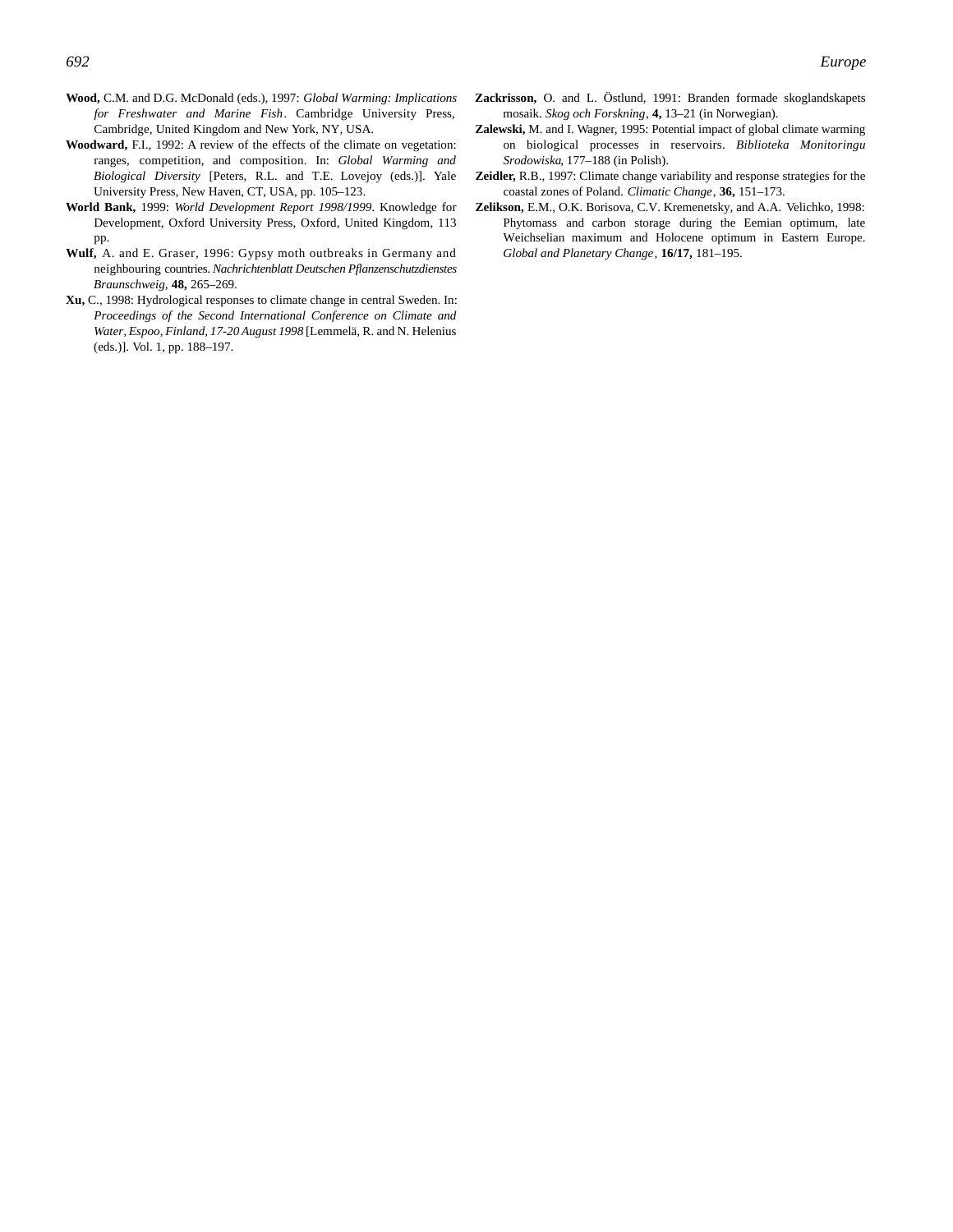**Wood,** C.M. and D.G. McDonald (eds.), 1997: *Global Warming: Implications for Freshwater and Marine Fish*. Cambridge University Press, Cambridge, United Kingdom and New York, NY, USA.

**Woodward,** F.I., 1992: A review of the effects of the climate on vegetation: ranges, competition, and composition. In: *Global Warming and Biological Diversity* [Peters, R.L. and T.E. Lovejoy (eds.)]. Yale University Press, New Haven, CT, USA, pp. 105–123.

**World Bank,** 1999: *World Development Report 1998/1999*. Knowledge for Development, Oxford University Press, Oxford, United Kingdom, 113 pp.

**Wulf,** A. and E. Graser, 1996: Gypsy moth outbreaks in Germany and neighbouring countries. *Nachrichtenblatt Deutschen Pflanzenschutzdienstes Braunschweig*, **48,** 265–269.

**Xu,** C., 1998: Hydrological responses to climate change in central Sweden. In: *Proceedings of the Second International Conference on Climate and Water, Espoo, Finland, 17-20 August 1998* [Lemmelä, R. and N. Helenius (eds.)]. Vol. 1, pp. 188–197.

**Zackrisson,** O. and L. Östlund, 1991: Branden formade skoglandskapets mosaik. *Skog och Forskning*, **4,** 13–21 (in Norwegian).

**Zalewski,** M. and I. Wagner, 1995: Potential impact of global climate warming on biological processes in reservoirs. *Biblioteka Monitoringu Srodowiska*, 177–188 (in Polish).

**Zeidler,** R.B., 1997: Climate change variability and response strategies for the coastal zones of Poland. *Climatic Change*, **36,** 151–173.

**Zelikson,** E.M., O.K. Borisova, C.V. Kremenetsky, and A.A. Velichko, 1998: Phytomass and carbon storage during the Eemian optimum, late Weichselian maximum and Holocene optimum in Eastern Europe. *Global and Planetary Change*, **16/17,** 181–195.